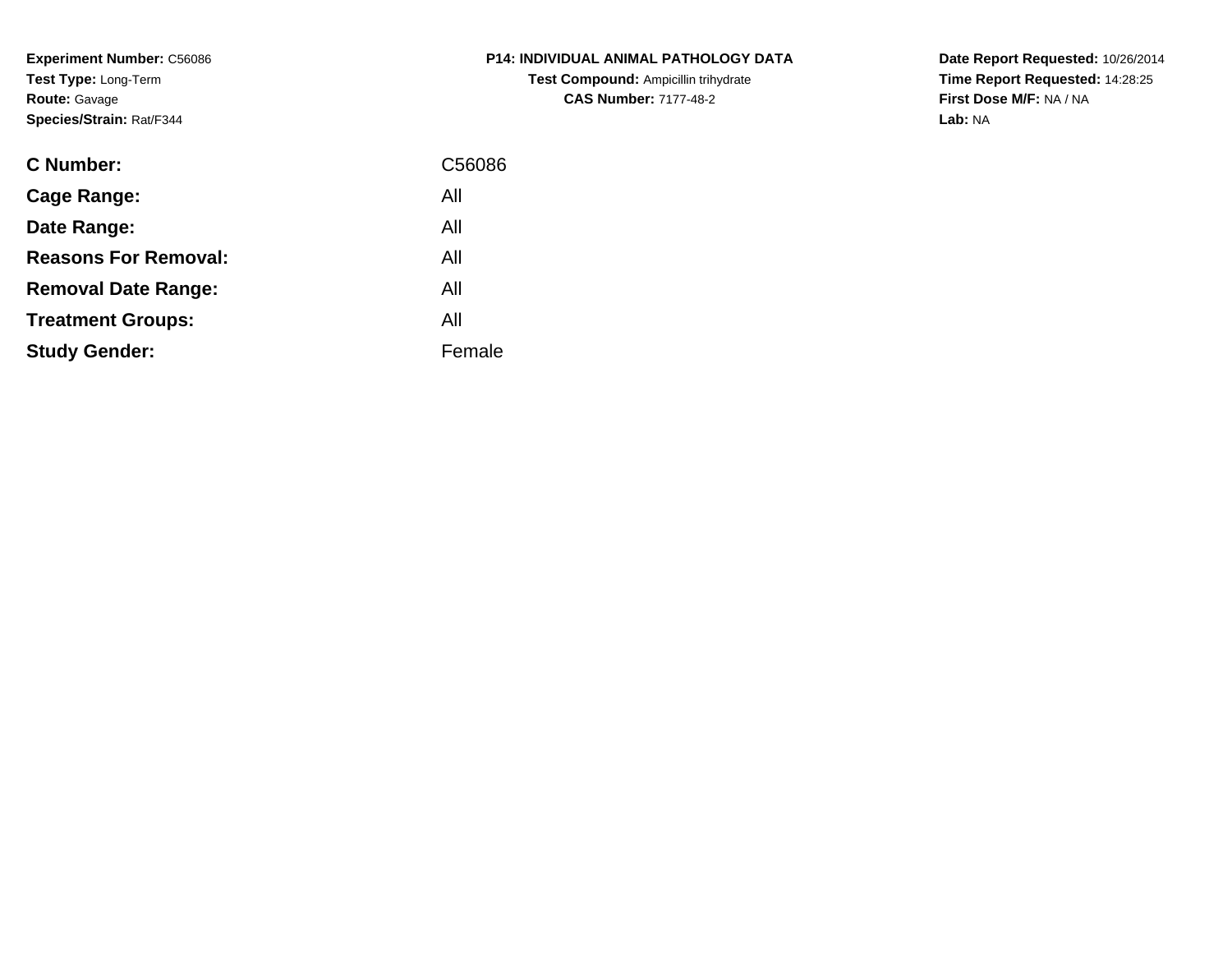**Experiment Number:** C56086
**Test Type:** Long-Term
**Route:** Gavage
**Species/Strain:** Rat/F344

**P14: INDIVIDUAL ANIMAL PATHOLOGY DATA**
**Test Compound:** Ampicillin trihydrate
**CAS Number:** 7177-48-2

**Date Report Requested:** 10/26/2014
**Time Report Requested:** 14:28:25
**First Dose M/F:** NA / NA
**Lab:** NA

| | |
|---|---|
| **C Number:** | C56086 |
| **Cage Range:** | All |
| **Date Range:** | All |
| **Reasons For Removal:** | All |
| **Removal Date Range:** | All |
| **Treatment Groups:** | All |
| **Study Gender:** | Female |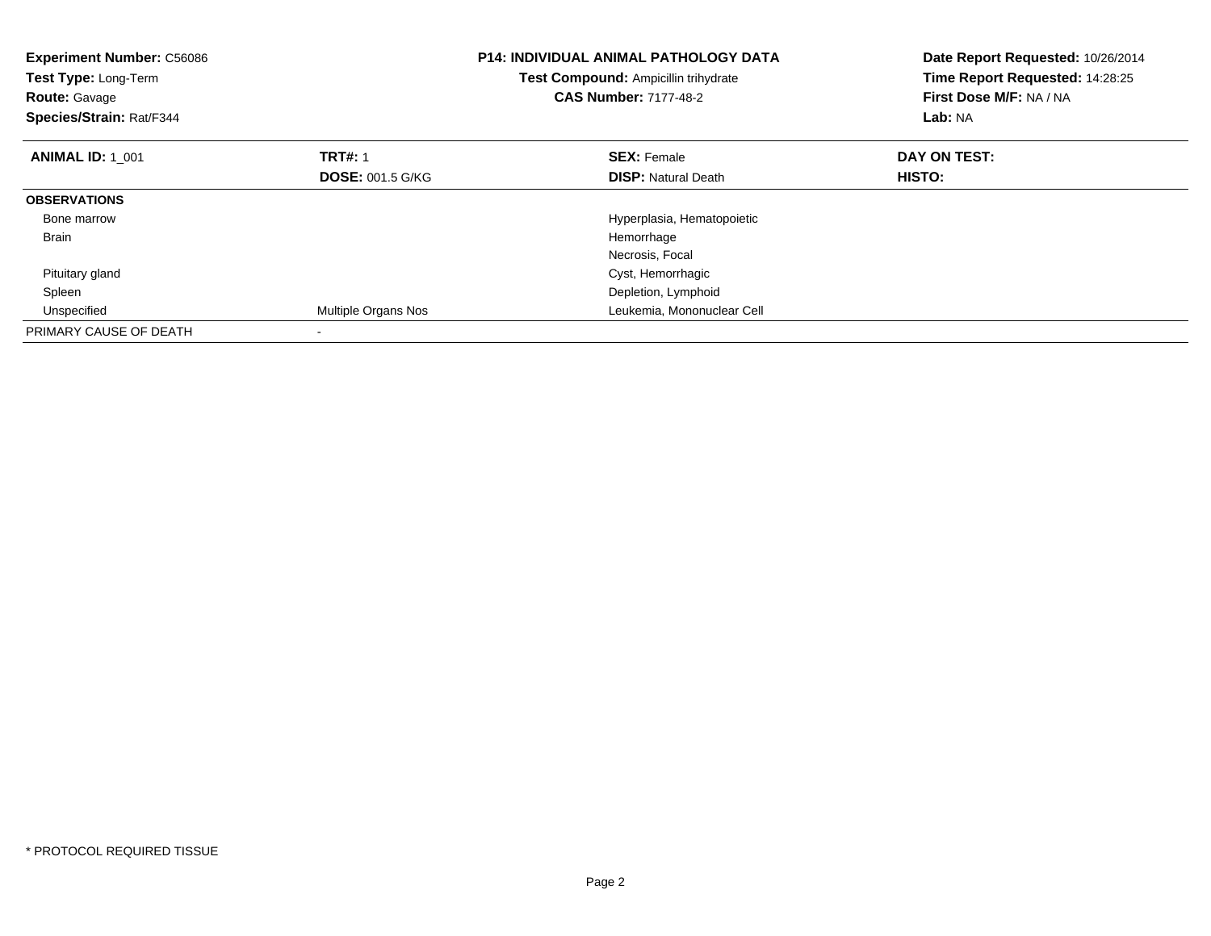**Experiment Number:** C56086
**Test Type:** Long-Term
**Route:** Gavage
**Species/Strain:** Rat/F344

**P14: INDIVIDUAL ANIMAL PATHOLOGY DATA**
**Test Compound:** Ampicillin trihydrate
**CAS Number:** 7177-48-2

**Date Report Requested:** 10/26/2014
**Time Report Requested:** 14:28:25
**First Dose M/F:** NA / NA
**Lab:** NA

| **ANIMAL ID:** 1_001 | **TRT#:** 1 | **SEX:** Female | **DAY ON TEST:** |
|---|---|---|---|
| | **DOSE:** 001.5 G/KG | **DISP:** Natural Death | **HISTO:** |
| **OBSERVATIONS** | | | |
| Bone marrow | | Hyperplasia, Hematopoietic | |
| Brain | | Hemorrhage | |
| | | Necrosis, Focal | |
| Pituitary gland | | Cyst, Hemorrhagic | |
| Spleen | | Depletion, Lymphoid | |
| Unspecified | Multiple Organs Nos | Leukemia, Mononuclear Cell | |
| PRIMARY CAUSE OF DEATH | - | | |

* PROTOCOL REQUIRED TISSUE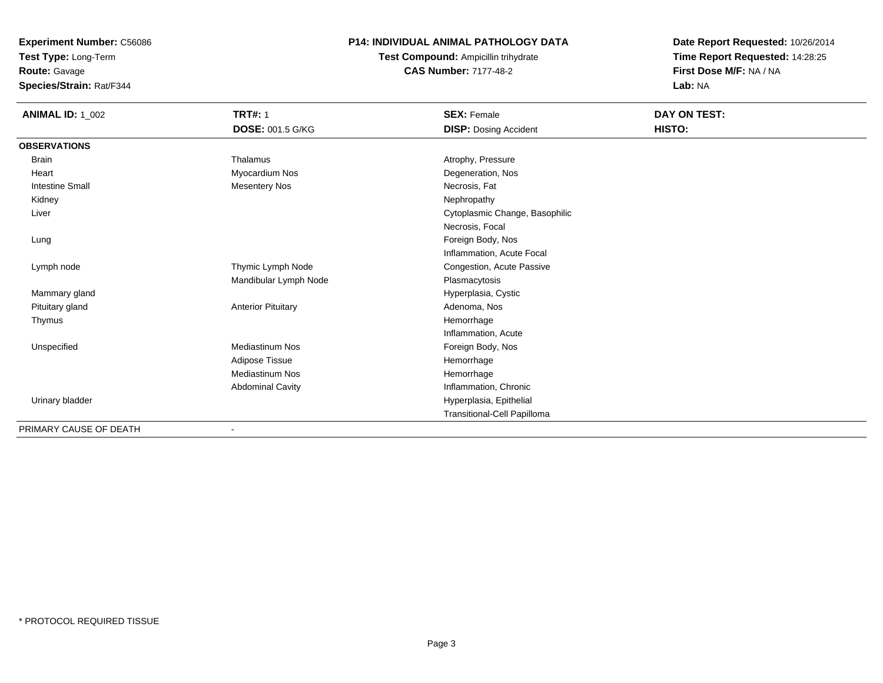**Experiment Number:** C56086
**Test Type:** Long-Term
**Route:** Gavage
**Species/Strain:** Rat/F344

**P14: INDIVIDUAL ANIMAL PATHOLOGY DATA**
**Test Compound:** Ampicillin trihydrate
**CAS Number:** 7177-48-2

**Date Report Requested:** 10/26/2014
**Time Report Requested:** 14:28:25
**First Dose M/F:** NA / NA
**Lab:** NA

| **ANIMAL ID:** 1_002 | **TRT#:** 1 | **SEX:** Female | **DAY ON TEST:** |
|---|---|---|---|
| | **DOSE:** 001.5 G/KG | **DISP:** Dosing Accident | **HISTO:** |
| **OBSERVATIONS** | | | |
| Brain | Thalamus | Atrophy, Pressure | |
| Heart | Myocardium Nos | Degeneration, Nos | |
| Intestine Small | Mesentery Nos | Necrosis, Fat | |
| Kidney | | Nephropathy | |
| Liver | | Cytoplasmic Change, Basophilic | |
| | | Necrosis, Focal | |
| Lung | | Foreign Body, Nos | |
| | | Inflammation, Acute Focal | |
| Lymph node | Thymic Lymph Node | Congestion, Acute Passive | |
| | Mandibular Lymph Node | Plasmacytosis | |
| Mammary gland | | Hyperplasia, Cystic | |
| Pituitary gland | Anterior Pituitary | Adenoma, Nos | |
| Thymus | | Hemorrhage | |
| | | Inflammation, Acute | |
| Unspecified | Mediastinum Nos | Foreign Body, Nos | |
| | Adipose Tissue | Hemorrhage | |
| | Mediastinum Nos | Hemorrhage | |
| | Abdominal Cavity | Inflammation, Chronic | |
| Urinary bladder | | Hyperplasia, Epithelial | |
| | | Transitional-Cell Papilloma | |
| PRIMARY CAUSE OF DEATH | - | | |

* PROTOCOL REQUIRED TISSUE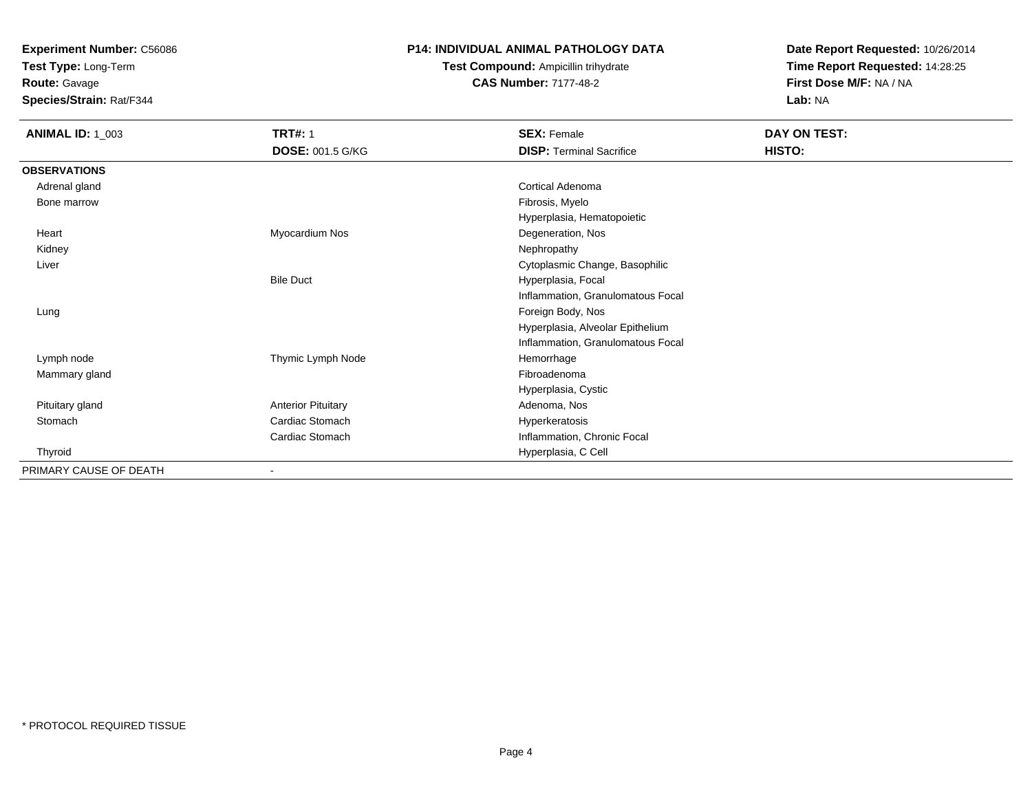**Experiment Number:** C56086
**Test Type:** Long-Term
**Route:** Gavage
**Species/Strain:** Rat/F344

**P14: INDIVIDUAL ANIMAL PATHOLOGY DATA**
**Test Compound:** Ampicillin trihydrate
**CAS Number:** 7177-48-2

**Date Report Requested:** 10/26/2014
**Time Report Requested:** 14:28:25
**First Dose M/F:** NA / NA
**Lab:** NA

| **ANIMAL ID:** 1_003 | **TRT#:** 1 | **SEX:** Female | **DAY ON TEST:** |
|---|---|---|---|
| | **DOSE:** 001.5 G/KG | **DISP:** Terminal Sacrifice | **HISTO:** |
| **OBSERVATIONS** | | | |
| Adrenal gland | | Cortical Adenoma | |
| Bone marrow | | Fibrosis, Myelo | |
| | | Hyperplasia, Hematopoietic | |
| Heart | Myocardium Nos | Degeneration, Nos | |
| Kidney | | Nephropathy | |
| Liver | | Cytoplasmic Change, Basophilic | |
| | Bile Duct | Hyperplasia, Focal | |
| | | Inflammation, Granulomatous Focal | |
| Lung | | Foreign Body, Nos | |
| | | Hyperplasia, Alveolar Epithelium | |
| | | Inflammation, Granulomatous Focal | |
| Lymph node | Thymic Lymph Node | Hemorrhage | |
| Mammary gland | | Fibroadenoma | |
| | | Hyperplasia, Cystic | |
| Pituitary gland | Anterior Pituitary | Adenoma, Nos | |
| Stomach | Cardiac Stomach | Hyperkeratosis | |
| | Cardiac Stomach | Inflammation, Chronic Focal | |
| Thyroid | | Hyperplasia, C Cell | |
| PRIMARY CAUSE OF DEATH | - | | |

* PROTOCOL REQUIRED TISSUE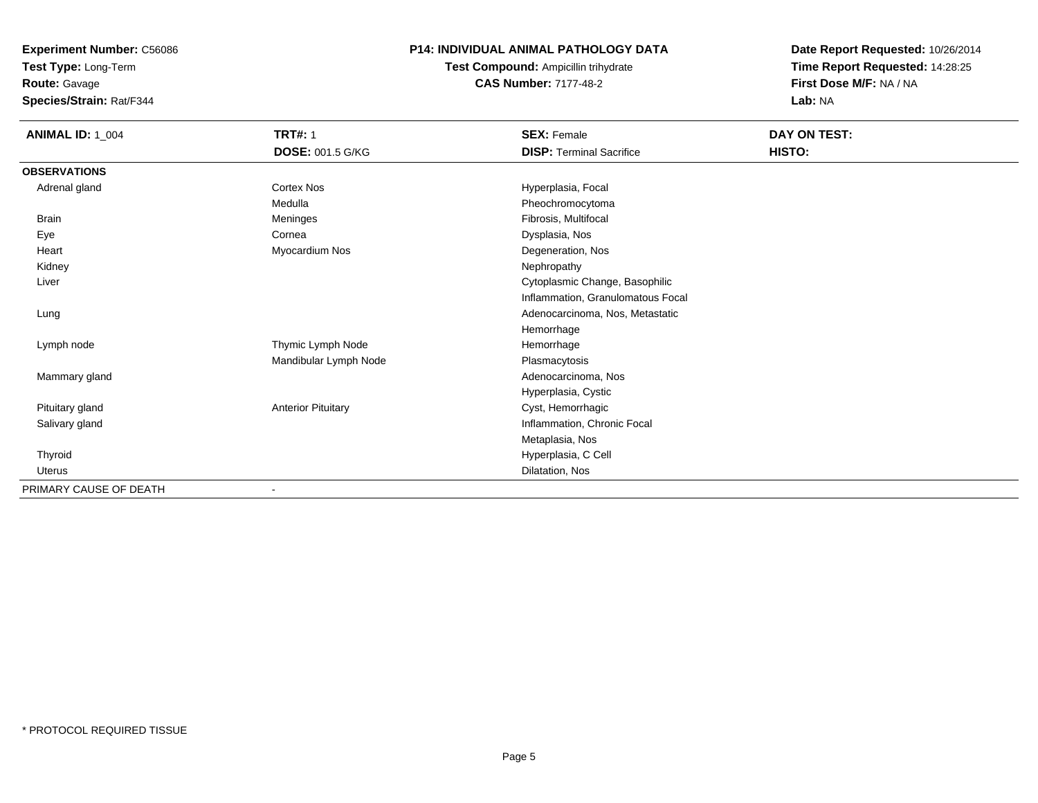**Experiment Number:** C56086
**Test Type:** Long-Term
**Route:** Gavage
**Species/Strain:** Rat/F344

## P14: INDIVIDUAL ANIMAL PATHOLOGY DATA

**Test Compound:** Ampicillin trihydrate
**CAS Number:** 7177-48-2

**Date Report Requested:** 10/26/2014
**Time Report Requested:** 14:28:25
**First Dose M/F:** NA / NA
**Lab:** NA

| **ANIMAL ID:** 1_004 | **TRT#:** 1 | **SEX:** Female | **DAY ON TEST:** |
|---|---|---|---|
| | **DOSE:** 001.5 G/KG | **DISP:** Terminal Sacrifice | **HISTO:** |
| **OBSERVATIONS** | | | |
| Adrenal gland | Cortex Nos | Hyperplasia, Focal | |
| | Medulla | Pheochromocytoma | |
| Brain | Meninges | Fibrosis, Multifocal | |
| Eye | Cornea | Dysplasia, Nos | |
| Heart | Myocardium Nos | Degeneration, Nos | |
| Kidney | | Nephropathy | |
| Liver | | Cytoplasmic Change, Basophilic | |
| | | Inflammation, Granulomatous Focal | |
| Lung | | Adenocarcinoma, Nos, Metastatic | |
| | | Hemorrhage | |
| Lymph node | Thymic Lymph Node | Hemorrhage | |
| | Mandibular Lymph Node | Plasmacytosis | |
| Mammary gland | | Adenocarcinoma, Nos | |
| | | Hyperplasia, Cystic | |
| Pituitary gland | Anterior Pituitary | Cyst, Hemorrhagic | |
| Salivary gland | | Inflammation, Chronic Focal | |
| | | Metaplasia, Nos | |
| Thyroid | | Hyperplasia, C Cell | |
| Uterus | | Dilatation, Nos | |
| PRIMARY CAUSE OF DEATH | - | | |

* PROTOCOL REQUIRED TISSUE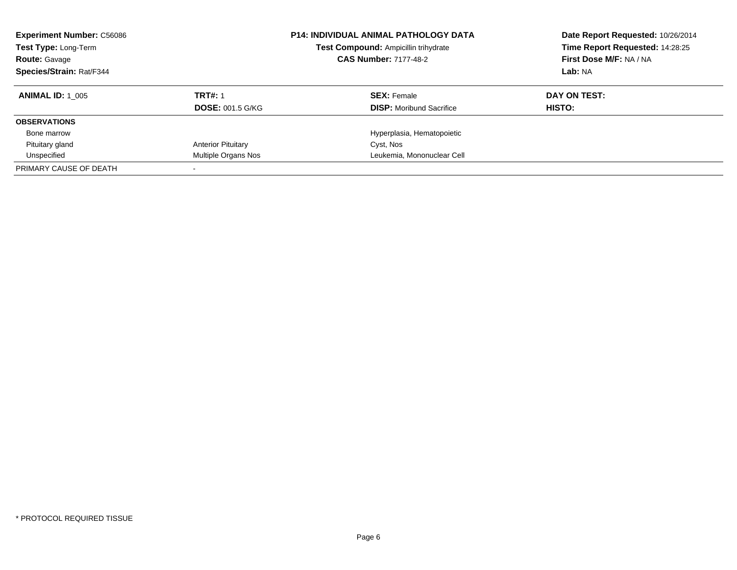**Experiment Number:** C56086
**Test Type:** Long-Term
**Route:** Gavage
**Species/Strain:** Rat/F344

**P14: INDIVIDUAL ANIMAL PATHOLOGY DATA**
**Test Compound:** Ampicillin trihydrate
**CAS Number:** 7177-48-2

**Date Report Requested:** 10/26/2014
**Time Report Requested:** 14:28:25
**First Dose M/F:** NA / NA
**Lab:** NA

| **ANIMAL ID:** 1_005 | **TRT#:** 1 | **SEX:** Female | **DAY ON TEST:** |
|---|---|---|---|
| | **DOSE:** 001.5 G/KG | **DISP:** Moribund Sacrifice | **HISTO:** |
| **OBSERVATIONS** | | | |
| Bone marrow | | Hyperplasia, Hematopoietic | |
| Pituitary gland | Anterior Pituitary | Cyst, Nos | |
| Unspecified | Multiple Organs Nos | Leukemia, Mononuclear Cell | |
| PRIMARY CAUSE OF DEATH | - | | |

* PROTOCOL REQUIRED TISSUE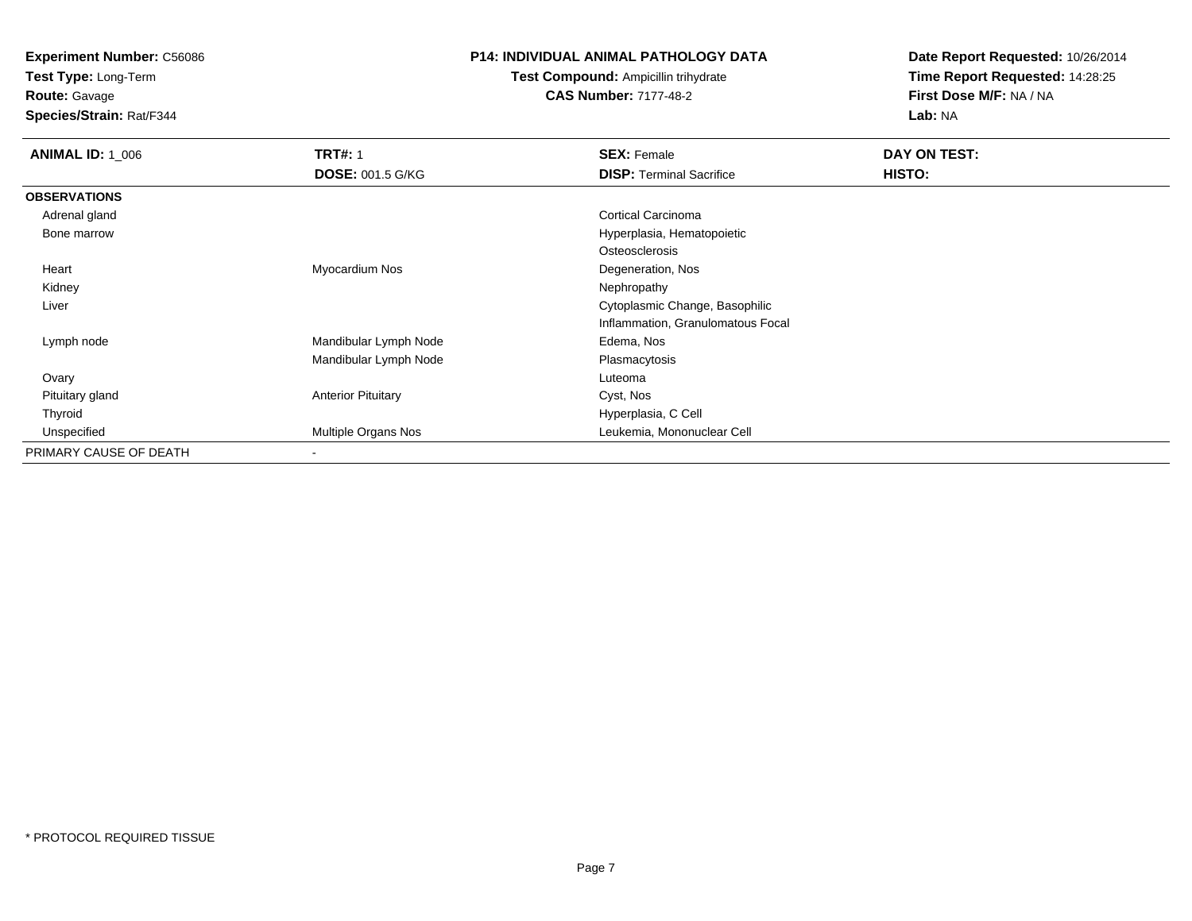**Experiment Number:** C56086
**Test Type:** Long-Term
**Route:** Gavage
**Species/Strain:** Rat/F344

**P14: INDIVIDUAL ANIMAL PATHOLOGY DATA**
**Test Compound:** Ampicillin trihydrate
**CAS Number:** 7177-48-2

**Date Report Requested:** 10/26/2014
**Time Report Requested:** 14:28:25
**First Dose M/F:** NA / NA
**Lab:** NA

| **ANIMAL ID:** 1_006 | **TRT#:** 1 | **SEX:** Female | **DAY ON TEST:** |
|---|---|---|---|
| | **DOSE:** 001.5 G/KG | **DISP:** Terminal Sacrifice | **HISTO:** |
| **OBSERVATIONS** | | | |
| Adrenal gland | | Cortical Carcinoma | |
| Bone marrow | | Hyperplasia, Hematopoietic | |
| | | Osteosclerosis | |
| Heart | Myocardium Nos | Degeneration, Nos | |
| Kidney | | Nephropathy | |
| Liver | | Cytoplasmic Change, Basophilic | |
| | | Inflammation, Granulomatous Focal | |
| Lymph node | Mandibular Lymph Node | Edema, Nos | |
| | Mandibular Lymph Node | Plasmacytosis | |
| Ovary | | Luteoma | |
| Pituitary gland | Anterior Pituitary | Cyst, Nos | |
| Thyroid | | Hyperplasia, C Cell | |
| Unspecified | Multiple Organs Nos | Leukemia, Mononuclear Cell | |
| PRIMARY CAUSE OF DEATH | - | | |

* PROTOCOL REQUIRED TISSUE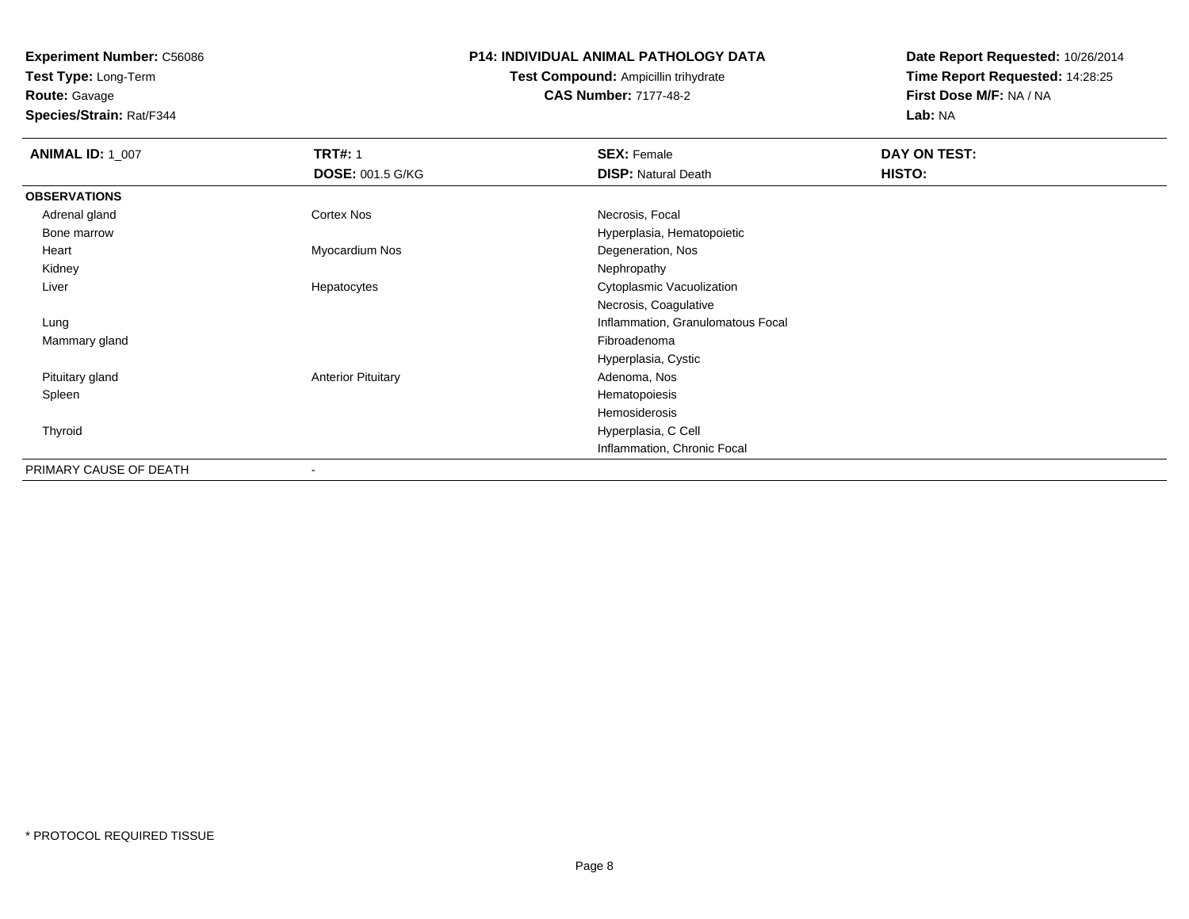**Experiment Number:** C56086
**Test Type:** Long-Term
**Route:** Gavage
**Species/Strain:** Rat/F344

**P14: INDIVIDUAL ANIMAL PATHOLOGY DATA**
**Test Compound:** Ampicillin trihydrate
**CAS Number:** 7177-48-2

**Date Report Requested:** 10/26/2014
**Time Report Requested:** 14:28:25
**First Dose M/F:** NA / NA
**Lab:** NA

| **ANIMAL ID:** 1_007 | **TRT#:** 1 | **SEX:** Female | **DAY ON TEST:** |
|---|---|---|---|
| | **DOSE:** 001.5 G/KG | **DISP:** Natural Death | **HISTO:** |
| **OBSERVATIONS** | | | |
| Adrenal gland | Cortex Nos | Necrosis, Focal | |
| Bone marrow | | Hyperplasia, Hematopoietic | |
| Heart | Myocardium Nos | Degeneration, Nos | |
| Kidney | | Nephropathy | |
| Liver | Hepatocytes | Cytoplasmic Vacuolization | |
| | | Necrosis, Coagulative | |
| Lung | | Inflammation, Granulomatous Focal | |
| Mammary gland | | Fibroadenoma | |
| | | Hyperplasia, Cystic | |
| Pituitary gland | Anterior Pituitary | Adenoma, Nos | |
| Spleen | | Hematopoiesis | |
| | | Hemosiderosis | |
| Thyroid | | Hyperplasia, C Cell | |
| | | Inflammation, Chronic Focal | |
| PRIMARY CAUSE OF DEATH | - | | |

* PROTOCOL REQUIRED TISSUE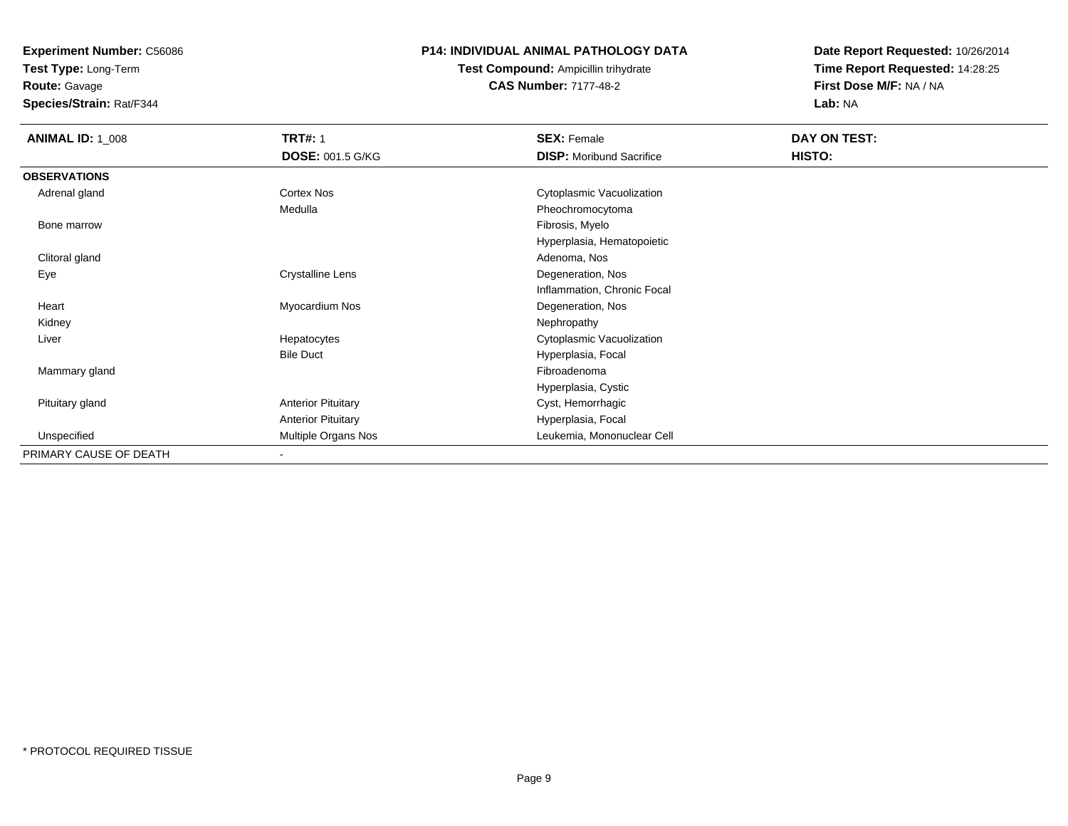**Experiment Number:** C56086
**Test Type:** Long-Term
**Route:** Gavage
**Species/Strain:** Rat/F344

**P14: INDIVIDUAL ANIMAL PATHOLOGY DATA**
**Test Compound:** Ampicillin trihydrate
**CAS Number:** 7177-48-2

**Date Report Requested:** 10/26/2014
**Time Report Requested:** 14:28:25
**First Dose M/F:** NA / NA
**Lab:** NA

| **ANIMAL ID:** 1_008 | **TRT#:** 1 | **SEX:** Female | **DAY ON TEST:** |
|---|---|---|---|
| | **DOSE:** 001.5 G/KG | **DISP:** Moribund Sacrifice | **HISTO:** |
| **OBSERVATIONS** | | | |
| Adrenal gland | Cortex Nos | Cytoplasmic Vacuolization | |
| | Medulla | Pheochromocytoma | |
| Bone marrow | | Fibrosis, Myelo | |
| | | Hyperplasia, Hematopoietic | |
| Clitoral gland | | Adenoma, Nos | |
| Eye | Crystalline Lens | Degeneration, Nos | |
| | | Inflammation, Chronic Focal | |
| Heart | Myocardium Nos | Degeneration, Nos | |
| Kidney | | Nephropathy | |
| Liver | Hepatocytes | Cytoplasmic Vacuolization | |
| | Bile Duct | Hyperplasia, Focal | |
| Mammary gland | | Fibroadenoma | |
| | | Hyperplasia, Cystic | |
| Pituitary gland | Anterior Pituitary | Cyst, Hemorrhagic | |
| | Anterior Pituitary | Hyperplasia, Focal | |
| Unspecified | Multiple Organs Nos | Leukemia, Mononuclear Cell | |
| PRIMARY CAUSE OF DEATH | - | | |

* PROTOCOL REQUIRED TISSUE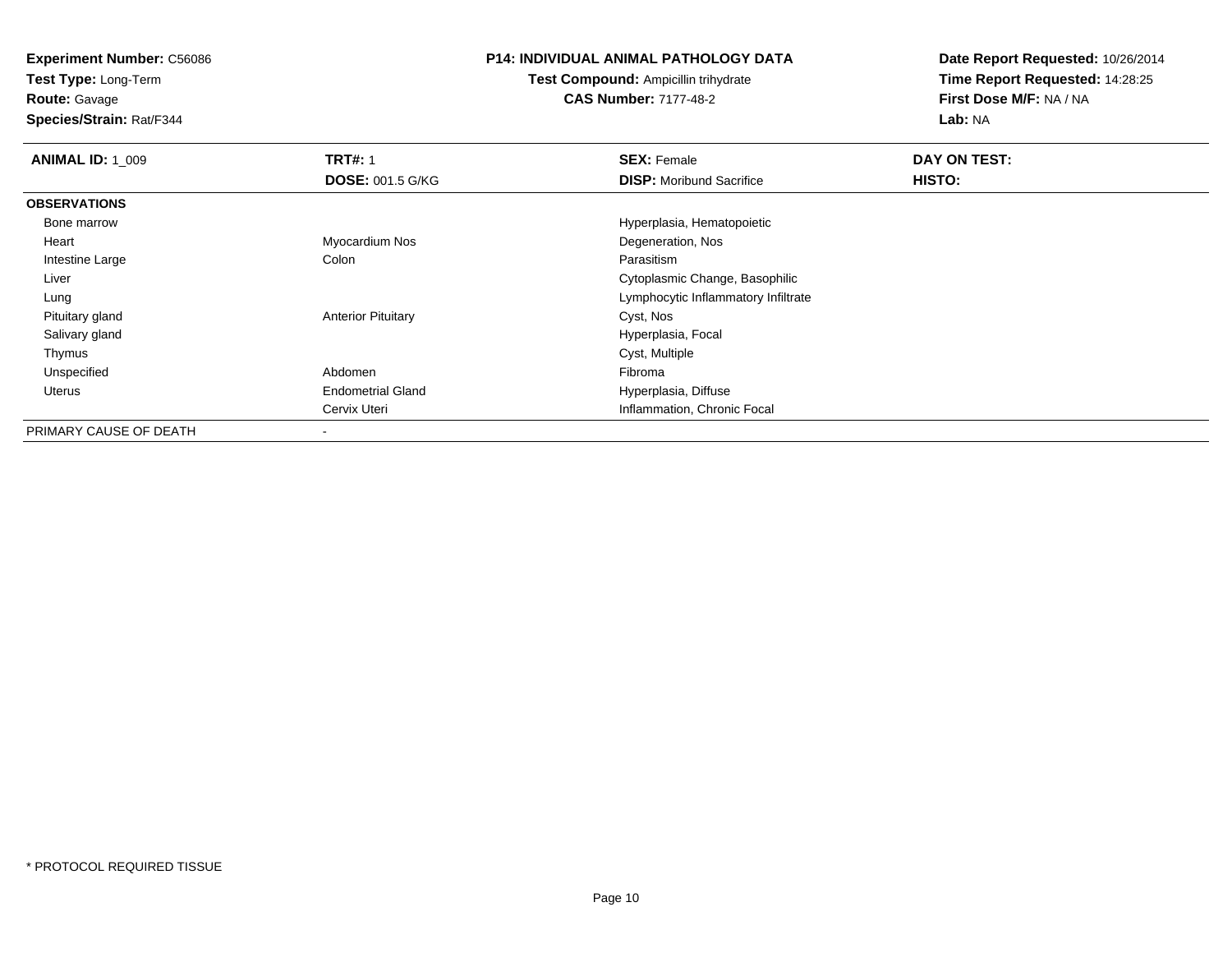**Experiment Number:** C56086
**Test Type:** Long-Term
**Route:** Gavage
**Species/Strain:** Rat/F344

**P14: INDIVIDUAL ANIMAL PATHOLOGY DATA**
**Test Compound:** Ampicillin trihydrate
**CAS Number:** 7177-48-2

**Date Report Requested:** 10/26/2014
**Time Report Requested:** 14:28:25
**First Dose M/F:** NA / NA
**Lab:** NA

| **ANIMAL ID:** 1_009 | **TRT#:** 1<br>**DOSE:** 001.5 G/KG | **SEX:** Female<br>**DISP:** Moribund Sacrifice | **DAY ON TEST:**<br>**HISTO:** |
|---|---|---|---|
| **OBSERVATIONS** | | | |
| Bone marrow | | Hyperplasia, Hematopoietic | |
| Heart | Myocardium Nos | Degeneration, Nos | |
| Intestine Large | Colon | Parasitism | |
| Liver | | Cytoplasmic Change, Basophilic | |
| Lung | | Lymphocytic Inflammatory Infiltrate | |
| Pituitary gland | Anterior Pituitary | Cyst, Nos | |
| Salivary gland | | Hyperplasia, Focal | |
| Thymus | | Cyst, Multiple | |
| Unspecified | Abdomen | Fibroma | |
| Uterus | Endometrial Gland | Hyperplasia, Diffuse | |
| | Cervix Uteri | Inflammation, Chronic Focal | |
| PRIMARY CAUSE OF DEATH | - | | |

* PROTOCOL REQUIRED TISSUE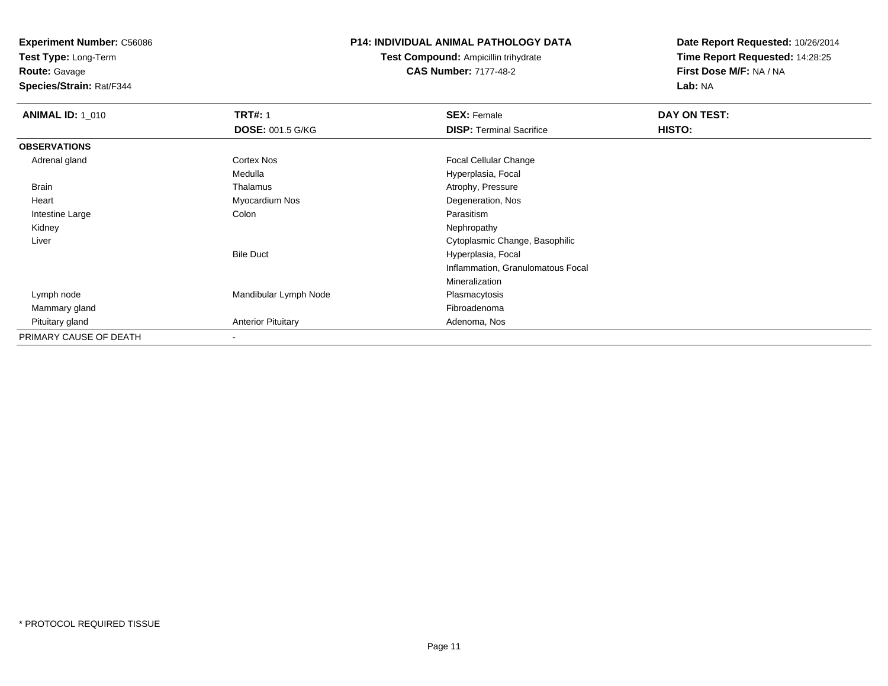**Experiment Number:** C56086
**Test Type:** Long-Term
**Route:** Gavage
**Species/Strain:** Rat/F344

**P14: INDIVIDUAL ANIMAL PATHOLOGY DATA**
**Test Compound:** Ampicillin trihydrate
**CAS Number:** 7177-48-2

**Date Report Requested:** 10/26/2014
**Time Report Requested:** 14:28:25
**First Dose M/F:** NA / NA
**Lab:** NA

| **ANIMAL ID:** 1_010 | **TRT#:** 1 | **SEX:** Female | **DAY ON TEST:** |
|---|---|---|---|
| | **DOSE:** 001.5 G/KG | **DISP:** Terminal Sacrifice | **HISTO:** |
| **OBSERVATIONS** | | | |
| Adrenal gland | Cortex Nos | Focal Cellular Change | |
| | Medulla | Hyperplasia, Focal | |
| Brain | Thalamus | Atrophy, Pressure | |
| Heart | Myocardium Nos | Degeneration, Nos | |
| Intestine Large | Colon | Parasitism | |
| Kidney | | Nephropathy | |
| Liver | | Cytoplasmic Change, Basophilic | |
| | Bile Duct | Hyperplasia, Focal | |
| | | Inflammation, Granulomatous Focal | |
| | | Mineralization | |
| Lymph node | Mandibular Lymph Node | Plasmacytosis | |
| Mammary gland | | Fibroadenoma | |
| Pituitary gland | Anterior Pituitary | Adenoma, Nos | |
| PRIMARY CAUSE OF DEATH | - | | |

* PROTOCOL REQUIRED TISSUE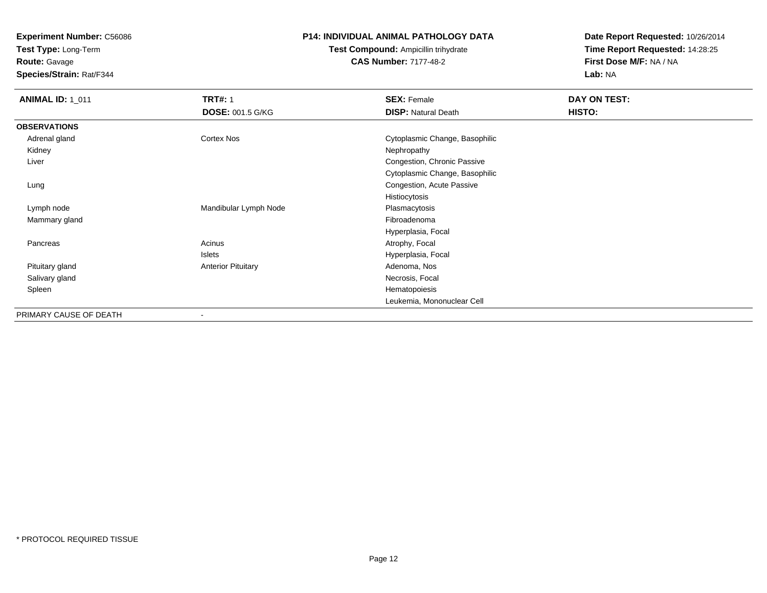**Experiment Number:** C56086
**Test Type:** Long-Term
**Route:** Gavage
**Species/Strain:** Rat/F344

**P14: INDIVIDUAL ANIMAL PATHOLOGY DATA**
**Test Compound:** Ampicillin trihydrate
**CAS Number:** 7177-48-2

**Date Report Requested:** 10/26/2014
**Time Report Requested:** 14:28:25
**First Dose M/F:** NA / NA
**Lab:** NA

| **ANIMAL ID:** 1_011 | **TRT#:** 1 | **SEX:** Female | **DAY ON TEST:** |
|---|---|---|---|
| | **DOSE:** 001.5 G/KG | **DISP:** Natural Death | **HISTO:** |
| **OBSERVATIONS** | | | |
| Adrenal gland | Cortex Nos | Cytoplasmic Change, Basophilic | |
| Kidney | | Nephropathy | |
| Liver | | Congestion, Chronic Passive | |
| | | Cytoplasmic Change, Basophilic | |
| Lung | | Congestion, Acute Passive | |
| | | Histiocytosis | |
| Lymph node | Mandibular Lymph Node | Plasmacytosis | |
| Mammary gland | | Fibroadenoma | |
| | | Hyperplasia, Focal | |
| Pancreas | Acinus | Atrophy, Focal | |
| | Islets | Hyperplasia, Focal | |
| Pituitary gland | Anterior Pituitary | Adenoma, Nos | |
| Salivary gland | | Necrosis, Focal | |
| Spleen | | Hematopoiesis | |
| | | Leukemia, Mononuclear Cell | |
| PRIMARY CAUSE OF DEATH | - | | |

\* PROTOCOL REQUIRED TISSUE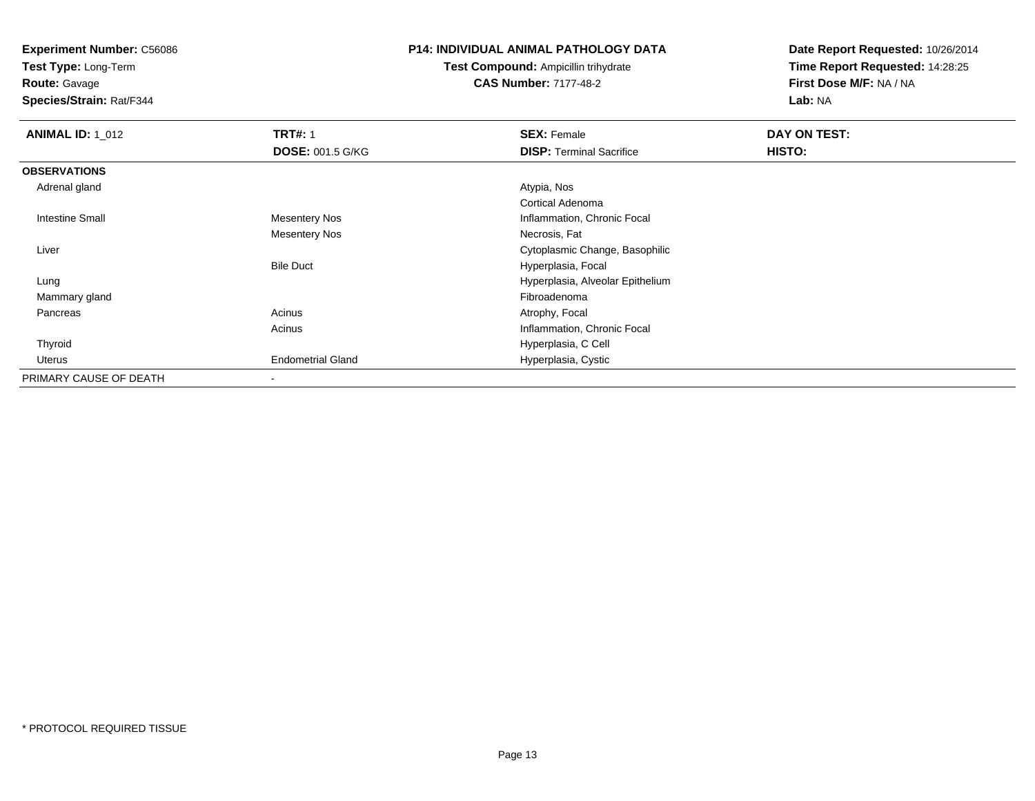**Experiment Number:** C56086
**Test Type:** Long-Term
**Route:** Gavage
**Species/Strain:** Rat/F344

**P14: INDIVIDUAL ANIMAL PATHOLOGY DATA**
**Test Compound:** Ampicillin trihydrate
**CAS Number:** 7177-48-2

**Date Report Requested:** 10/26/2014
**Time Report Requested:** 14:28:25
**First Dose M/F:** NA / NA
**Lab:** NA

| **ANIMAL ID:** 1_012 | **TRT#:** 1 | **SEX:** Female | **DAY ON TEST:** |
|---|---|---|---|
| | **DOSE:** 001.5 G/KG | **DISP:** Terminal Sacrifice | **HISTO:** |
| **OBSERVATIONS** | | | |
| Adrenal gland | | Atypia, Nos | |
| | | Cortical Adenoma | |
| Intestine Small | Mesentery Nos | Inflammation, Chronic Focal | |
| | Mesentery Nos | Necrosis, Fat | |
| Liver | | Cytoplasmic Change, Basophilic | |
| | Bile Duct | Hyperplasia, Focal | |
| Lung | | Hyperplasia, Alveolar Epithelium | |
| Mammary gland | | Fibroadenoma | |
| Pancreas | Acinus | Atrophy, Focal | |
| | Acinus | Inflammation, Chronic Focal | |
| Thyroid | | Hyperplasia, C Cell | |
| Uterus | Endometrial Gland | Hyperplasia, Cystic | |
| PRIMARY CAUSE OF DEATH | - | | |

* PROTOCOL REQUIRED TISSUE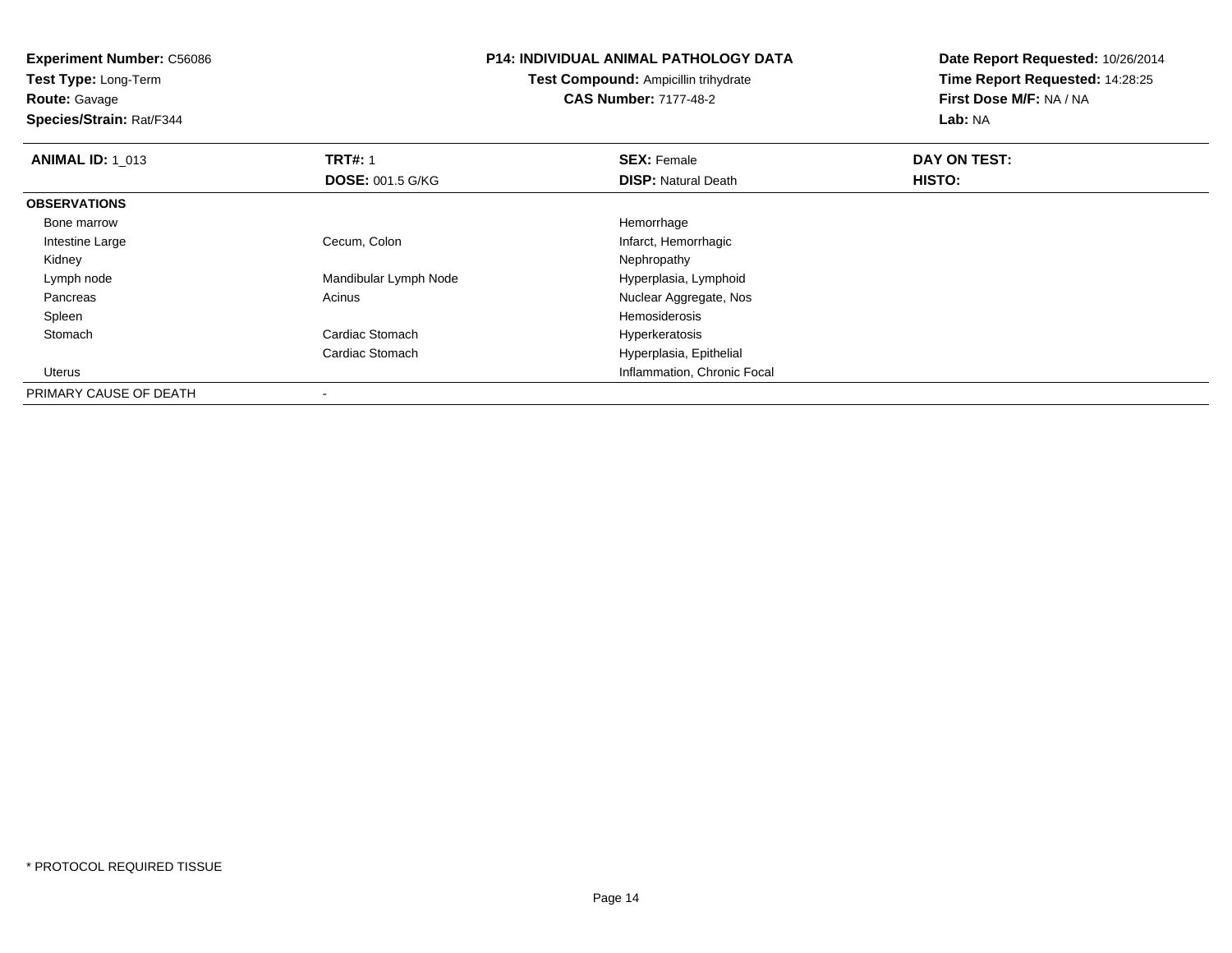**Experiment Number:** C56086
**Test Type:** Long-Term
**Route:** Gavage
**Species/Strain:** Rat/F344

**P14: INDIVIDUAL ANIMAL PATHOLOGY DATA**
**Test Compound:** Ampicillin trihydrate
**CAS Number:** 7177-48-2

**Date Report Requested:** 10/26/2014
**Time Report Requested:** 14:28:25
**First Dose M/F:** NA / NA
**Lab:** NA

| **ANIMAL ID:** 1_013 | **TRT#:** 1 | **SEX:** Female | **DAY ON TEST:** |
|---|---|---|---|
| | **DOSE:** 001.5 G/KG | **DISP:** Natural Death | **HISTO:** |
| **OBSERVATIONS** | | | |
| Bone marrow | | Hemorrhage | |
| Intestine Large | Cecum, Colon | Infarct, Hemorrhagic | |
| Kidney | | Nephropathy | |
| Lymph node | Mandibular Lymph Node | Hyperplasia, Lymphoid | |
| Pancreas | Acinus | Nuclear Aggregate, Nos | |
| Spleen | | Hemosiderosis | |
| Stomach | Cardiac Stomach | Hyperkeratosis | |
| | Cardiac Stomach | Hyperplasia, Epithelial | |
| Uterus | | Inflammation, Chronic Focal | |
| PRIMARY CAUSE OF DEATH | - | | |

\* PROTOCOL REQUIRED TISSUE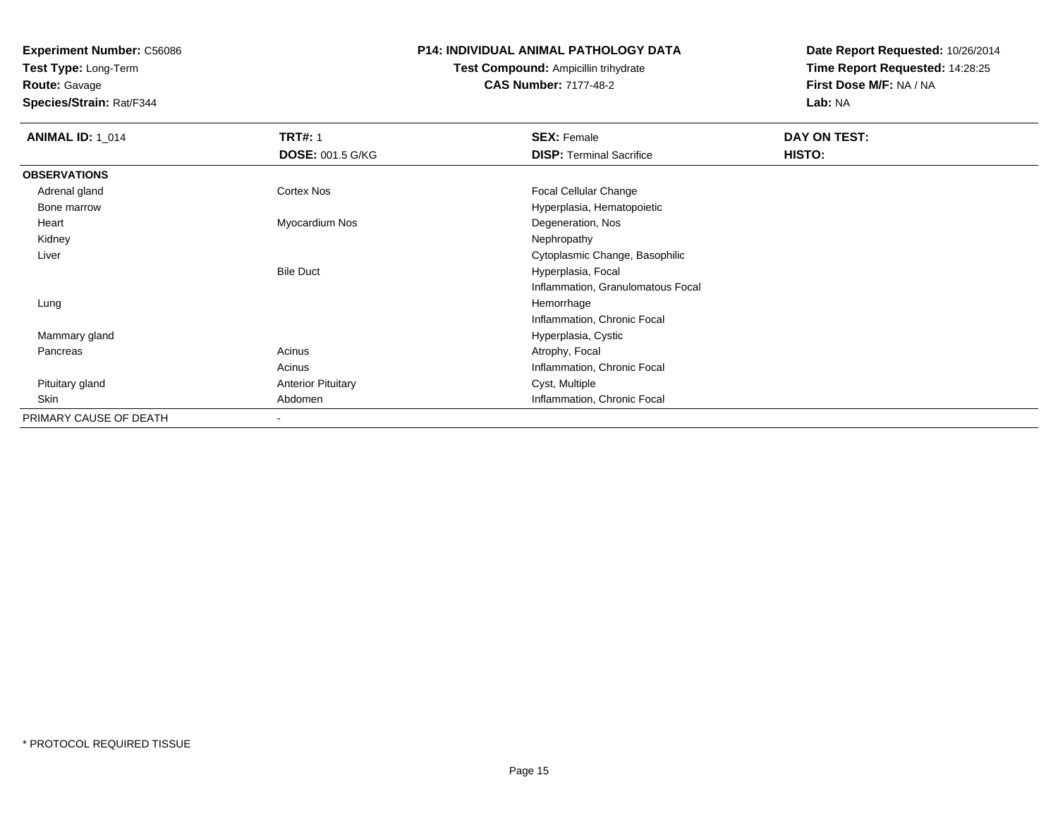**Experiment Number:** C56086
**Test Type:** Long-Term
**Route:** Gavage
**Species/Strain:** Rat/F344

**P14: INDIVIDUAL ANIMAL PATHOLOGY DATA**
**Test Compound:** Ampicillin trihydrate
**CAS Number:** 7177-48-2

**Date Report Requested:** 10/26/2014
**Time Report Requested:** 14:28:25
**First Dose M/F:** NA / NA
**Lab:** NA

| **ANIMAL ID:** 1_014 | **TRT#:** 1 | **SEX:** Female | **DAY ON TEST:** |
|---|---|---|---|
| | **DOSE:** 001.5 G/KG | **DISP:** Terminal Sacrifice | **HISTO:** |
| **OBSERVATIONS** | | | |
| Adrenal gland | Cortex Nos | Focal Cellular Change | |
| Bone marrow | | Hyperplasia, Hematopoietic | |
| Heart | Myocardium Nos | Degeneration, Nos | |
| Kidney | | Nephropathy | |
| Liver | | Cytoplasmic Change, Basophilic | |
| | Bile Duct | Hyperplasia, Focal | |
| | | Inflammation, Granulomatous Focal | |
| Lung | | Hemorrhage | |
| | | Inflammation, Chronic Focal | |
| Mammary gland | | Hyperplasia, Cystic | |
| Pancreas | Acinus | Atrophy, Focal | |
| | Acinus | Inflammation, Chronic Focal | |
| Pituitary gland | Anterior Pituitary | Cyst, Multiple | |
| Skin | Abdomen | Inflammation, Chronic Focal | |
| PRIMARY CAUSE OF DEATH | - | | |

* PROTOCOL REQUIRED TISSUE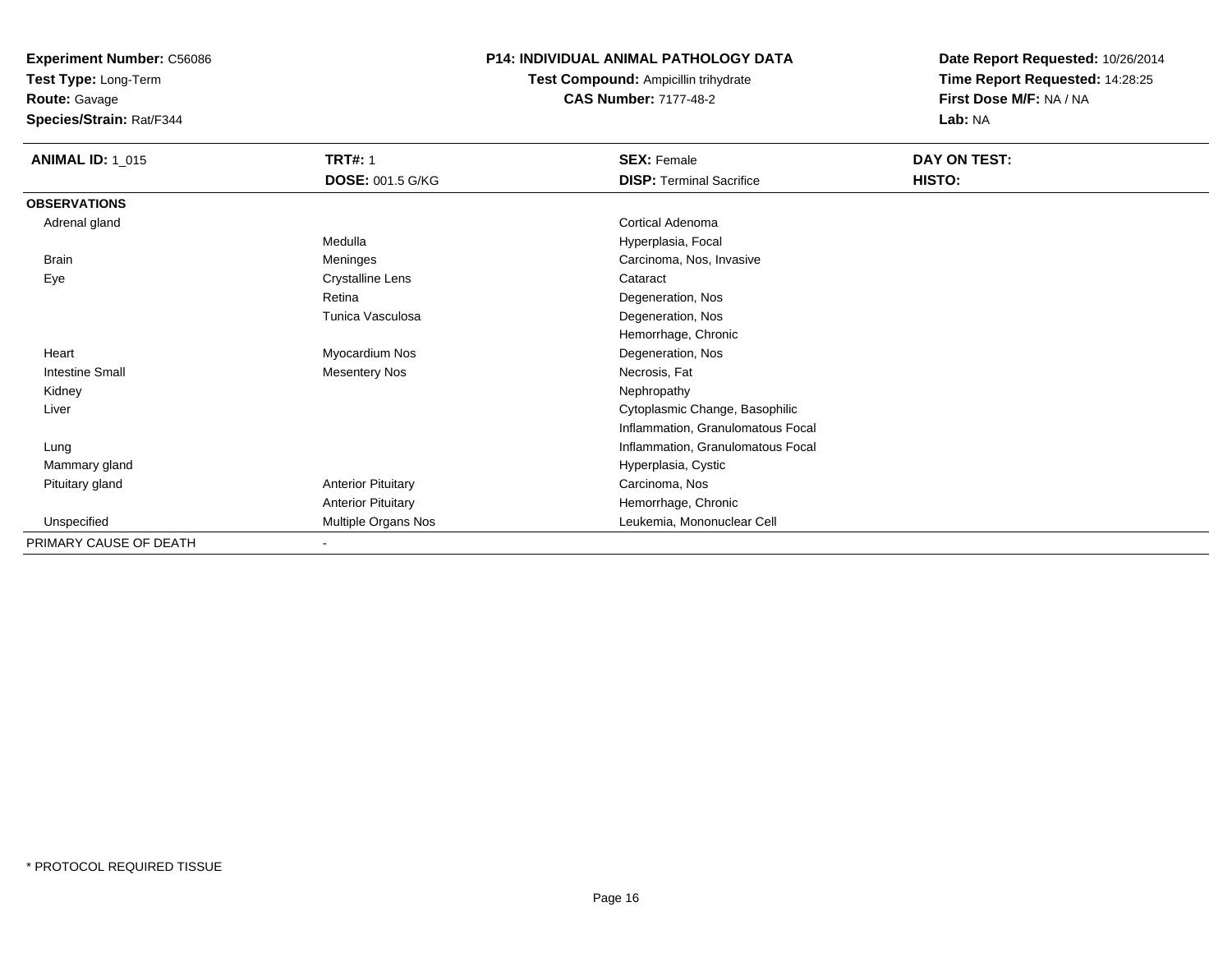**Experiment Number:** C56086
**Test Type:** Long-Term
**Route:** Gavage
**Species/Strain:** Rat/F344

**P14: INDIVIDUAL ANIMAL PATHOLOGY DATA**
**Test Compound:** Ampicillin trihydrate
**CAS Number:** 7177-48-2

**Date Report Requested:** 10/26/2014
**Time Report Requested:** 14:28:25
**First Dose M/F:** NA / NA
**Lab:** NA

| **ANIMAL ID:** 1_015 | **TRT#:** 1 | **SEX:** Female | **DAY ON TEST:** |
|---|---|---|---|
| | **DOSE:** 001.5 G/KG | **DISP:** Terminal Sacrifice | **HISTO:** |
| **OBSERVATIONS** | | | |
| Adrenal gland | | Cortical Adenoma | |
| | Medulla | Hyperplasia, Focal | |
| Brain | Meninges | Carcinoma, Nos, Invasive | |
| Eye | Crystalline Lens | Cataract | |
| | Retina | Degeneration, Nos | |
| | Tunica Vasculosa | Degeneration, Nos | |
| | | Hemorrhage, Chronic | |
| Heart | Myocardium Nos | Degeneration, Nos | |
| Intestine Small | Mesentery Nos | Necrosis, Fat | |
| Kidney | | Nephropathy | |
| Liver | | Cytoplasmic Change, Basophilic | |
| | | Inflammation, Granulomatous Focal | |
| Lung | | Inflammation, Granulomatous Focal | |
| Mammary gland | | Hyperplasia, Cystic | |
| Pituitary gland | Anterior Pituitary | Carcinoma, Nos | |
| | Anterior Pituitary | Hemorrhage, Chronic | |
| Unspecified | Multiple Organs Nos | Leukemia, Mononuclear Cell | |
| PRIMARY CAUSE OF DEATH | - | | |

* PROTOCOL REQUIRED TISSUE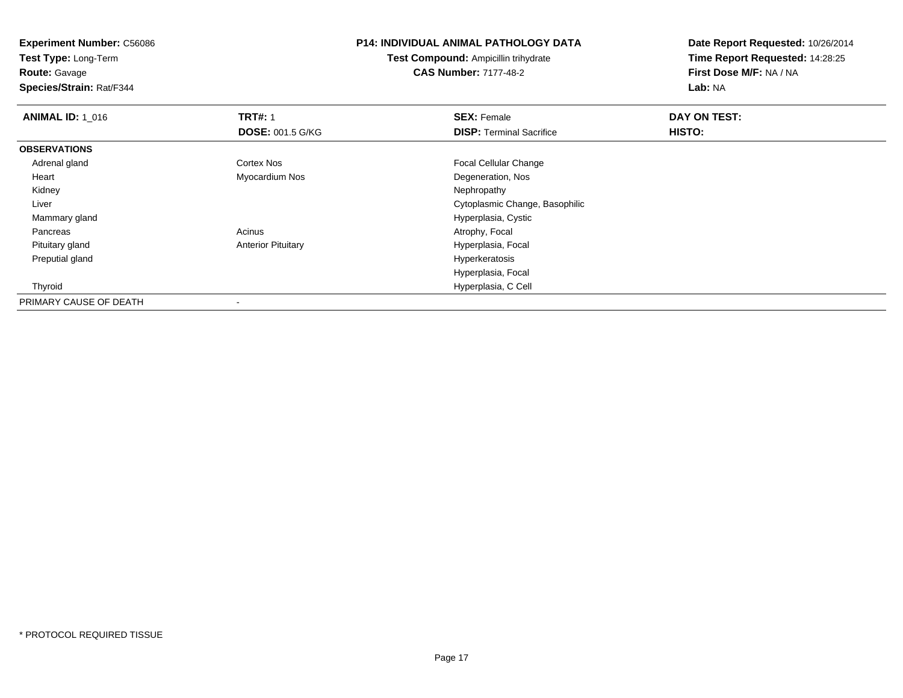**Experiment Number:** C56086
**Test Type:** Long-Term
**Route:** Gavage
**Species/Strain:** Rat/F344

**P14: INDIVIDUAL ANIMAL PATHOLOGY DATA**
**Test Compound:** Ampicillin trihydrate
**CAS Number:** 7177-48-2

**Date Report Requested:** 10/26/2014
**Time Report Requested:** 14:28:25
**First Dose M/F:** NA / NA
**Lab:** NA

| **ANIMAL ID:** 1_016 | **TRT#:** 1 | **SEX:** Female | **DAY ON TEST:** |
|---|---|---|---|
| | **DOSE:** 001.5 G/KG | **DISP:** Terminal Sacrifice | **HISTO:** |
| **OBSERVATIONS** | | | |
| Adrenal gland | Cortex Nos | Focal Cellular Change | |
| Heart | Myocardium Nos | Degeneration, Nos | |
| Kidney | | Nephropathy | |
| Liver | | Cytoplasmic Change, Basophilic | |
| Mammary gland | | Hyperplasia, Cystic | |
| Pancreas | Acinus | Atrophy, Focal | |
| Pituitary gland | Anterior Pituitary | Hyperplasia, Focal | |
| Preputial gland | | Hyperkeratosis | |
| | | Hyperplasia, Focal | |
| Thyroid | | Hyperplasia, C Cell | |
| PRIMARY CAUSE OF DEATH | - | | |

* PROTOCOL REQUIRED TISSUE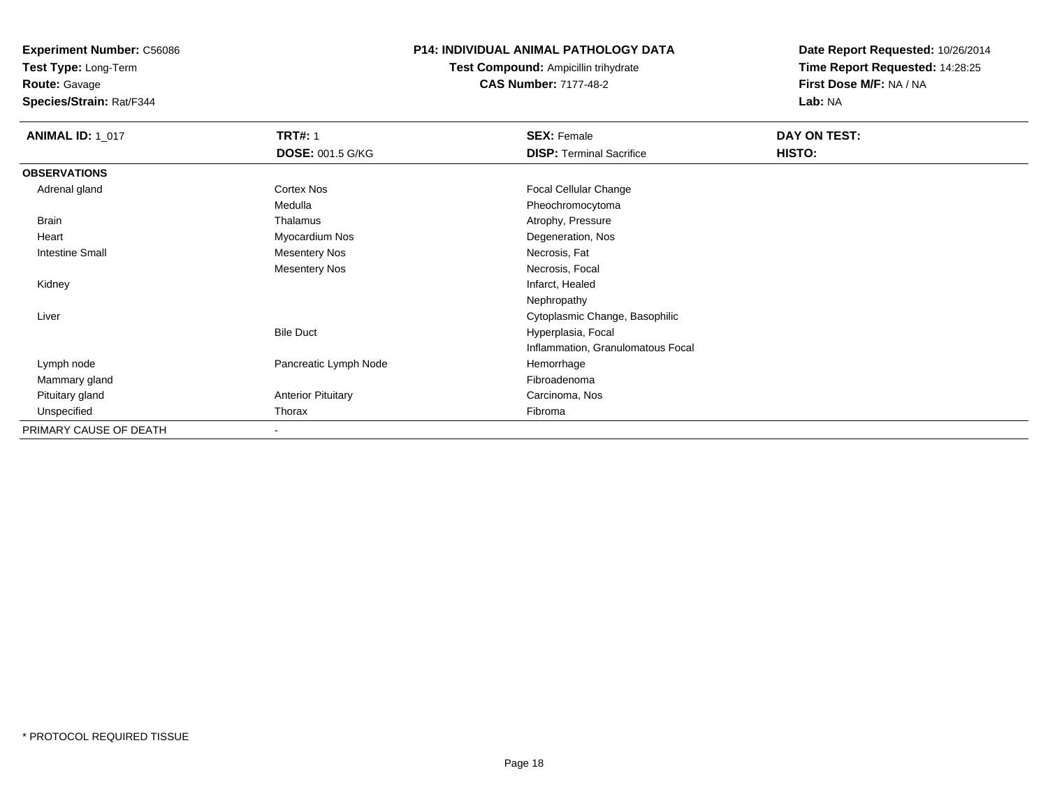**Experiment Number:** C56086
**Test Type:** Long-Term
**Route:** Gavage
**Species/Strain:** Rat/F344

## P14: INDIVIDUAL ANIMAL PATHOLOGY DATA

**Test Compound:** Ampicillin trihydrate
**CAS Number:** 7177-48-2

**Date Report Requested:** 10/26/2014
**Time Report Requested:** 14:28:25
**First Dose M/F:** NA / NA
**Lab:** NA

| **ANIMAL ID:** 1_017 | **TRT#:** 1 | **SEX:** Female | **DAY ON TEST:** |
|---|---|---|---|
| | **DOSE:** 001.5 G/KG | **DISP:** Terminal Sacrifice | **HISTO:** |
| **OBSERVATIONS** | | | |
| Adrenal gland | Cortex Nos | Focal Cellular Change | |
| | Medulla | Pheochromocytoma | |
| Brain | Thalamus | Atrophy, Pressure | |
| Heart | Myocardium Nos | Degeneration, Nos | |
| Intestine Small | Mesentery Nos | Necrosis, Fat | |
| | Mesentery Nos | Necrosis, Focal | |
| Kidney | | Infarct, Healed | |
| | | Nephropathy | |
| Liver | | Cytoplasmic Change, Basophilic | |
| | Bile Duct | Hyperplasia, Focal | |
| | | Inflammation, Granulomatous Focal | |
| Lymph node | Pancreatic Lymph Node | Hemorrhage | |
| Mammary gland | | Fibroadenoma | |
| Pituitary gland | Anterior Pituitary | Carcinoma, Nos | |
| Unspecified | Thorax | Fibroma | |
| PRIMARY CAUSE OF DEATH | - | | |

* PROTOCOL REQUIRED TISSUE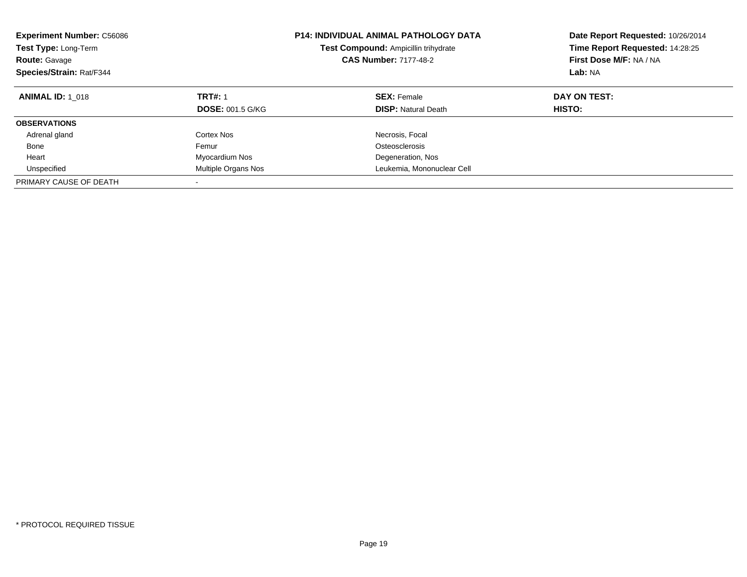**Experiment Number:** C56086
**Test Type:** Long-Term
**Route:** Gavage
**Species/Strain:** Rat/F344

**P14: INDIVIDUAL ANIMAL PATHOLOGY DATA**
**Test Compound:** Ampicillin trihydrate
**CAS Number:** 7177-48-2

**Date Report Requested:** 10/26/2014
**Time Report Requested:** 14:28:25
**First Dose M/F:** NA / NA
**Lab:** NA

| **ANIMAL ID:** 1_018 | **TRT#:** 1 | **SEX:** Female | **DAY ON TEST:** |
|---|---|---|---|
| | **DOSE:** 001.5 G/KG | **DISP:** Natural Death | **HISTO:** |
| **OBSERVATIONS** | | | |
| Adrenal gland | Cortex Nos | Necrosis, Focal | |
| Bone | Femur | Osteosclerosis | |
| Heart | Myocardium Nos | Degeneration, Nos | |
| Unspecified | Multiple Organs Nos | Leukemia, Mononuclear Cell | |
| PRIMARY CAUSE OF DEATH | - | | |

* PROTOCOL REQUIRED TISSUE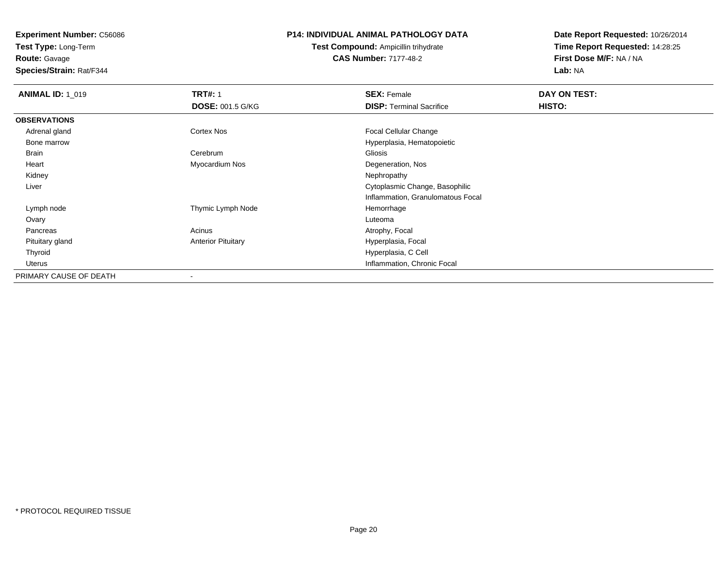**Experiment Number:** C56086
**Test Type:** Long-Term
**Route:** Gavage
**Species/Strain:** Rat/F344

**P14: INDIVIDUAL ANIMAL PATHOLOGY DATA**
**Test Compound:** Ampicillin trihydrate
**CAS Number:** 7177-48-2

**Date Report Requested:** 10/26/2014
**Time Report Requested:** 14:28:25
**First Dose M/F:** NA / NA
**Lab:** NA

| **ANIMAL ID:** 1_019 | **TRT#:** 1 | **SEX:** Female | **DAY ON TEST:** |
|---|---|---|---|
| | **DOSE:** 001.5 G/KG | **DISP:** Terminal Sacrifice | **HISTO:** |
| **OBSERVATIONS** | | | |
| Adrenal gland | Cortex Nos | Focal Cellular Change | |
| Bone marrow | | Hyperplasia, Hematopoietic | |
| Brain | Cerebrum | Gliosis | |
| Heart | Myocardium Nos | Degeneration, Nos | |
| Kidney | | Nephropathy | |
| Liver | | Cytoplasmic Change, Basophilic | |
| | | Inflammation, Granulomatous Focal | |
| Lymph node | Thymic Lymph Node | Hemorrhage | |
| Ovary | | Luteoma | |
| Pancreas | Acinus | Atrophy, Focal | |
| Pituitary gland | Anterior Pituitary | Hyperplasia, Focal | |
| Thyroid | | Hyperplasia, C Cell | |
| Uterus | | Inflammation, Chronic Focal | |
| PRIMARY CAUSE OF DEATH | - | | |

* PROTOCOL REQUIRED TISSUE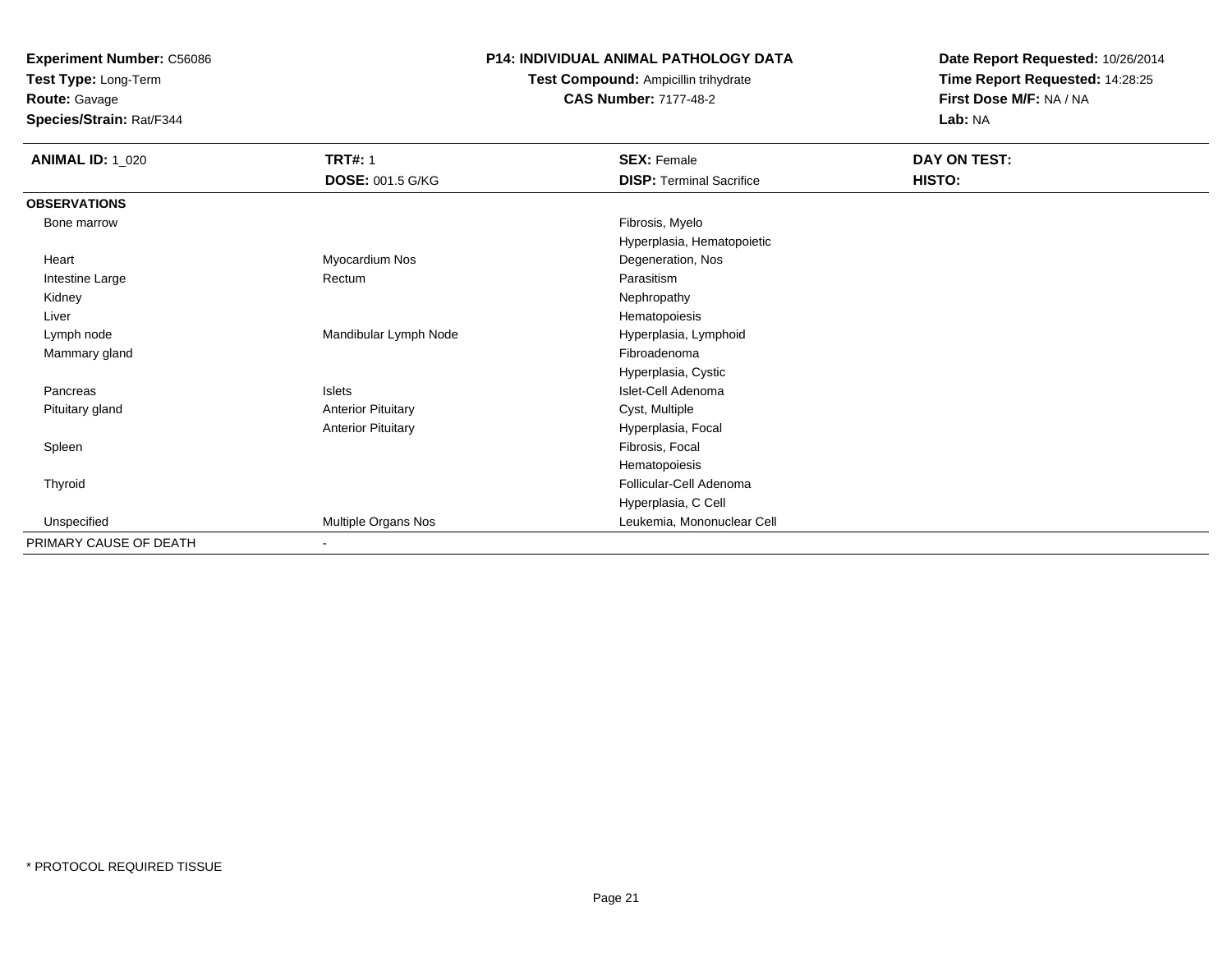**Experiment Number:** C56086
**Test Type:** Long-Term
**Route:** Gavage
**Species/Strain:** Rat/F344

**P14: INDIVIDUAL ANIMAL PATHOLOGY DATA**
**Test Compound:** Ampicillin trihydrate
**CAS Number:** 7177-48-2

**Date Report Requested:** 10/26/2014
**Time Report Requested:** 14:28:25
**First Dose M/F:** NA / NA
**Lab:** NA

| **ANIMAL ID:** 1_020 | **TRT#:** 1 | **SEX:** Female | **DAY ON TEST:** |
|---|---|---|---|
| | **DOSE:** 001.5 G/KG | **DISP:** Terminal Sacrifice | **HISTO:** |
| **OBSERVATIONS** | | | |
| Bone marrow | | Fibrosis, Myelo | |
| | | Hyperplasia, Hematopoietic | |
| Heart | Myocardium Nos | Degeneration, Nos | |
| Intestine Large | Rectum | Parasitism | |
| Kidney | | Nephropathy | |
| Liver | | Hematopoiesis | |
| Lymph node | Mandibular Lymph Node | Hyperplasia, Lymphoid | |
| Mammary gland | | Fibroadenoma | |
| | | Hyperplasia, Cystic | |
| Pancreas | Islets | Islet-Cell Adenoma | |
| Pituitary gland | Anterior Pituitary | Cyst, Multiple | |
| | Anterior Pituitary | Hyperplasia, Focal | |
| Spleen | | Fibrosis, Focal | |
| | | Hematopoiesis | |
| Thyroid | | Follicular-Cell Adenoma | |
| | | Hyperplasia, C Cell | |
| Unspecified | Multiple Organs Nos | Leukemia, Mononuclear Cell | |
| PRIMARY CAUSE OF DEATH | - | | |

\* PROTOCOL REQUIRED TISSUE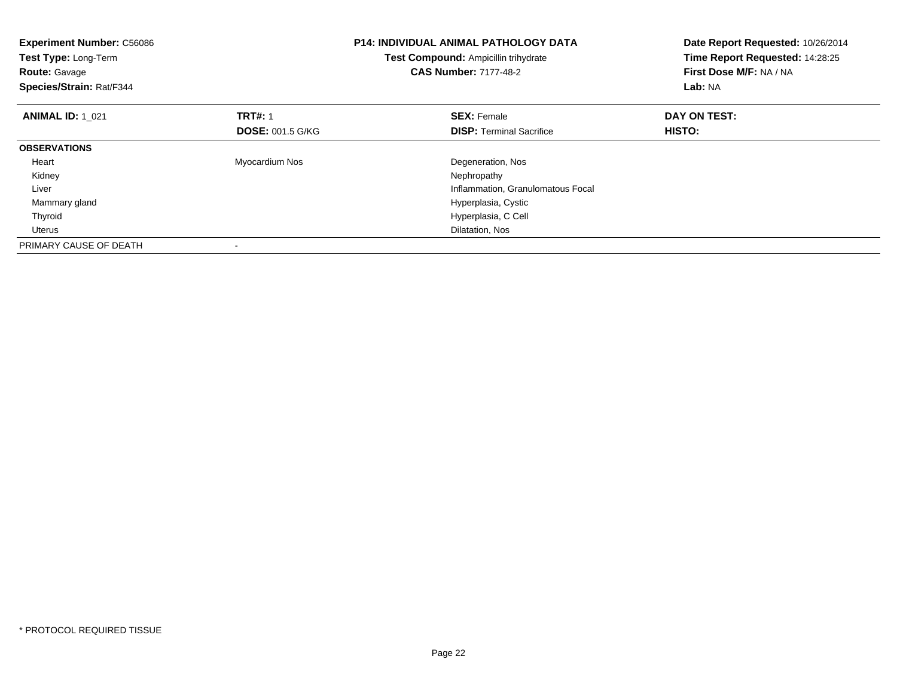**Experiment Number:** C56086
**Test Type:** Long-Term
**Route:** Gavage
**Species/Strain:** Rat/F344

**P14: INDIVIDUAL ANIMAL PATHOLOGY DATA**
**Test Compound:** Ampicillin trihydrate
**CAS Number:** 7177-48-2

**Date Report Requested:** 10/26/2014
**Time Report Requested:** 14:28:25
**First Dose M/F:** NA / NA
**Lab:** NA

| **ANIMAL ID:** 1_021 | **TRT#:** 1 | **SEX:** Female | **DAY ON TEST:** |
|---|---|---|---|
| | **DOSE:** 001.5 G/KG | **DISP:** Terminal Sacrifice | **HISTO:** |
| **OBSERVATIONS** | | | |
| Heart | Myocardium Nos | Degeneration, Nos | |
| Kidney | | Nephropathy | |
| Liver | | Inflammation, Granulomatous Focal | |
| Mammary gland | | Hyperplasia, Cystic | |
| Thyroid | | Hyperplasia, C Cell | |
| Uterus | | Dilatation, Nos | |
| PRIMARY CAUSE OF DEATH | - | | |

* PROTOCOL REQUIRED TISSUE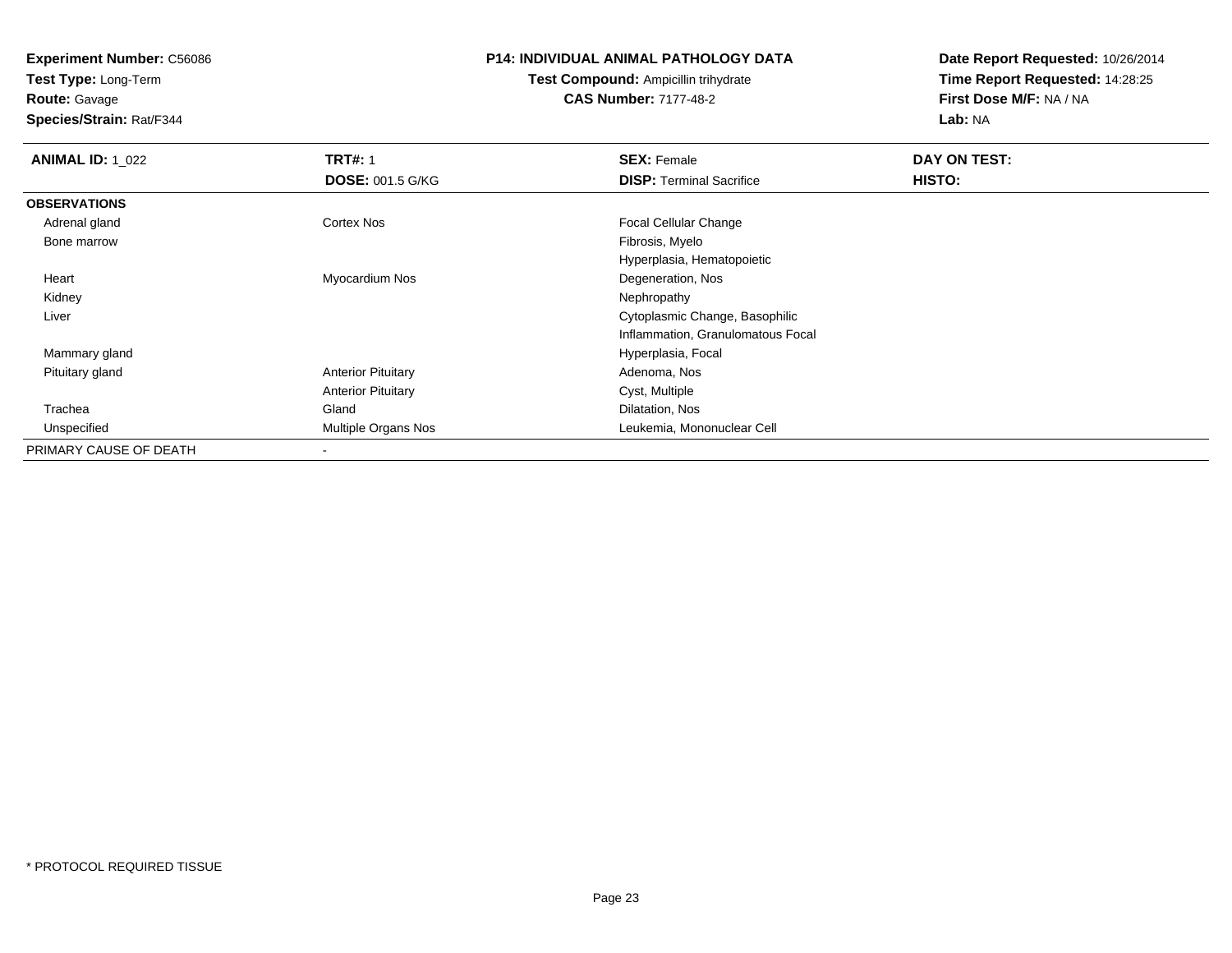**Experiment Number:** C56086
**Test Type:** Long-Term
**Route:** Gavage
**Species/Strain:** Rat/F344

**P14: INDIVIDUAL ANIMAL PATHOLOGY DATA**
**Test Compound:** Ampicillin trihydrate
**CAS Number:** 7177-48-2

**Date Report Requested:** 10/26/2014
**Time Report Requested:** 14:28:25
**First Dose M/F:** NA / NA
**Lab:** NA

| **ANIMAL ID:** 1_022 | **TRT#:** 1 | **SEX:** Female | **DAY ON TEST:** |
|---|---|---|---|
| | **DOSE:** 001.5 G/KG | **DISP:** Terminal Sacrifice | **HISTO:** |
| **OBSERVATIONS** | | | |
| Adrenal gland | Cortex Nos | Focal Cellular Change | |
| Bone marrow | | Fibrosis, Myelo | |
| | | Hyperplasia, Hematopoietic | |
| Heart | Myocardium Nos | Degeneration, Nos | |
| Kidney | | Nephropathy | |
| Liver | | Cytoplasmic Change, Basophilic | |
| | | Inflammation, Granulomatous Focal | |
| Mammary gland | | Hyperplasia, Focal | |
| Pituitary gland | Anterior Pituitary | Adenoma, Nos | |
| | Anterior Pituitary | Cyst, Multiple | |
| Trachea | Gland | Dilatation, Nos | |
| Unspecified | Multiple Organs Nos | Leukemia, Mononuclear Cell | |
| PRIMARY CAUSE OF DEATH | - | | |

* PROTOCOL REQUIRED TISSUE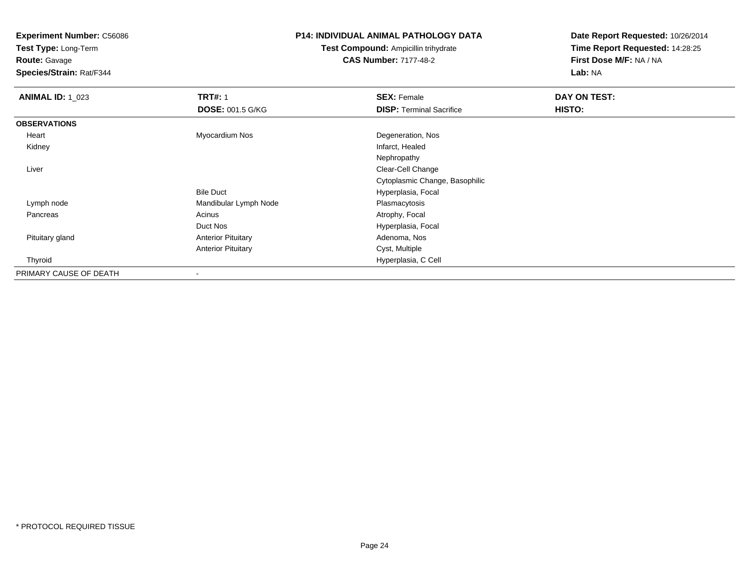**Experiment Number:** C56086
**Test Type:** Long-Term
**Route:** Gavage
**Species/Strain:** Rat/F344

**P14: INDIVIDUAL ANIMAL PATHOLOGY DATA**
**Test Compound:** Ampicillin trihydrate
**CAS Number:** 7177-48-2

**Date Report Requested:** 10/26/2014
**Time Report Requested:** 14:28:25
**First Dose M/F:** NA / NA
**Lab:** NA

| **ANIMAL ID:** 1_023 | **TRT#:** 1 | **SEX:** Female | **DAY ON TEST:** |
|---|---|---|---|
| | **DOSE:** 001.5 G/KG | **DISP:** Terminal Sacrifice | **HISTO:** |
| **OBSERVATIONS** | | | |
| Heart | Myocardium Nos | Degeneration, Nos | |
| Kidney | | Infarct, Healed | |
| | | Nephropathy | |
| Liver | | Clear-Cell Change | |
| | | Cytoplasmic Change, Basophilic | |
| | Bile Duct | Hyperplasia, Focal | |
| Lymph node | Mandibular Lymph Node | Plasmacytosis | |
| Pancreas | Acinus | Atrophy, Focal | |
| | Duct Nos | Hyperplasia, Focal | |
| Pituitary gland | Anterior Pituitary | Adenoma, Nos | |
| | Anterior Pituitary | Cyst, Multiple | |
| Thyroid | | Hyperplasia, C Cell | |
| PRIMARY CAUSE OF DEATH | - | | |

* PROTOCOL REQUIRED TISSUE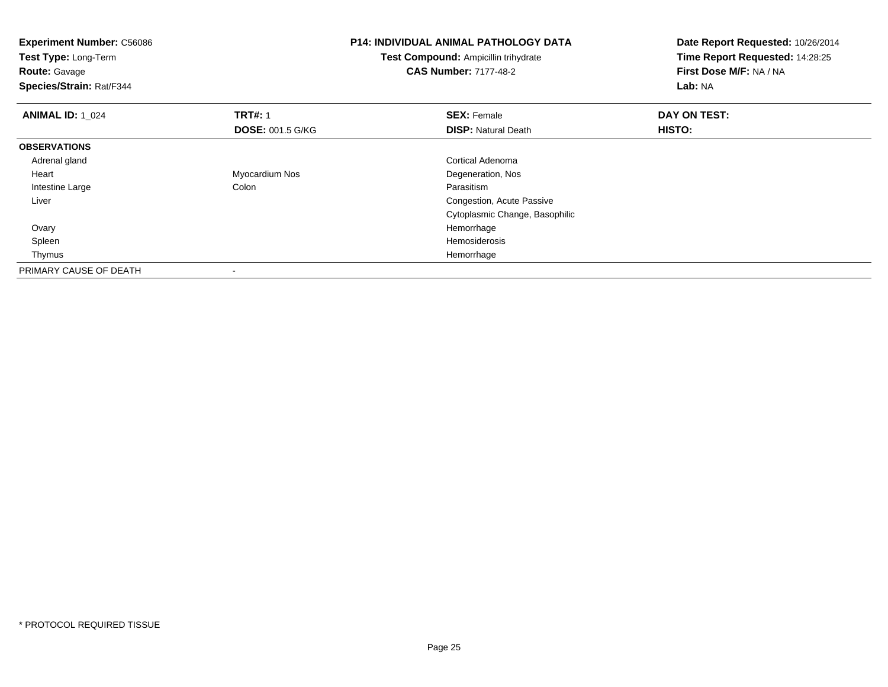**Experiment Number:** C56086
**Test Type:** Long-Term
**Route:** Gavage
**Species/Strain:** Rat/F344

**P14: INDIVIDUAL ANIMAL PATHOLOGY DATA**
**Test Compound:** Ampicillin trihydrate
**CAS Number:** 7177-48-2

**Date Report Requested:** 10/26/2014
**Time Report Requested:** 14:28:25
**First Dose M/F:** NA / NA
**Lab:** NA

| **ANIMAL ID:** 1_024 | **TRT#:** 1 | **SEX:** Female | **DAY ON TEST:** |
|---|---|---|---|
| | **DOSE:** 001.5 G/KG | **DISP:** Natural Death | **HISTO:** |
| **OBSERVATIONS** | | | |
| Adrenal gland | | Cortical Adenoma | |
| Heart | Myocardium Nos | Degeneration, Nos | |
| Intestine Large | Colon | Parasitism | |
| Liver | | Congestion, Acute Passive | |
| | | Cytoplasmic Change, Basophilic | |
| Ovary | | Hemorrhage | |
| Spleen | | Hemosiderosis | |
| Thymus | | Hemorrhage | |
| PRIMARY CAUSE OF DEATH | - | | |

\* PROTOCOL REQUIRED TISSUE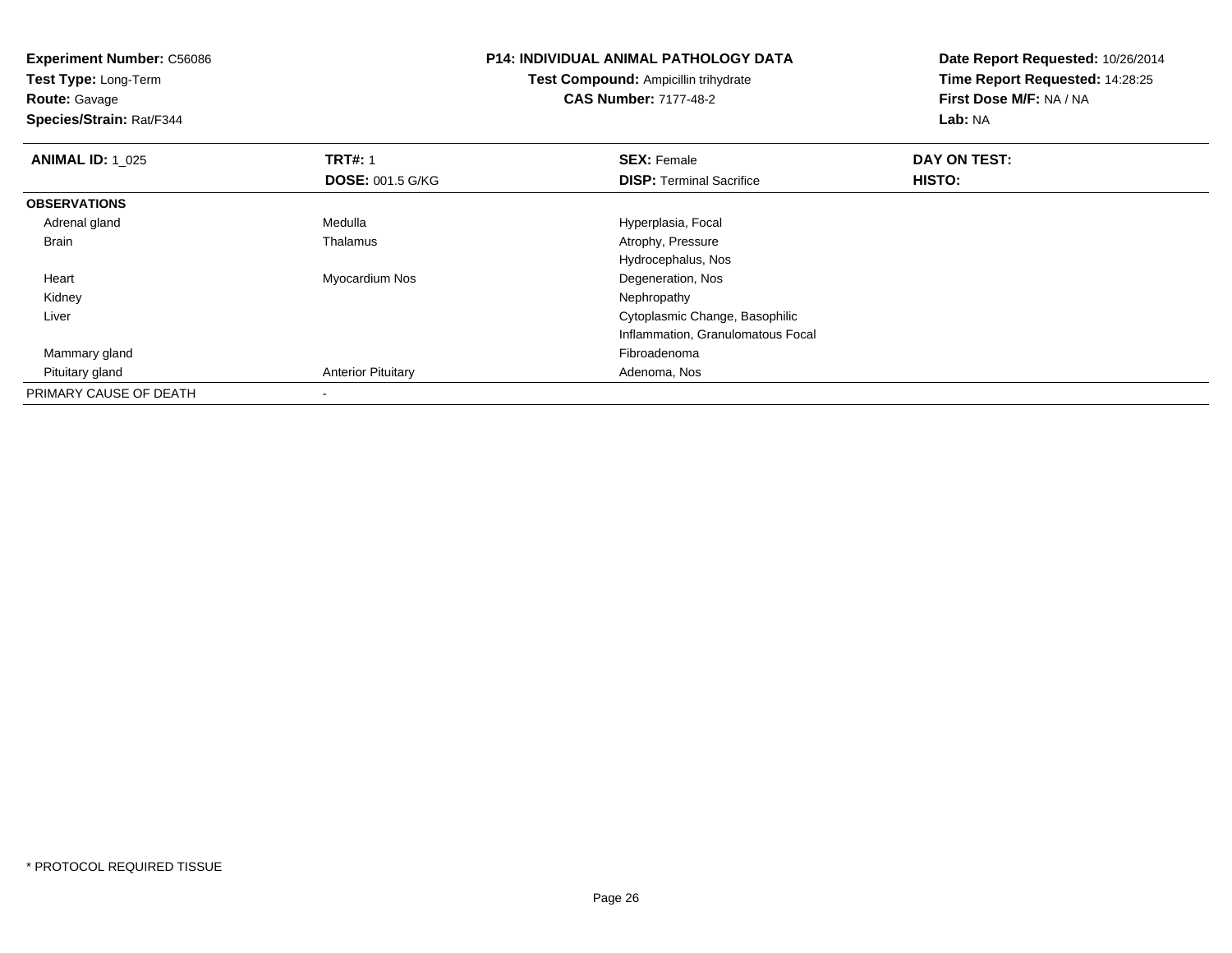**Experiment Number:** C56086
**Test Type:** Long-Term
**Route:** Gavage
**Species/Strain:** Rat/F344

**P14: INDIVIDUAL ANIMAL PATHOLOGY DATA**
**Test Compound:** Ampicillin trihydrate
**CAS Number:** 7177-48-2

**Date Report Requested:** 10/26/2014
**Time Report Requested:** 14:28:25
**First Dose M/F:** NA / NA
**Lab:** NA

| **ANIMAL ID:** 1_025 | **TRT#:** 1 | **SEX:** Female | **DAY ON TEST:** |
|---|---|---|---|
| | **DOSE:** 001.5 G/KG | **DISP:** Terminal Sacrifice | **HISTO:** |
| **OBSERVATIONS** | | | |
| Adrenal gland | Medulla | Hyperplasia, Focal | |
| Brain | Thalamus | Atrophy, Pressure | |
| | | Hydrocephalus, Nos | |
| Heart | Myocardium Nos | Degeneration, Nos | |
| Kidney | | Nephropathy | |
| Liver | | Cytoplasmic Change, Basophilic | |
| | | Inflammation, Granulomatous Focal | |
| Mammary gland | | Fibroadenoma | |
| Pituitary gland | Anterior Pituitary | Adenoma, Nos | |
| PRIMARY CAUSE OF DEATH | - | | |

* PROTOCOL REQUIRED TISSUE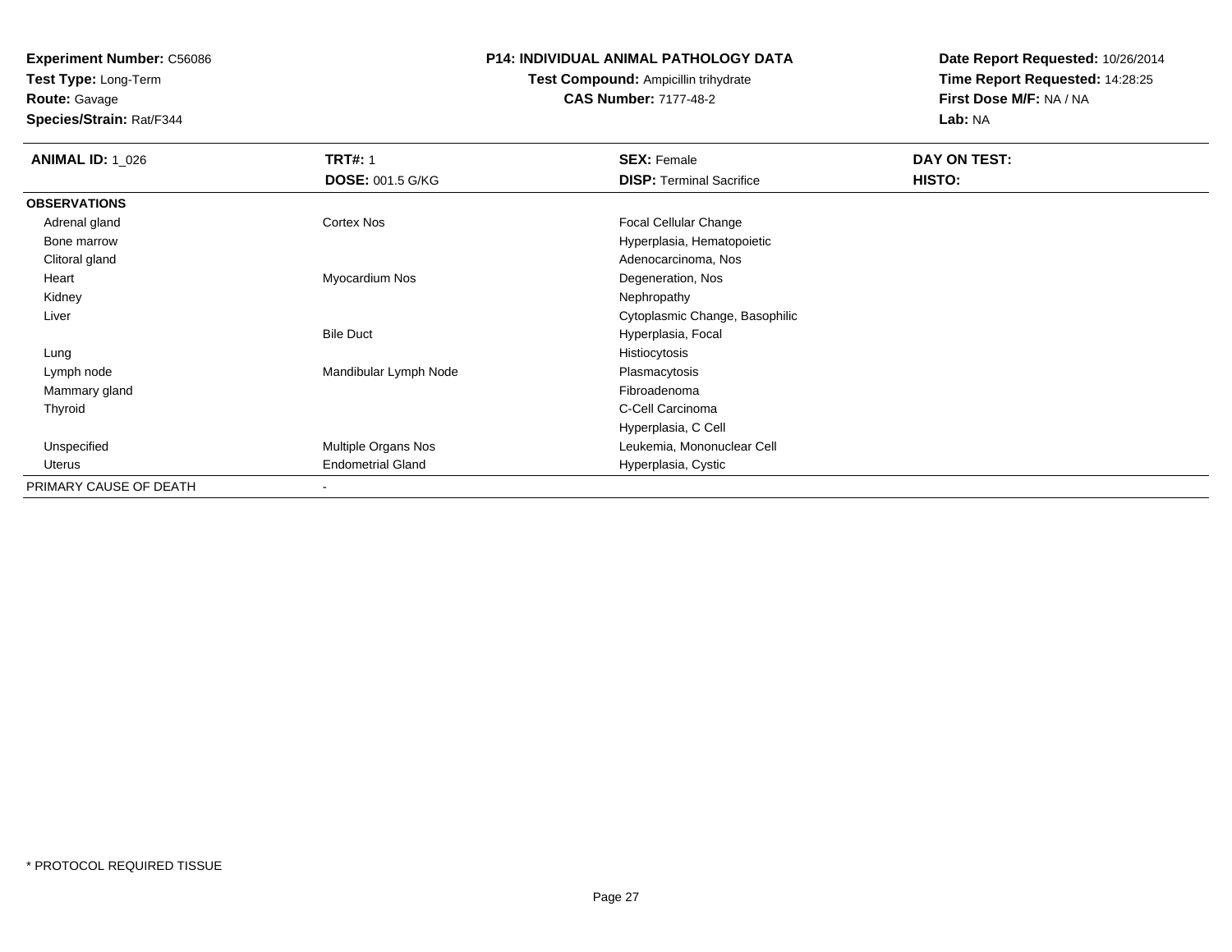**Experiment Number:** C56086
**Test Type:** Long-Term
**Route:** Gavage
**Species/Strain:** Rat/F344

# P14: INDIVIDUAL ANIMAL PATHOLOGY DATA

**Test Compound:** Ampicillin trihydrate
**CAS Number:** 7177-48-2

**Date Report Requested:** 10/26/2014
**Time Report Requested:** 14:28:25
**First Dose M/F:** NA / NA
**Lab:** NA

| **ANIMAL ID:** 1_026 | **TRT#:** 1 | **SEX:** Female | **DAY ON TEST:** |
|---|---|---|---|
| | **DOSE:** 001.5 G/KG | **DISP:** Terminal Sacrifice | **HISTO:** |
| **OBSERVATIONS** | | | |
| Adrenal gland | Cortex Nos | Focal Cellular Change | |
| Bone marrow | | Hyperplasia, Hematopoietic | |
| Clitoral gland | | Adenocarcinoma, Nos | |
| Heart | Myocardium Nos | Degeneration, Nos | |
| Kidney | | Nephropathy | |
| Liver | | Cytoplasmic Change, Basophilic | |
| | Bile Duct | Hyperplasia, Focal | |
| Lung | | Histiocytosis | |
| Lymph node | Mandibular Lymph Node | Plasmacytosis | |
| Mammary gland | | Fibroadenoma | |
| Thyroid | | C-Cell Carcinoma | |
| | | Hyperplasia, C Cell | |
| Unspecified | Multiple Organs Nos | Leukemia, Mononuclear Cell | |
| Uterus | Endometrial Gland | Hyperplasia, Cystic | |
| PRIMARY CAUSE OF DEATH | - | | |

* PROTOCOL REQUIRED TISSUE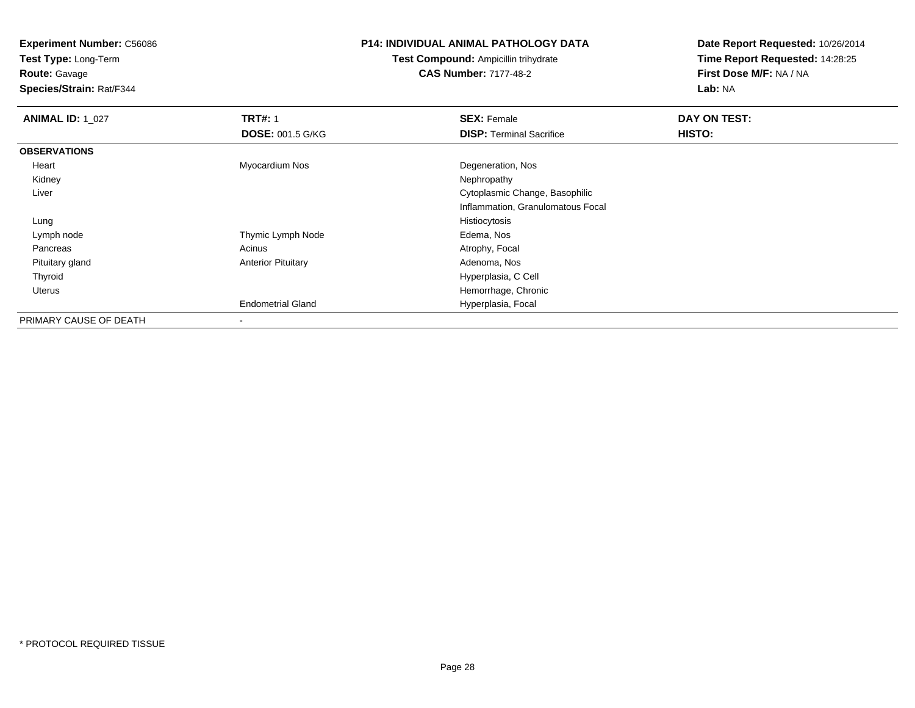**Experiment Number:** C56086
**Test Type:** Long-Term
**Route:** Gavage
**Species/Strain:** Rat/F344

**P14: INDIVIDUAL ANIMAL PATHOLOGY DATA**
**Test Compound:** Ampicillin trihydrate
**CAS Number:** 7177-48-2

**Date Report Requested:** 10/26/2014
**Time Report Requested:** 14:28:25
**First Dose M/F:** NA / NA
**Lab:** NA

| **ANIMAL ID:** 1_027 | **TRT#:** 1 | **SEX:** Female | **DAY ON TEST:** |
|---|---|---|---|
| | **DOSE:** 001.5 G/KG | **DISP:** Terminal Sacrifice | **HISTO:** |
| **OBSERVATIONS** | | | |
| Heart | Myocardium Nos | Degeneration, Nos | |
| Kidney | | Nephropathy | |
| Liver | | Cytoplasmic Change, Basophilic | |
| | | Inflammation, Granulomatous Focal | |
| Lung | | Histiocytosis | |
| Lymph node | Thymic Lymph Node | Edema, Nos | |
| Pancreas | Acinus | Atrophy, Focal | |
| Pituitary gland | Anterior Pituitary | Adenoma, Nos | |
| Thyroid | | Hyperplasia, C Cell | |
| Uterus | | Hemorrhage, Chronic | |
| | Endometrial Gland | Hyperplasia, Focal | |
| PRIMARY CAUSE OF DEATH | - | | |

* PROTOCOL REQUIRED TISSUE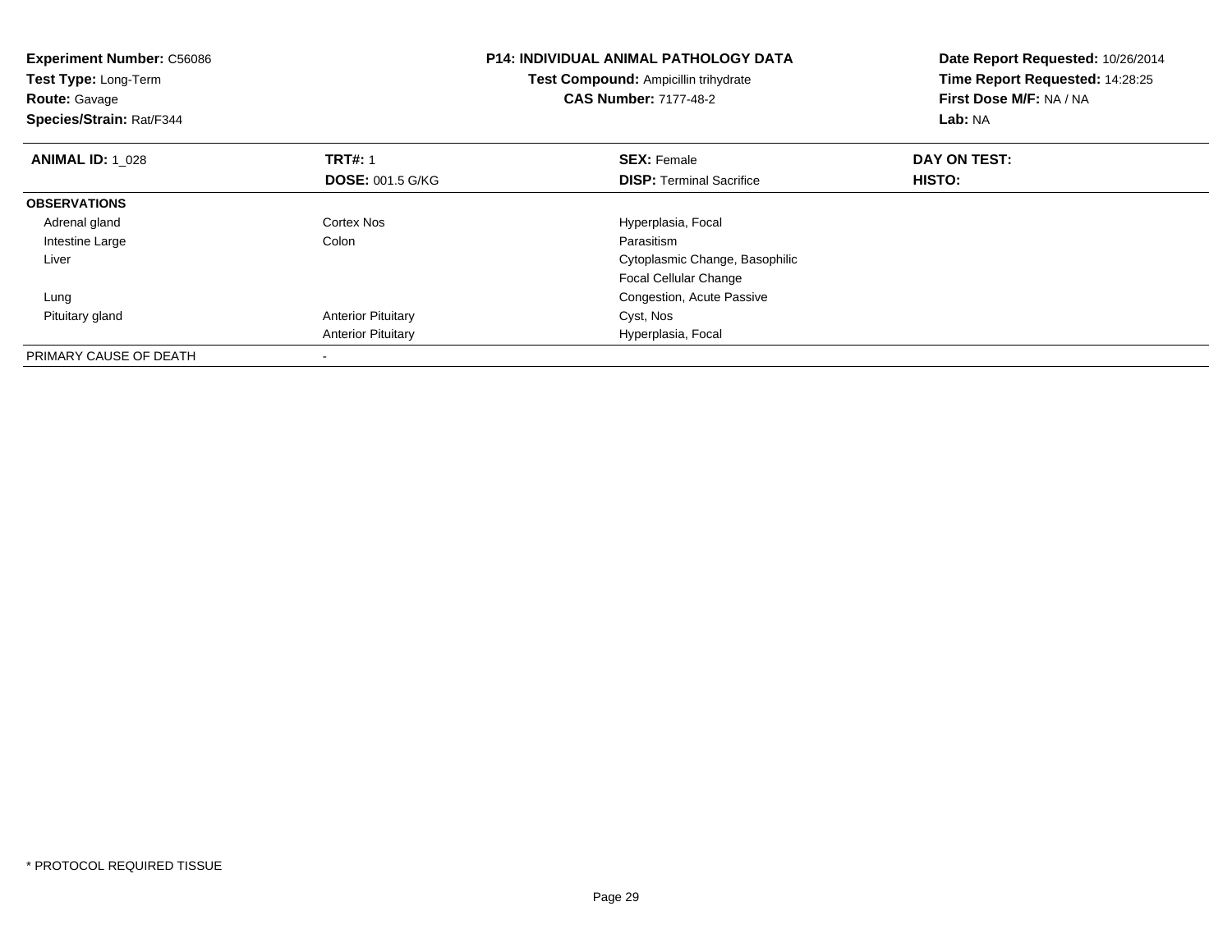**Experiment Number:** C56086
**Test Type:** Long-Term
**Route:** Gavage
**Species/Strain:** Rat/F344

**P14: INDIVIDUAL ANIMAL PATHOLOGY DATA**
**Test Compound:** Ampicillin trihydrate
**CAS Number:** 7177-48-2

**Date Report Requested:** 10/26/2014
**Time Report Requested:** 14:28:25
**First Dose M/F:** NA / NA
**Lab:** NA

| **ANIMAL ID:** 1_028 | **TRT#:** 1 | **SEX:** Female | **DAY ON TEST:** |
|---|---|---|---|
| | **DOSE:** 001.5 G/KG | **DISP:** Terminal Sacrifice | **HISTO:** |
| **OBSERVATIONS** | | | |
| Adrenal gland | Cortex Nos | Hyperplasia, Focal | |
| Intestine Large | Colon | Parasitism | |
| Liver | | Cytoplasmic Change, Basophilic | |
| | | Focal Cellular Change | |
| Lung | | Congestion, Acute Passive | |
| Pituitary gland | Anterior Pituitary | Cyst, Nos | |
| | Anterior Pituitary | Hyperplasia, Focal | |
| PRIMARY CAUSE OF DEATH | - | | |

* PROTOCOL REQUIRED TISSUE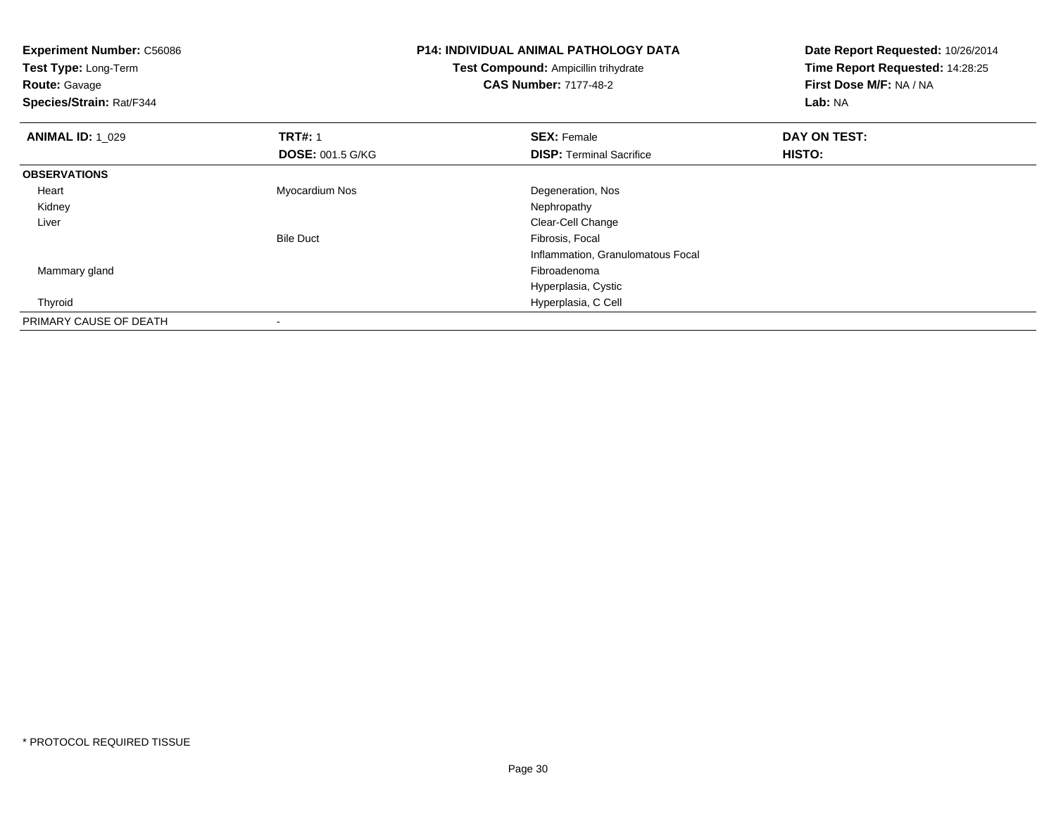**Experiment Number:** C56086
**Test Type:** Long-Term
**Route:** Gavage
**Species/Strain:** Rat/F344

# P14: INDIVIDUAL ANIMAL PATHOLOGY DATA

**Test Compound:** Ampicillin trihydrate
**CAS Number:** 7177-48-2

**Date Report Requested:** 10/26/2014
**Time Report Requested:** 14:28:25
**First Dose M/F:** NA / NA
**Lab:** NA

| **ANIMAL ID:** 1_029 | **TRT#:** 1 | **SEX:** Female | **DAY ON TEST:** |
|---|---|---|---|
| | **DOSE:** 001.5 G/KG | **DISP:** Terminal Sacrifice | **HISTO:** |
| **OBSERVATIONS** | | | |
| Heart | Myocardium Nos | Degeneration, Nos | |
| Kidney | | Nephropathy | |
| Liver | | Clear-Cell Change | |
| | Bile Duct | Fibrosis, Focal | |
| | | Inflammation, Granulomatous Focal | |
| Mammary gland | | Fibroadenoma | |
| | | Hyperplasia, Cystic | |
| Thyroid | | Hyperplasia, C Cell | |
| PRIMARY CAUSE OF DEATH | - | | |

* PROTOCOL REQUIRED TISSUE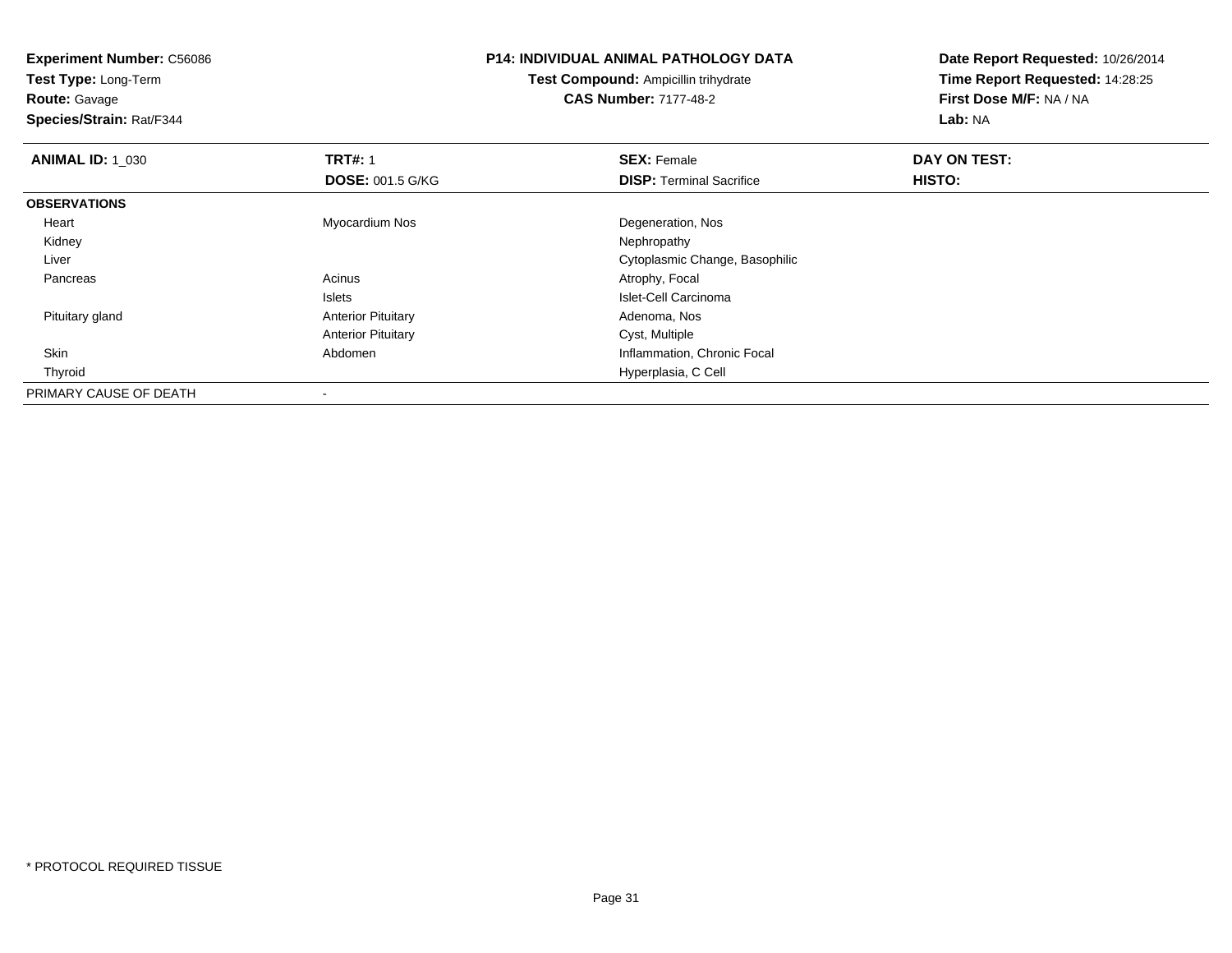**Experiment Number:** C56086
**Test Type:** Long-Term
**Route:** Gavage
**Species/Strain:** Rat/F344

**P14: INDIVIDUAL ANIMAL PATHOLOGY DATA**
**Test Compound:** Ampicillin trihydrate
**CAS Number:** 7177-48-2

**Date Report Requested:** 10/26/2014
**Time Report Requested:** 14:28:25
**First Dose M/F:** NA / NA
**Lab:** NA

| **ANIMAL ID:** 1_030 | **TRT#:** 1 | **SEX:** Female | **DAY ON TEST:** |
|---|---|---|---|
| | **DOSE:** 001.5 G/KG | **DISP:** Terminal Sacrifice | **HISTO:** |
| **OBSERVATIONS** | | | |
| Heart | Myocardium Nos | Degeneration, Nos | |
| Kidney | | Nephropathy | |
| Liver | | Cytoplasmic Change, Basophilic | |
| Pancreas | Acinus | Atrophy, Focal | |
| | Islets | Islet-Cell Carcinoma | |
| Pituitary gland | Anterior Pituitary | Adenoma, Nos | |
| | Anterior Pituitary | Cyst, Multiple | |
| Skin | Abdomen | Inflammation, Chronic Focal | |
| Thyroid | | Hyperplasia, C Cell | |
| PRIMARY CAUSE OF DEATH | - | | |

* PROTOCOL REQUIRED TISSUE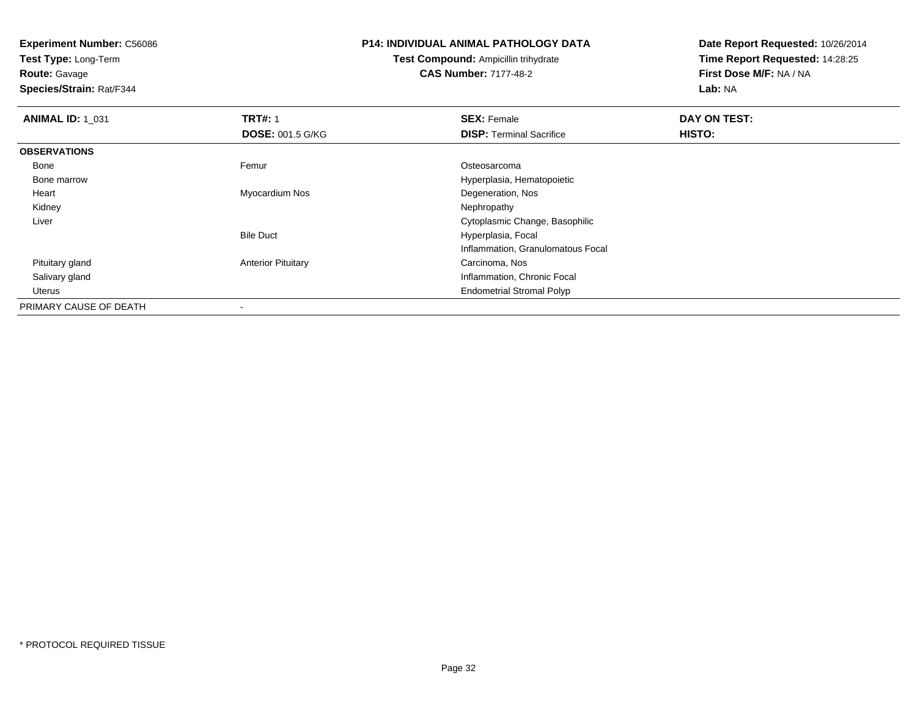**Experiment Number:** C56086
**Test Type:** Long-Term
**Route:** Gavage
**Species/Strain:** Rat/F344

**P14: INDIVIDUAL ANIMAL PATHOLOGY DATA**
**Test Compound:** Ampicillin trihydrate
**CAS Number:** 7177-48-2

**Date Report Requested:** 10/26/2014
**Time Report Requested:** 14:28:25
**First Dose M/F:** NA / NA
**Lab:** NA

| **ANIMAL ID:** 1_031 | **TRT#:** 1 | **SEX:** Female | **DAY ON TEST:** |
|---|---|---|---|
| | **DOSE:** 001.5 G/KG | **DISP:** Terminal Sacrifice | **HISTO:** |
| **OBSERVATIONS** | | | |
| Bone | Femur | Osteosarcoma | |
| Bone marrow | | Hyperplasia, Hematopoietic | |
| Heart | Myocardium Nos | Degeneration, Nos | |
| Kidney | | Nephropathy | |
| Liver | | Cytoplasmic Change, Basophilic | |
| | Bile Duct | Hyperplasia, Focal | |
| | | Inflammation, Granulomatous Focal | |
| Pituitary gland | Anterior Pituitary | Carcinoma, Nos | |
| Salivary gland | | Inflammation, Chronic Focal | |
| Uterus | | Endometrial Stromal Polyp | |
| PRIMARY CAUSE OF DEATH | - | | |

* PROTOCOL REQUIRED TISSUE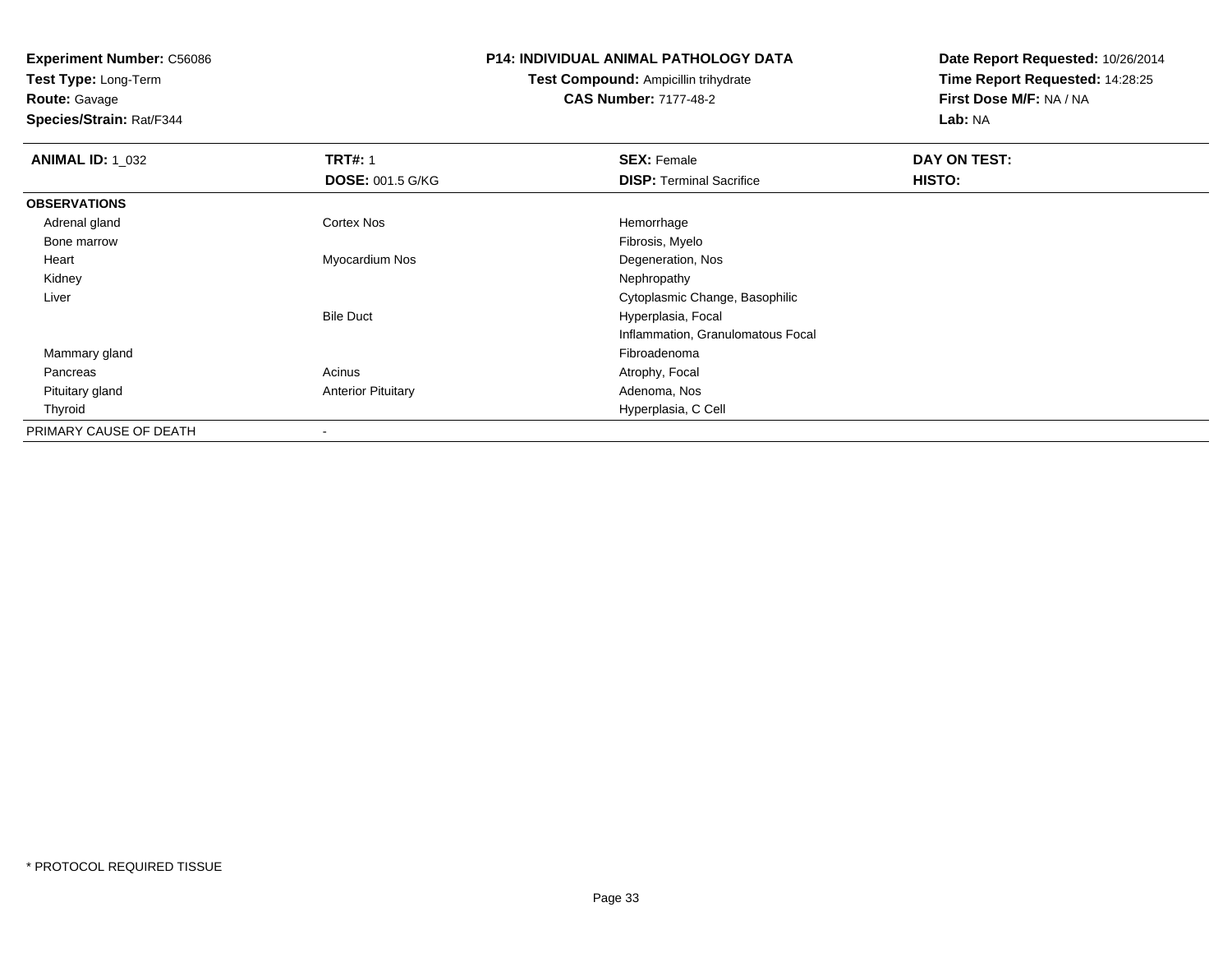**Experiment Number:** C56086
**Test Type:** Long-Term
**Route:** Gavage
**Species/Strain:** Rat/F344

**P14: INDIVIDUAL ANIMAL PATHOLOGY DATA**
**Test Compound:** Ampicillin trihydrate
**CAS Number:** 7177-48-2

**Date Report Requested:** 10/26/2014
**Time Report Requested:** 14:28:25
**First Dose M/F:** NA / NA
**Lab:** NA

| **ANIMAL ID:** 1_032 | **TRT#:** 1<br>**DOSE:** 001.5 G/KG | **SEX:** Female<br>**DISP:** Terminal Sacrifice | **DAY ON TEST:**<br>**HISTO:** |
|---|---|---|---|
| **OBSERVATIONS** | | | |
| Adrenal gland | Cortex Nos | Hemorrhage | |
| Bone marrow | | Fibrosis, Myelo | |
| Heart | Myocardium Nos | Degeneration, Nos | |
| Kidney | | Nephropathy | |
| Liver | | Cytoplasmic Change, Basophilic | |
| | Bile Duct | Hyperplasia, Focal | |
| | | Inflammation, Granulomatous Focal | |
| Mammary gland | | Fibroadenoma | |
| Pancreas | Acinus | Atrophy, Focal | |
| Pituitary gland | Anterior Pituitary | Adenoma, Nos | |
| Thyroid | | Hyperplasia, C Cell | |
| PRIMARY CAUSE OF DEATH | - | | |

* PROTOCOL REQUIRED TISSUE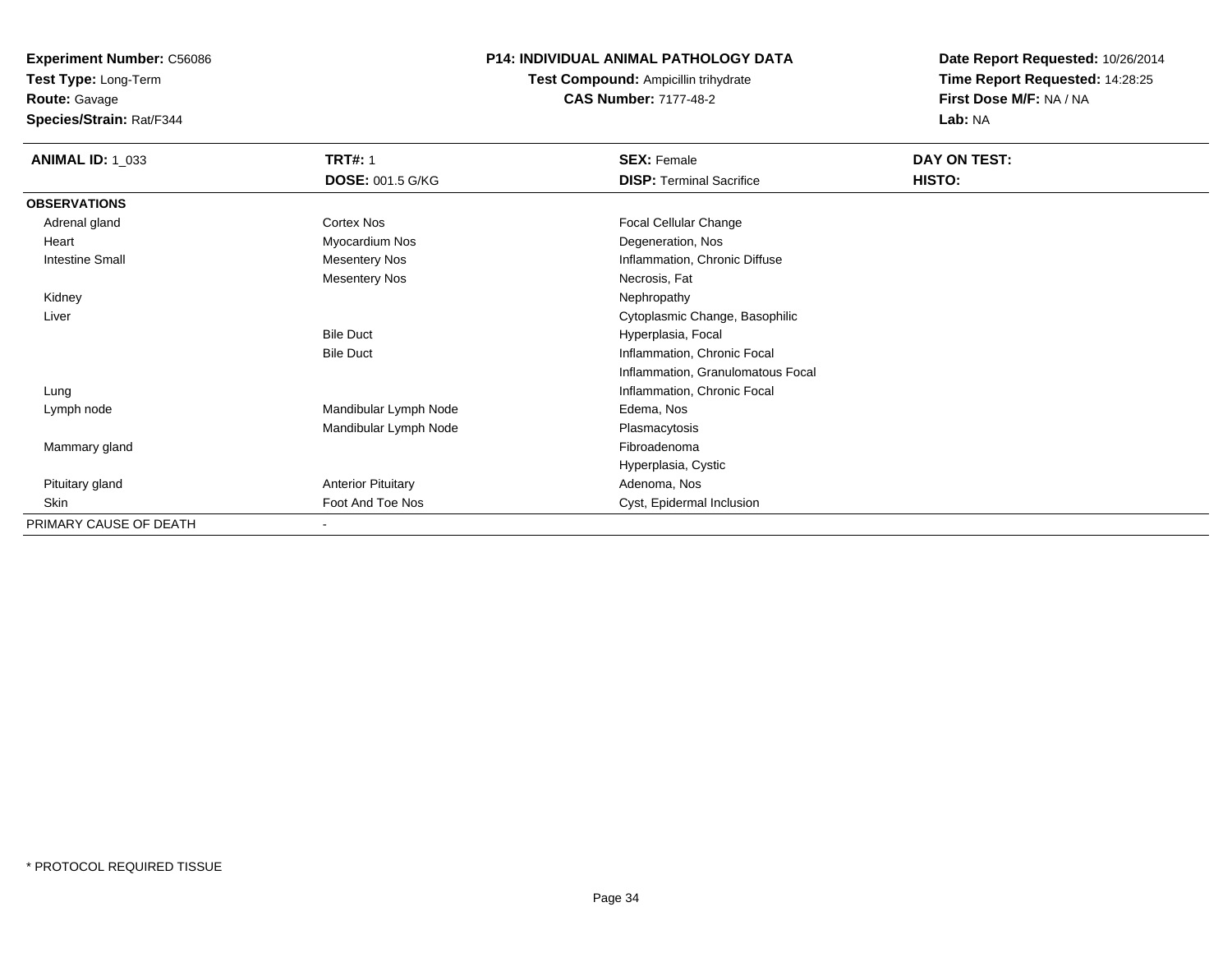**Experiment Number:** C56086
**Test Type:** Long-Term
**Route:** Gavage
**Species/Strain:** Rat/F344

## P14: INDIVIDUAL ANIMAL PATHOLOGY DATA

**Test Compound:** Ampicillin trihydrate
**CAS Number:** 7177-48-2

**Date Report Requested:** 10/26/2014
**Time Report Requested:** 14:28:25
**First Dose M/F:** NA / NA
**Lab:** NA

| **ANIMAL ID:** 1_033 | **TRT#:** 1 | **SEX:** Female | **DAY ON TEST:** |
|---|---|---|---|
| | **DOSE:** 001.5 G/KG | **DISP:** Terminal Sacrifice | **HISTO:** |
| **OBSERVATIONS** | | | |
| Adrenal gland | Cortex Nos | Focal Cellular Change | |
| Heart | Myocardium Nos | Degeneration, Nos | |
| Intestine Small | Mesentery Nos | Inflammation, Chronic Diffuse | |
| | Mesentery Nos | Necrosis, Fat | |
| Kidney | | Nephropathy | |
| Liver | | Cytoplasmic Change, Basophilic | |
| | Bile Duct | Hyperplasia, Focal | |
| | Bile Duct | Inflammation, Chronic Focal | |
| | | Inflammation, Granulomatous Focal | |
| Lung | | Inflammation, Chronic Focal | |
| Lymph node | Mandibular Lymph Node | Edema, Nos | |
| | Mandibular Lymph Node | Plasmacytosis | |
| Mammary gland | | Fibroadenoma | |
| | | Hyperplasia, Cystic | |
| Pituitary gland | Anterior Pituitary | Adenoma, Nos | |
| Skin | Foot And Toe Nos | Cyst, Epidermal Inclusion | |
| PRIMARY CAUSE OF DEATH | - | | |

* PROTOCOL REQUIRED TISSUE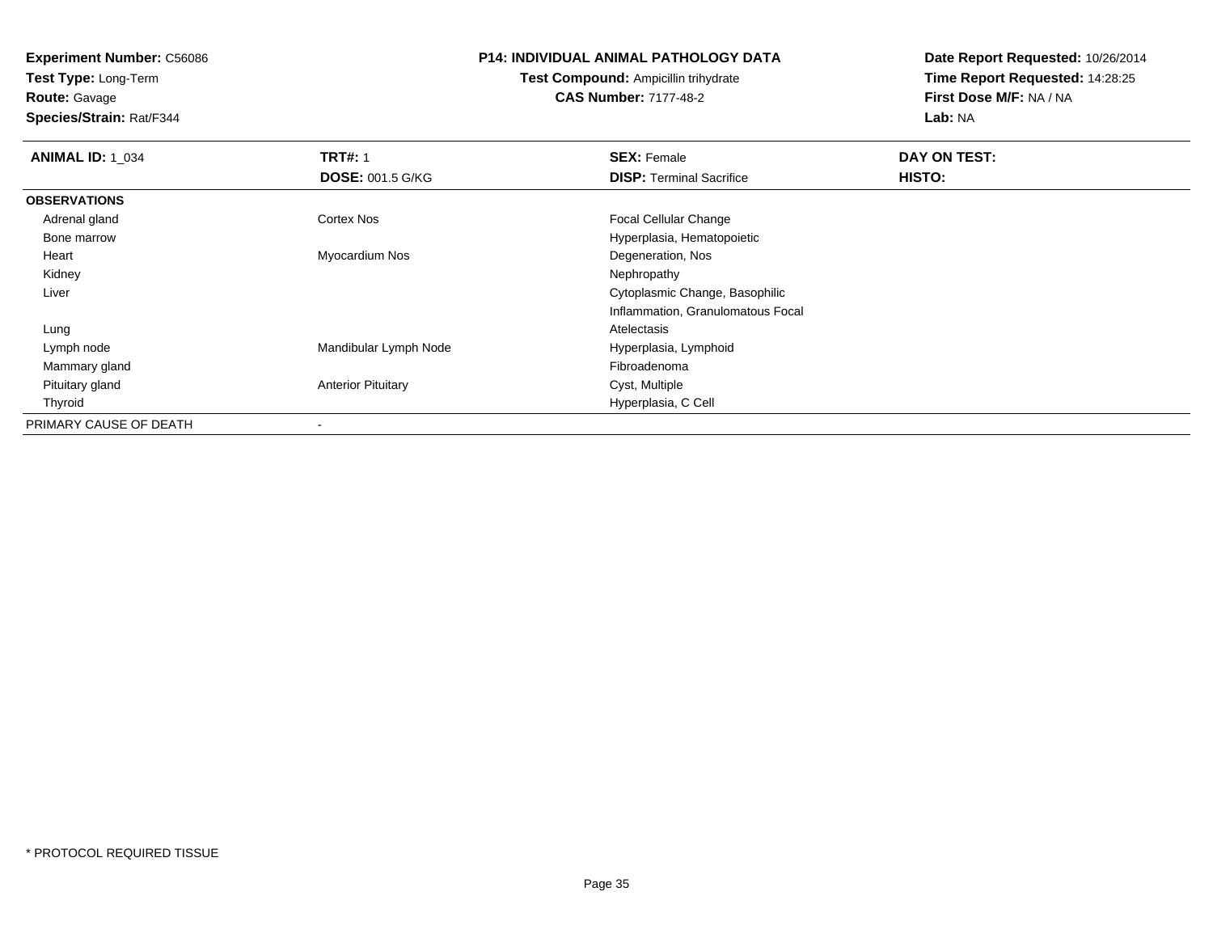**Experiment Number:** C56086
**Test Type:** Long-Term
**Route:** Gavage
**Species/Strain:** Rat/F344

**P14: INDIVIDUAL ANIMAL PATHOLOGY DATA**
**Test Compound:** Ampicillin trihydrate
**CAS Number:** 7177-48-2

**Date Report Requested:** 10/26/2014
**Time Report Requested:** 14:28:25
**First Dose M/F:** NA / NA
**Lab:** NA

| **ANIMAL ID:** 1_034 | **TRT#:** 1 | **SEX:** Female | **DAY ON TEST:** |
|---|---|---|---|
| | **DOSE:** 001.5 G/KG | **DISP:** Terminal Sacrifice | **HISTO:** |
| **OBSERVATIONS** | | | |
| Adrenal gland | Cortex Nos | Focal Cellular Change | |
| Bone marrow | | Hyperplasia, Hematopoietic | |
| Heart | Myocardium Nos | Degeneration, Nos | |
| Kidney | | Nephropathy | |
| Liver | | Cytoplasmic Change, Basophilic | |
| | | Inflammation, Granulomatous Focal | |
| Lung | | Atelectasis | |
| Lymph node | Mandibular Lymph Node | Hyperplasia, Lymphoid | |
| Mammary gland | | Fibroadenoma | |
| Pituitary gland | Anterior Pituitary | Cyst, Multiple | |
| Thyroid | | Hyperplasia, C Cell | |
| PRIMARY CAUSE OF DEATH | - | | |

* PROTOCOL REQUIRED TISSUE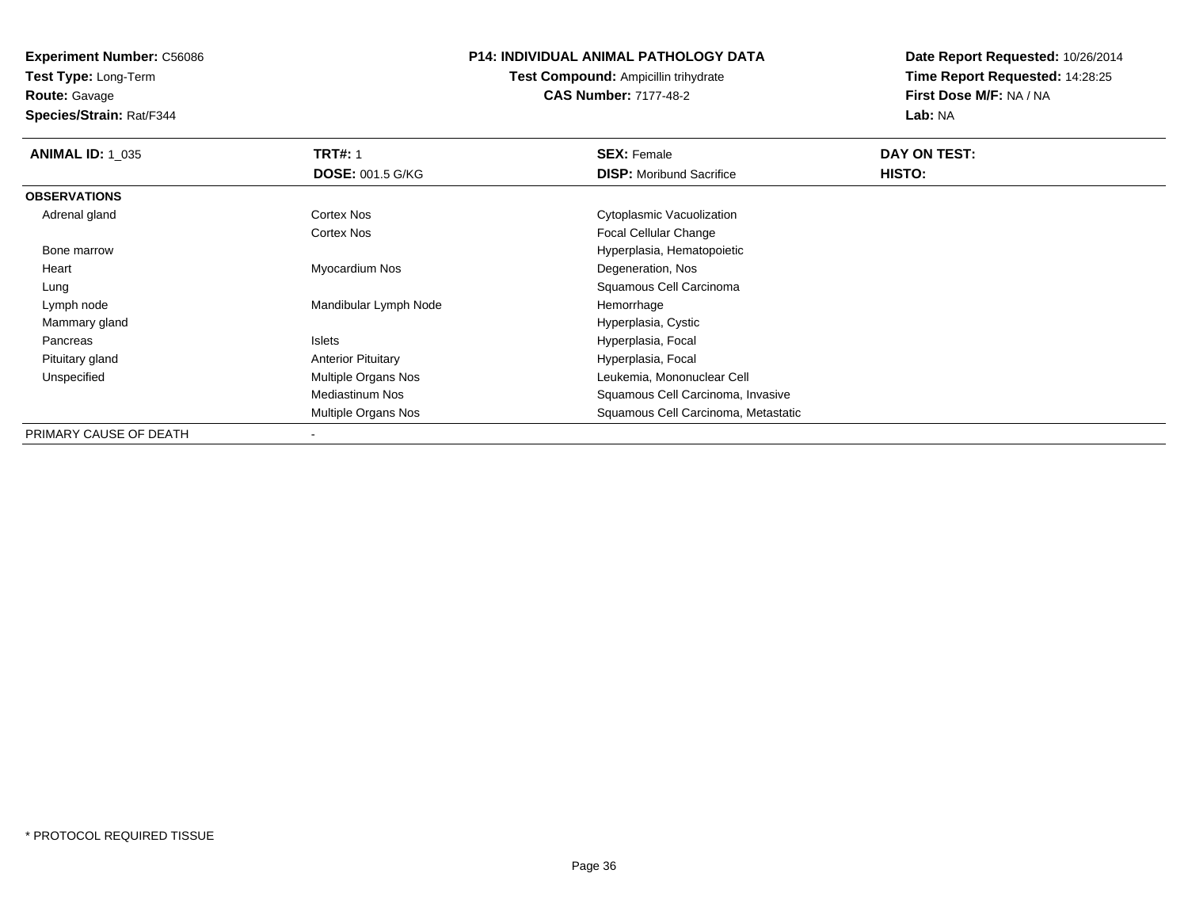**Experiment Number:** C56086
**Test Type:** Long-Term
**Route:** Gavage
**Species/Strain:** Rat/F344

**P14: INDIVIDUAL ANIMAL PATHOLOGY DATA**
**Test Compound:** Ampicillin trihydrate
**CAS Number:** 7177-48-2

**Date Report Requested:** 10/26/2014
**Time Report Requested:** 14:28:25
**First Dose M/F:** NA / NA
**Lab:** NA

| **ANIMAL ID:** 1_035 | **TRT#:** 1 | **SEX:** Female | **DAY ON TEST:** |
|---|---|---|---|
| | **DOSE:** 001.5 G/KG | **DISP:** Moribund Sacrifice | **HISTO:** |
| **OBSERVATIONS** | | | |
| Adrenal gland | Cortex Nos | Cytoplasmic Vacuolization | |
| | Cortex Nos | Focal Cellular Change | |
| Bone marrow | | Hyperplasia, Hematopoietic | |
| Heart | Myocardium Nos | Degeneration, Nos | |
| Lung | | Squamous Cell Carcinoma | |
| Lymph node | Mandibular Lymph Node | Hemorrhage | |
| Mammary gland | | Hyperplasia, Cystic | |
| Pancreas | Islets | Hyperplasia, Focal | |
| Pituitary gland | Anterior Pituitary | Hyperplasia, Focal | |
| Unspecified | Multiple Organs Nos | Leukemia, Mononuclear Cell | |
| | Mediastinum Nos | Squamous Cell Carcinoma, Invasive | |
| | Multiple Organs Nos | Squamous Cell Carcinoma, Metastatic | |
| PRIMARY CAUSE OF DEATH | - | | |

\* PROTOCOL REQUIRED TISSUE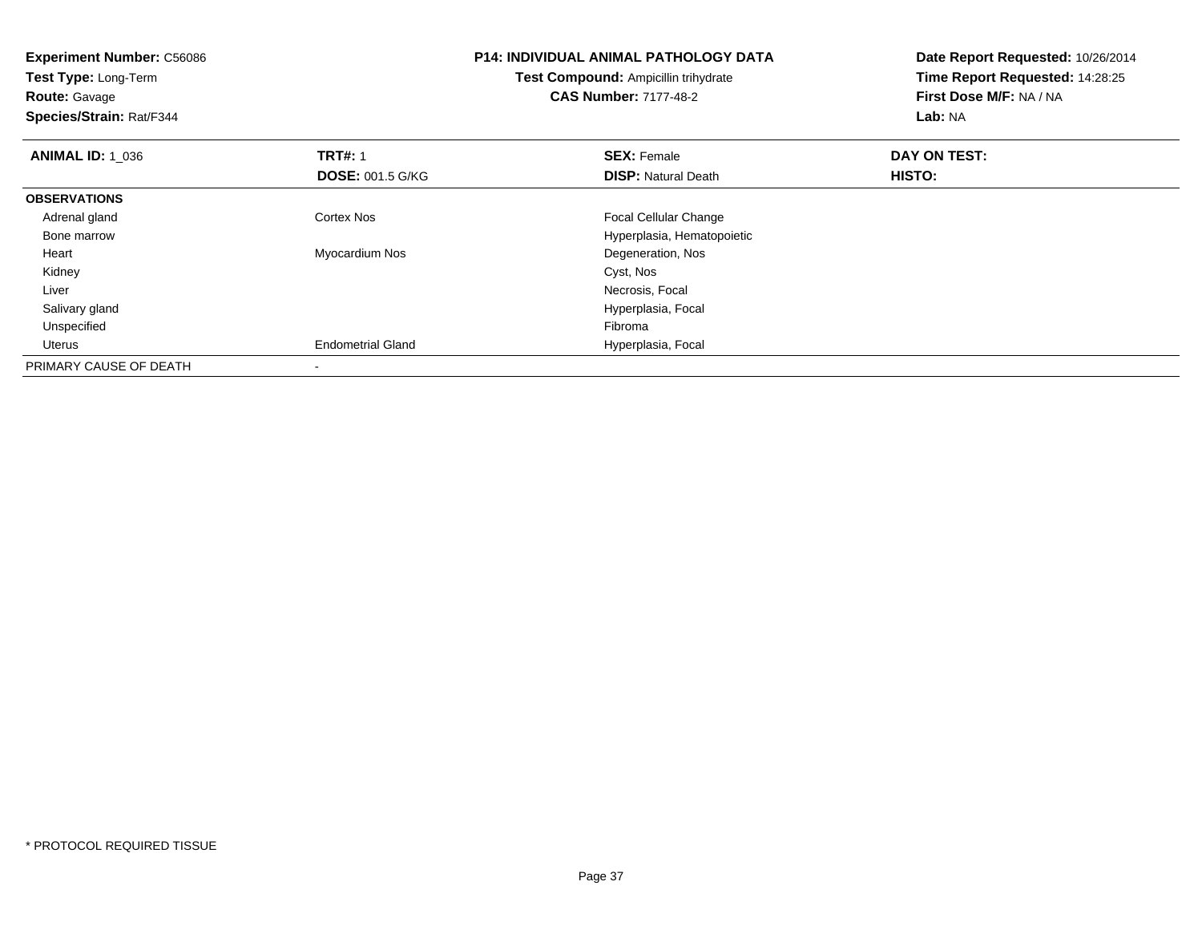**Experiment Number:** C56086
**Test Type:** Long-Term
**Route:** Gavage
**Species/Strain:** Rat/F344

**P14: INDIVIDUAL ANIMAL PATHOLOGY DATA**
**Test Compound:** Ampicillin trihydrate
**CAS Number:** 7177-48-2

**Date Report Requested:** 10/26/2014
**Time Report Requested:** 14:28:25
**First Dose M/F:** NA / NA
**Lab:** NA

| **ANIMAL ID:** 1_036 | **TRT#:** 1 | **SEX:** Female | **DAY ON TEST:** |
|---|---|---|---|
| | **DOSE:** 001.5 G/KG | **DISP:** Natural Death | **HISTO:** |
| **OBSERVATIONS** | | | |
| Adrenal gland | Cortex Nos | Focal Cellular Change | |
| Bone marrow | | Hyperplasia, Hematopoietic | |
| Heart | Myocardium Nos | Degeneration, Nos | |
| Kidney | | Cyst, Nos | |
| Liver | | Necrosis, Focal | |
| Salivary gland | | Hyperplasia, Focal | |
| Unspecified | | Fibroma | |
| Uterus | Endometrial Gland | Hyperplasia, Focal | |
| PRIMARY CAUSE OF DEATH | - | | |

* PROTOCOL REQUIRED TISSUE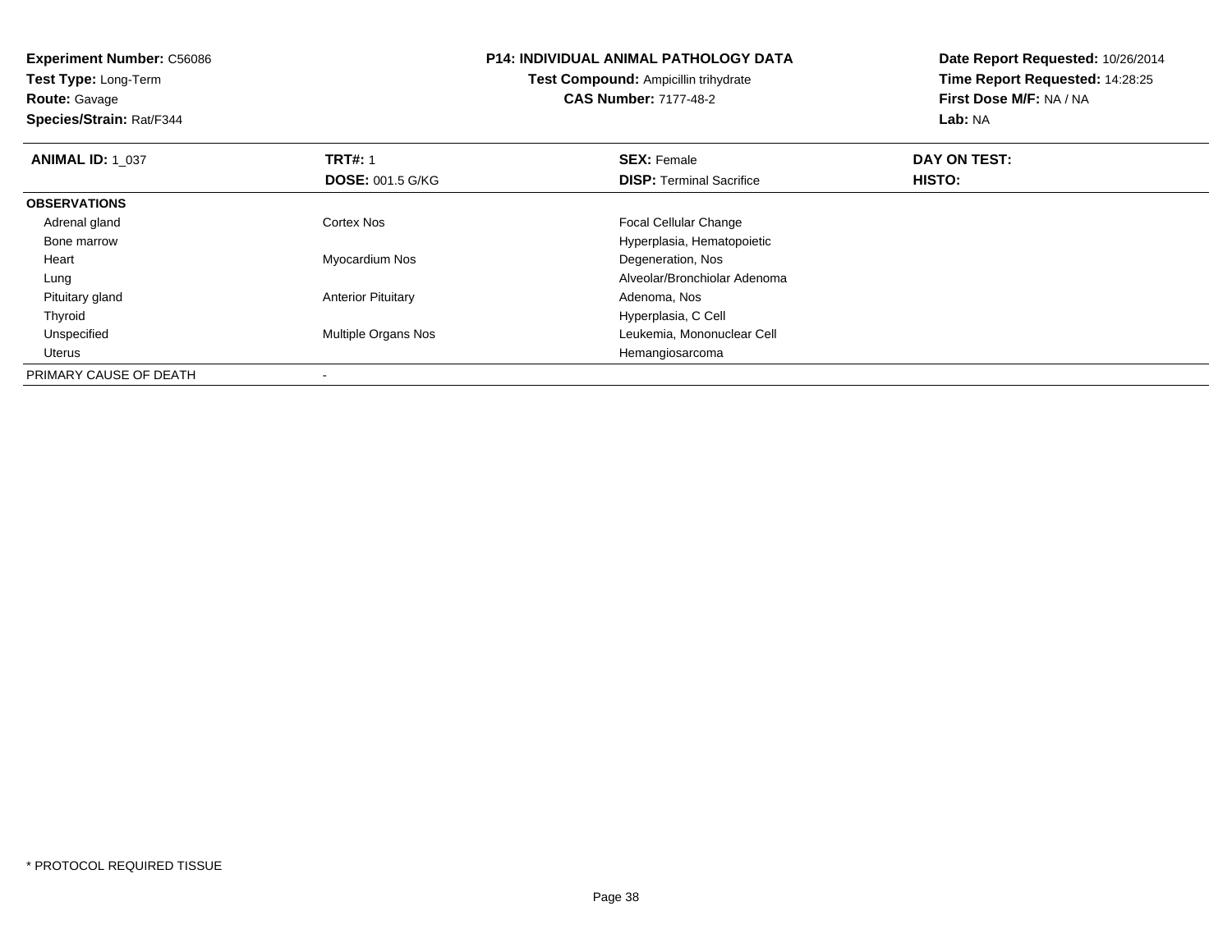**Experiment Number:** C56086
**Test Type:** Long-Term
**Route:** Gavage
**Species/Strain:** Rat/F344

**P14: INDIVIDUAL ANIMAL PATHOLOGY DATA**
**Test Compound:** Ampicillin trihydrate
**CAS Number:** 7177-48-2

**Date Report Requested:** 10/26/2014
**Time Report Requested:** 14:28:25
**First Dose M/F:** NA / NA
**Lab:** NA

| **ANIMAL ID:** 1_037 | **TRT#:** 1 | **SEX:** Female | **DAY ON TEST:** |
|---|---|---|---|
| | **DOSE:** 001.5 G/KG | **DISP:** Terminal Sacrifice | **HISTO:** |
| **OBSERVATIONS** | | | |
| Adrenal gland | Cortex Nos | Focal Cellular Change | |
| Bone marrow | | Hyperplasia, Hematopoietic | |
| Heart | Myocardium Nos | Degeneration, Nos | |
| Lung | | Alveolar/Bronchiolar Adenoma | |
| Pituitary gland | Anterior Pituitary | Adenoma, Nos | |
| Thyroid | | Hyperplasia, C Cell | |
| Unspecified | Multiple Organs Nos | Leukemia, Mononuclear Cell | |
| Uterus | | Hemangiosarcoma | |
| PRIMARY CAUSE OF DEATH | - | | |

* PROTOCOL REQUIRED TISSUE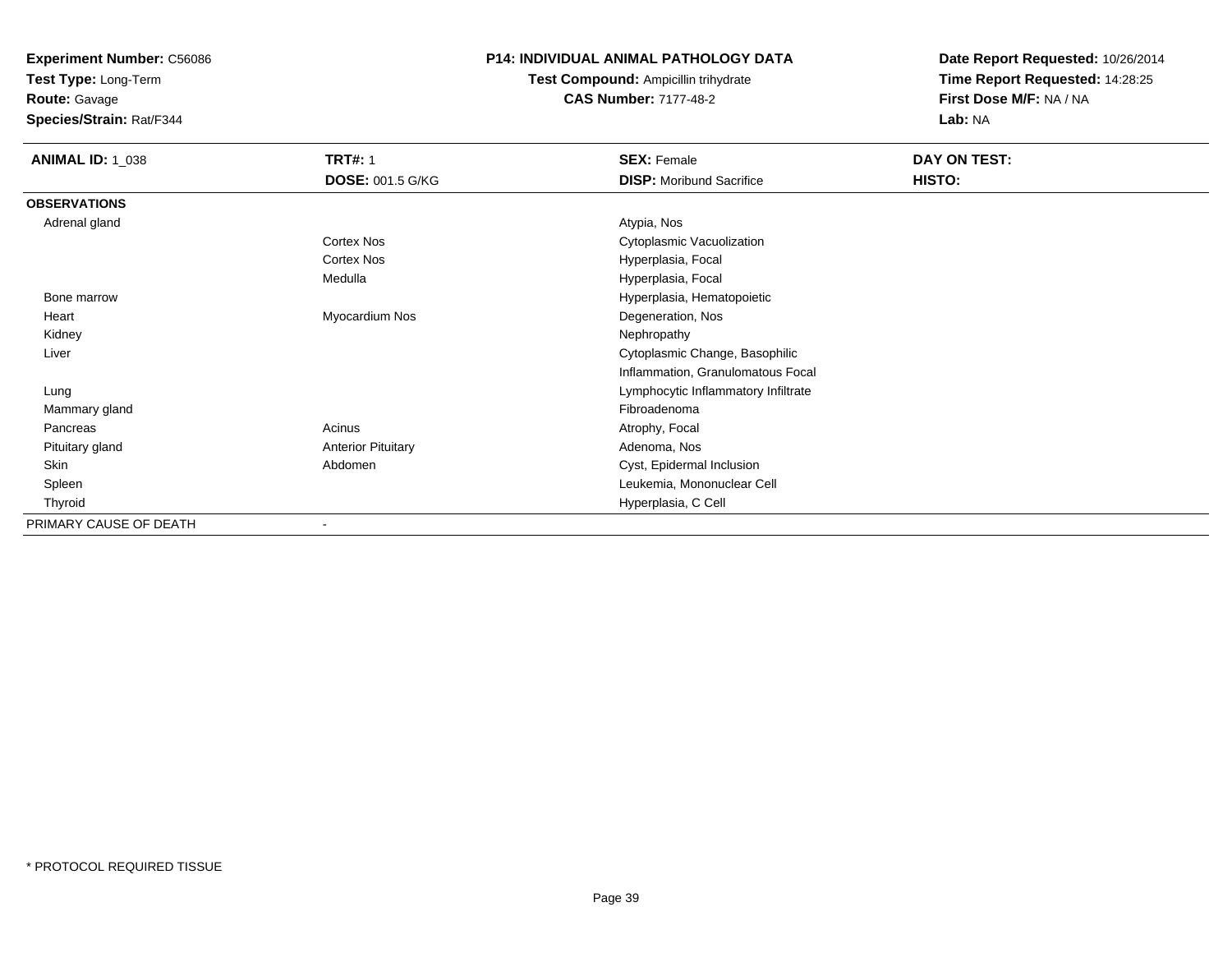**Experiment Number:** C56086
**Test Type:** Long-Term
**Route:** Gavage
**Species/Strain:** Rat/F344

**P14: INDIVIDUAL ANIMAL PATHOLOGY DATA**
**Test Compound:** Ampicillin trihydrate
**CAS Number:** 7177-48-2

**Date Report Requested:** 10/26/2014
**Time Report Requested:** 14:28:25
**First Dose M/F:** NA / NA
**Lab:** NA

| **ANIMAL ID:** 1_038 | **TRT#:** 1 | **SEX:** Female | **DAY ON TEST:** |
|---|---|---|---|
| | **DOSE:** 001.5 G/KG | **DISP:** Moribund Sacrifice | **HISTO:** |
| **OBSERVATIONS** | | | |
| Adrenal gland | | Atypia, Nos | |
| | Cortex Nos | Cytoplasmic Vacuolization | |
| | Cortex Nos | Hyperplasia, Focal | |
| | Medulla | Hyperplasia, Focal | |
| Bone marrow | | Hyperplasia, Hematopoietic | |
| Heart | Myocardium Nos | Degeneration, Nos | |
| Kidney | | Nephropathy | |
| Liver | | Cytoplasmic Change, Basophilic | |
| | | Inflammation, Granulomatous Focal | |
| Lung | | Lymphocytic Inflammatory Infiltrate | |
| Mammary gland | | Fibroadenoma | |
| Pancreas | Acinus | Atrophy, Focal | |
| Pituitary gland | Anterior Pituitary | Adenoma, Nos | |
| Skin | Abdomen | Cyst, Epidermal Inclusion | |
| Spleen | | Leukemia, Mononuclear Cell | |
| Thyroid | | Hyperplasia, C Cell | |
| PRIMARY CAUSE OF DEATH | - | | |

* PROTOCOL REQUIRED TISSUE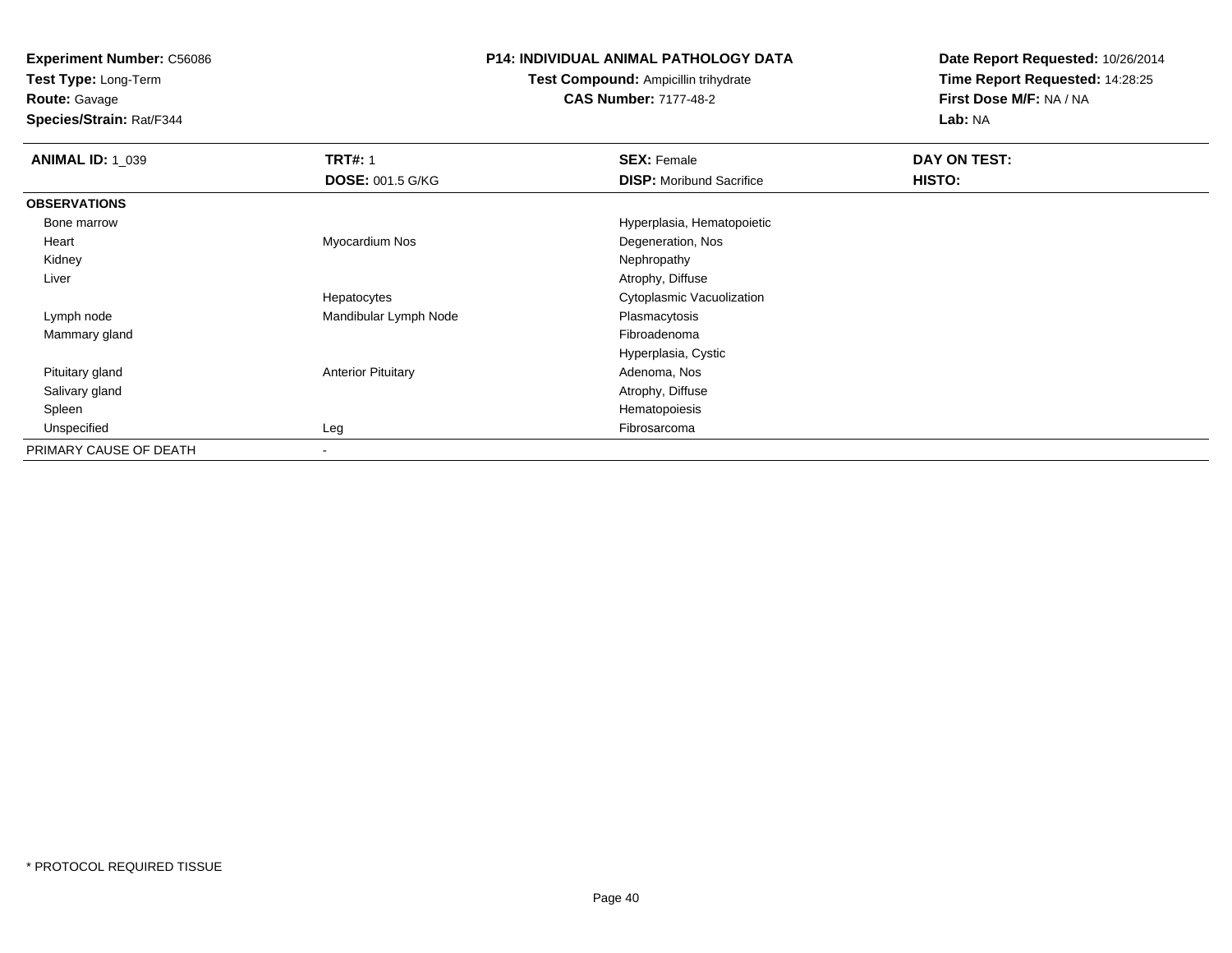**Experiment Number:** C56086
**Test Type:** Long-Term
**Route:** Gavage
**Species/Strain:** Rat/F344

**P14: INDIVIDUAL ANIMAL PATHOLOGY DATA**
**Test Compound:** Ampicillin trihydrate
**CAS Number:** 7177-48-2

**Date Report Requested:** 10/26/2014
**Time Report Requested:** 14:28:25
**First Dose M/F:** NA / NA
**Lab:** NA

| **ANIMAL ID:** 1_039 | **TRT#:** 1 | **SEX:** Female | **DAY ON TEST:** |
|---|---|---|---|
| | **DOSE:** 001.5 G/KG | **DISP:** Moribund Sacrifice | **HISTO:** |
| **OBSERVATIONS** | | | |
| Bone marrow | | Hyperplasia, Hematopoietic | |
| Heart | Myocardium Nos | Degeneration, Nos | |
| Kidney | | Nephropathy | |
| Liver | | Atrophy, Diffuse | |
| | Hepatocytes | Cytoplasmic Vacuolization | |
| Lymph node | Mandibular Lymph Node | Plasmacytosis | |
| Mammary gland | | Fibroadenoma | |
| | | Hyperplasia, Cystic | |
| Pituitary gland | Anterior Pituitary | Adenoma, Nos | |
| Salivary gland | | Atrophy, Diffuse | |
| Spleen | | Hematopoiesis | |
| Unspecified | Leg | Fibrosarcoma | |
| PRIMARY CAUSE OF DEATH | - | | |

* PROTOCOL REQUIRED TISSUE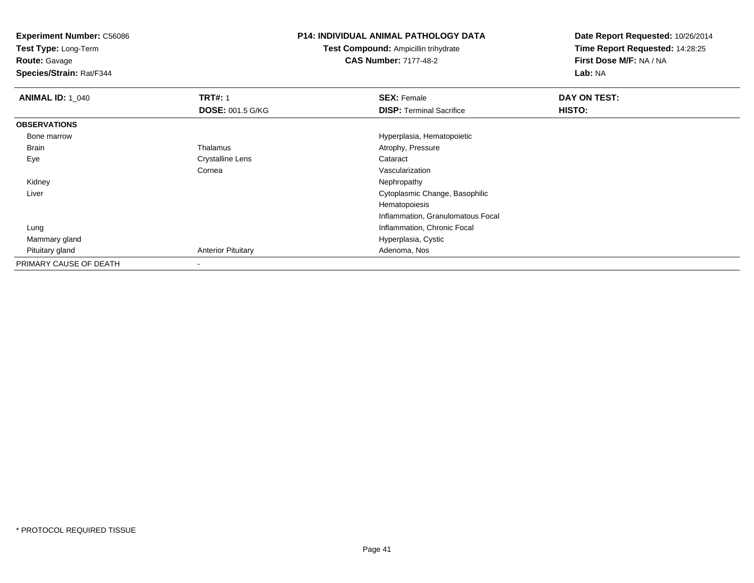**Experiment Number:** C56086
**Test Type:** Long-Term
**Route:** Gavage
**Species/Strain:** Rat/F344

**P14: INDIVIDUAL ANIMAL PATHOLOGY DATA**
**Test Compound:** Ampicillin trihydrate
**CAS Number:** 7177-48-2

**Date Report Requested:** 10/26/2014
**Time Report Requested:** 14:28:25
**First Dose M/F:** NA / NA
**Lab:** NA

| **ANIMAL ID:** 1_040 | **TRT#:** 1 | **SEX:** Female | **DAY ON TEST:** |
|---|---|---|---|
| | **DOSE:** 001.5 G/KG | **DISP:** Terminal Sacrifice | **HISTO:** |
| **OBSERVATIONS** | | | |
| Bone marrow | | Hyperplasia, Hematopoietic | |
| Brain | Thalamus | Atrophy, Pressure | |
| Eye | Crystalline Lens | Cataract | |
| | Cornea | Vascularization | |
| Kidney | | Nephropathy | |
| Liver | | Cytoplasmic Change, Basophilic | |
| | | Hematopoiesis | |
| | | Inflammation, Granulomatous Focal | |
| Lung | | Inflammation, Chronic Focal | |
| Mammary gland | | Hyperplasia, Cystic | |
| Pituitary gland | Anterior Pituitary | Adenoma, Nos | |
| PRIMARY CAUSE OF DEATH | - | | |

\* PROTOCOL REQUIRED TISSUE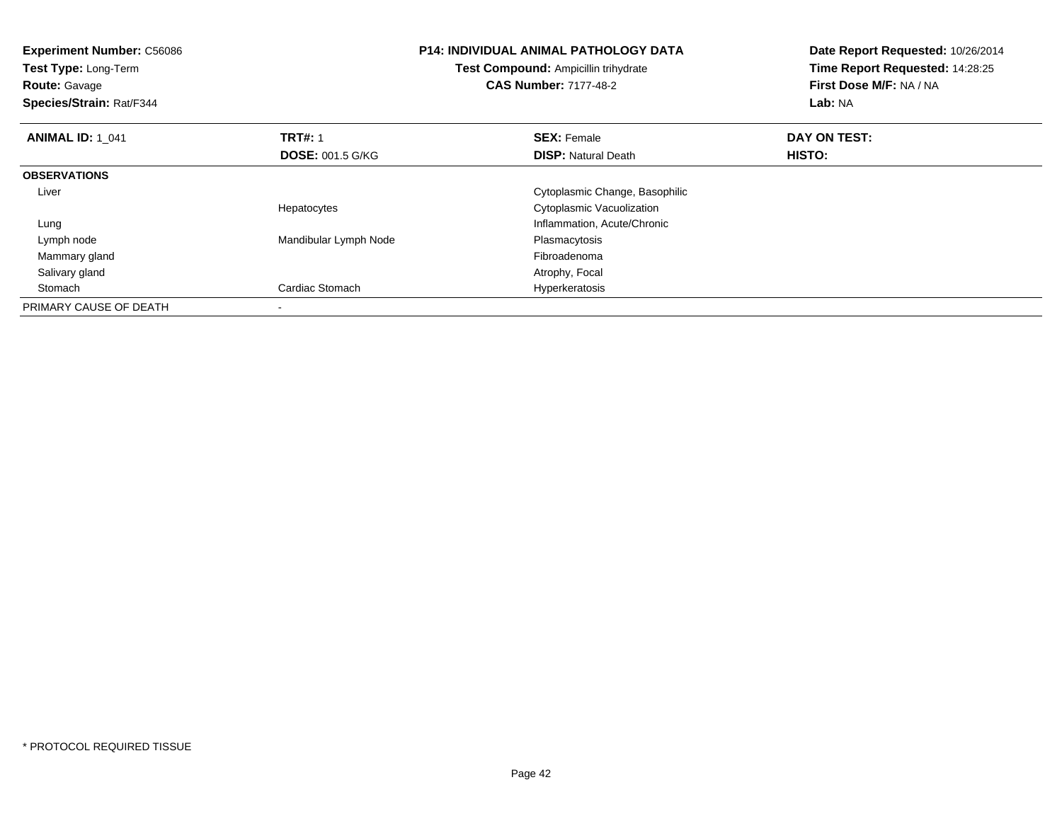**Experiment Number:** C56086
**Test Type:** Long-Term
**Route:** Gavage
**Species/Strain:** Rat/F344

**P14: INDIVIDUAL ANIMAL PATHOLOGY DATA**
**Test Compound:** Ampicillin trihydrate
**CAS Number:** 7177-48-2

**Date Report Requested:** 10/26/2014
**Time Report Requested:** 14:28:25
**First Dose M/F:** NA / NA
**Lab:** NA

| **ANIMAL ID:** 1_041 | **TRT#:** 1 | **SEX:** Female | **DAY ON TEST:** |
|---|---|---|---|
| | **DOSE:** 001.5 G/KG | **DISP:** Natural Death | **HISTO:** |
| **OBSERVATIONS** | | | |
| Liver | | Cytoplasmic Change, Basophilic | |
| | Hepatocytes | Cytoplasmic Vacuolization | |
| Lung | | Inflammation, Acute/Chronic | |
| Lymph node | Mandibular Lymph Node | Plasmacytosis | |
| Mammary gland | | Fibroadenoma | |
| Salivary gland | | Atrophy, Focal | |
| Stomach | Cardiac Stomach | Hyperkeratosis | |
| PRIMARY CAUSE OF DEATH | - | | |

* PROTOCOL REQUIRED TISSUE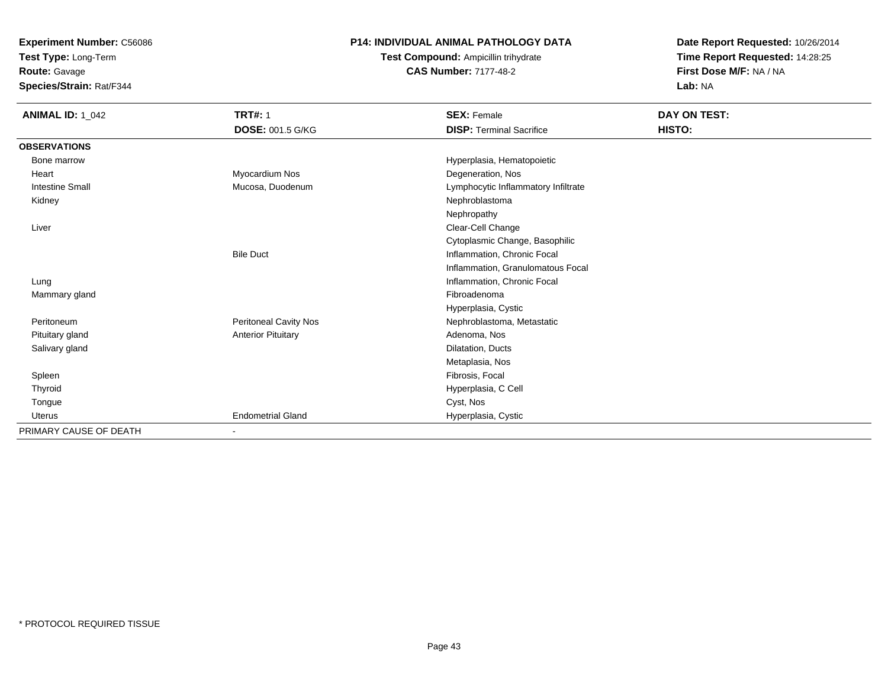**Experiment Number:** C56086
**Test Type:** Long-Term
**Route:** Gavage
**Species/Strain:** Rat/F344

**P14: INDIVIDUAL ANIMAL PATHOLOGY DATA**
**Test Compound:** Ampicillin trihydrate
**CAS Number:** 7177-48-2

**Date Report Requested:** 10/26/2014
**Time Report Requested:** 14:28:25
**First Dose M/F:** NA / NA
**Lab:** NA

| **ANIMAL ID:** 1_042 | **TRT#:** 1 | **SEX:** Female | **DAY ON TEST:** |
|---|---|---|---|
| | **DOSE:** 001.5 G/KG | **DISP:** Terminal Sacrifice | **HISTO:** |
| **OBSERVATIONS** | | | |
| Bone marrow | | Hyperplasia, Hematopoietic | |
| Heart | Myocardium Nos | Degeneration, Nos | |
| Intestine Small | Mucosa, Duodenum | Lymphocytic Inflammatory Infiltrate | |
| Kidney | | Nephroblastoma | |
| | | Nephropathy | |
| Liver | | Clear-Cell Change | |
| | | Cytoplasmic Change, Basophilic | |
| | Bile Duct | Inflammation, Chronic Focal | |
| | | Inflammation, Granulomatous Focal | |
| Lung | | Inflammation, Chronic Focal | |
| Mammary gland | | Fibroadenoma | |
| | | Hyperplasia, Cystic | |
| Peritoneum | Peritoneal Cavity Nos | Nephroblastoma, Metastatic | |
| Pituitary gland | Anterior Pituitary | Adenoma, Nos | |
| Salivary gland | | Dilatation, Ducts | |
| | | Metaplasia, Nos | |
| Spleen | | Fibrosis, Focal | |
| Thyroid | | Hyperplasia, C Cell | |
| Tongue | | Cyst, Nos | |
| Uterus | Endometrial Gland | Hyperplasia, Cystic | |
| PRIMARY CAUSE OF DEATH | - | | |

* PROTOCOL REQUIRED TISSUE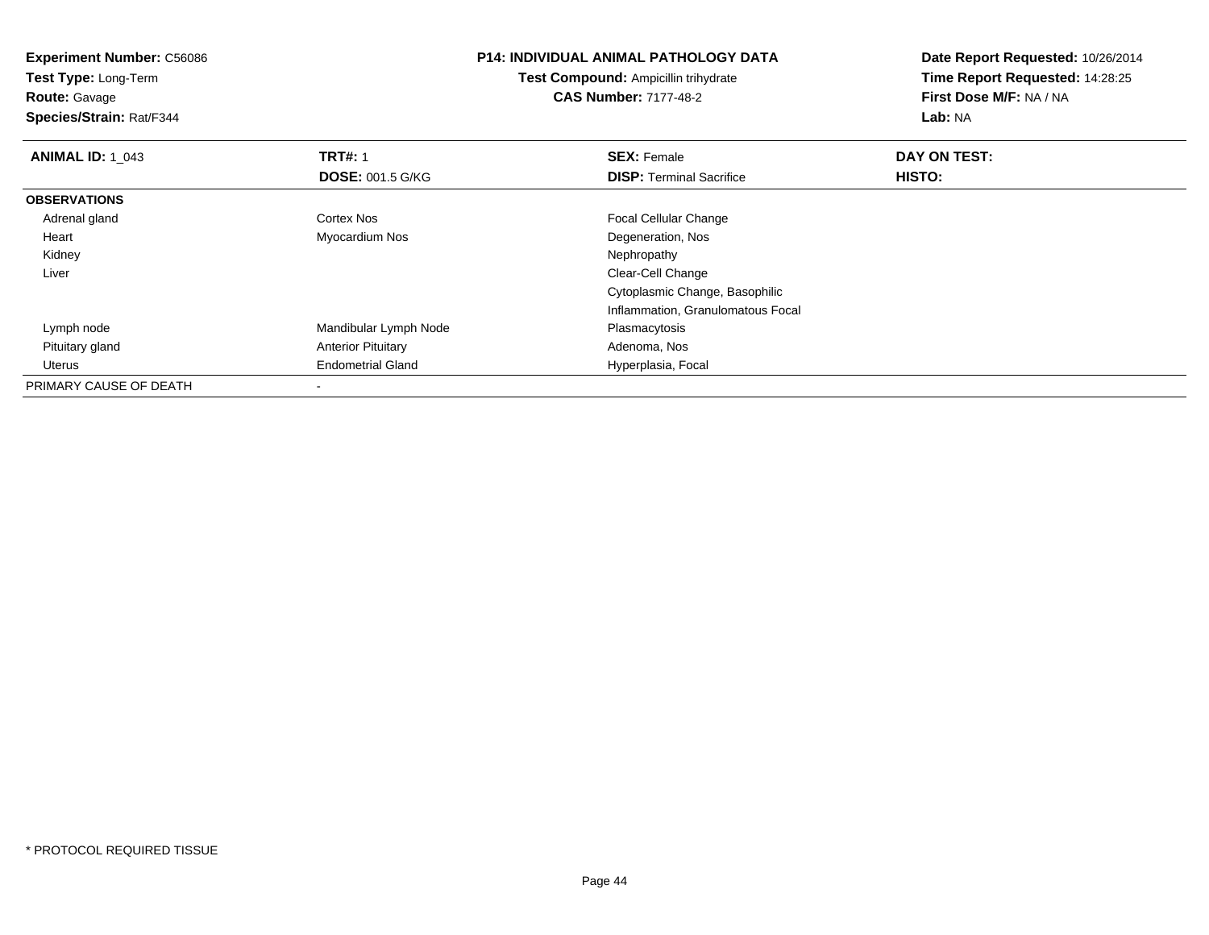**Experiment Number:** C56086
**Test Type:** Long-Term
**Route:** Gavage
**Species/Strain:** Rat/F344

**P14: INDIVIDUAL ANIMAL PATHOLOGY DATA**
**Test Compound:** Ampicillin trihydrate
**CAS Number:** 7177-48-2

**Date Report Requested:** 10/26/2014
**Time Report Requested:** 14:28:25
**First Dose M/F:** NA / NA
**Lab:** NA

| **ANIMAL ID:** 1_043 | **TRT#:** 1 | **SEX:** Female | **DAY ON TEST:** |
|---|---|---|---|
| | **DOSE:** 001.5 G/KG | **DISP:** Terminal Sacrifice | **HISTO:** |
| **OBSERVATIONS** | | | |
| Adrenal gland | Cortex Nos | Focal Cellular Change | |
| Heart | Myocardium Nos | Degeneration, Nos | |
| Kidney | | Nephropathy | |
| Liver | | Clear-Cell Change | |
| | | Cytoplasmic Change, Basophilic | |
| | | Inflammation, Granulomatous Focal | |
| Lymph node | Mandibular Lymph Node | Plasmacytosis | |
| Pituitary gland | Anterior Pituitary | Adenoma, Nos | |
| Uterus | Endometrial Gland | Hyperplasia, Focal | |
| PRIMARY CAUSE OF DEATH | - | | |

* PROTOCOL REQUIRED TISSUE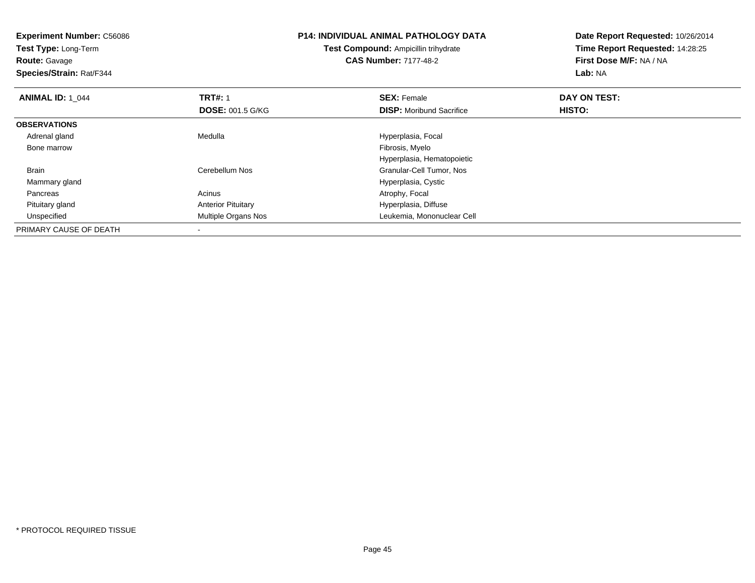**Experiment Number:** C56086
**Test Type:** Long-Term
**Route:** Gavage
**Species/Strain:** Rat/F344

**P14: INDIVIDUAL ANIMAL PATHOLOGY DATA**
**Test Compound:** Ampicillin trihydrate
**CAS Number:** 7177-48-2

**Date Report Requested:** 10/26/2014
**Time Report Requested:** 14:28:25
**First Dose M/F:** NA / NA
**Lab:** NA

| **ANIMAL ID:** 1_044 | **TRT#:** 1 | **SEX:** Female | **DAY ON TEST:** |
|---|---|---|---|
| | **DOSE:** 001.5 G/KG | **DISP:** Moribund Sacrifice | **HISTO:** |
| **OBSERVATIONS** | | | |
| Adrenal gland | Medulla | Hyperplasia, Focal | |
| Bone marrow | | Fibrosis, Myelo | |
| | | Hyperplasia, Hematopoietic | |
| Brain | Cerebellum Nos | Granular-Cell Tumor, Nos | |
| Mammary gland | | Hyperplasia, Cystic | |
| Pancreas | Acinus | Atrophy, Focal | |
| Pituitary gland | Anterior Pituitary | Hyperplasia, Diffuse | |
| Unspecified | Multiple Organs Nos | Leukemia, Mononuclear Cell | |
| PRIMARY CAUSE OF DEATH | - | | |

* PROTOCOL REQUIRED TISSUE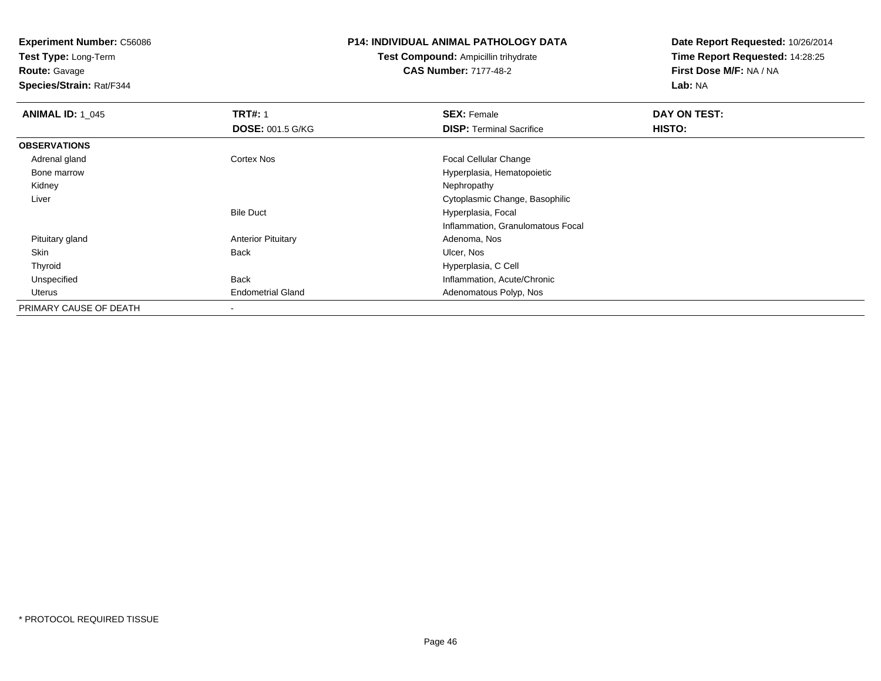**Experiment Number:** C56086
**Test Type:** Long-Term
**Route:** Gavage
**Species/Strain:** Rat/F344

**P14: INDIVIDUAL ANIMAL PATHOLOGY DATA**
**Test Compound:** Ampicillin trihydrate
**CAS Number:** 7177-48-2

**Date Report Requested:** 10/26/2014
**Time Report Requested:** 14:28:25
**First Dose M/F:** NA / NA
**Lab:** NA

| **ANIMAL ID:** 1_045 | **TRT#:** 1 | **SEX:** Female | **DAY ON TEST:** |
|---|---|---|---|
| | **DOSE:** 001.5 G/KG | **DISP:** Terminal Sacrifice | **HISTO:** |
| **OBSERVATIONS** | | | |
| Adrenal gland | Cortex Nos | Focal Cellular Change | |
| Bone marrow | | Hyperplasia, Hematopoietic | |
| Kidney | | Nephropathy | |
| Liver | | Cytoplasmic Change, Basophilic | |
| | Bile Duct | Hyperplasia, Focal | |
| | | Inflammation, Granulomatous Focal | |
| Pituitary gland | Anterior Pituitary | Adenoma, Nos | |
| Skin | Back | Ulcer, Nos | |
| Thyroid | | Hyperplasia, C Cell | |
| Unspecified | Back | Inflammation, Acute/Chronic | |
| Uterus | Endometrial Gland | Adenomatous Polyp, Nos | |
| PRIMARY CAUSE OF DEATH | - | | |

* PROTOCOL REQUIRED TISSUE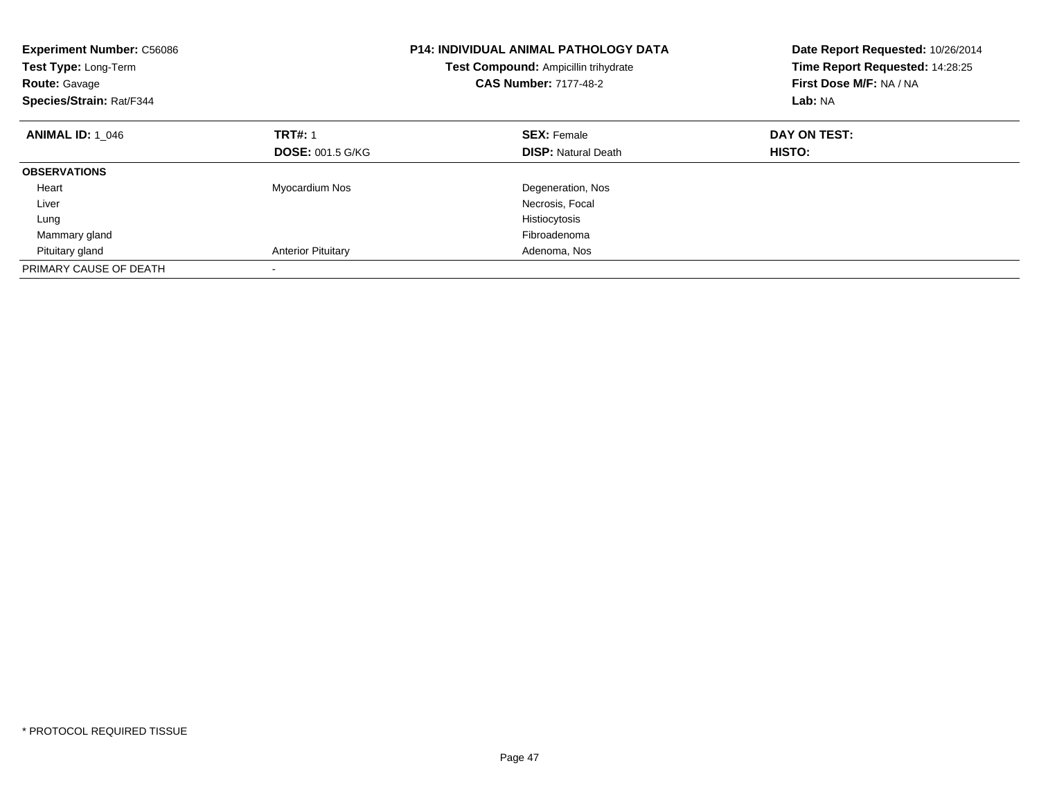**Experiment Number:** C56086
**Test Type:** Long-Term
**Route:** Gavage
**Species/Strain:** Rat/F344

**P14: INDIVIDUAL ANIMAL PATHOLOGY DATA**
**Test Compound:** Ampicillin trihydrate
**CAS Number:** 7177-48-2

**Date Report Requested:** 10/26/2014
**Time Report Requested:** 14:28:25
**First Dose M/F:** NA / NA
**Lab:** NA

| **ANIMAL ID:** 1_046 | **TRT#:** 1 | **SEX:** Female | **DAY ON TEST:** |
|---|---|---|---|
| | **DOSE:** 001.5 G/KG | **DISP:** Natural Death | **HISTO:** |
| **OBSERVATIONS** | | | |
| Heart | Myocardium Nos | Degeneration, Nos | |
| Liver | | Necrosis, Focal | |
| Lung | | Histiocytosis | |
| Mammary gland | | Fibroadenoma | |
| Pituitary gland | Anterior Pituitary | Adenoma, Nos | |
| PRIMARY CAUSE OF DEATH | - | | |

* PROTOCOL REQUIRED TISSUE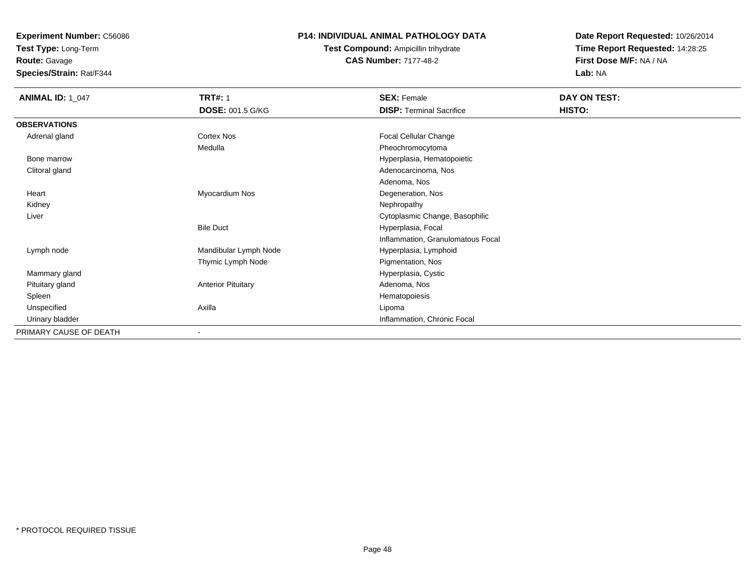**Experiment Number:** C56086
**Test Type:** Long-Term
**Route:** Gavage
**Species/Strain:** Rat/F344

**P14: INDIVIDUAL ANIMAL PATHOLOGY DATA**
**Test Compound:** Ampicillin trihydrate
**CAS Number:** 7177-48-2

**Date Report Requested:** 10/26/2014
**Time Report Requested:** 14:28:25
**First Dose M/F:** NA / NA
**Lab:** NA

| **ANIMAL ID:** 1_047 | **TRT#:** 1 | **SEX:** Female | **DAY ON TEST:** |
|---|---|---|---|
| | **DOSE:** 001.5 G/KG | **DISP:** Terminal Sacrifice | **HISTO:** |
| **OBSERVATIONS** | | | |
| Adrenal gland | Cortex Nos | Focal Cellular Change | |
| | Medulla | Pheochromocytoma | |
| Bone marrow | | Hyperplasia, Hematopoietic | |
| Clitoral gland | | Adenocarcinoma, Nos | |
| | | Adenoma, Nos | |
| Heart | Myocardium Nos | Degeneration, Nos | |
| Kidney | | Nephropathy | |
| Liver | | Cytoplasmic Change, Basophilic | |
| | Bile Duct | Hyperplasia, Focal | |
| | | Inflammation, Granulomatous Focal | |
| Lymph node | Mandibular Lymph Node | Hyperplasia, Lymphoid | |
| | Thymic Lymph Node | Pigmentation, Nos | |
| Mammary gland | | Hyperplasia, Cystic | |
| Pituitary gland | Anterior Pituitary | Adenoma, Nos | |
| Spleen | | Hematopoiesis | |
| Unspecified | Axilla | Lipoma | |
| Urinary bladder | | Inflammation, Chronic Focal | |
| PRIMARY CAUSE OF DEATH | - | | |

* PROTOCOL REQUIRED TISSUE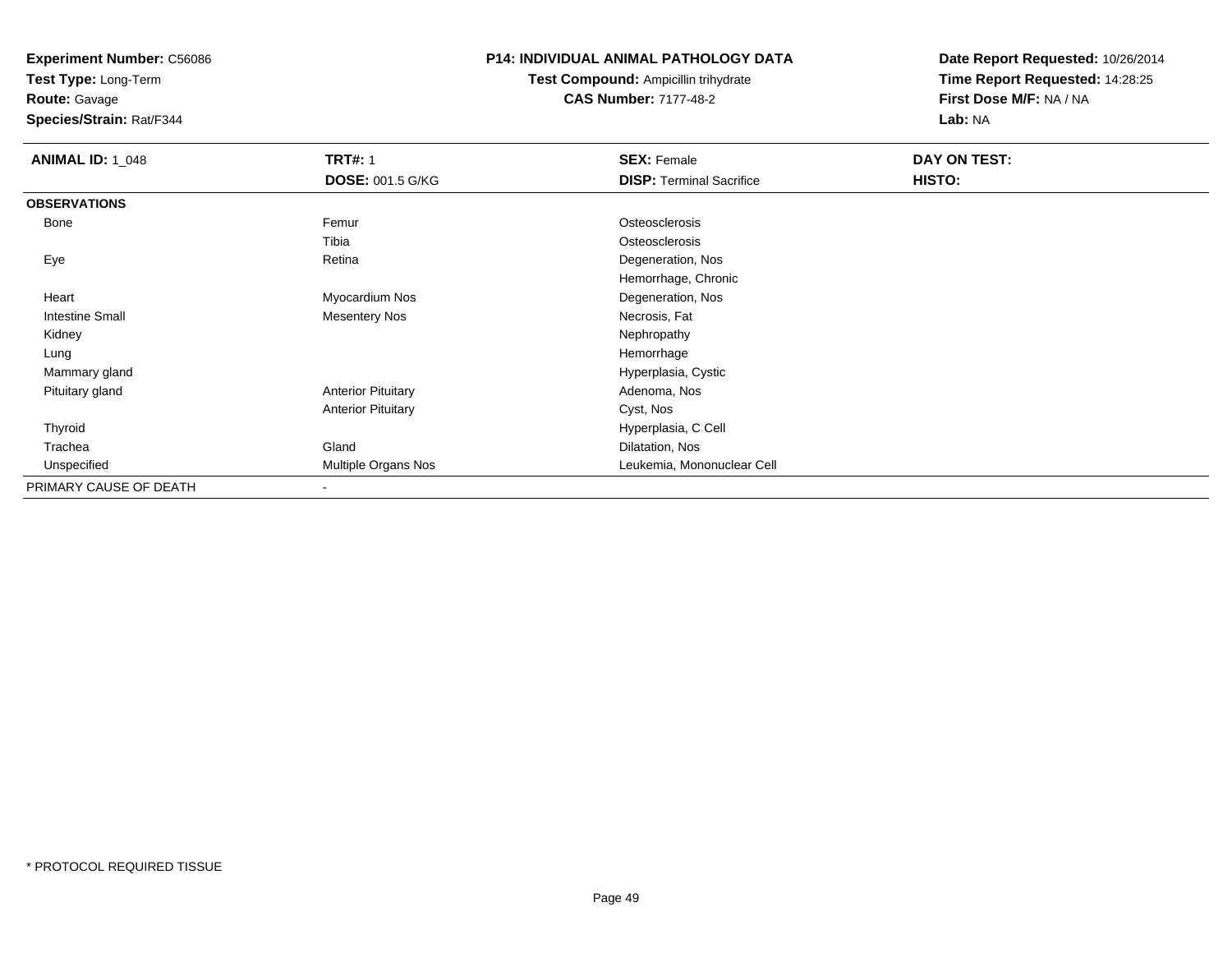**Experiment Number:** C56086
**Test Type:** Long-Term
**Route:** Gavage
**Species/Strain:** Rat/F344

# P14: INDIVIDUAL ANIMAL PATHOLOGY DATA

**Test Compound:** Ampicillin trihydrate
**CAS Number:** 7177-48-2

**Date Report Requested:** 10/26/2014
**Time Report Requested:** 14:28:25
**First Dose M/F:** NA / NA
**Lab:** NA

| **ANIMAL ID:** 1_048 | **TRT#:** 1 | **SEX:** Female | **DAY ON TEST:** |
|---|---|---|---|
| | **DOSE:** 001.5 G/KG | **DISP:** Terminal Sacrifice | **HISTO:** |
| **OBSERVATIONS** | | | |
| Bone | Femur | Osteosclerosis | |
| | Tibia | Osteosclerosis | |
| Eye | Retina | Degeneration, Nos | |
| | | Hemorrhage, Chronic | |
| Heart | Myocardium Nos | Degeneration, Nos | |
| Intestine Small | Mesentery Nos | Necrosis, Fat | |
| Kidney | | Nephropathy | |
| Lung | | Hemorrhage | |
| Mammary gland | | Hyperplasia, Cystic | |
| Pituitary gland | Anterior Pituitary | Adenoma, Nos | |
| | Anterior Pituitary | Cyst, Nos | |
| Thyroid | | Hyperplasia, C Cell | |
| Trachea | Gland | Dilatation, Nos | |
| Unspecified | Multiple Organs Nos | Leukemia, Mononuclear Cell | |
| PRIMARY CAUSE OF DEATH | - | | |

* PROTOCOL REQUIRED TISSUE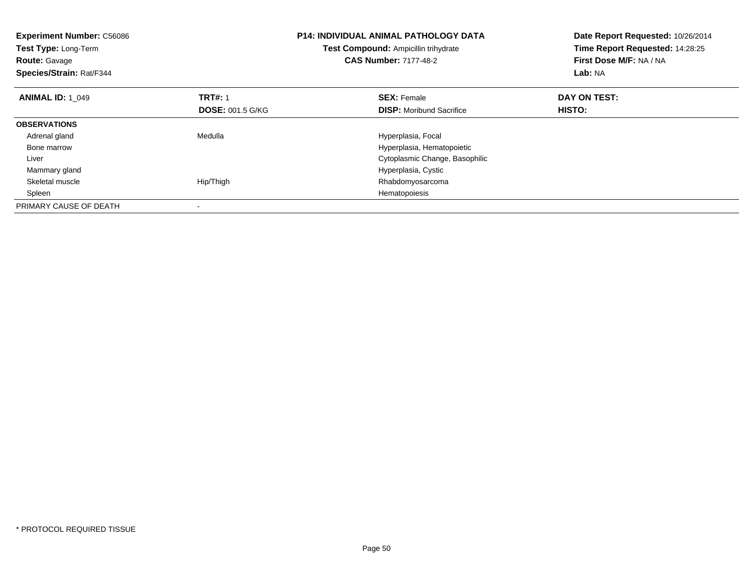**Experiment Number:** C56086
**Test Type:** Long-Term
**Route:** Gavage
**Species/Strain:** Rat/F344

**P14: INDIVIDUAL ANIMAL PATHOLOGY DATA**
**Test Compound:** Ampicillin trihydrate
**CAS Number:** 7177-48-2

**Date Report Requested:** 10/26/2014
**Time Report Requested:** 14:28:25
**First Dose M/F:** NA / NA
**Lab:** NA

| **ANIMAL ID:** 1_049 | **TRT#:** 1 | **SEX:** Female | **DAY ON TEST:** |
|---|---|---|---|
| | **DOSE:** 001.5 G/KG | **DISP:** Moribund Sacrifice | **HISTO:** |
| **OBSERVATIONS** | | | |
| Adrenal gland | Medulla | Hyperplasia, Focal | |
| Bone marrow | | Hyperplasia, Hematopoietic | |
| Liver | | Cytoplasmic Change, Basophilic | |
| Mammary gland | | Hyperplasia, Cystic | |
| Skeletal muscle | Hip/Thigh | Rhabdomyosarcoma | |
| Spleen | | Hematopoiesis | |
| PRIMARY CAUSE OF DEATH | - | | |

* PROTOCOL REQUIRED TISSUE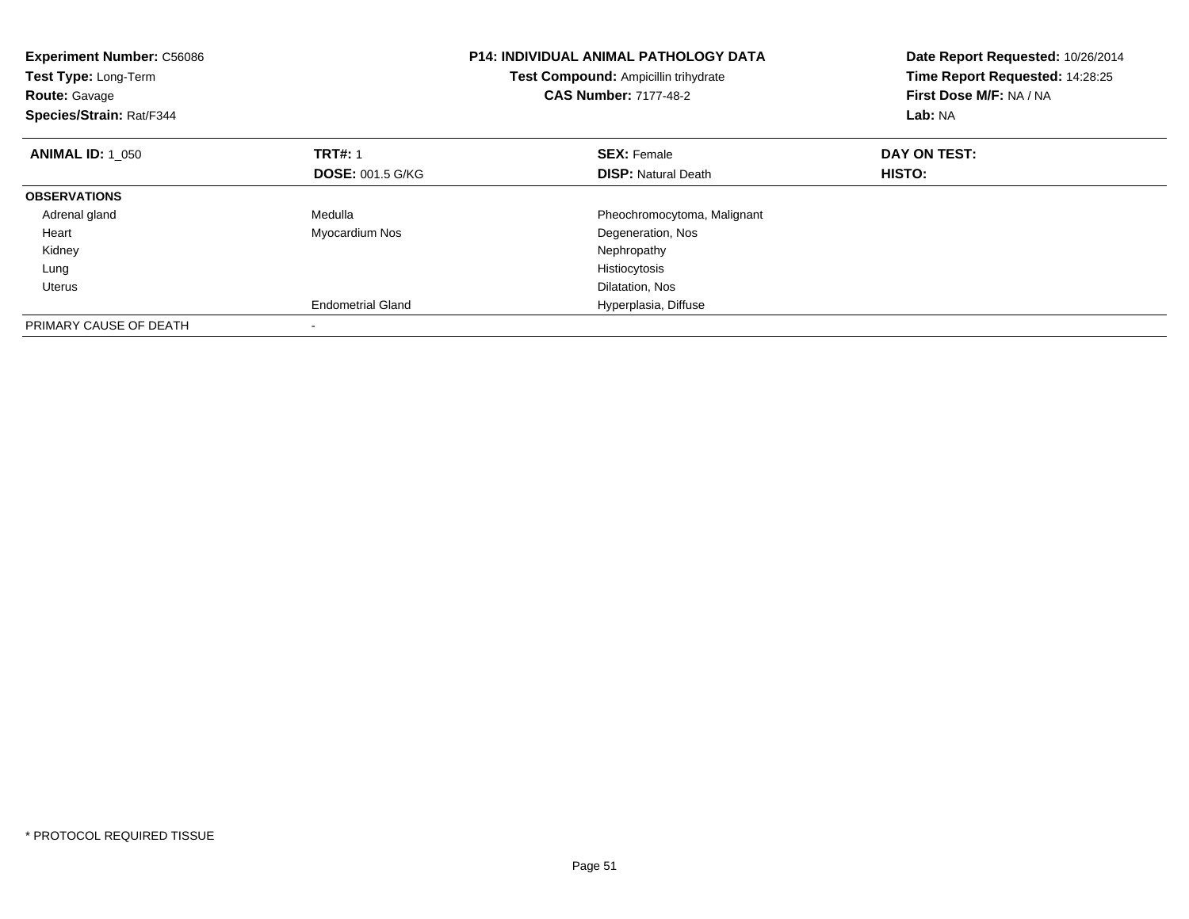**Experiment Number:** C56086
**Test Type:** Long-Term
**Route:** Gavage
**Species/Strain:** Rat/F344

**P14: INDIVIDUAL ANIMAL PATHOLOGY DATA**
**Test Compound:** Ampicillin trihydrate
**CAS Number:** 7177-48-2

**Date Report Requested:** 10/26/2014
**Time Report Requested:** 14:28:25
**First Dose M/F:** NA / NA
**Lab:** NA

| **ANIMAL ID:** 1_050 | **TRT#:** 1 | **SEX:** Female | **DAY ON TEST:** |
|---|---|---|---|
| | **DOSE:** 001.5 G/KG | **DISP:** Natural Death | **HISTO:** |
| **OBSERVATIONS** | | | |
| Adrenal gland | Medulla | Pheochromocytoma, Malignant | |
| Heart | Myocardium Nos | Degeneration, Nos | |
| Kidney | | Nephropathy | |
| Lung | | Histiocytosis | |
| Uterus | | Dilatation, Nos | |
| | Endometrial Gland | Hyperplasia, Diffuse | |
| PRIMARY CAUSE OF DEATH | - | | |

* PROTOCOL REQUIRED TISSUE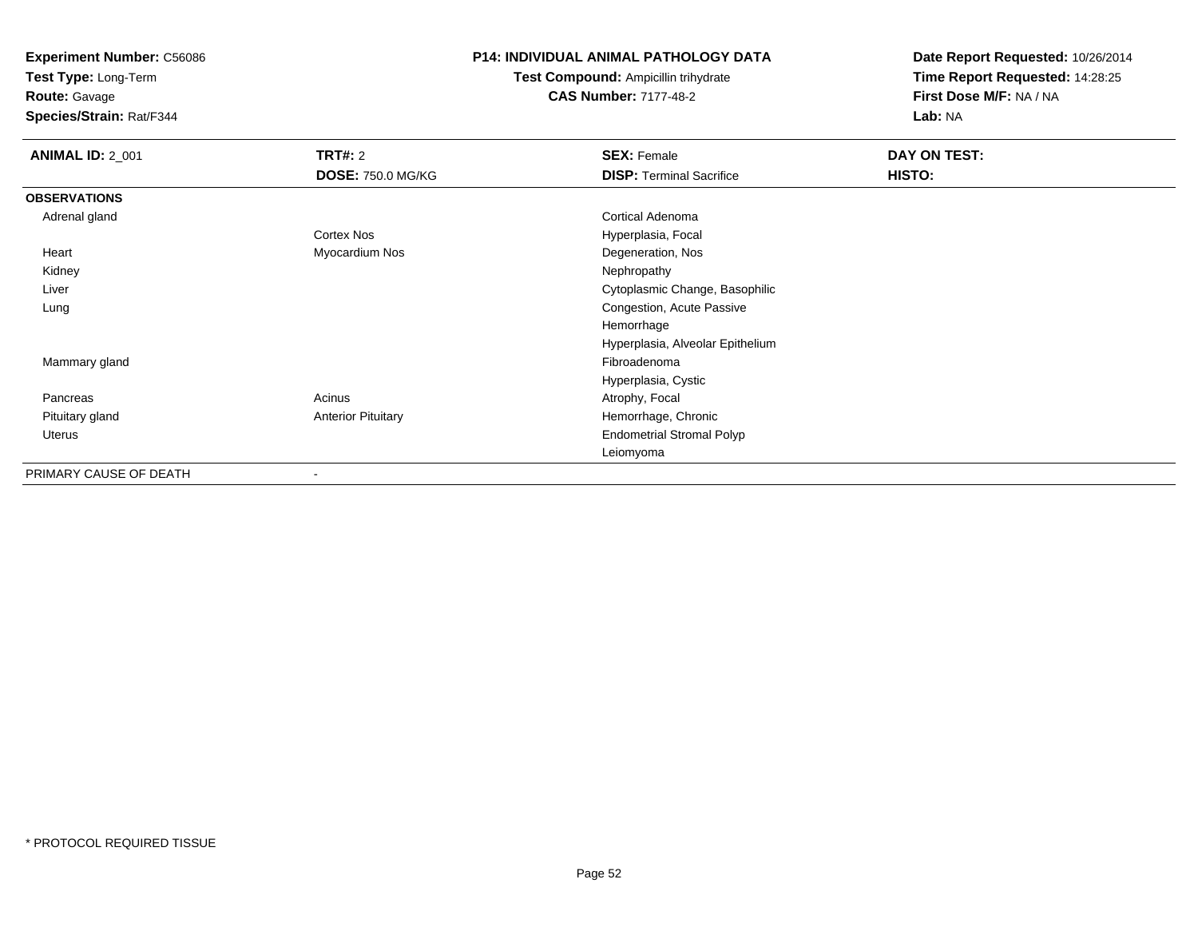**Experiment Number:** C56086
**Test Type:** Long-Term
**Route:** Gavage
**Species/Strain:** Rat/F344

**P14: INDIVIDUAL ANIMAL PATHOLOGY DATA**
**Test Compound:** Ampicillin trihydrate
**CAS Number:** 7177-48-2

**Date Report Requested:** 10/26/2014
**Time Report Requested:** 14:28:25
**First Dose M/F:** NA / NA
**Lab:** NA

| **ANIMAL ID:** 2_001 | **TRT#:** 2 | **SEX:** Female | **DAY ON TEST:** |
|---|---|---|---|
| | **DOSE:** 750.0 MG/KG | **DISP:** Terminal Sacrifice | **HISTO:** |
| **OBSERVATIONS** | | | |
| Adrenal gland | | Cortical Adenoma | |
| | Cortex Nos | Hyperplasia, Focal | |
| Heart | Myocardium Nos | Degeneration, Nos | |
| Kidney | | Nephropathy | |
| Liver | | Cytoplasmic Change, Basophilic | |
| Lung | | Congestion, Acute Passive | |
| | | Hemorrhage | |
| | | Hyperplasia, Alveolar Epithelium | |
| Mammary gland | | Fibroadenoma | |
| | | Hyperplasia, Cystic | |
| Pancreas | Acinus | Atrophy, Focal | |
| Pituitary gland | Anterior Pituitary | Hemorrhage, Chronic | |
| Uterus | | Endometrial Stromal Polyp | |
| | | Leiomyoma | |
| PRIMARY CAUSE OF DEATH | - | | |

* PROTOCOL REQUIRED TISSUE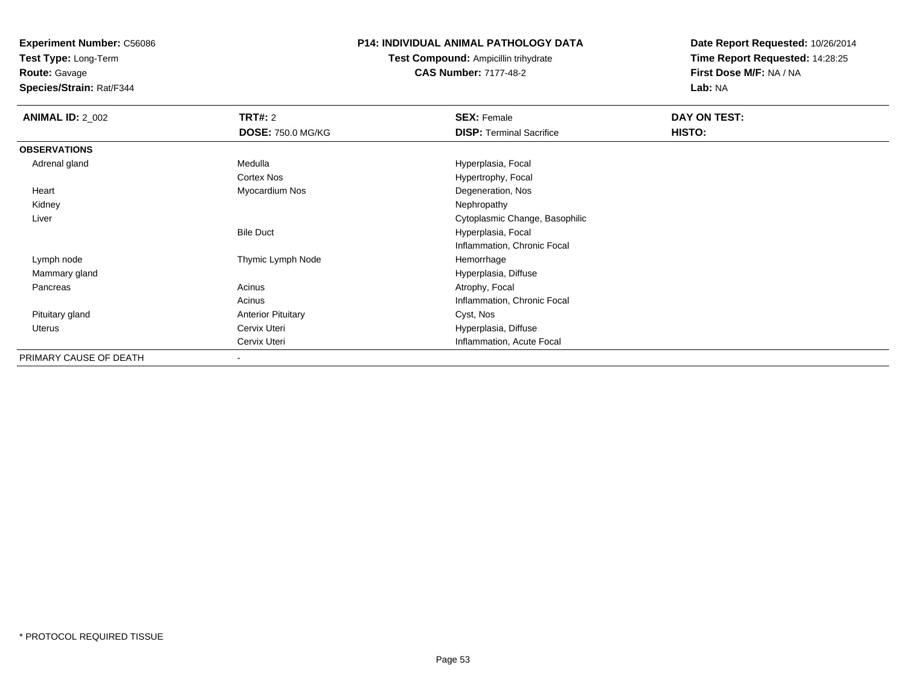**Experiment Number:** C56086
**Test Type:** Long-Term
**Route:** Gavage
**Species/Strain:** Rat/F344

**P14: INDIVIDUAL ANIMAL PATHOLOGY DATA**
**Test Compound:** Ampicillin trihydrate
**CAS Number:** 7177-48-2

**Date Report Requested:** 10/26/2014
**Time Report Requested:** 14:28:25
**First Dose M/F:** NA / NA
**Lab:** NA

| **ANIMAL ID:** 2_002 | **TRT#:** 2 | **SEX:** Female | **DAY ON TEST:** |
|---|---|---|---|
| | **DOSE:** 750.0 MG/KG | **DISP:** Terminal Sacrifice | **HISTO:** |
| **OBSERVATIONS** | | | |
| Adrenal gland | Medulla | Hyperplasia, Focal | |
| | Cortex Nos | Hypertrophy, Focal | |
| Heart | Myocardium Nos | Degeneration, Nos | |
| Kidney | | Nephropathy | |
| Liver | | Cytoplasmic Change, Basophilic | |
| | Bile Duct | Hyperplasia, Focal | |
| | | Inflammation, Chronic Focal | |
| Lymph node | Thymic Lymph Node | Hemorrhage | |
| Mammary gland | | Hyperplasia, Diffuse | |
| Pancreas | Acinus | Atrophy, Focal | |
| | Acinus | Inflammation, Chronic Focal | |
| Pituitary gland | Anterior Pituitary | Cyst, Nos | |
| Uterus | Cervix Uteri | Hyperplasia, Diffuse | |
| | Cervix Uteri | Inflammation, Acute Focal | |
| PRIMARY CAUSE OF DEATH | - | | |

\* PROTOCOL REQUIRED TISSUE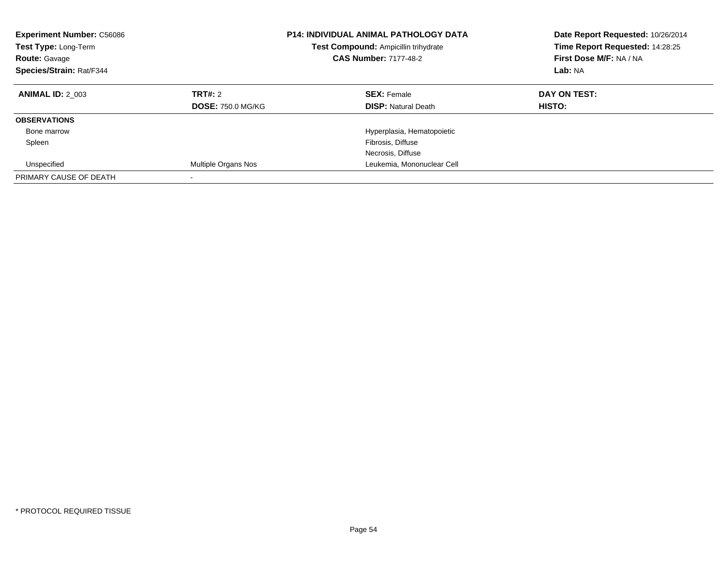**Experiment Number:** C56086
**Test Type:** Long-Term
**Route:** Gavage
**Species/Strain:** Rat/F344

**P14: INDIVIDUAL ANIMAL PATHOLOGY DATA**
**Test Compound:** Ampicillin trihydrate
**CAS Number:** 7177-48-2

**Date Report Requested:** 10/26/2014
**Time Report Requested:** 14:28:25
**First Dose M/F:** NA / NA
**Lab:** NA

| **ANIMAL ID:** 2_003 | **TRT#:** 2 | **SEX:** Female | **DAY ON TEST:** |
|---|---|---|---|
| | **DOSE:** 750.0 MG/KG | **DISP:** Natural Death | **HISTO:** |
| **OBSERVATIONS** | | | |
| Bone marrow | | Hyperplasia, Hematopoietic | |
| Spleen | | Fibrosis, Diffuse | |
| | | Necrosis, Diffuse | |
| Unspecified | Multiple Organs Nos | Leukemia, Mononuclear Cell | |
| PRIMARY CAUSE OF DEATH | - | | |

\* PROTOCOL REQUIRED TISSUE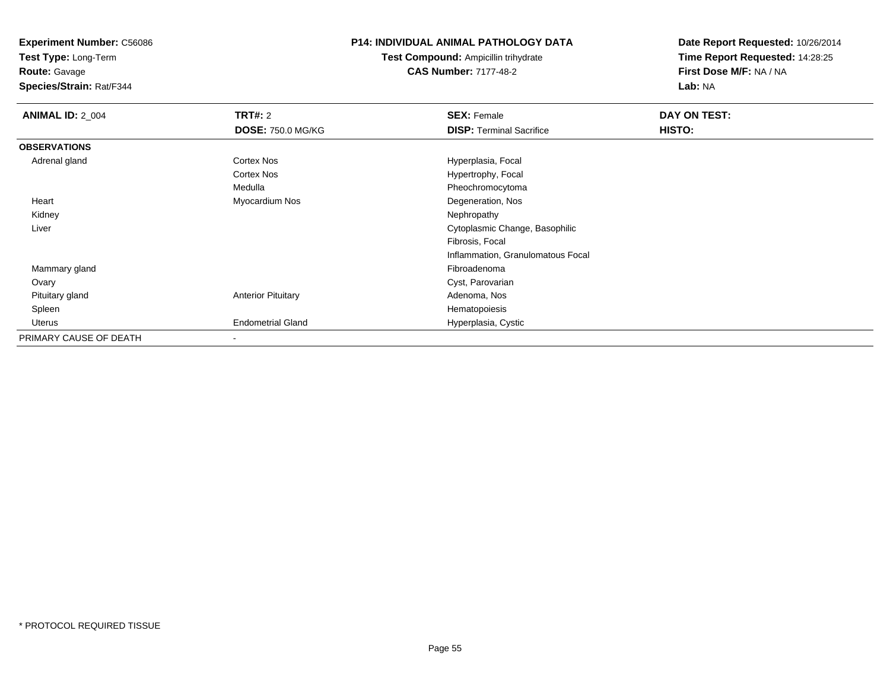**Experiment Number:** C56086
**Test Type:** Long-Term
**Route:** Gavage
**Species/Strain:** Rat/F344

**P14: INDIVIDUAL ANIMAL PATHOLOGY DATA**
**Test Compound:** Ampicillin trihydrate
**CAS Number:** 7177-48-2

**Date Report Requested:** 10/26/2014
**Time Report Requested:** 14:28:25
**First Dose M/F:** NA / NA
**Lab:** NA

| **ANIMAL ID:** 2_004 | **TRT#:** 2 | **SEX:** Female | **DAY ON TEST:** |
|---|---|---|---|
| | **DOSE:** 750.0 MG/KG | **DISP:** Terminal Sacrifice | **HISTO:** |
| **OBSERVATIONS** | | | |
| Adrenal gland | Cortex Nos | Hyperplasia, Focal | |
| | Cortex Nos | Hypertrophy, Focal | |
| | Medulla | Pheochromocytoma | |
| Heart | Myocardium Nos | Degeneration, Nos | |
| Kidney | | Nephropathy | |
| Liver | | Cytoplasmic Change, Basophilic | |
| | | Fibrosis, Focal | |
| | | Inflammation, Granulomatous Focal | |
| Mammary gland | | Fibroadenoma | |
| Ovary | | Cyst, Parovarian | |
| Pituitary gland | Anterior Pituitary | Adenoma, Nos | |
| Spleen | | Hematopoiesis | |
| Uterus | Endometrial Gland | Hyperplasia, Cystic | |
| PRIMARY CAUSE OF DEATH | - | | |

* PROTOCOL REQUIRED TISSUE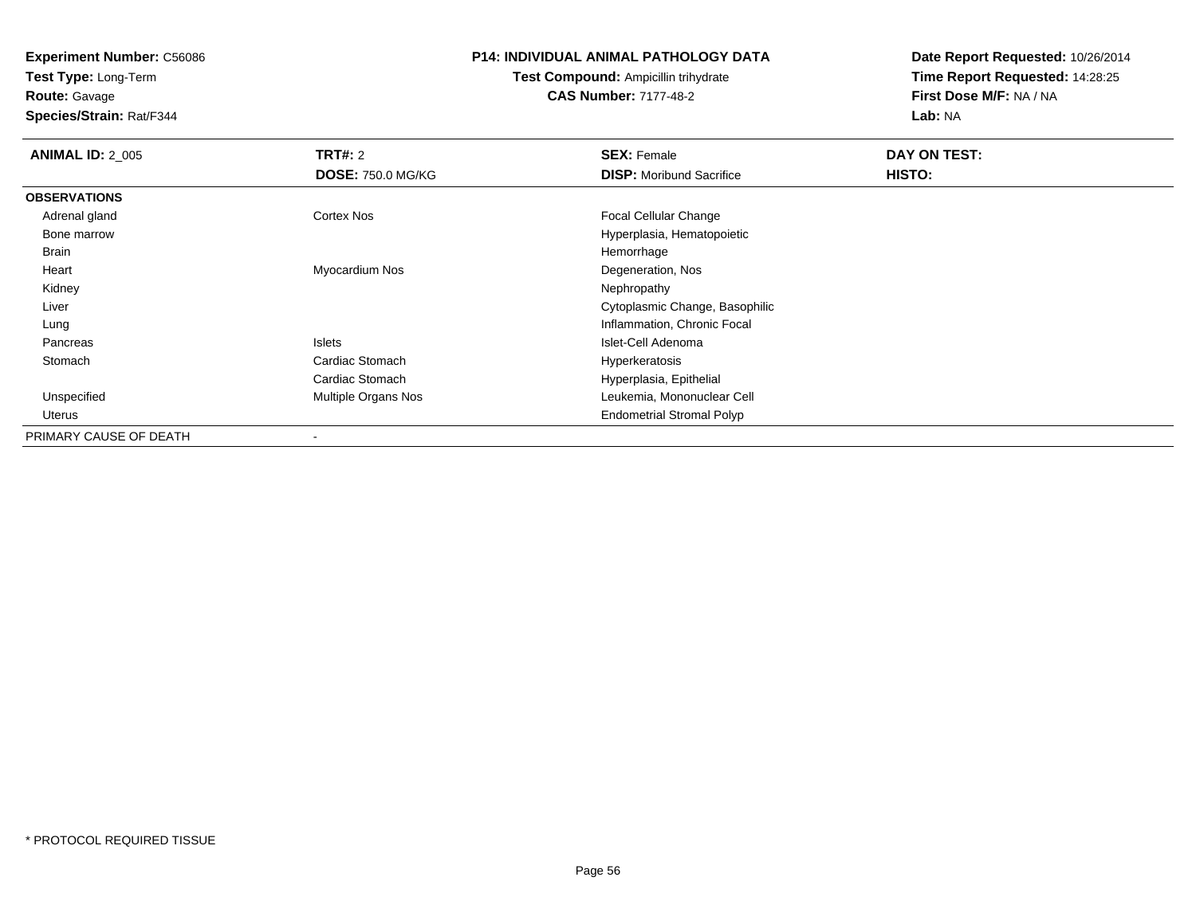**Experiment Number:** C56086
**Test Type:** Long-Term
**Route:** Gavage
**Species/Strain:** Rat/F344

**P14: INDIVIDUAL ANIMAL PATHOLOGY DATA**
**Test Compound:** Ampicillin trihydrate
**CAS Number:** 7177-48-2

**Date Report Requested:** 10/26/2014
**Time Report Requested:** 14:28:25
**First Dose M/F:** NA / NA
**Lab:** NA

| **ANIMAL ID:** 2_005 | **TRT#:** 2 | **SEX:** Female | **DAY ON TEST:** |
|---|---|---|---|
| | **DOSE:** 750.0 MG/KG | **DISP:** Moribund Sacrifice | **HISTO:** |
| **OBSERVATIONS** | | | |
| Adrenal gland | Cortex Nos | Focal Cellular Change | |
| Bone marrow | | Hyperplasia, Hematopoietic | |
| Brain | | Hemorrhage | |
| Heart | Myocardium Nos | Degeneration, Nos | |
| Kidney | | Nephropathy | |
| Liver | | Cytoplasmic Change, Basophilic | |
| Lung | | Inflammation, Chronic Focal | |
| Pancreas | Islets | Islet-Cell Adenoma | |
| Stomach | Cardiac Stomach | Hyperkeratosis | |
| | Cardiac Stomach | Hyperplasia, Epithelial | |
| Unspecified | Multiple Organs Nos | Leukemia, Mononuclear Cell | |
| Uterus | | Endometrial Stromal Polyp | |
| PRIMARY CAUSE OF DEATH | - | | |

* PROTOCOL REQUIRED TISSUE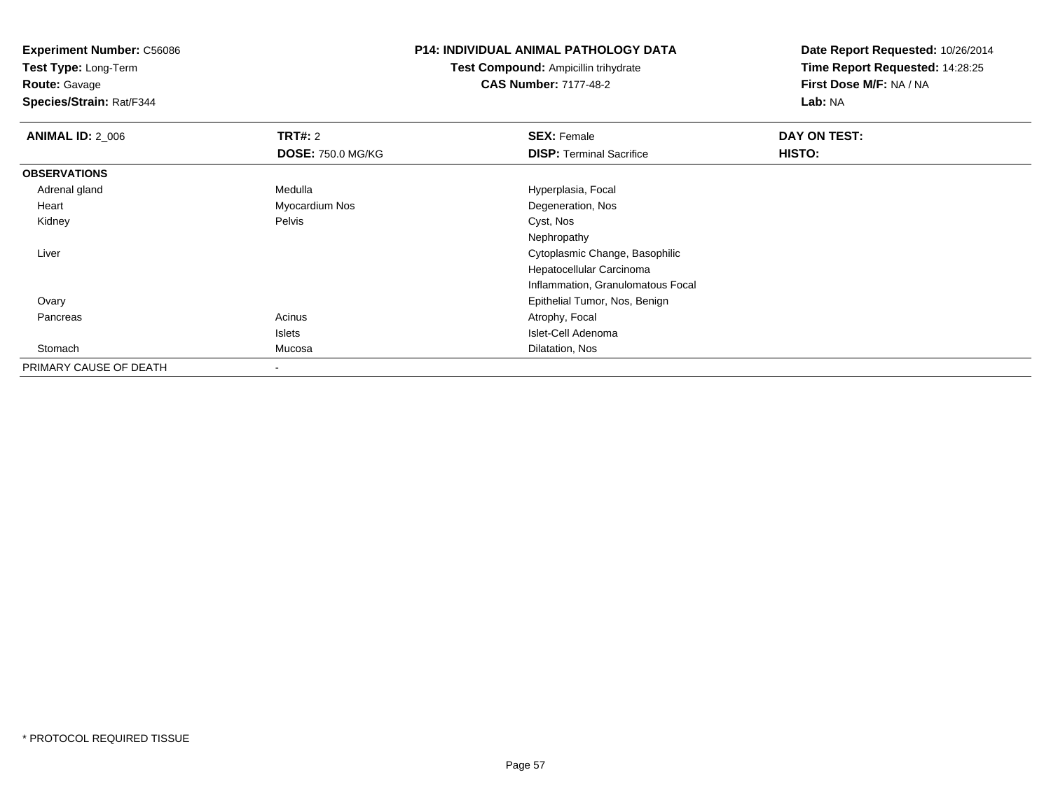**Experiment Number:** C56086
**Test Type:** Long-Term
**Route:** Gavage
**Species/Strain:** Rat/F344

**P14: INDIVIDUAL ANIMAL PATHOLOGY DATA**
**Test Compound:** Ampicillin trihydrate
**CAS Number:** 7177-48-2

**Date Report Requested:** 10/26/2014
**Time Report Requested:** 14:28:25
**First Dose M/F:** NA / NA
**Lab:** NA

| **ANIMAL ID:** 2_006 | **TRT#:** 2 | **SEX:** Female | **DAY ON TEST:** |
|---|---|---|---|
| | **DOSE:** 750.0 MG/KG | **DISP:** Terminal Sacrifice | **HISTO:** |
| **OBSERVATIONS** | | | |
| Adrenal gland | Medulla | Hyperplasia, Focal | |
| Heart | Myocardium Nos | Degeneration, Nos | |
| Kidney | Pelvis | Cyst, Nos | |
| | | Nephropathy | |
| Liver | | Cytoplasmic Change, Basophilic | |
| | | Hepatocellular Carcinoma | |
| | | Inflammation, Granulomatous Focal | |
| Ovary | | Epithelial Tumor, Nos, Benign | |
| Pancreas | Acinus | Atrophy, Focal | |
| | Islets | Islet-Cell Adenoma | |
| Stomach | Mucosa | Dilatation, Nos | |
| PRIMARY CAUSE OF DEATH | - | | |

* PROTOCOL REQUIRED TISSUE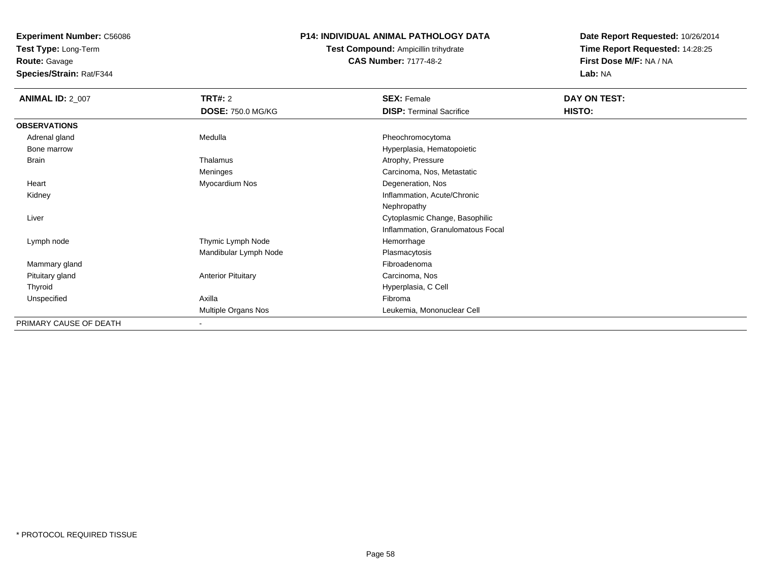**Experiment Number:** C56086
**Test Type:** Long-Term
**Route:** Gavage
**Species/Strain:** Rat/F344

**P14: INDIVIDUAL ANIMAL PATHOLOGY DATA**
**Test Compound:** Ampicillin trihydrate
**CAS Number:** 7177-48-2

**Date Report Requested:** 10/26/2014
**Time Report Requested:** 14:28:25
**First Dose M/F:** NA / NA
**Lab:** NA

| **ANIMAL ID:** 2_007 | **TRT#:** 2 | **SEX:** Female | **DAY ON TEST:** |
|---|---|---|---|
| | **DOSE:** 750.0 MG/KG | **DISP:** Terminal Sacrifice | **HISTO:** |
| **OBSERVATIONS** | | | |
| Adrenal gland | Medulla | Pheochromocytoma | |
| Bone marrow | | Hyperplasia, Hematopoietic | |
| Brain | Thalamus | Atrophy, Pressure | |
| | Meninges | Carcinoma, Nos, Metastatic | |
| Heart | Myocardium Nos | Degeneration, Nos | |
| Kidney | | Inflammation, Acute/Chronic | |
| | | Nephropathy | |
| Liver | | Cytoplasmic Change, Basophilic | |
| | | Inflammation, Granulomatous Focal | |
| Lymph node | Thymic Lymph Node | Hemorrhage | |
| | Mandibular Lymph Node | Plasmacytosis | |
| Mammary gland | | Fibroadenoma | |
| Pituitary gland | Anterior Pituitary | Carcinoma, Nos | |
| Thyroid | | Hyperplasia, C Cell | |
| Unspecified | Axilla | Fibroma | |
| | Multiple Organs Nos | Leukemia, Mononuclear Cell | |
| PRIMARY CAUSE OF DEATH | - | | |

* PROTOCOL REQUIRED TISSUE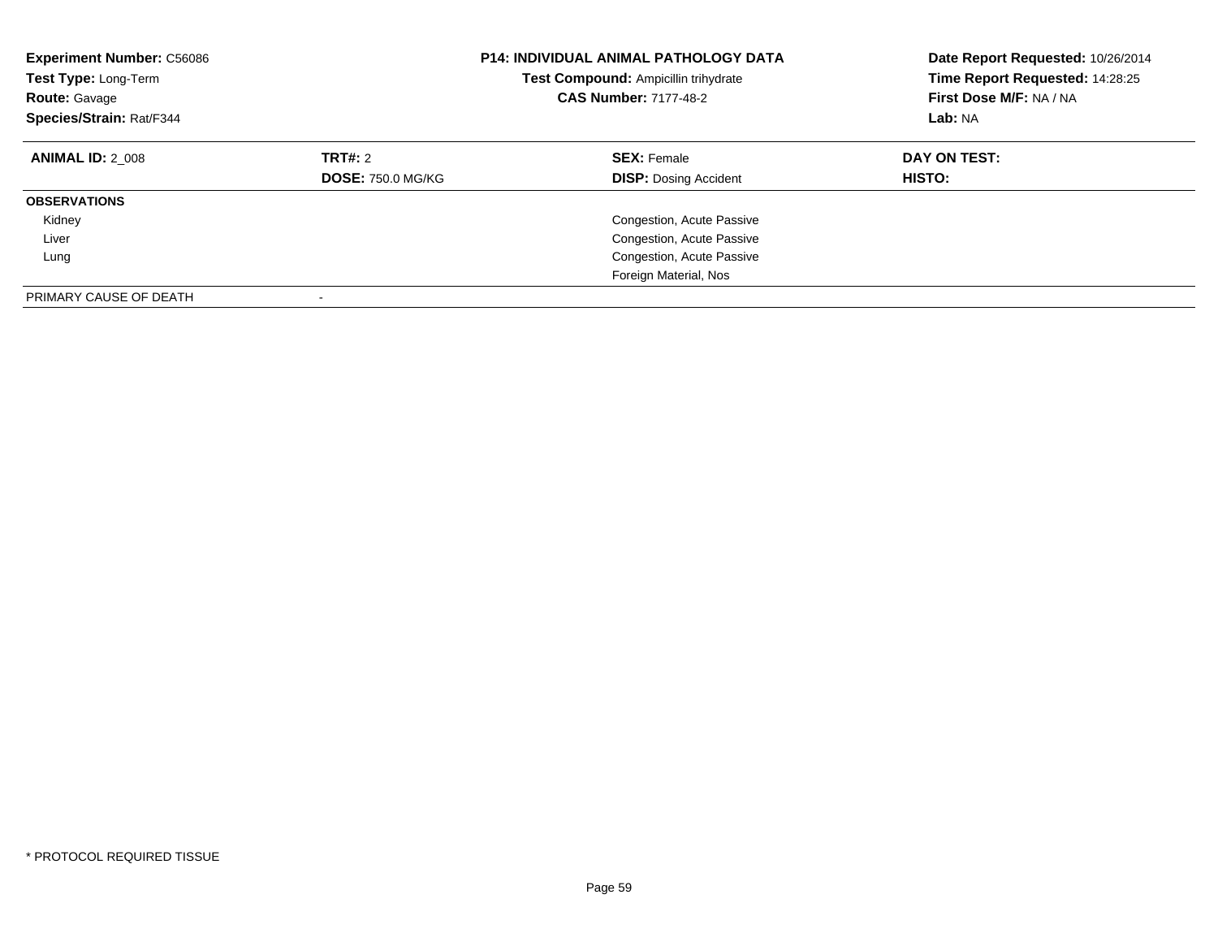**Experiment Number:** C56086
**Test Type:** Long-Term
**Route:** Gavage
**Species/Strain:** Rat/F344

**P14: INDIVIDUAL ANIMAL PATHOLOGY DATA**
**Test Compound:** Ampicillin trihydrate
**CAS Number:** 7177-48-2

**Date Report Requested:** 10/26/2014
**Time Report Requested:** 14:28:25
**First Dose M/F:** NA / NA
**Lab:** NA

| **ANIMAL ID:** 2_008 | **TRT#:** 2 | **SEX:** Female | **DAY ON TEST:** |
|---|---|---|---|
| | **DOSE:** 750.0 MG/KG | **DISP:** Dosing Accident | **HISTO:** |
| **OBSERVATIONS** | | | |
| Kidney | | Congestion, Acute Passive | |
| Liver | | Congestion, Acute Passive | |
| Lung | | Congestion, Acute Passive | |
| | | Foreign Material, Nos | |
| PRIMARY CAUSE OF DEATH | - | | |

* PROTOCOL REQUIRED TISSUE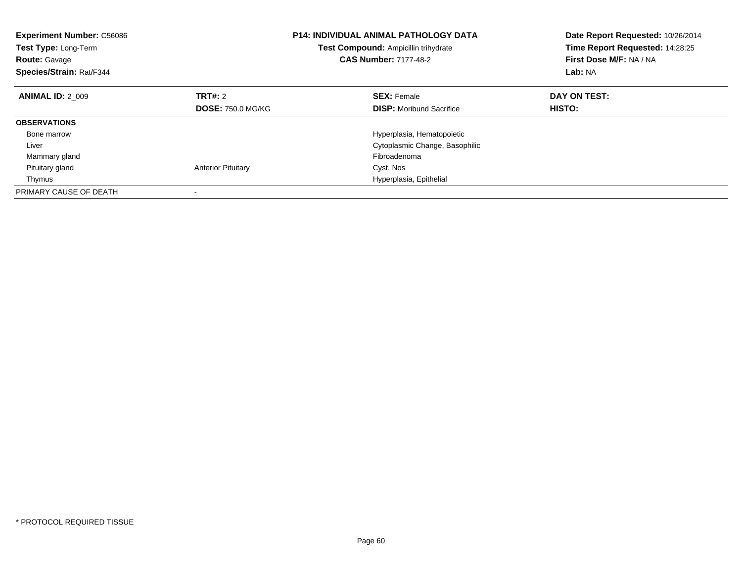**Experiment Number:** C56086
**Test Type:** Long-Term
**Route:** Gavage
**Species/Strain:** Rat/F344

**P14: INDIVIDUAL ANIMAL PATHOLOGY DATA**
**Test Compound:** Ampicillin trihydrate
**CAS Number:** 7177-48-2

**Date Report Requested:** 10/26/2014
**Time Report Requested:** 14:28:25
**First Dose M/F:** NA / NA
**Lab:** NA

| **ANIMAL ID:** 2_009 | **TRT#:** 2 | **SEX:** Female | **DAY ON TEST:** |
|---|---|---|---|
| | **DOSE:** 750.0 MG/KG | **DISP:** Moribund Sacrifice | **HISTO:** |
| **OBSERVATIONS** | | | |
| Bone marrow | | Hyperplasia, Hematopoietic | |
| Liver | | Cytoplasmic Change, Basophilic | |
| Mammary gland | | Fibroadenoma | |
| Pituitary gland | Anterior Pituitary | Cyst, Nos | |
| Thymus | | Hyperplasia, Epithelial | |
| PRIMARY CAUSE OF DEATH | - | | |

* PROTOCOL REQUIRED TISSUE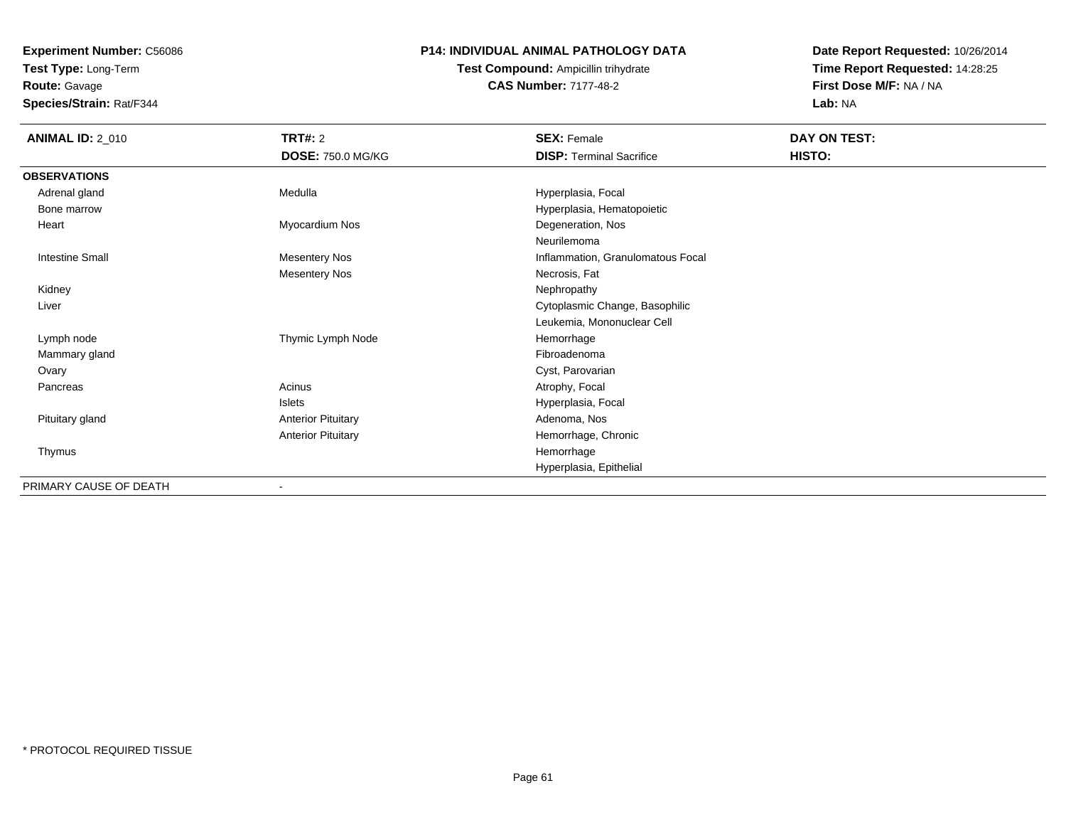**Experiment Number:** C56086
**Test Type:** Long-Term
**Route:** Gavage
**Species/Strain:** Rat/F344

**P14: INDIVIDUAL ANIMAL PATHOLOGY DATA**
**Test Compound:** Ampicillin trihydrate
**CAS Number:** 7177-48-2

**Date Report Requested:** 10/26/2014
**Time Report Requested:** 14:28:25
**First Dose M/F:** NA / NA
**Lab:** NA

| **ANIMAL ID:** 2_010 | **TRT#:** 2 | **SEX:** Female | **DAY ON TEST:** |
|---|---|---|---|
| | **DOSE:** 750.0 MG/KG | **DISP:** Terminal Sacrifice | **HISTO:** |
| **OBSERVATIONS** | | | |
| Adrenal gland | Medulla | Hyperplasia, Focal | |
| Bone marrow | | Hyperplasia, Hematopoietic | |
| Heart | Myocardium Nos | Degeneration, Nos | |
| | | Neurilemoma | |
| Intestine Small | Mesentery Nos | Inflammation, Granulomatous Focal | |
| | Mesentery Nos | Necrosis, Fat | |
| Kidney | | Nephropathy | |
| Liver | | Cytoplasmic Change, Basophilic | |
| | | Leukemia, Mononuclear Cell | |
| Lymph node | Thymic Lymph Node | Hemorrhage | |
| Mammary gland | | Fibroadenoma | |
| Ovary | | Cyst, Parovarian | |
| Pancreas | Acinus | Atrophy, Focal | |
| | Islets | Hyperplasia, Focal | |
| Pituitary gland | Anterior Pituitary | Adenoma, Nos | |
| | Anterior Pituitary | Hemorrhage, Chronic | |
| Thymus | | Hemorrhage | |
| | | Hyperplasia, Epithelial | |
| PRIMARY CAUSE OF DEATH | - | | |

\* PROTOCOL REQUIRED TISSUE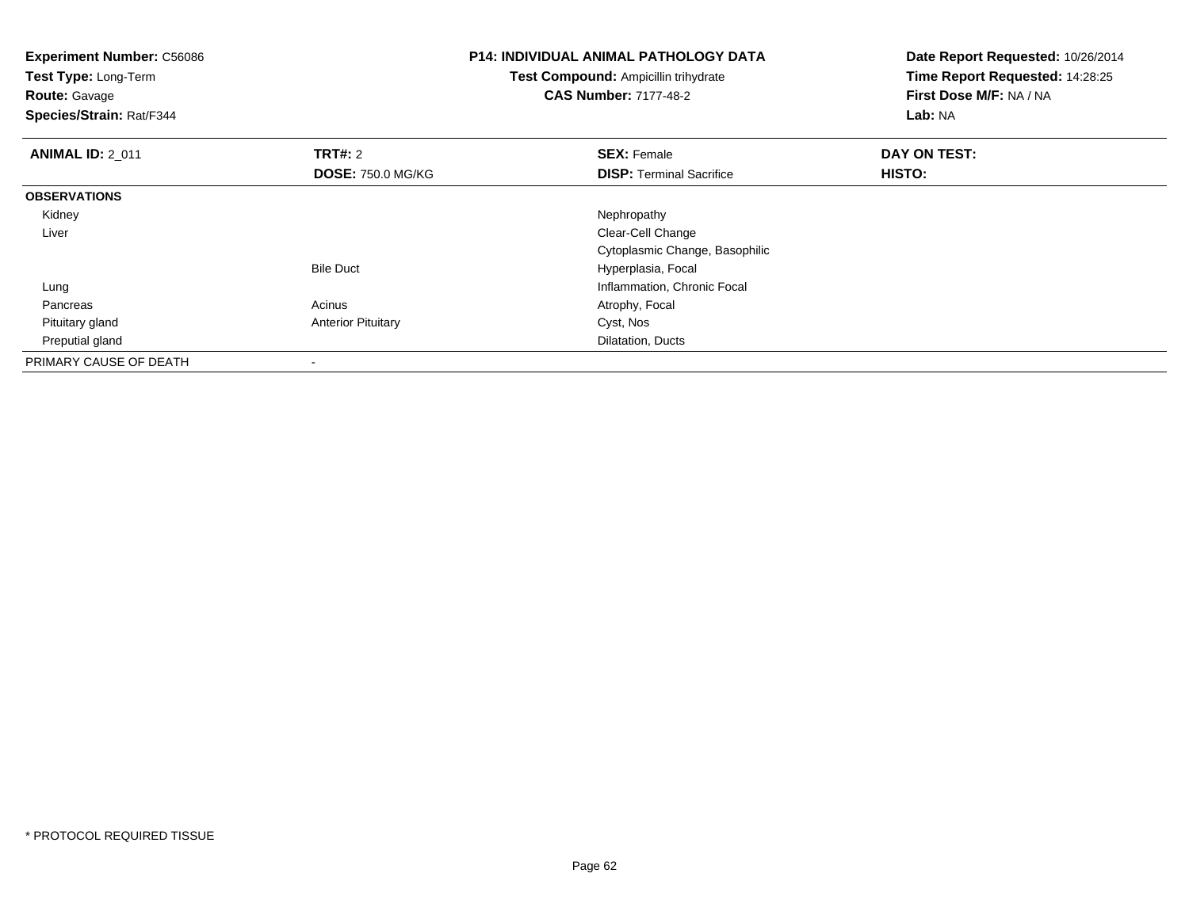**Experiment Number:** C56086
**Test Type:** Long-Term
**Route:** Gavage
**Species/Strain:** Rat/F344

**P14: INDIVIDUAL ANIMAL PATHOLOGY DATA**
**Test Compound:** Ampicillin trihydrate
**CAS Number:** 7177-48-2

**Date Report Requested:** 10/26/2014
**Time Report Requested:** 14:28:25
**First Dose M/F:** NA / NA
**Lab:** NA

| **ANIMAL ID:** 2_011 | **TRT#:** 2 | **SEX:** Female | **DAY ON TEST:** |
|---|---|---|---|
| | **DOSE:** 750.0 MG/KG | **DISP:** Terminal Sacrifice | **HISTO:** |
| **OBSERVATIONS** | | | |
| Kidney | | Nephropathy | |
| Liver | | Clear-Cell Change | |
| | | Cytoplasmic Change, Basophilic | |
| | Bile Duct | Hyperplasia, Focal | |
| Lung | | Inflammation, Chronic Focal | |
| Pancreas | Acinus | Atrophy, Focal | |
| Pituitary gland | Anterior Pituitary | Cyst, Nos | |
| Preputial gland | | Dilatation, Ducts | |
| PRIMARY CAUSE OF DEATH | - | | |

\* PROTOCOL REQUIRED TISSUE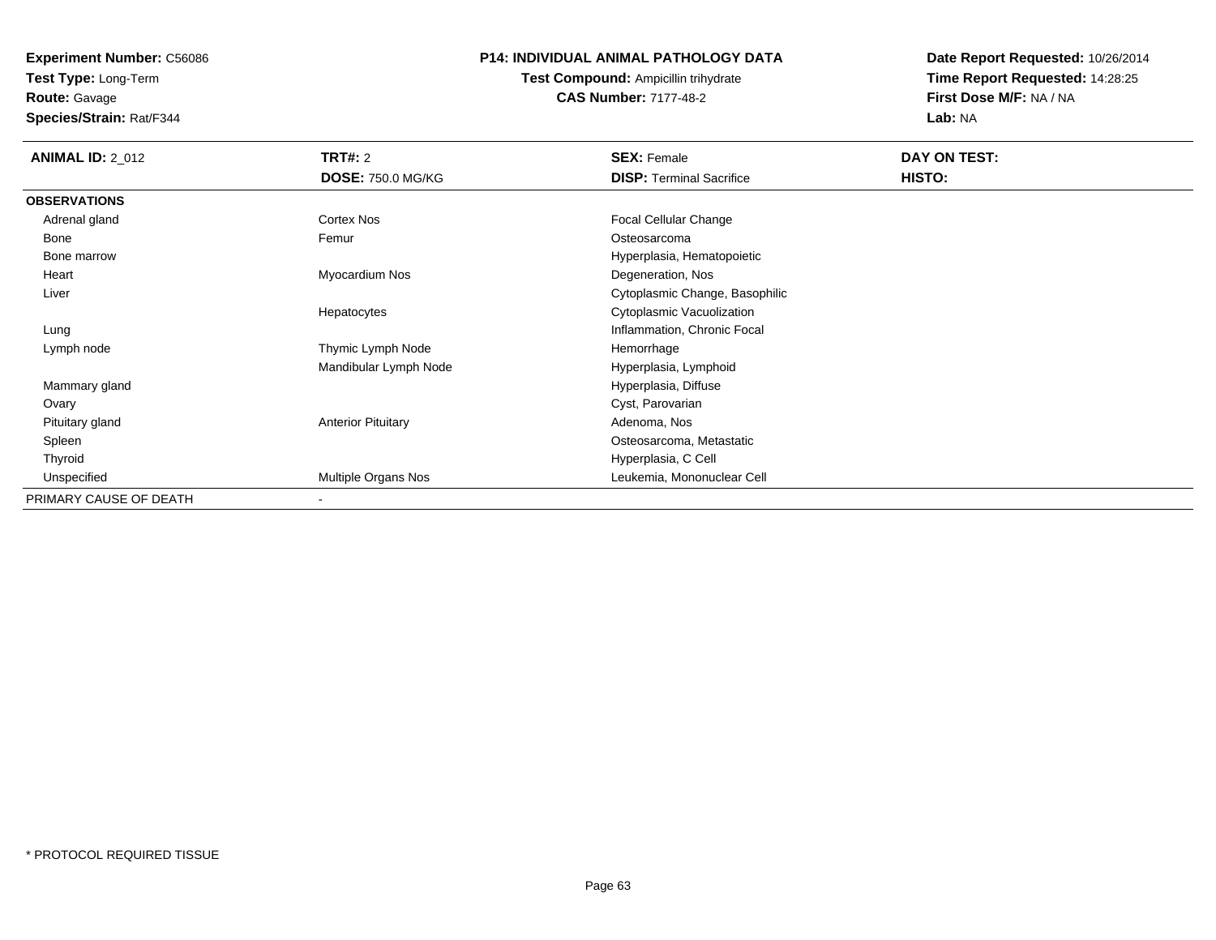**Experiment Number:** C56086
**Test Type:** Long-Term
**Route:** Gavage
**Species/Strain:** Rat/F344

**P14: INDIVIDUAL ANIMAL PATHOLOGY DATA**
**Test Compound:** Ampicillin trihydrate
**CAS Number:** 7177-48-2

**Date Report Requested:** 10/26/2014
**Time Report Requested:** 14:28:25
**First Dose M/F:** NA / NA
**Lab:** NA

| **ANIMAL ID:** 2_012 | **TRT#:** 2 | **SEX:** Female | **DAY ON TEST:** |
|---|---|---|---|
| | **DOSE:** 750.0 MG/KG | **DISP:** Terminal Sacrifice | **HISTO:** |
| **OBSERVATIONS** | | | |
| Adrenal gland | Cortex Nos | Focal Cellular Change | |
| Bone | Femur | Osteosarcoma | |
| Bone marrow | | Hyperplasia, Hematopoietic | |
| Heart | Myocardium Nos | Degeneration, Nos | |
| Liver | | Cytoplasmic Change, Basophilic | |
| | Hepatocytes | Cytoplasmic Vacuolization | |
| Lung | | Inflammation, Chronic Focal | |
| Lymph node | Thymic Lymph Node | Hemorrhage | |
| | Mandibular Lymph Node | Hyperplasia, Lymphoid | |
| Mammary gland | | Hyperplasia, Diffuse | |
| Ovary | | Cyst, Parovarian | |
| Pituitary gland | Anterior Pituitary | Adenoma, Nos | |
| Spleen | | Osteosarcoma, Metastatic | |
| Thyroid | | Hyperplasia, C Cell | |
| Unspecified | Multiple Organs Nos | Leukemia, Mononuclear Cell | |
| PRIMARY CAUSE OF DEATH | - | | |

* PROTOCOL REQUIRED TISSUE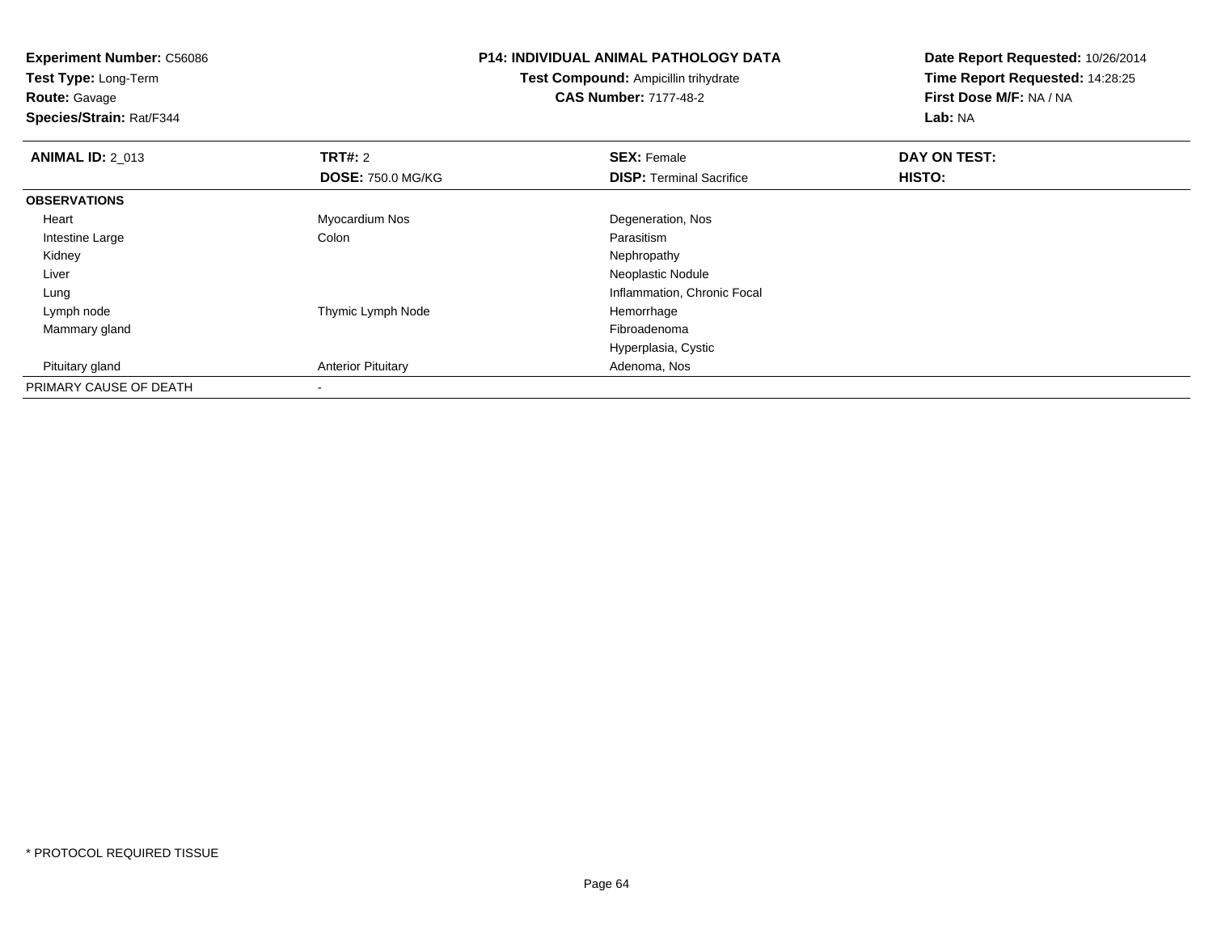**Experiment Number:** C56086
**Test Type:** Long-Term
**Route:** Gavage
**Species/Strain:** Rat/F344

**P14: INDIVIDUAL ANIMAL PATHOLOGY DATA**
**Test Compound:** Ampicillin trihydrate
**CAS Number:** 7177-48-2

**Date Report Requested:** 10/26/2014
**Time Report Requested:** 14:28:25
**First Dose M/F:** NA / NA
**Lab:** NA

| **ANIMAL ID:** 2_013 | **TRT#:** 2 | **SEX:** Female | **DAY ON TEST:** |
|---|---|---|---|
| | **DOSE:** 750.0 MG/KG | **DISP:** Terminal Sacrifice | **HISTO:** |
| **OBSERVATIONS** | | | |
| Heart | Myocardium Nos | Degeneration, Nos | |
| Intestine Large | Colon | Parasitism | |
| Kidney | | Nephropathy | |
| Liver | | Neoplastic Nodule | |
| Lung | | Inflammation, Chronic Focal | |
| Lymph node | Thymic Lymph Node | Hemorrhage | |
| Mammary gland | | Fibroadenoma | |
| | | Hyperplasia, Cystic | |
| Pituitary gland | Anterior Pituitary | Adenoma, Nos | |
| PRIMARY CAUSE OF DEATH | - | | |

* PROTOCOL REQUIRED TISSUE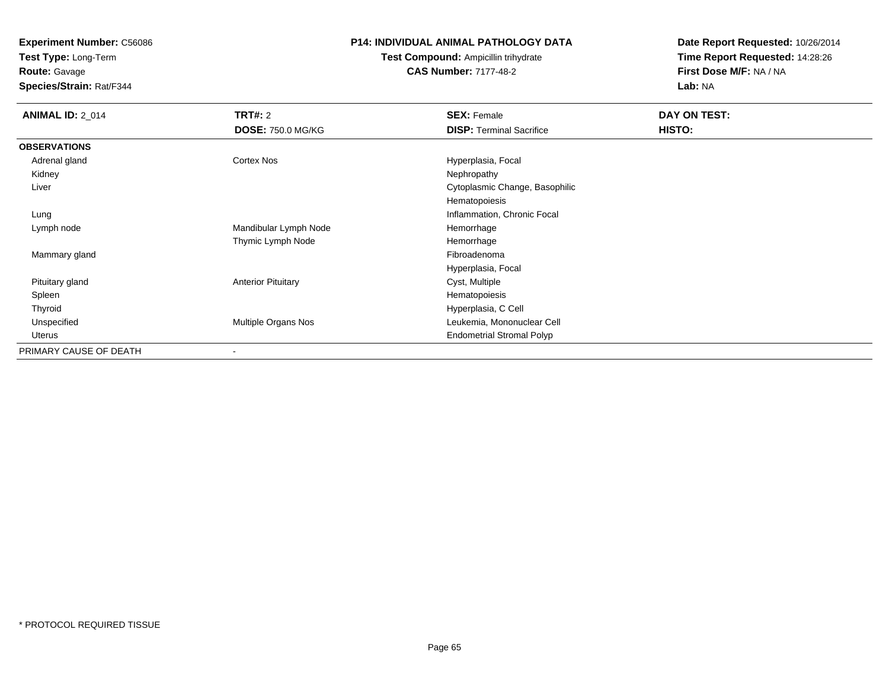**Experiment Number:** C56086
**Test Type:** Long-Term
**Route:** Gavage
**Species/Strain:** Rat/F344

**P14: INDIVIDUAL ANIMAL PATHOLOGY DATA**
**Test Compound:** Ampicillin trihydrate
**CAS Number:** 7177-48-2

**Date Report Requested:** 10/26/2014
**Time Report Requested:** 14:28:26
**First Dose M/F:** NA / NA
**Lab:** NA

| **ANIMAL ID:** 2_014 | **TRT#:** 2 | **SEX:** Female | **DAY ON TEST:** |
|---|---|---|---|
| | **DOSE:** 750.0 MG/KG | **DISP:** Terminal Sacrifice | **HISTO:** |
| **OBSERVATIONS** | | | |
| Adrenal gland | Cortex Nos | Hyperplasia, Focal | |
| Kidney | | Nephropathy | |
| Liver | | Cytoplasmic Change, Basophilic | |
| | | Hematopoiesis | |
| Lung | | Inflammation, Chronic Focal | |
| Lymph node | Mandibular Lymph Node | Hemorrhage | |
| | Thymic Lymph Node | Hemorrhage | |
| Mammary gland | | Fibroadenoma | |
| | | Hyperplasia, Focal | |
| Pituitary gland | Anterior Pituitary | Cyst, Multiple | |
| Spleen | | Hematopoiesis | |
| Thyroid | | Hyperplasia, C Cell | |
| Unspecified | Multiple Organs Nos | Leukemia, Mononuclear Cell | |
| Uterus | | Endometrial Stromal Polyp | |
| PRIMARY CAUSE OF DEATH | - | | |

* PROTOCOL REQUIRED TISSUE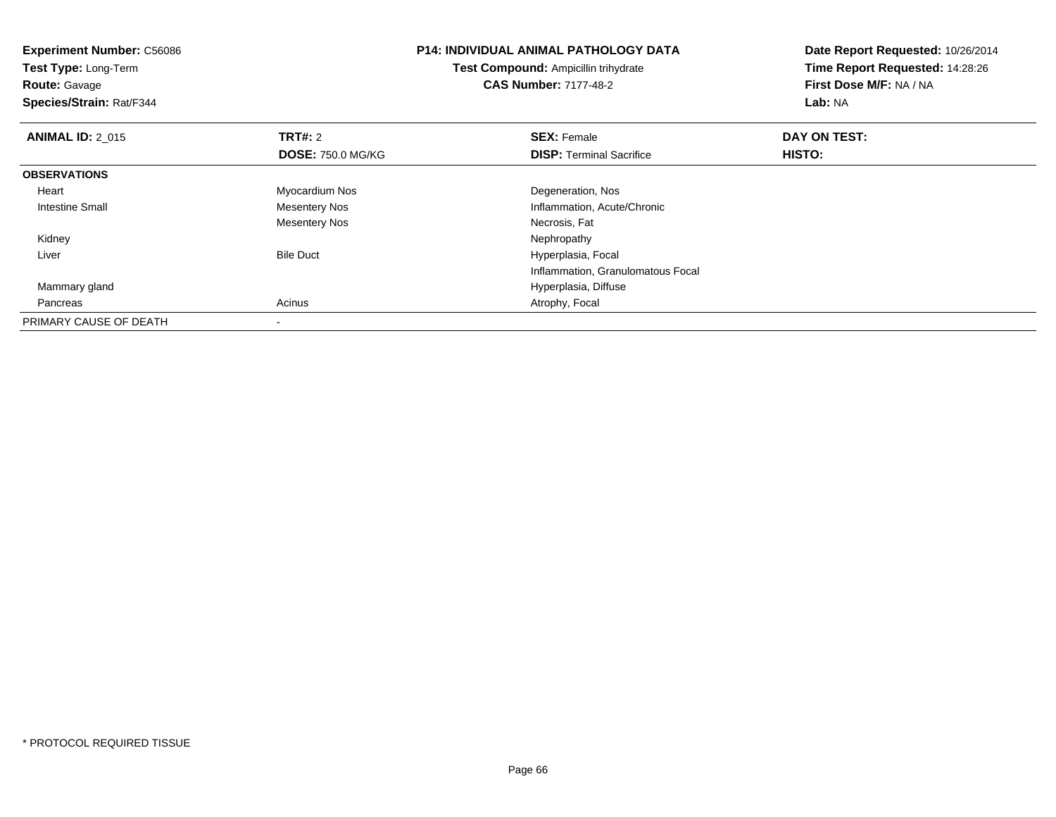**Experiment Number:** C56086
**Test Type:** Long-Term
**Route:** Gavage
**Species/Strain:** Rat/F344

## P14: INDIVIDUAL ANIMAL PATHOLOGY DATA

**Test Compound:** Ampicillin trihydrate
**CAS Number:** 7177-48-2

**Date Report Requested:** 10/26/2014
**Time Report Requested:** 14:28:26
**First Dose M/F:** NA / NA
**Lab:** NA

| **ANIMAL ID:** 2_015 | **TRT#:** 2 | **SEX:** Female | **DAY ON TEST:** |
|---|---|---|---|
| | **DOSE:** 750.0 MG/KG | **DISP:** Terminal Sacrifice | **HISTO:** |
| **OBSERVATIONS** | | | |
| Heart | Myocardium Nos | Degeneration, Nos | |
| Intestine Small | Mesentery Nos | Inflammation, Acute/Chronic | |
| | Mesentery Nos | Necrosis, Fat | |
| Kidney | | Nephropathy | |
| Liver | Bile Duct | Hyperplasia, Focal | |
| | | Inflammation, Granulomatous Focal | |
| Mammary gland | | Hyperplasia, Diffuse | |
| Pancreas | Acinus | Atrophy, Focal | |
| PRIMARY CAUSE OF DEATH | - | | |

* PROTOCOL REQUIRED TISSUE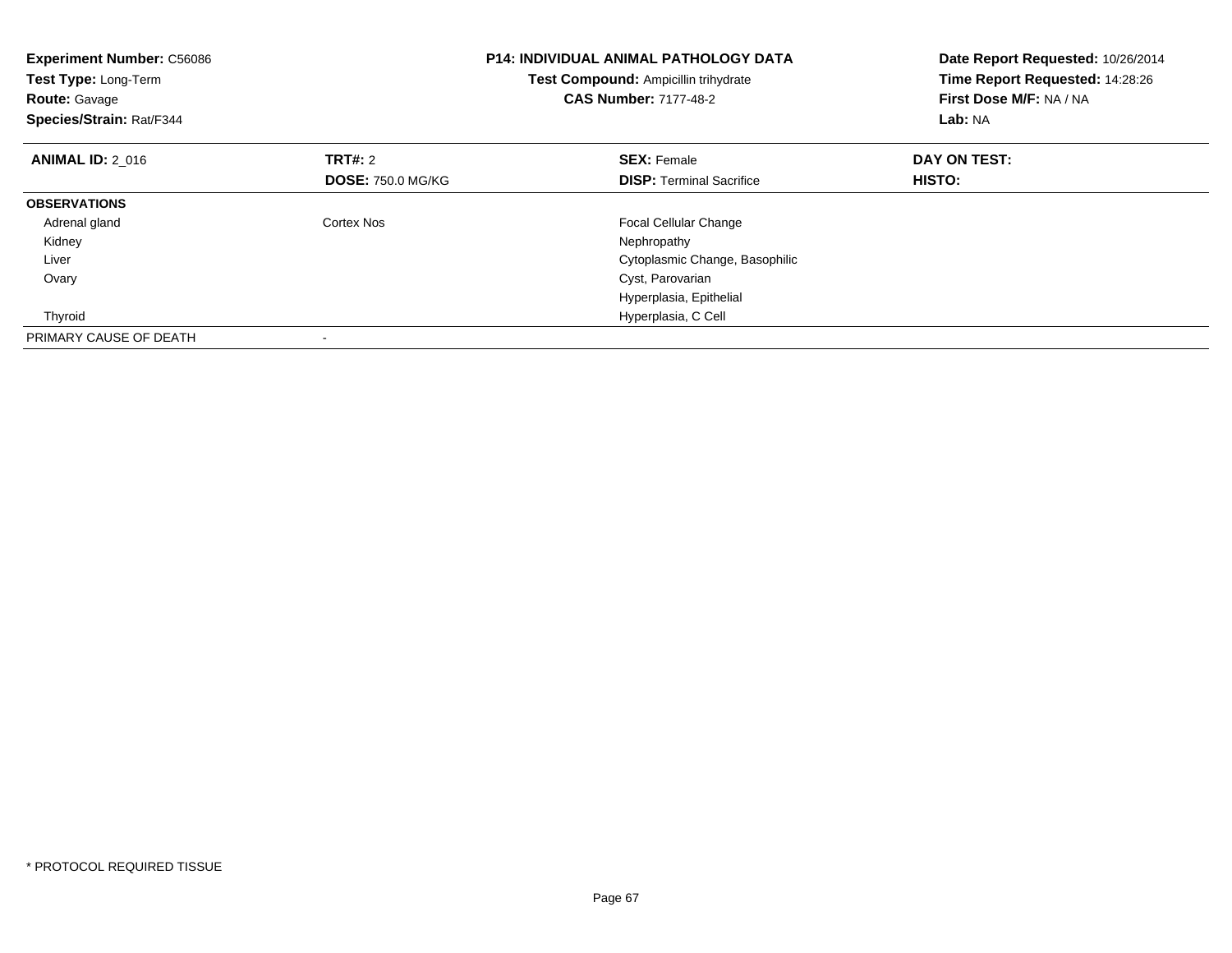**Experiment Number:** C56086
**Test Type:** Long-Term
**Route:** Gavage
**Species/Strain:** Rat/F344

**P14: INDIVIDUAL ANIMAL PATHOLOGY DATA**
**Test Compound:** Ampicillin trihydrate
**CAS Number:** 7177-48-2

**Date Report Requested:** 10/26/2014
**Time Report Requested:** 14:28:26
**First Dose M/F:** NA / NA
**Lab:** NA

| **ANIMAL ID:** 2_016 | **TRT#:** 2 | **SEX:** Female | **DAY ON TEST:** |
|---|---|---|---|
| | **DOSE:** 750.0 MG/KG | **DISP:** Terminal Sacrifice | **HISTO:** |
| **OBSERVATIONS** | | | |
| Adrenal gland | Cortex Nos | Focal Cellular Change | |
| Kidney | | Nephropathy | |
| Liver | | Cytoplasmic Change, Basophilic | |
| Ovary | | Cyst, Parovarian | |
| | | Hyperplasia, Epithelial | |
| Thyroid | | Hyperplasia, C Cell | |
| PRIMARY CAUSE OF DEATH | - | | |

* PROTOCOL REQUIRED TISSUE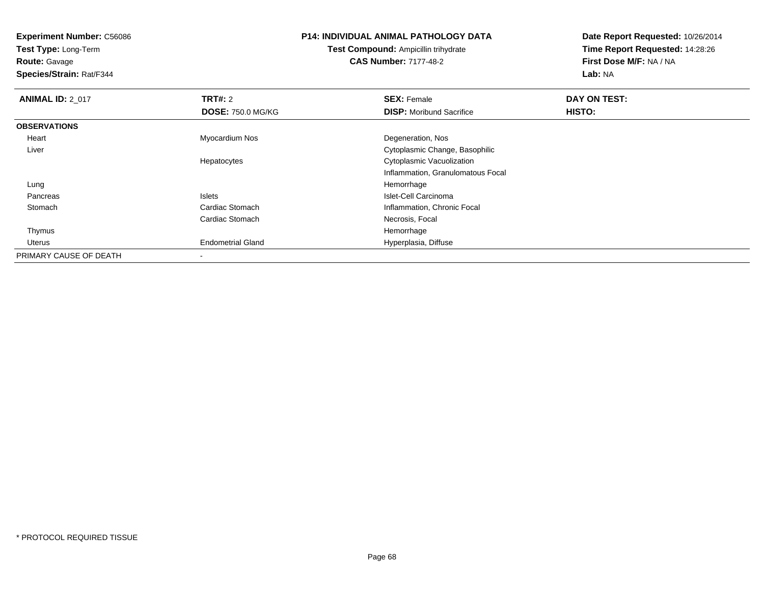**Experiment Number:** C56086
**Test Type:** Long-Term
**Route:** Gavage
**Species/Strain:** Rat/F344

**P14: INDIVIDUAL ANIMAL PATHOLOGY DATA**
**Test Compound:** Ampicillin trihydrate
**CAS Number:** 7177-48-2

**Date Report Requested:** 10/26/2014
**Time Report Requested:** 14:28:26
**First Dose M/F:** NA / NA
**Lab:** NA

| **ANIMAL ID:** 2_017 | **TRT#:** 2 | **SEX:** Female | **DAY ON TEST:** |
|---|---|---|---|
| | **DOSE:** 750.0 MG/KG | **DISP:** Moribund Sacrifice | **HISTO:** |
| **OBSERVATIONS** | | | |
| Heart | Myocardium Nos | Degeneration, Nos | |
| Liver | | Cytoplasmic Change, Basophilic | |
| | Hepatocytes | Cytoplasmic Vacuolization | |
| | | Inflammation, Granulomatous Focal | |
| Lung | | Hemorrhage | |
| Pancreas | Islets | Islet-Cell Carcinoma | |
| Stomach | Cardiac Stomach | Inflammation, Chronic Focal | |
| | Cardiac Stomach | Necrosis, Focal | |
| Thymus | | Hemorrhage | |
| Uterus | Endometrial Gland | Hyperplasia, Diffuse | |
| PRIMARY CAUSE OF DEATH | - | | |

* PROTOCOL REQUIRED TISSUE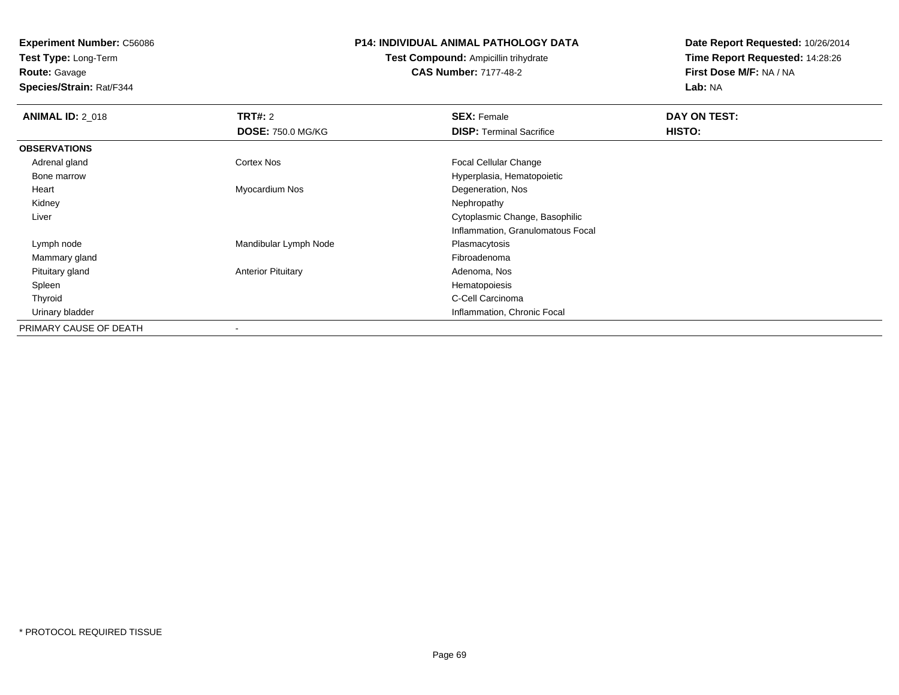**Experiment Number:** C56086
**Test Type:** Long-Term
**Route:** Gavage
**Species/Strain:** Rat/F344

**P14: INDIVIDUAL ANIMAL PATHOLOGY DATA**
**Test Compound:** Ampicillin trihydrate
**CAS Number:** 7177-48-2

**Date Report Requested:** 10/26/2014
**Time Report Requested:** 14:28:26
**First Dose M/F:** NA / NA
**Lab:** NA

| **ANIMAL ID:** 2_018 | **TRT#:** 2 | **SEX:** Female | **DAY ON TEST:** |
|---|---|---|---|
| | **DOSE:** 750.0 MG/KG | **DISP:** Terminal Sacrifice | **HISTO:** |
| **OBSERVATIONS** | | | |
| Adrenal gland | Cortex Nos | Focal Cellular Change | |
| Bone marrow | | Hyperplasia, Hematopoietic | |
| Heart | Myocardium Nos | Degeneration, Nos | |
| Kidney | | Nephropathy | |
| Liver | | Cytoplasmic Change, Basophilic | |
| | | Inflammation, Granulomatous Focal | |
| Lymph node | Mandibular Lymph Node | Plasmacytosis | |
| Mammary gland | | Fibroadenoma | |
| Pituitary gland | Anterior Pituitary | Adenoma, Nos | |
| Spleen | | Hematopoiesis | |
| Thyroid | | C-Cell Carcinoma | |
| Urinary bladder | | Inflammation, Chronic Focal | |
| PRIMARY CAUSE OF DEATH | - | | |

\* PROTOCOL REQUIRED TISSUE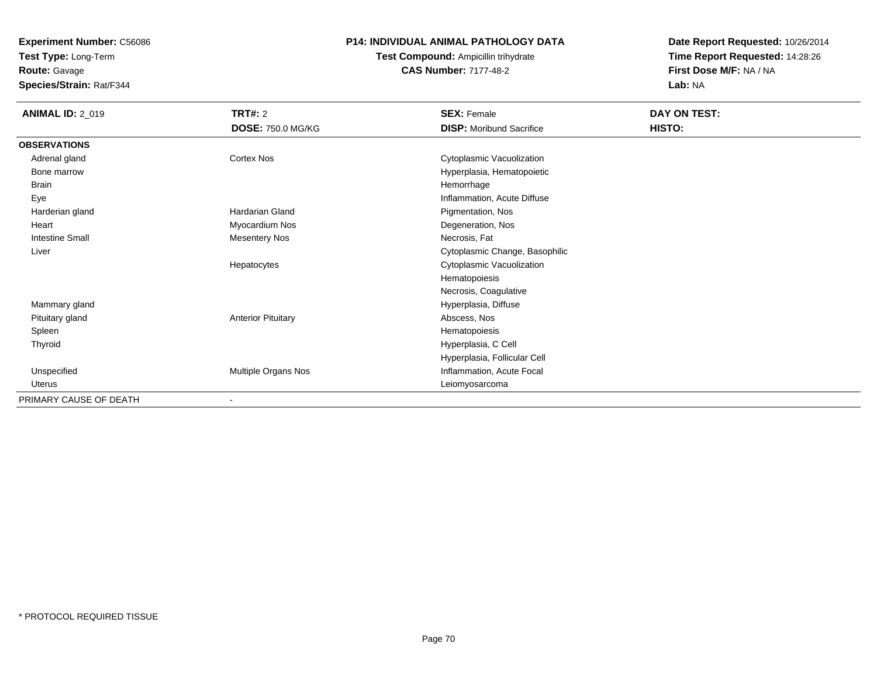**Experiment Number:** C56086
**Test Type:** Long-Term
**Route:** Gavage
**Species/Strain:** Rat/F344

**P14: INDIVIDUAL ANIMAL PATHOLOGY DATA**
**Test Compound:** Ampicillin trihydrate
**CAS Number:** 7177-48-2

**Date Report Requested:** 10/26/2014
**Time Report Requested:** 14:28:26
**First Dose M/F:** NA / NA
**Lab:** NA

| **ANIMAL ID:** 2_019 | **TRT#:** 2 | **SEX:** Female | **DAY ON TEST:** |
|---|---|---|---|
| | **DOSE:** 750.0 MG/KG | **DISP:** Moribund Sacrifice | **HISTO:** |
| **OBSERVATIONS** | | | |
| Adrenal gland | Cortex Nos | Cytoplasmic Vacuolization | |
| Bone marrow | | Hyperplasia, Hematopoietic | |
| Brain | | Hemorrhage | |
| Eye | | Inflammation, Acute Diffuse | |
| Harderian gland | Hardarian Gland | Pigmentation, Nos | |
| Heart | Myocardium Nos | Degeneration, Nos | |
| Intestine Small | Mesentery Nos | Necrosis, Fat | |
| Liver | | Cytoplasmic Change, Basophilic | |
| | Hepatocytes | Cytoplasmic Vacuolization | |
| | | Hematopoiesis | |
| | | Necrosis, Coagulative | |
| Mammary gland | | Hyperplasia, Diffuse | |
| Pituitary gland | Anterior Pituitary | Abscess, Nos | |
| Spleen | | Hematopoiesis | |
| Thyroid | | Hyperplasia, C Cell | |
| | | Hyperplasia, Follicular Cell | |
| Unspecified | Multiple Organs Nos | Inflammation, Acute Focal | |
| Uterus | | Leiomyosarcoma | |
| PRIMARY CAUSE OF DEATH | - | | |

\* PROTOCOL REQUIRED TISSUE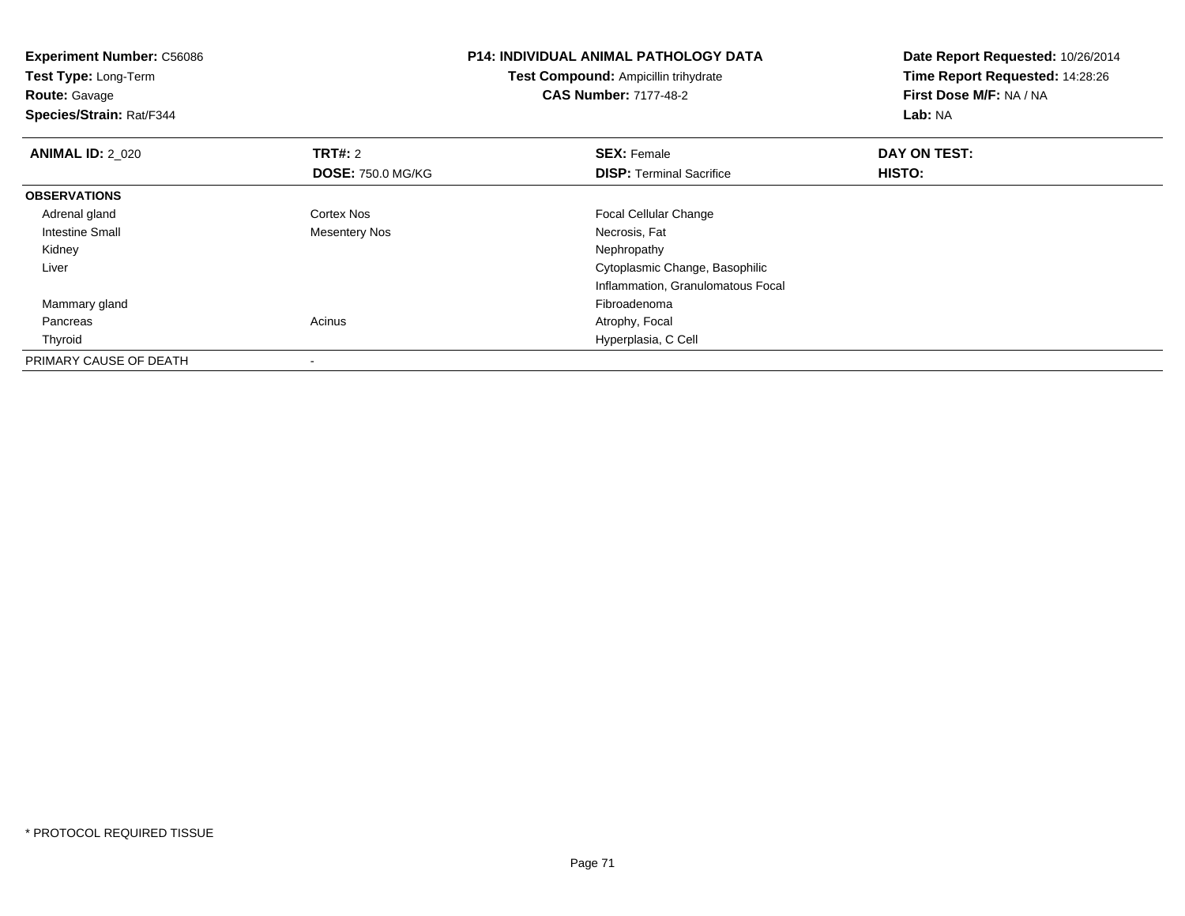**Experiment Number:** C56086
**Test Type:** Long-Term
**Route:** Gavage
**Species/Strain:** Rat/F344

**P14: INDIVIDUAL ANIMAL PATHOLOGY DATA**
**Test Compound:** Ampicillin trihydrate
**CAS Number:** 7177-48-2

**Date Report Requested:** 10/26/2014
**Time Report Requested:** 14:28:26
**First Dose M/F:** NA / NA
**Lab:** NA

| **ANIMAL ID:** 2_020 | **TRT#:** 2 | **SEX:** Female | **DAY ON TEST:** |
|---|---|---|---|
| | **DOSE:** 750.0 MG/KG | **DISP:** Terminal Sacrifice | **HISTO:** |
| **OBSERVATIONS** | | | |
| Adrenal gland | Cortex Nos | Focal Cellular Change | |
| Intestine Small | Mesentery Nos | Necrosis, Fat | |
| Kidney | | Nephropathy | |
| Liver | | Cytoplasmic Change, Basophilic | |
| | | Inflammation, Granulomatous Focal | |
| Mammary gland | | Fibroadenoma | |
| Pancreas | Acinus | Atrophy, Focal | |
| Thyroid | | Hyperplasia, C Cell | |
| PRIMARY CAUSE OF DEATH | - | | |

* PROTOCOL REQUIRED TISSUE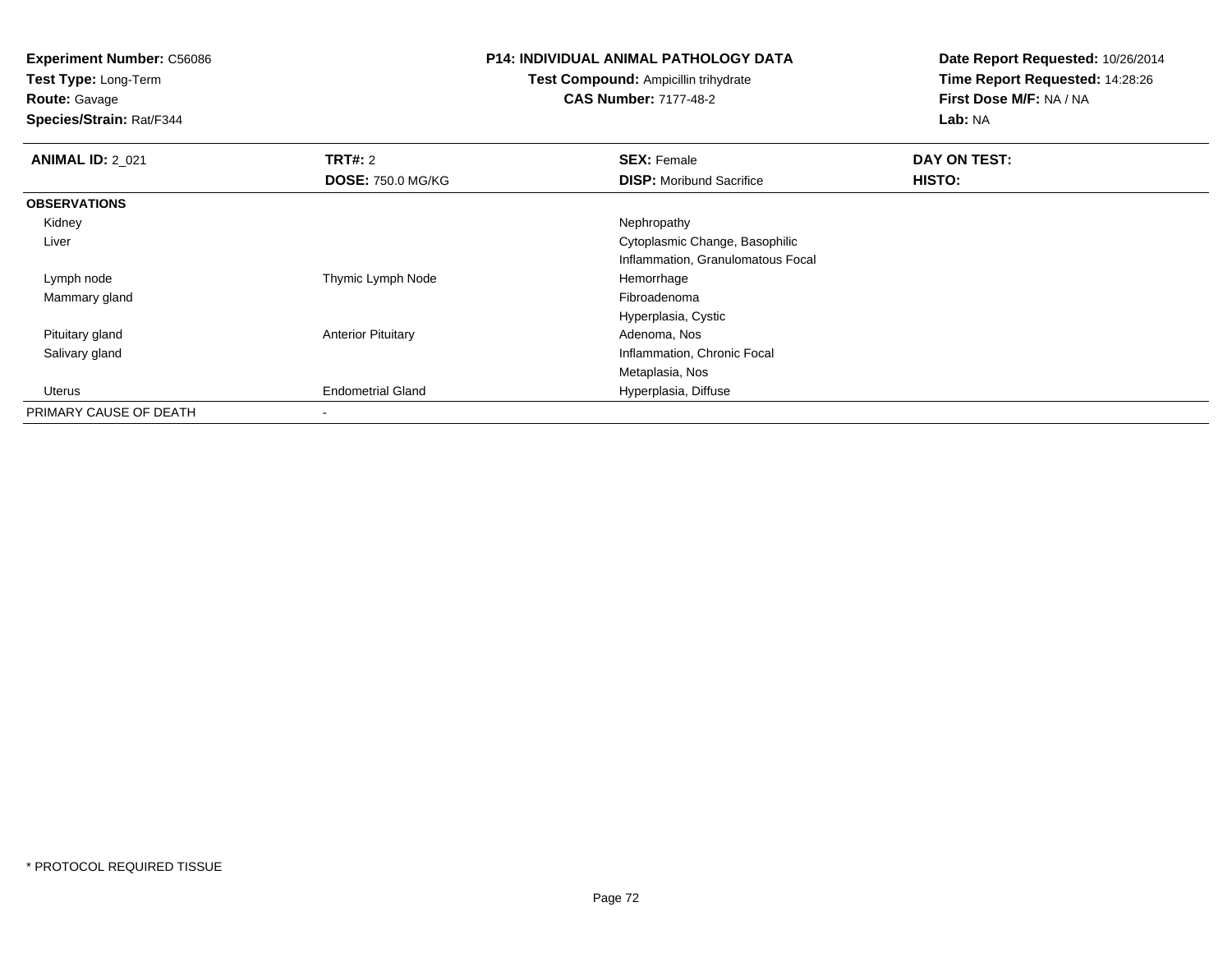**Experiment Number:** C56086
**Test Type:** Long-Term
**Route:** Gavage
**Species/Strain:** Rat/F344

**P14: INDIVIDUAL ANIMAL PATHOLOGY DATA**
**Test Compound:** Ampicillin trihydrate
**CAS Number:** 7177-48-2

**Date Report Requested:** 10/26/2014
**Time Report Requested:** 14:28:26
**First Dose M/F:** NA / NA
**Lab:** NA

| **ANIMAL ID:** 2_021 | **TRT#:** 2 | **SEX:** Female | **DAY ON TEST:** |
|---|---|---|---|
| | **DOSE:** 750.0 MG/KG | **DISP:** Moribund Sacrifice | **HISTO:** |
| **OBSERVATIONS** | | | |
| Kidney | | Nephropathy | |
| Liver | | Cytoplasmic Change, Basophilic | |
| | | Inflammation, Granulomatous Focal | |
| Lymph node | Thymic Lymph Node | Hemorrhage | |
| Mammary gland | | Fibroadenoma | |
| | | Hyperplasia, Cystic | |
| Pituitary gland | Anterior Pituitary | Adenoma, Nos | |
| Salivary gland | | Inflammation, Chronic Focal | |
| | | Metaplasia, Nos | |
| Uterus | Endometrial Gland | Hyperplasia, Diffuse | |
| PRIMARY CAUSE OF DEATH | - | | |

* PROTOCOL REQUIRED TISSUE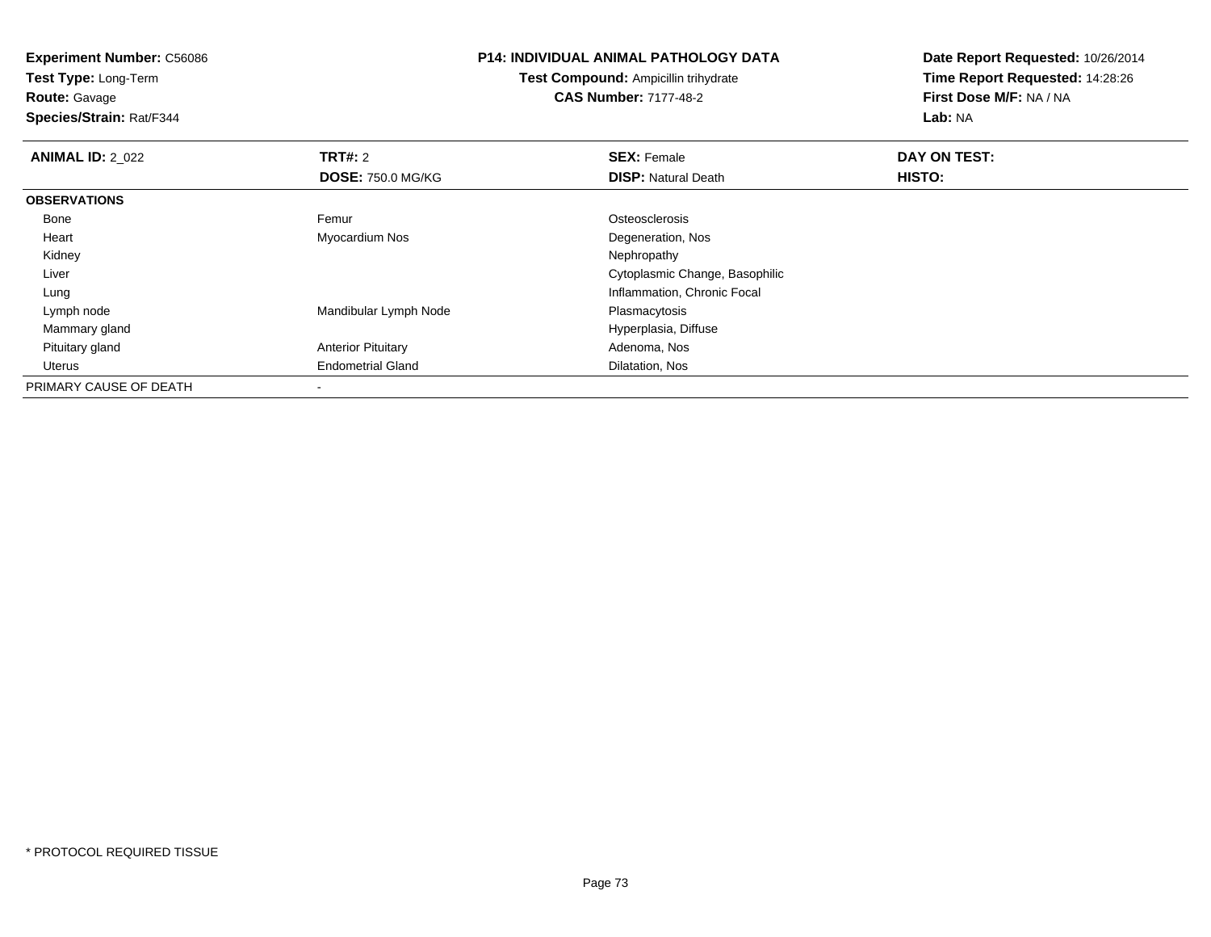**Experiment Number:** C56086
**Test Type:** Long-Term
**Route:** Gavage
**Species/Strain:** Rat/F344

**P14: INDIVIDUAL ANIMAL PATHOLOGY DATA**
**Test Compound:** Ampicillin trihydrate
**CAS Number:** 7177-48-2

**Date Report Requested:** 10/26/2014
**Time Report Requested:** 14:28:26
**First Dose M/F:** NA / NA
**Lab:** NA

| **ANIMAL ID:** 2_022 | **TRT#:** 2 | **SEX:** Female | **DAY ON TEST:** |
|---|---|---|---|
| | **DOSE:** 750.0 MG/KG | **DISP:** Natural Death | **HISTO:** |
| **OBSERVATIONS** | | | |
| Bone | Femur | Osteosclerosis | |
| Heart | Myocardium Nos | Degeneration, Nos | |
| Kidney | | Nephropathy | |
| Liver | | Cytoplasmic Change, Basophilic | |
| Lung | | Inflammation, Chronic Focal | |
| Lymph node | Mandibular Lymph Node | Plasmacytosis | |
| Mammary gland | | Hyperplasia, Diffuse | |
| Pituitary gland | Anterior Pituitary | Adenoma, Nos | |
| Uterus | Endometrial Gland | Dilatation, Nos | |
| PRIMARY CAUSE OF DEATH | - | | |

* PROTOCOL REQUIRED TISSUE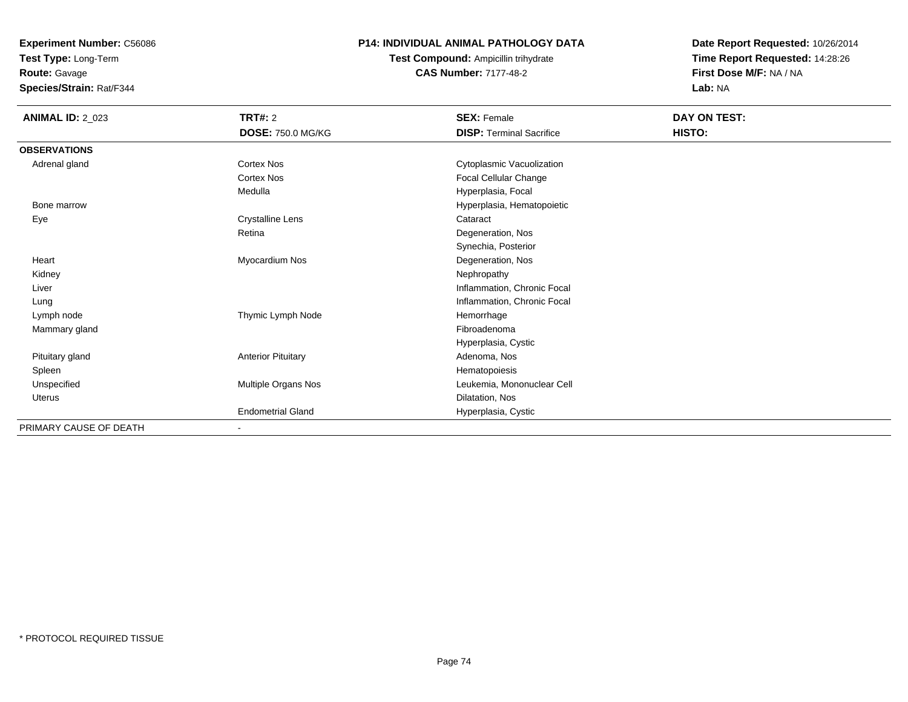**Experiment Number:** C56086
**Test Type:** Long-Term
**Route:** Gavage
**Species/Strain:** Rat/F344

# P14: INDIVIDUAL ANIMAL PATHOLOGY DATA

**Test Compound:** Ampicillin trihydrate
**CAS Number:** 7177-48-2

**Date Report Requested:** 10/26/2014
**Time Report Requested:** 14:28:26
**First Dose M/F:** NA / NA
**Lab:** NA

| **ANIMAL ID:** 2_023 | **TRT#:** 2 | **SEX:** Female | **DAY ON TEST:** |
|---|---|---|---|
| | **DOSE:** 750.0 MG/KG | **DISP:** Terminal Sacrifice | **HISTO:** |
| **OBSERVATIONS** | | | |
| Adrenal gland | Cortex Nos | Cytoplasmic Vacuolization | |
| | Cortex Nos | Focal Cellular Change | |
| | Medulla | Hyperplasia, Focal | |
| Bone marrow | | Hyperplasia, Hematopoietic | |
| Eye | Crystalline Lens | Cataract | |
| | Retina | Degeneration, Nos | |
| | | Synechia, Posterior | |
| Heart | Myocardium Nos | Degeneration, Nos | |
| Kidney | | Nephropathy | |
| Liver | | Inflammation, Chronic Focal | |
| Lung | | Inflammation, Chronic Focal | |
| Lymph node | Thymic Lymph Node | Hemorrhage | |
| Mammary gland | | Fibroadenoma | |
| | | Hyperplasia, Cystic | |
| Pituitary gland | Anterior Pituitary | Adenoma, Nos | |
| Spleen | | Hematopoiesis | |
| Unspecified | Multiple Organs Nos | Leukemia, Mononuclear Cell | |
| Uterus | | Dilatation, Nos | |
| | Endometrial Gland | Hyperplasia, Cystic | |
| PRIMARY CAUSE OF DEATH | - | | |

* PROTOCOL REQUIRED TISSUE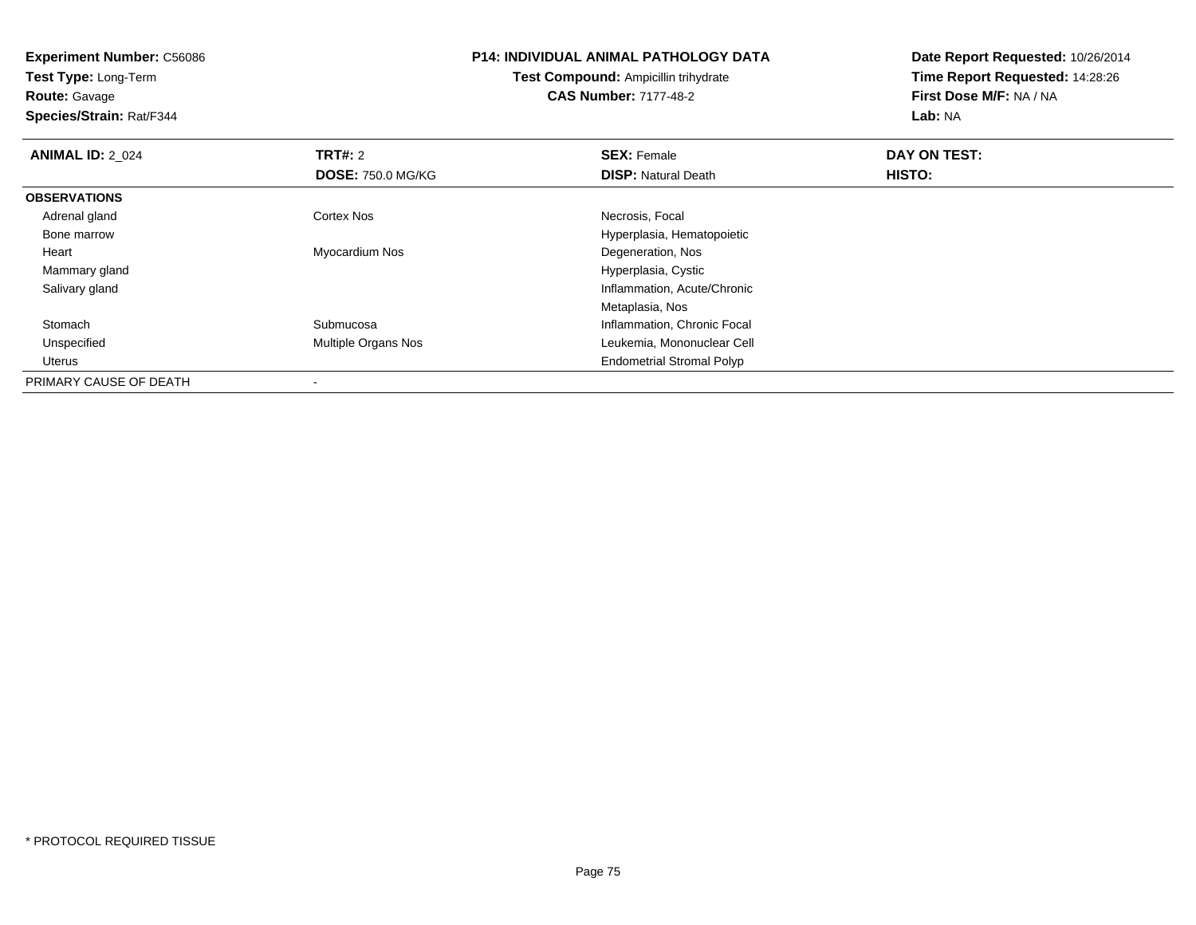**Experiment Number:** C56086
**Test Type:** Long-Term
**Route:** Gavage
**Species/Strain:** Rat/F344

**P14: INDIVIDUAL ANIMAL PATHOLOGY DATA**
**Test Compound:** Ampicillin trihydrate
**CAS Number:** 7177-48-2

**Date Report Requested:** 10/26/2014
**Time Report Requested:** 14:28:26
**First Dose M/F:** NA / NA
**Lab:** NA

| **ANIMAL ID:** 2_024 | **TRT#:** 2 | **SEX:** Female | **DAY ON TEST:** |
|---|---|---|---|
| | **DOSE:** 750.0 MG/KG | **DISP:** Natural Death | **HISTO:** |
| **OBSERVATIONS** | | | |
| Adrenal gland | Cortex Nos | Necrosis, Focal | |
| Bone marrow | | Hyperplasia, Hematopoietic | |
| Heart | Myocardium Nos | Degeneration, Nos | |
| Mammary gland | | Hyperplasia, Cystic | |
| Salivary gland | | Inflammation, Acute/Chronic | |
| | | Metaplasia, Nos | |
| Stomach | Submucosa | Inflammation, Chronic Focal | |
| Unspecified | Multiple Organs Nos | Leukemia, Mononuclear Cell | |
| Uterus | | Endometrial Stromal Polyp | |
| PRIMARY CAUSE OF DEATH | - | | |

* PROTOCOL REQUIRED TISSUE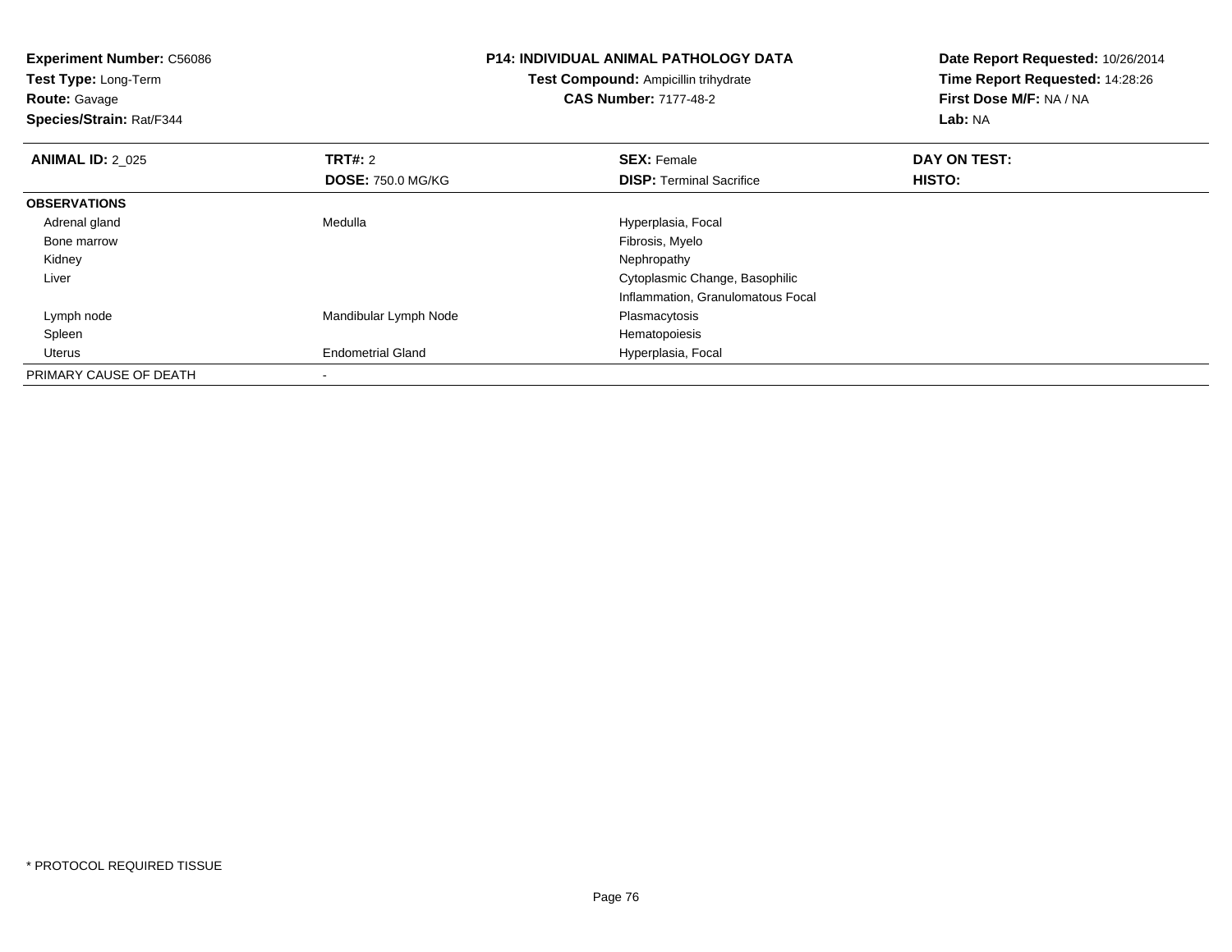**Experiment Number:** C56086
**Test Type:** Long-Term
**Route:** Gavage
**Species/Strain:** Rat/F344

**P14: INDIVIDUAL ANIMAL PATHOLOGY DATA**
**Test Compound:** Ampicillin trihydrate
**CAS Number:** 7177-48-2

**Date Report Requested:** 10/26/2014
**Time Report Requested:** 14:28:26
**First Dose M/F:** NA / NA
**Lab:** NA

| **ANIMAL ID:** 2_025 | **TRT#:** 2 | **SEX:** Female | **DAY ON TEST:** |
|---|---|---|---|
| | **DOSE:** 750.0 MG/KG | **DISP:** Terminal Sacrifice | **HISTO:** |
| **OBSERVATIONS** | | | |
| Adrenal gland | Medulla | Hyperplasia, Focal | |
| Bone marrow | | Fibrosis, Myelo | |
| Kidney | | Nephropathy | |
| Liver | | Cytoplasmic Change, Basophilic | |
| | | Inflammation, Granulomatous Focal | |
| Lymph node | Mandibular Lymph Node | Plasmacytosis | |
| Spleen | | Hematopoiesis | |
| Uterus | Endometrial Gland | Hyperplasia, Focal | |
| PRIMARY CAUSE OF DEATH | - | | |

* PROTOCOL REQUIRED TISSUE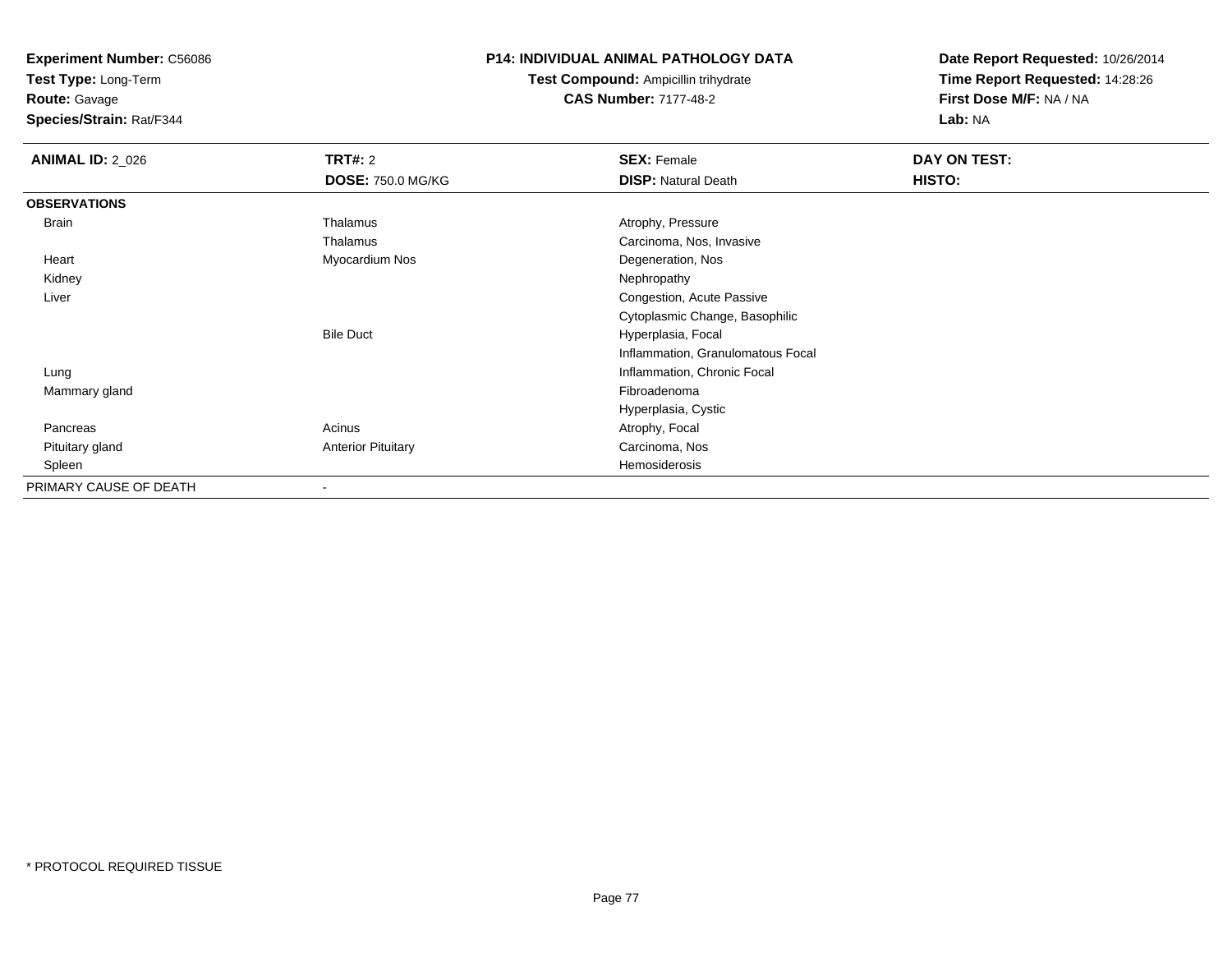**Experiment Number:** C56086
**Test Type:** Long-Term
**Route:** Gavage
**Species/Strain:** Rat/F344

**P14: INDIVIDUAL ANIMAL PATHOLOGY DATA**
**Test Compound:** Ampicillin trihydrate
**CAS Number:** 7177-48-2

**Date Report Requested:** 10/26/2014
**Time Report Requested:** 14:28:26
**First Dose M/F:** NA / NA
**Lab:** NA

| **ANIMAL ID:** 2_026 | **TRT#:** 2 | **SEX:** Female | **DAY ON TEST:** |
|---|---|---|---|
| | **DOSE:** 750.0 MG/KG | **DISP:** Natural Death | **HISTO:** |
| **OBSERVATIONS** | | | |
| Brain | Thalamus | Atrophy, Pressure | |
| | Thalamus | Carcinoma, Nos, Invasive | |
| Heart | Myocardium Nos | Degeneration, Nos | |
| Kidney | | Nephropathy | |
| Liver | | Congestion, Acute Passive | |
| | | Cytoplasmic Change, Basophilic | |
| | Bile Duct | Hyperplasia, Focal | |
| | | Inflammation, Granulomatous Focal | |
| Lung | | Inflammation, Chronic Focal | |
| Mammary gland | | Fibroadenoma | |
| | | Hyperplasia, Cystic | |
| Pancreas | Acinus | Atrophy, Focal | |
| Pituitary gland | Anterior Pituitary | Carcinoma, Nos | |
| Spleen | | Hemosiderosis | |
| PRIMARY CAUSE OF DEATH | - | | |

* PROTOCOL REQUIRED TISSUE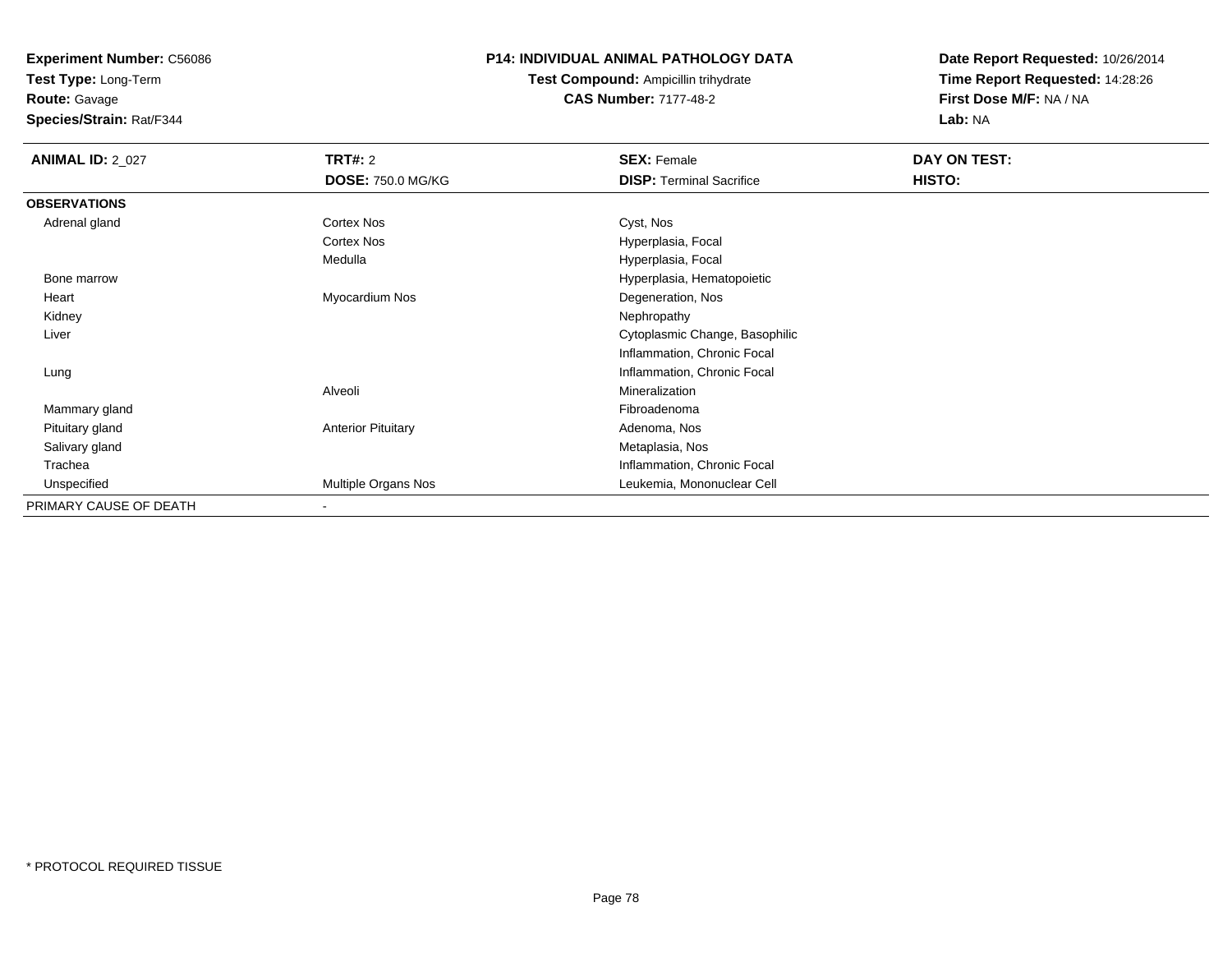**Experiment Number:** C56086
**Test Type:** Long-Term
**Route:** Gavage
**Species/Strain:** Rat/F344

**P14: INDIVIDUAL ANIMAL PATHOLOGY DATA**
**Test Compound:** Ampicillin trihydrate
**CAS Number:** 7177-48-2

**Date Report Requested:** 10/26/2014
**Time Report Requested:** 14:28:26
**First Dose M/F:** NA / NA
**Lab:** NA

| **ANIMAL ID:** 2_027 | **TRT#:** 2 | **SEX:** Female | **DAY ON TEST:** |
|---|---|---|---|
| | **DOSE:** 750.0 MG/KG | **DISP:** Terminal Sacrifice | **HISTO:** |
| **OBSERVATIONS** | | | |
| Adrenal gland | Cortex Nos | Cyst, Nos | |
| | Cortex Nos | Hyperplasia, Focal | |
| | Medulla | Hyperplasia, Focal | |
| Bone marrow | | Hyperplasia, Hematopoietic | |
| Heart | Myocardium Nos | Degeneration, Nos | |
| Kidney | | Nephropathy | |
| Liver | | Cytoplasmic Change, Basophilic | |
| | | Inflammation, Chronic Focal | |
| Lung | | Inflammation, Chronic Focal | |
| | Alveoli | Mineralization | |
| Mammary gland | | Fibroadenoma | |
| Pituitary gland | Anterior Pituitary | Adenoma, Nos | |
| Salivary gland | | Metaplasia, Nos | |
| Trachea | | Inflammation, Chronic Focal | |
| Unspecified | Multiple Organs Nos | Leukemia, Mononuclear Cell | |
| PRIMARY CAUSE OF DEATH | - | | |

* PROTOCOL REQUIRED TISSUE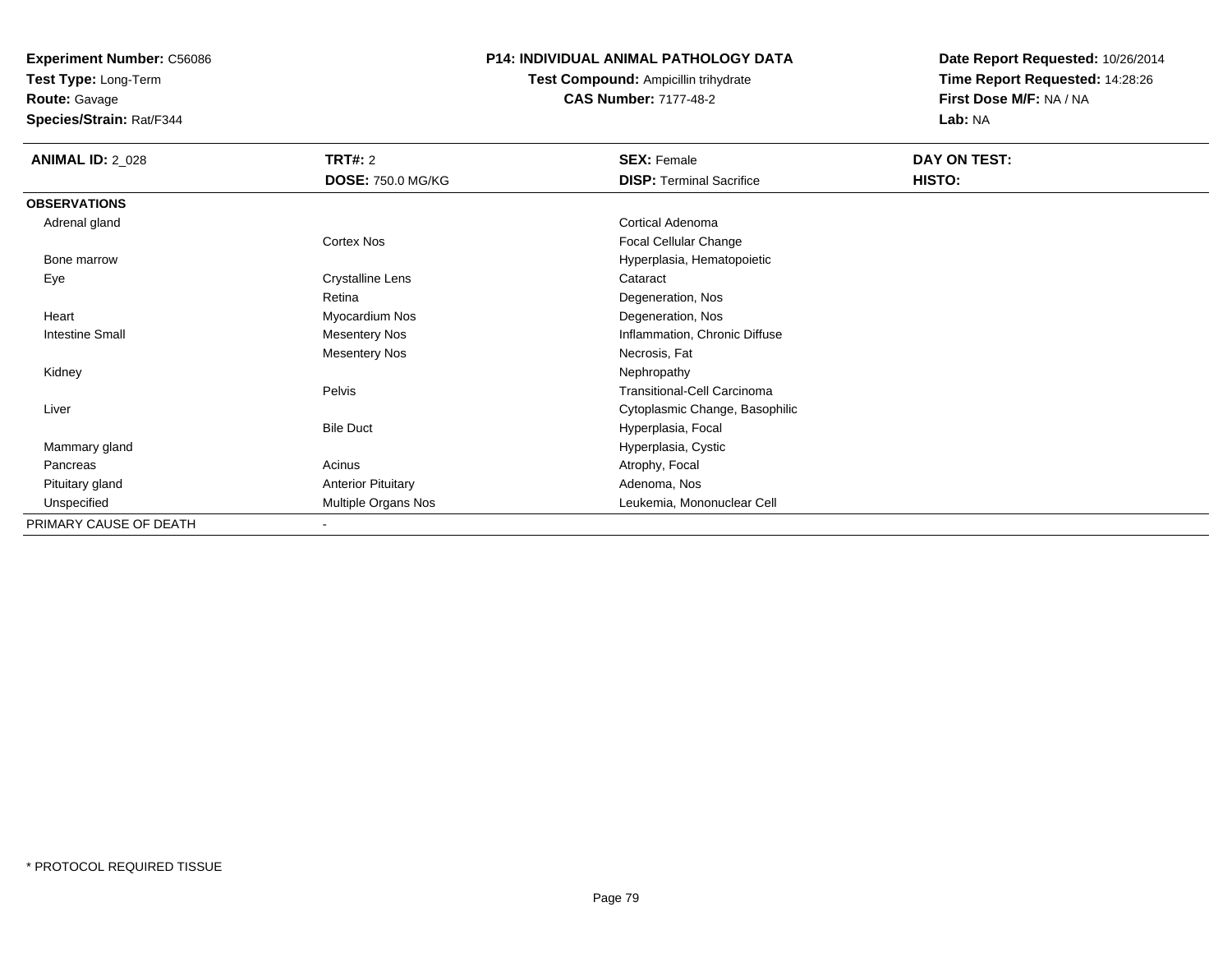**Experiment Number:** C56086
**Test Type:** Long-Term
**Route:** Gavage
**Species/Strain:** Rat/F344

## P14: INDIVIDUAL ANIMAL PATHOLOGY DATA

**Test Compound:** Ampicillin trihydrate
**CAS Number:** 7177-48-2

**Date Report Requested:** 10/26/2014
**Time Report Requested:** 14:28:26
**First Dose M/F:** NA / NA
**Lab:** NA

| **ANIMAL ID:** 2_028 | **TRT#:** 2 | **SEX:** Female | **DAY ON TEST:** |
|---|---|---|---|
| | **DOSE:** 750.0 MG/KG | **DISP:** Terminal Sacrifice | **HISTO:** |
| **OBSERVATIONS** | | | |
| Adrenal gland | | Cortical Adenoma | |
| | Cortex Nos | Focal Cellular Change | |
| Bone marrow | | Hyperplasia, Hematopoietic | |
| Eye | Crystalline Lens | Cataract | |
| | Retina | Degeneration, Nos | |
| Heart | Myocardium Nos | Degeneration, Nos | |
| Intestine Small | Mesentery Nos | Inflammation, Chronic Diffuse | |
| | Mesentery Nos | Necrosis, Fat | |
| Kidney | | Nephropathy | |
| | Pelvis | Transitional-Cell Carcinoma | |
| Liver | | Cytoplasmic Change, Basophilic | |
| | Bile Duct | Hyperplasia, Focal | |
| Mammary gland | | Hyperplasia, Cystic | |
| Pancreas | Acinus | Atrophy, Focal | |
| Pituitary gland | Anterior Pituitary | Adenoma, Nos | |
| Unspecified | Multiple Organs Nos | Leukemia, Mononuclear Cell | |
| PRIMARY CAUSE OF DEATH | - | | |

\* PROTOCOL REQUIRED TISSUE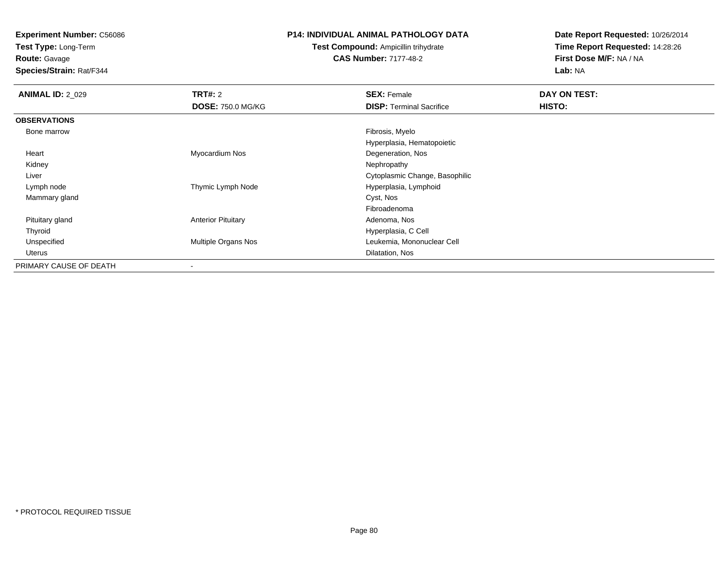**Experiment Number:** C56086
**Test Type:** Long-Term
**Route:** Gavage
**Species/Strain:** Rat/F344

**P14: INDIVIDUAL ANIMAL PATHOLOGY DATA**
**Test Compound:** Ampicillin trihydrate
**CAS Number:** 7177-48-2

**Date Report Requested:** 10/26/2014
**Time Report Requested:** 14:28:26
**First Dose M/F:** NA / NA
**Lab:** NA

| **ANIMAL ID:** 2_029 | **TRT#:** 2 | **SEX:** Female | **DAY ON TEST:** |
|---|---|---|---|
| | **DOSE:** 750.0 MG/KG | **DISP:** Terminal Sacrifice | **HISTO:** |
| **OBSERVATIONS** | | | |
| Bone marrow | | Fibrosis, Myelo | |
| | | Hyperplasia, Hematopoietic | |
| Heart | Myocardium Nos | Degeneration, Nos | |
| Kidney | | Nephropathy | |
| Liver | | Cytoplasmic Change, Basophilic | |
| Lymph node | Thymic Lymph Node | Hyperplasia, Lymphoid | |
| Mammary gland | | Cyst, Nos | |
| | | Fibroadenoma | |
| Pituitary gland | Anterior Pituitary | Adenoma, Nos | |
| Thyroid | | Hyperplasia, C Cell | |
| Unspecified | Multiple Organs Nos | Leukemia, Mononuclear Cell | |
| Uterus | | Dilatation, Nos | |
| PRIMARY CAUSE OF DEATH | - | | |

* PROTOCOL REQUIRED TISSUE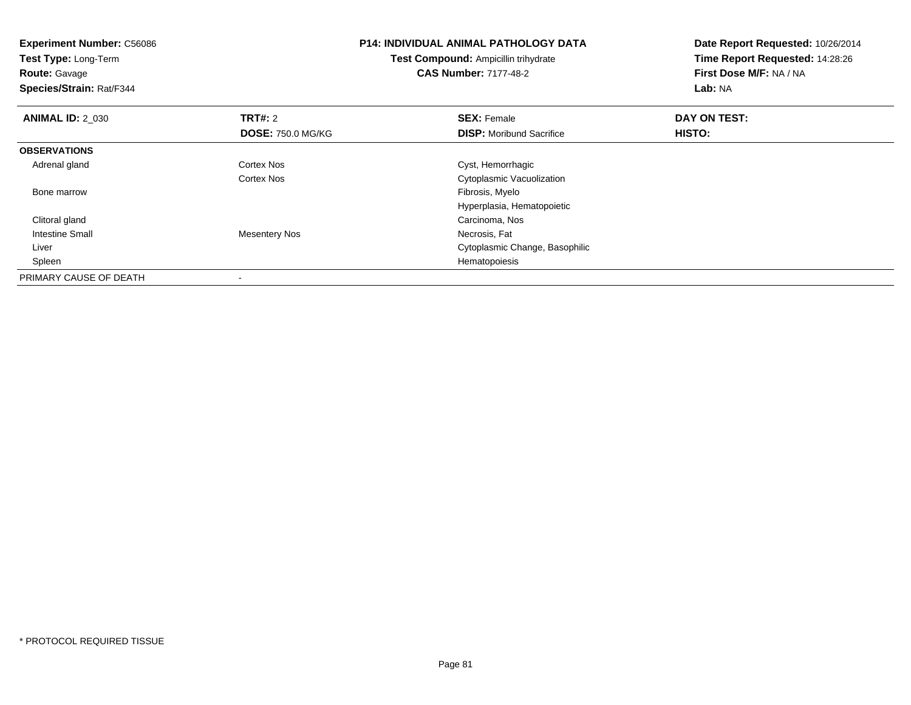**Experiment Number:** C56086
**Test Type:** Long-Term
**Route:** Gavage
**Species/Strain:** Rat/F344

**P14: INDIVIDUAL ANIMAL PATHOLOGY DATA**
**Test Compound:** Ampicillin trihydrate
**CAS Number:** 7177-48-2

**Date Report Requested:** 10/26/2014
**Time Report Requested:** 14:28:26
**First Dose M/F:** NA / NA
**Lab:** NA

| **ANIMAL ID:** 2_030 | **TRT#:** 2 | **SEX:** Female | **DAY ON TEST:** |
|---|---|---|---|
| | **DOSE:** 750.0 MG/KG | **DISP:** Moribund Sacrifice | **HISTO:** |
| **OBSERVATIONS** | | | |
| Adrenal gland | Cortex Nos | Cyst, Hemorrhagic | |
| | Cortex Nos | Cytoplasmic Vacuolization | |
| Bone marrow | | Fibrosis, Myelo | |
| | | Hyperplasia, Hematopoietic | |
| Clitoral gland | | Carcinoma, Nos | |
| Intestine Small | Mesentery Nos | Necrosis, Fat | |
| Liver | | Cytoplasmic Change, Basophilic | |
| Spleen | | Hematopoiesis | |
| PRIMARY CAUSE OF DEATH | - | | |

* PROTOCOL REQUIRED TISSUE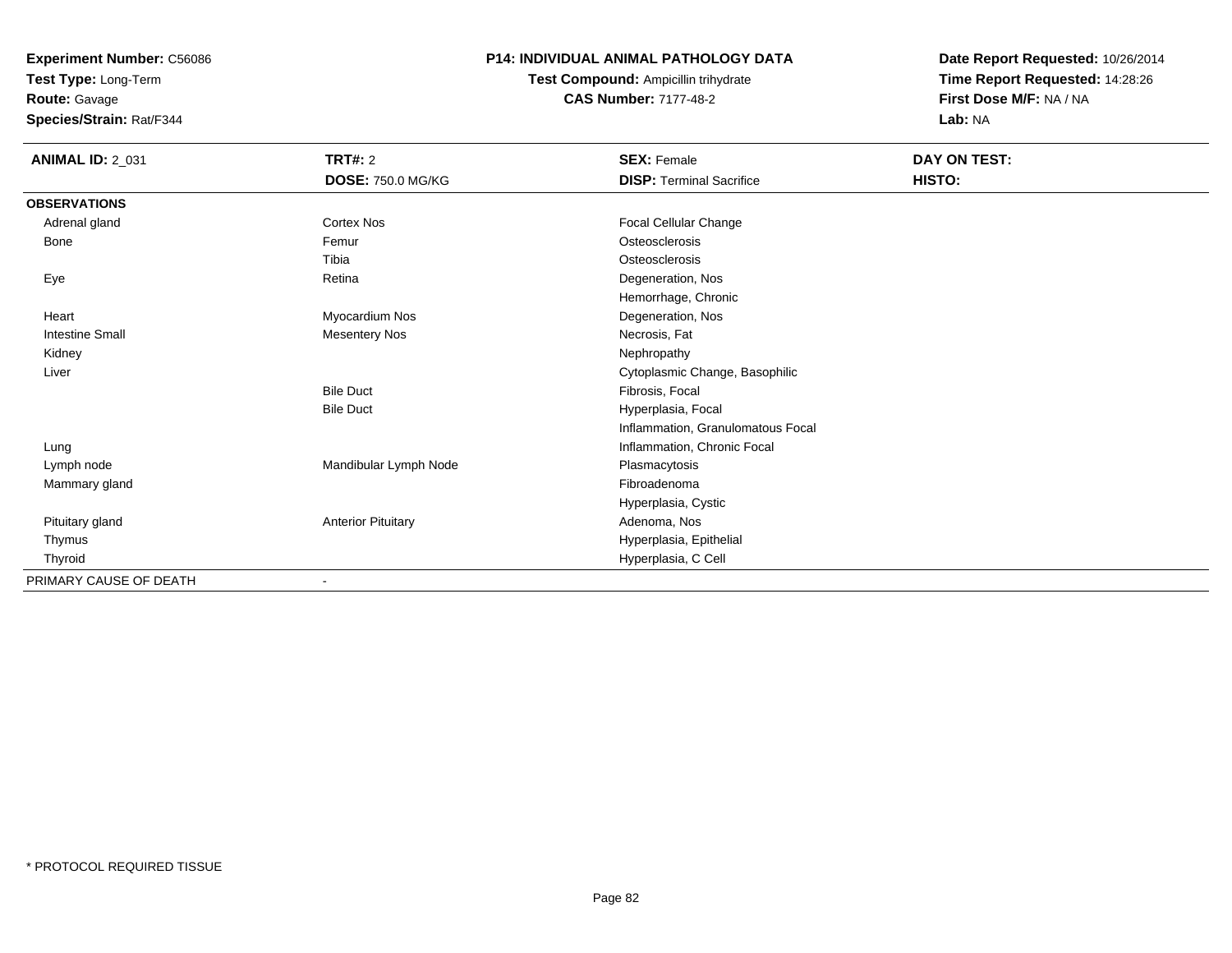**Experiment Number:** C56086
**Test Type:** Long-Term
**Route:** Gavage
**Species/Strain:** Rat/F344

**P14: INDIVIDUAL ANIMAL PATHOLOGY DATA**
**Test Compound:** Ampicillin trihydrate
**CAS Number:** 7177-48-2

**Date Report Requested:** 10/26/2014
**Time Report Requested:** 14:28:26
**First Dose M/F:** NA / NA
**Lab:** NA

| **ANIMAL ID:** 2_031 | **TRT#:** 2 | **SEX:** Female | **DAY ON TEST:** |
|---|---|---|---|
| | **DOSE:** 750.0 MG/KG | **DISP:** Terminal Sacrifice | **HISTO:** |
| **OBSERVATIONS** | | | |
| Adrenal gland | Cortex Nos | Focal Cellular Change | |
| Bone | Femur | Osteosclerosis | |
| | Tibia | Osteosclerosis | |
| Eye | Retina | Degeneration, Nos | |
| | | Hemorrhage, Chronic | |
| Heart | Myocardium Nos | Degeneration, Nos | |
| Intestine Small | Mesentery Nos | Necrosis, Fat | |
| Kidney | | Nephropathy | |
| Liver | | Cytoplasmic Change, Basophilic | |
| | Bile Duct | Fibrosis, Focal | |
| | Bile Duct | Hyperplasia, Focal | |
| | | Inflammation, Granulomatous Focal | |
| Lung | | Inflammation, Chronic Focal | |
| Lymph node | Mandibular Lymph Node | Plasmacytosis | |
| Mammary gland | | Fibroadenoma | |
| | | Hyperplasia, Cystic | |
| Pituitary gland | Anterior Pituitary | Adenoma, Nos | |
| Thymus | | Hyperplasia, Epithelial | |
| Thyroid | | Hyperplasia, C Cell | |
| PRIMARY CAUSE OF DEATH | - | | |

* PROTOCOL REQUIRED TISSUE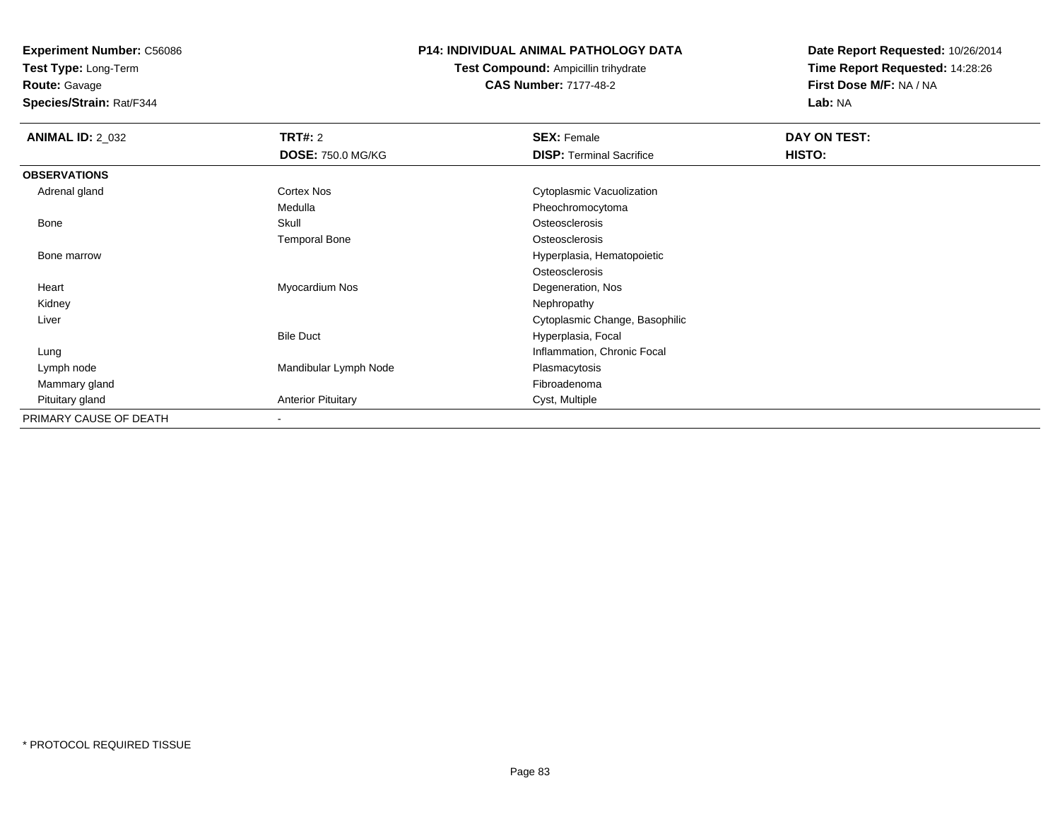**Experiment Number:** C56086
**Test Type:** Long-Term
**Route:** Gavage
**Species/Strain:** Rat/F344

**P14: INDIVIDUAL ANIMAL PATHOLOGY DATA**
**Test Compound:** Ampicillin trihydrate
**CAS Number:** 7177-48-2

**Date Report Requested:** 10/26/2014
**Time Report Requested:** 14:28:26
**First Dose M/F:** NA / NA
**Lab:** NA

| **ANIMAL ID:** 2_032 | **TRT#:** 2 | **SEX:** Female | **DAY ON TEST:** |
|---|---|---|---|
| | **DOSE:** 750.0 MG/KG | **DISP:** Terminal Sacrifice | **HISTO:** |
| **OBSERVATIONS** | | | |
| Adrenal gland | Cortex Nos | Cytoplasmic Vacuolization | |
| | Medulla | Pheochromocytoma | |
| Bone | Skull | Osteosclerosis | |
| | Temporal Bone | Osteosclerosis | |
| Bone marrow | | Hyperplasia, Hematopoietic | |
| | | Osteosclerosis | |
| Heart | Myocardium Nos | Degeneration, Nos | |
| Kidney | | Nephropathy | |
| Liver | | Cytoplasmic Change, Basophilic | |
| | Bile Duct | Hyperplasia, Focal | |
| Lung | | Inflammation, Chronic Focal | |
| Lymph node | Mandibular Lymph Node | Plasmacytosis | |
| Mammary gland | | Fibroadenoma | |
| Pituitary gland | Anterior Pituitary | Cyst, Multiple | |
| PRIMARY CAUSE OF DEATH | - | | |

* PROTOCOL REQUIRED TISSUE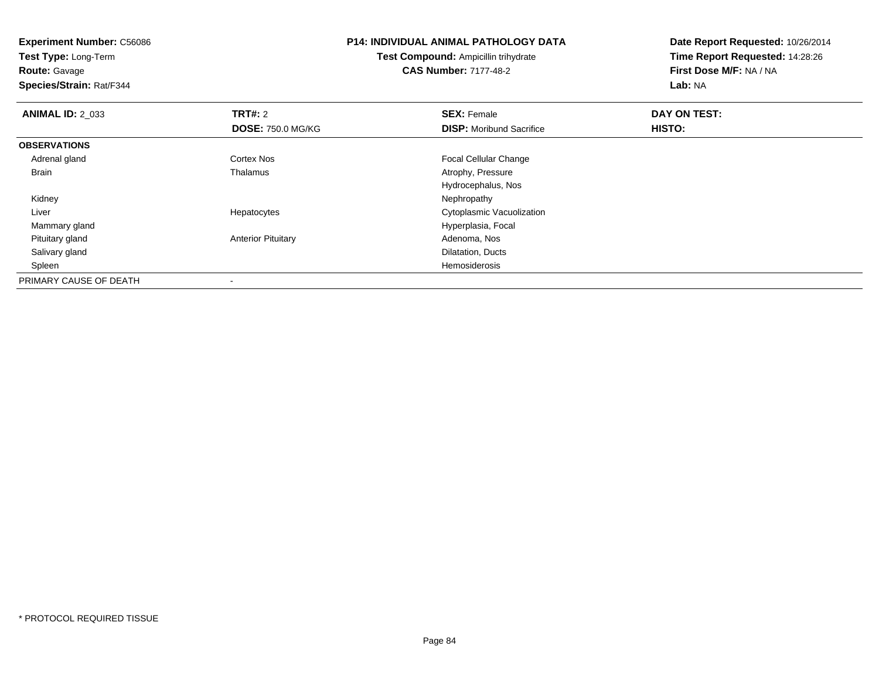**Experiment Number:** C56086
**Test Type:** Long-Term
**Route:** Gavage
**Species/Strain:** Rat/F344

**P14: INDIVIDUAL ANIMAL PATHOLOGY DATA**
**Test Compound:** Ampicillin trihydrate
**CAS Number:** 7177-48-2

**Date Report Requested:** 10/26/2014
**Time Report Requested:** 14:28:26
**First Dose M/F:** NA / NA
**Lab:** NA

| **ANIMAL ID:** 2_033 | **TRT#:** 2 | **SEX:** Female | **DAY ON TEST:** |
|---|---|---|---|
| | **DOSE:** 750.0 MG/KG | **DISP:** Moribund Sacrifice | **HISTO:** |
| **OBSERVATIONS** | | | |
| Adrenal gland | Cortex Nos | Focal Cellular Change | |
| Brain | Thalamus | Atrophy, Pressure | |
| | | Hydrocephalus, Nos | |
| Kidney | | Nephropathy | |
| Liver | Hepatocytes | Cytoplasmic Vacuolization | |
| Mammary gland | | Hyperplasia, Focal | |
| Pituitary gland | Anterior Pituitary | Adenoma, Nos | |
| Salivary gland | | Dilatation, Ducts | |
| Spleen | | Hemosiderosis | |
| PRIMARY CAUSE OF DEATH | - | | |

* PROTOCOL REQUIRED TISSUE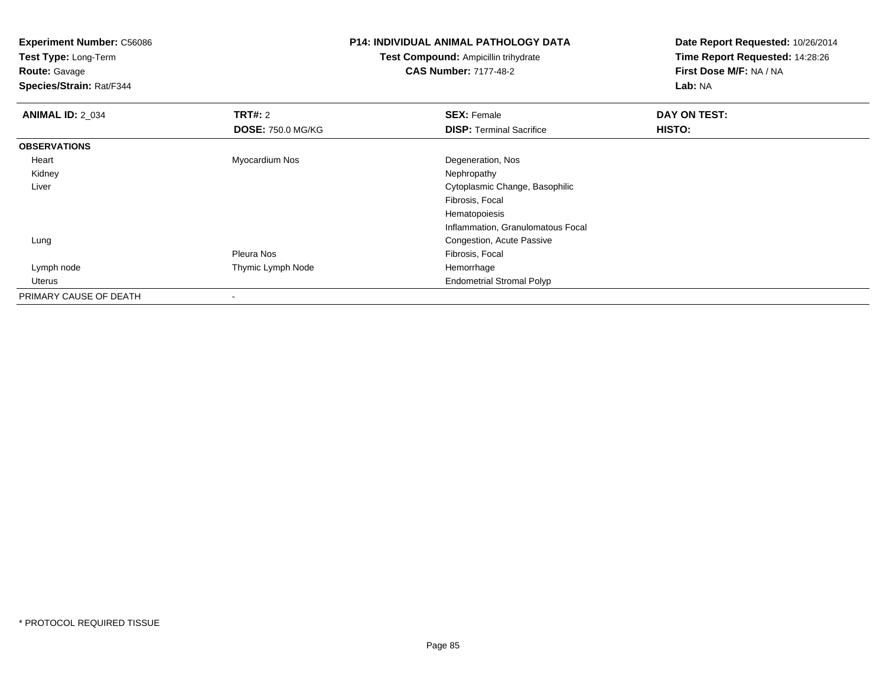**Experiment Number:** C56086
**Test Type:** Long-Term
**Route:** Gavage
**Species/Strain:** Rat/F344

**P14: INDIVIDUAL ANIMAL PATHOLOGY DATA**
**Test Compound:** Ampicillin trihydrate
**CAS Number:** 7177-48-2

**Date Report Requested:** 10/26/2014
**Time Report Requested:** 14:28:26
**First Dose M/F:** NA / NA
**Lab:** NA

| **ANIMAL ID:** 2_034 | **TRT#:** 2 | **SEX:** Female | **DAY ON TEST:** |
|---|---|---|---|
| | **DOSE:** 750.0 MG/KG | **DISP:** Terminal Sacrifice | **HISTO:** |
| **OBSERVATIONS** | | | |
| Heart | Myocardium Nos | Degeneration, Nos | |
| Kidney | | Nephropathy | |
| Liver | | Cytoplasmic Change, Basophilic | |
| | | Fibrosis, Focal | |
| | | Hematopoiesis | |
| | | Inflammation, Granulomatous Focal | |
| Lung | | Congestion, Acute Passive | |
| | Pleura Nos | Fibrosis, Focal | |
| Lymph node | Thymic Lymph Node | Hemorrhage | |
| Uterus | | Endometrial Stromal Polyp | |
| PRIMARY CAUSE OF DEATH | - | | |

* PROTOCOL REQUIRED TISSUE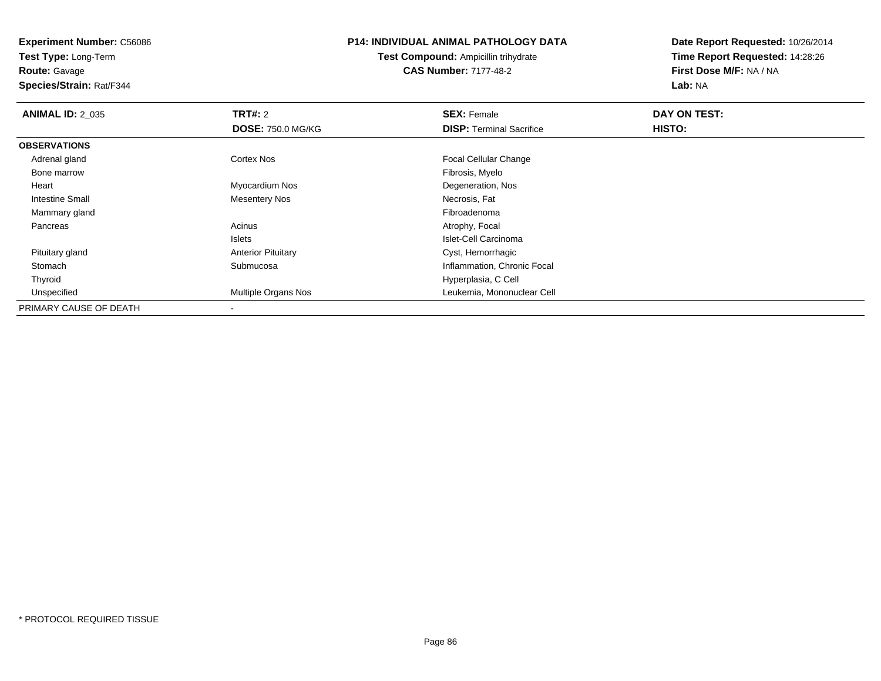**Experiment Number:** C56086
**Test Type:** Long-Term
**Route:** Gavage
**Species/Strain:** Rat/F344

**P14: INDIVIDUAL ANIMAL PATHOLOGY DATA**
**Test Compound:** Ampicillin trihydrate
**CAS Number:** 7177-48-2

**Date Report Requested:** 10/26/2014
**Time Report Requested:** 14:28:26
**First Dose M/F:** NA / NA
**Lab:** NA

| **ANIMAL ID:** 2_035 | **TRT#:** 2 | **SEX:** Female | **DAY ON TEST:** |
|---|---|---|---|
| | **DOSE:** 750.0 MG/KG | **DISP:** Terminal Sacrifice | **HISTO:** |
| **OBSERVATIONS** | | | |
| Adrenal gland | Cortex Nos | Focal Cellular Change | |
| Bone marrow | | Fibrosis, Myelo | |
| Heart | Myocardium Nos | Degeneration, Nos | |
| Intestine Small | Mesentery Nos | Necrosis, Fat | |
| Mammary gland | | Fibroadenoma | |
| Pancreas | Acinus | Atrophy, Focal | |
| | Islets | Islet-Cell Carcinoma | |
| Pituitary gland | Anterior Pituitary | Cyst, Hemorrhagic | |
| Stomach | Submucosa | Inflammation, Chronic Focal | |
| Thyroid | | Hyperplasia, C Cell | |
| Unspecified | Multiple Organs Nos | Leukemia, Mononuclear Cell | |
| PRIMARY CAUSE OF DEATH | - | | |

* PROTOCOL REQUIRED TISSUE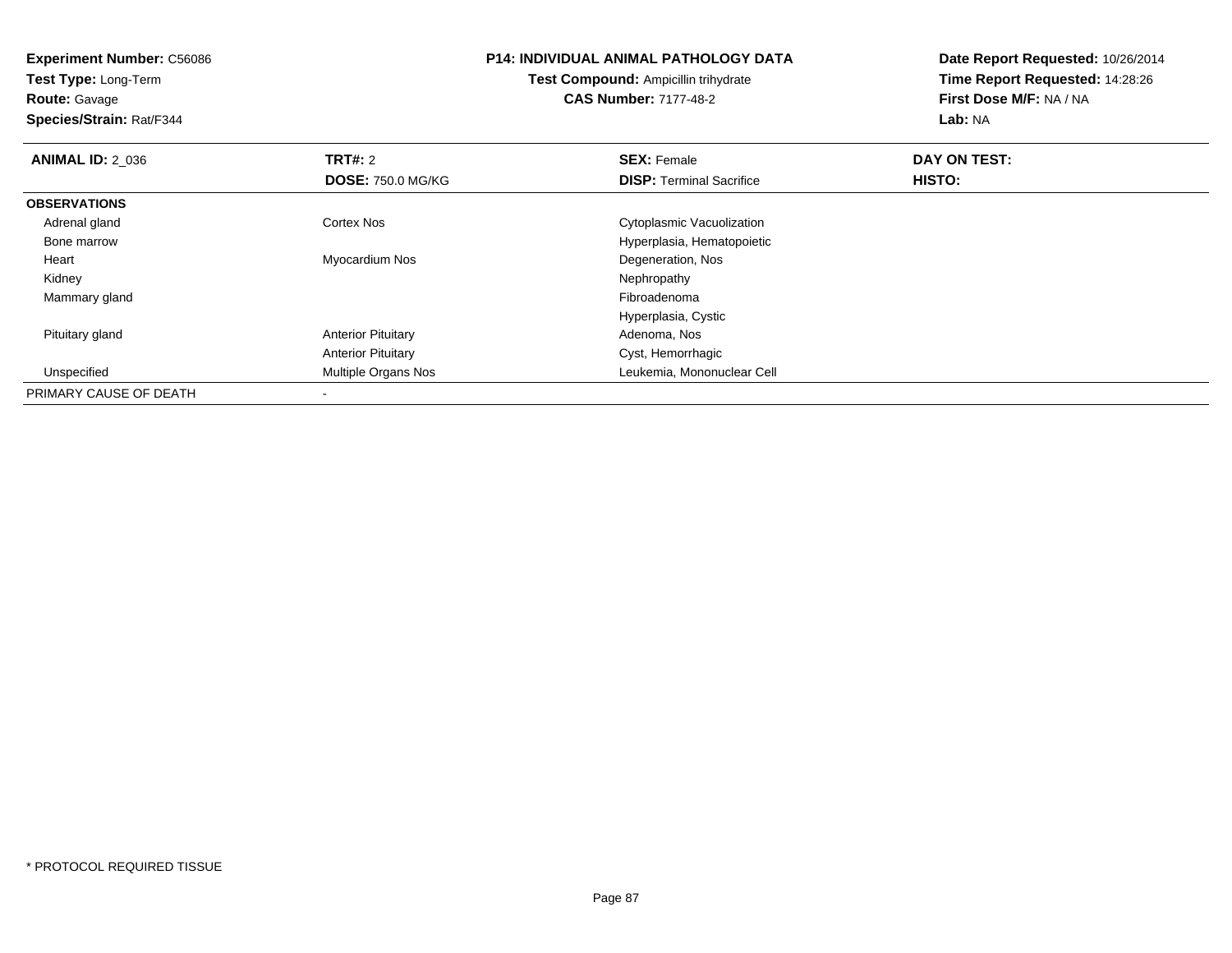**Experiment Number:** C56086
**Test Type:** Long-Term
**Route:** Gavage
**Species/Strain:** Rat/F344

**P14: INDIVIDUAL ANIMAL PATHOLOGY DATA**
**Test Compound:** Ampicillin trihydrate
**CAS Number:** 7177-48-2

**Date Report Requested:** 10/26/2014
**Time Report Requested:** 14:28:26
**First Dose M/F:** NA / NA
**Lab:** NA

| **ANIMAL ID:** 2_036 | **TRT#:** 2 | **SEX:** Female | **DAY ON TEST:** |
|---|---|---|---|
| | **DOSE:** 750.0 MG/KG | **DISP:** Terminal Sacrifice | **HISTO:** |
| **OBSERVATIONS** | | | |
| Adrenal gland | Cortex Nos | Cytoplasmic Vacuolization | |
| Bone marrow | | Hyperplasia, Hematopoietic | |
| Heart | Myocardium Nos | Degeneration, Nos | |
| Kidney | | Nephropathy | |
| Mammary gland | | Fibroadenoma | |
| | | Hyperplasia, Cystic | |
| Pituitary gland | Anterior Pituitary | Adenoma, Nos | |
| | Anterior Pituitary | Cyst, Hemorrhagic | |
| Unspecified | Multiple Organs Nos | Leukemia, Mononuclear Cell | |
| PRIMARY CAUSE OF DEATH | - | | |

\* PROTOCOL REQUIRED TISSUE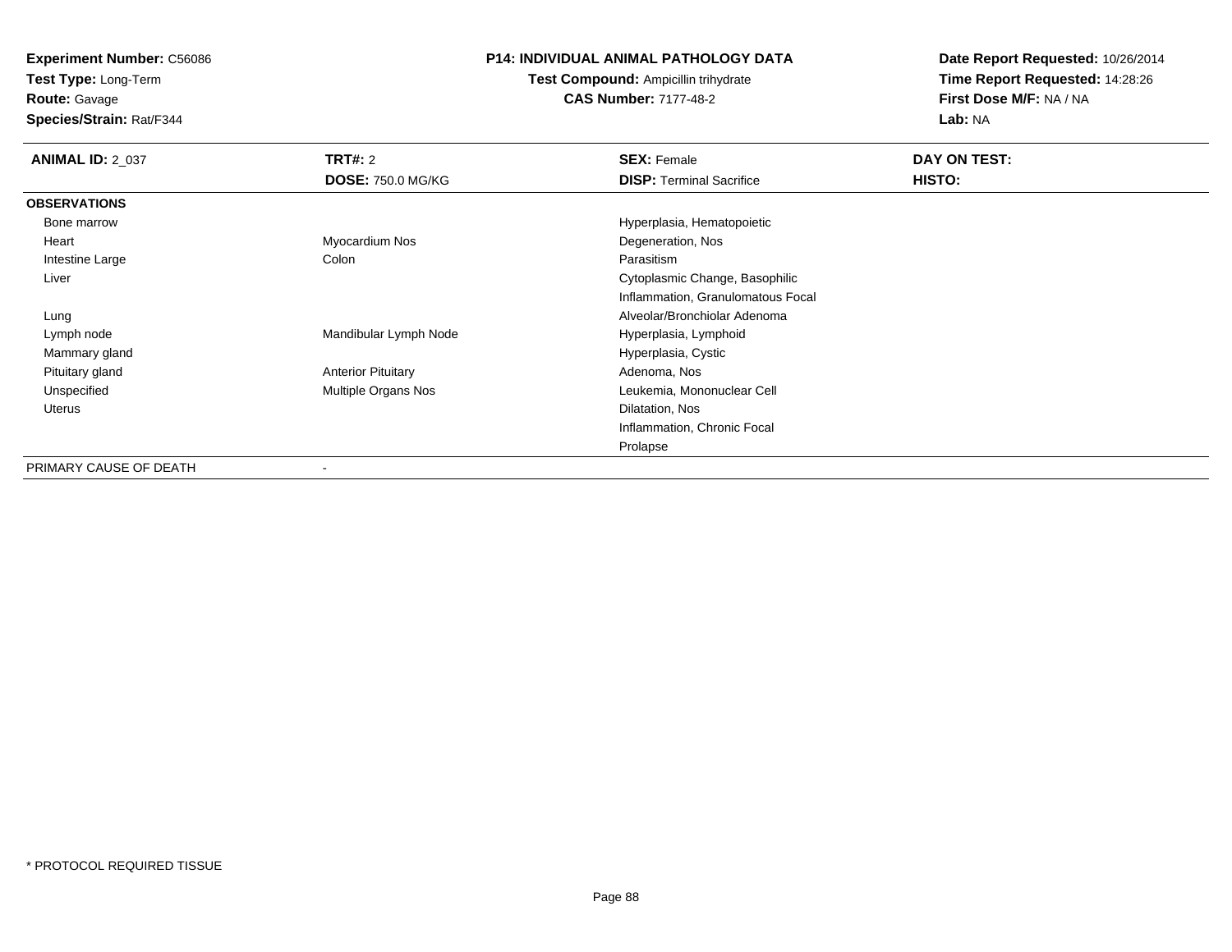**Experiment Number:** C56086
**Test Type:** Long-Term
**Route:** Gavage
**Species/Strain:** Rat/F344

**P14: INDIVIDUAL ANIMAL PATHOLOGY DATA**
**Test Compound:** Ampicillin trihydrate
**CAS Number:** 7177-48-2

**Date Report Requested:** 10/26/2014
**Time Report Requested:** 14:28:26
**First Dose M/F:** NA / NA
**Lab:** NA

| **ANIMAL ID:** 2_037 | **TRT#:** 2 | **SEX:** Female | **DAY ON TEST:** |
|---|---|---|---|
| | **DOSE:** 750.0 MG/KG | **DISP:** Terminal Sacrifice | **HISTO:** |
| **OBSERVATIONS** | | | |
| Bone marrow | | Hyperplasia, Hematopoietic | |
| Heart | Myocardium Nos | Degeneration, Nos | |
| Intestine Large | Colon | Parasitism | |
| Liver | | Cytoplasmic Change, Basophilic | |
| | | Inflammation, Granulomatous Focal | |
| Lung | | Alveolar/Bronchiolar Adenoma | |
| Lymph node | Mandibular Lymph Node | Hyperplasia, Lymphoid | |
| Mammary gland | | Hyperplasia, Cystic | |
| Pituitary gland | Anterior Pituitary | Adenoma, Nos | |
| Unspecified | Multiple Organs Nos | Leukemia, Mononuclear Cell | |
| Uterus | | Dilatation, Nos | |
| | | Inflammation, Chronic Focal | |
| | | Prolapse | |
| PRIMARY CAUSE OF DEATH | - | | |

* PROTOCOL REQUIRED TISSUE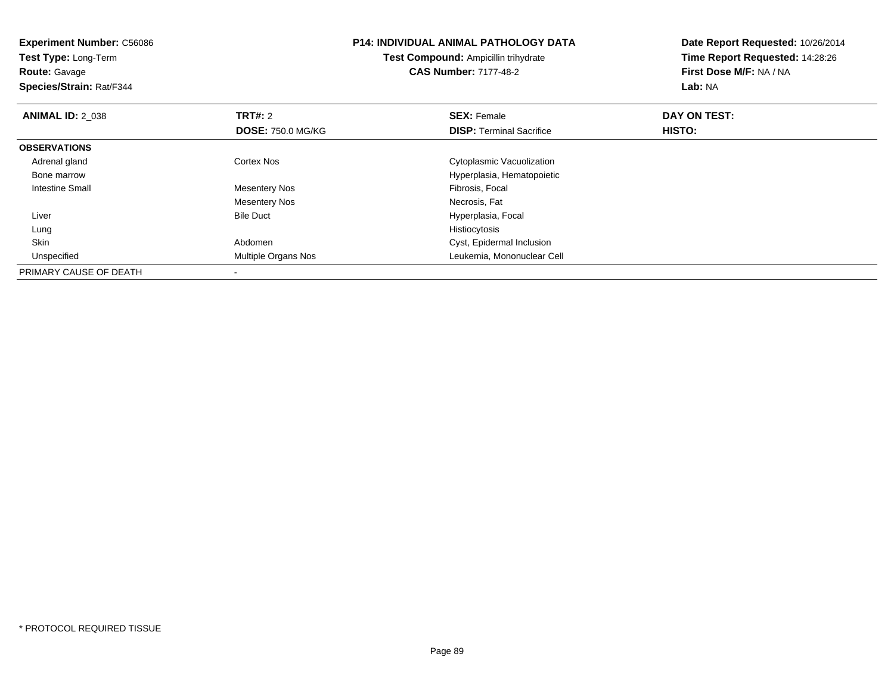**Experiment Number:** C56086
**Test Type:** Long-Term
**Route:** Gavage
**Species/Strain:** Rat/F344

**P14: INDIVIDUAL ANIMAL PATHOLOGY DATA**
**Test Compound:** Ampicillin trihydrate
**CAS Number:** 7177-48-2

**Date Report Requested:** 10/26/2014
**Time Report Requested:** 14:28:26
**First Dose M/F:** NA / NA
**Lab:** NA

| **ANIMAL ID:** 2_038 | **TRT#:** 2 | **SEX:** Female | **DAY ON TEST:** |
|---|---|---|---|
| | **DOSE:** 750.0 MG/KG | **DISP:** Terminal Sacrifice | **HISTO:** |
| **OBSERVATIONS** | | | |
| Adrenal gland | Cortex Nos | Cytoplasmic Vacuolization | |
| Bone marrow | | Hyperplasia, Hematopoietic | |
| Intestine Small | Mesentery Nos | Fibrosis, Focal | |
| | Mesentery Nos | Necrosis, Fat | |
| Liver | Bile Duct | Hyperplasia, Focal | |
| Lung | | Histiocytosis | |
| Skin | Abdomen | Cyst, Epidermal Inclusion | |
| Unspecified | Multiple Organs Nos | Leukemia, Mononuclear Cell | |
| PRIMARY CAUSE OF DEATH | - | | |

* PROTOCOL REQUIRED TISSUE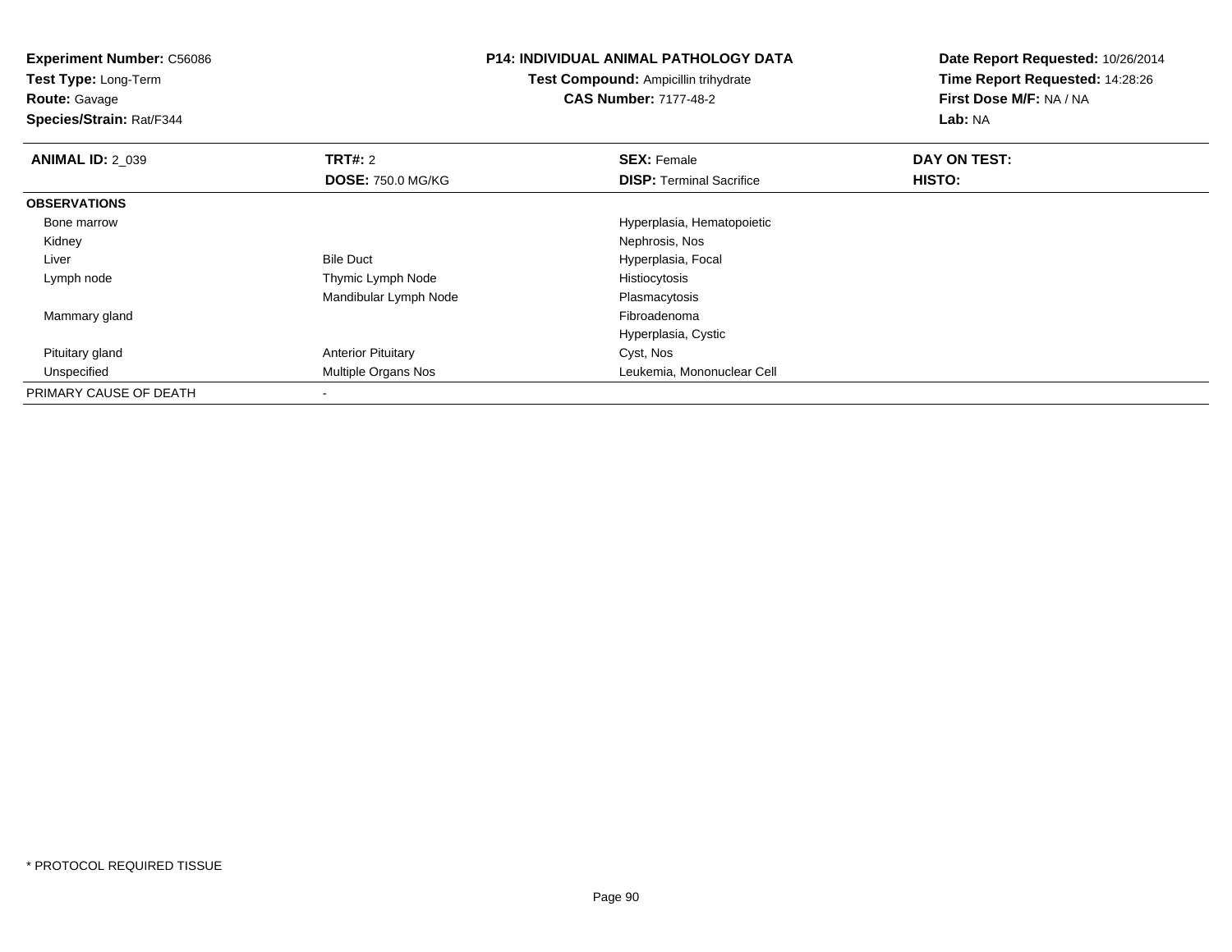**Experiment Number:** C56086
**Test Type:** Long-Term
**Route:** Gavage
**Species/Strain:** Rat/F344

**P14: INDIVIDUAL ANIMAL PATHOLOGY DATA**
**Test Compound:** Ampicillin trihydrate
**CAS Number:** 7177-48-2

**Date Report Requested:** 10/26/2014
**Time Report Requested:** 14:28:26
**First Dose M/F:** NA / NA
**Lab:** NA

| **ANIMAL ID:** 2_039 | **TRT#:** 2 | **SEX:** Female | **DAY ON TEST:** |
|---|---|---|---|
| | **DOSE:** 750.0 MG/KG | **DISP:** Terminal Sacrifice | **HISTO:** |
| **OBSERVATIONS** | | | |
| Bone marrow | | Hyperplasia, Hematopoietic | |
| Kidney | | Nephrosis, Nos | |
| Liver | Bile Duct | Hyperplasia, Focal | |
| Lymph node | Thymic Lymph Node | Histiocytosis | |
| | Mandibular Lymph Node | Plasmacytosis | |
| Mammary gland | | Fibroadenoma | |
| | | Hyperplasia, Cystic | |
| Pituitary gland | Anterior Pituitary | Cyst, Nos | |
| Unspecified | Multiple Organs Nos | Leukemia, Mononuclear Cell | |
| PRIMARY CAUSE OF DEATH | - | | |

* PROTOCOL REQUIRED TISSUE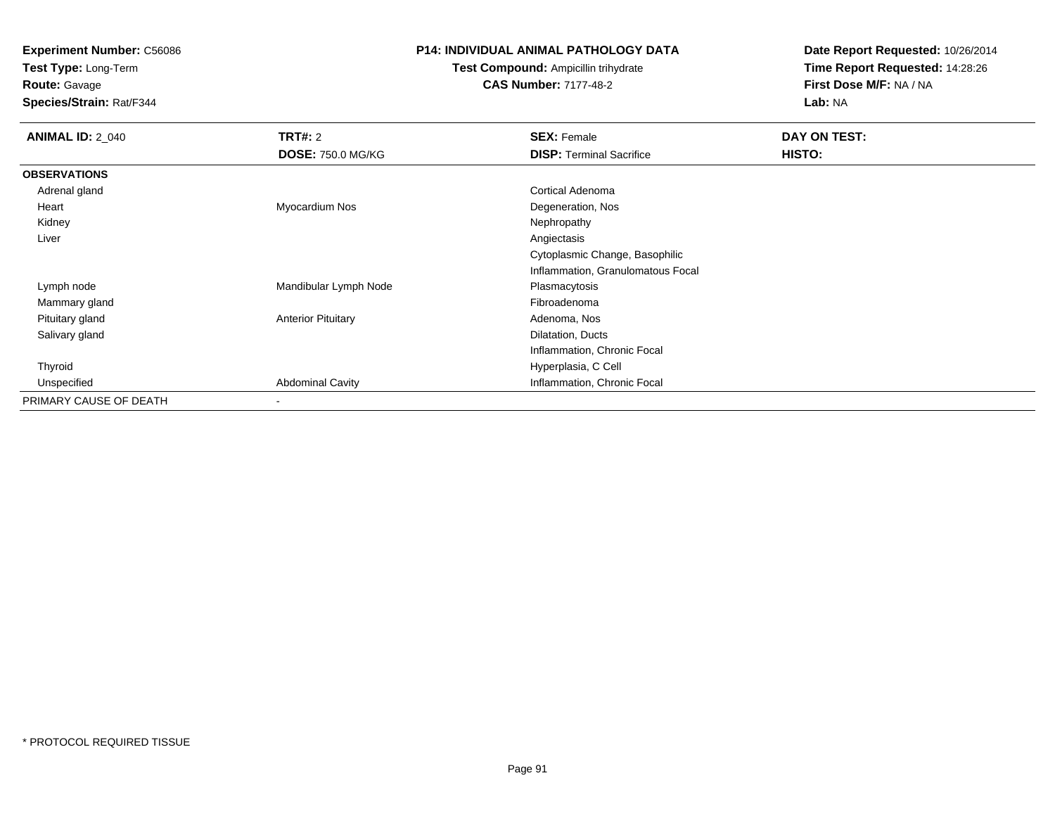**Experiment Number:** C56086
**Test Type:** Long-Term
**Route:** Gavage
**Species/Strain:** Rat/F344

**P14: INDIVIDUAL ANIMAL PATHOLOGY DATA**
**Test Compound:** Ampicillin trihydrate
**CAS Number:** 7177-48-2

**Date Report Requested:** 10/26/2014
**Time Report Requested:** 14:28:26
**First Dose M/F:** NA / NA
**Lab:** NA

| **ANIMAL ID:** 2_040 | **TRT#:** 2 | **SEX:** Female | **DAY ON TEST:** |
|---|---|---|---|
| | **DOSE:** 750.0 MG/KG | **DISP:** Terminal Sacrifice | **HISTO:** |
| **OBSERVATIONS** | | | |
| Adrenal gland | | Cortical Adenoma | |
| Heart | Myocardium Nos | Degeneration, Nos | |
| Kidney | | Nephropathy | |
| Liver | | Angiectasis | |
| | | Cytoplasmic Change, Basophilic | |
| | | Inflammation, Granulomatous Focal | |
| Lymph node | Mandibular Lymph Node | Plasmacytosis | |
| Mammary gland | | Fibroadenoma | |
| Pituitary gland | Anterior Pituitary | Adenoma, Nos | |
| Salivary gland | | Dilatation, Ducts | |
| | | Inflammation, Chronic Focal | |
| Thyroid | | Hyperplasia, C Cell | |
| Unspecified | Abdominal Cavity | Inflammation, Chronic Focal | |
| PRIMARY CAUSE OF DEATH | - | | |

* PROTOCOL REQUIRED TISSUE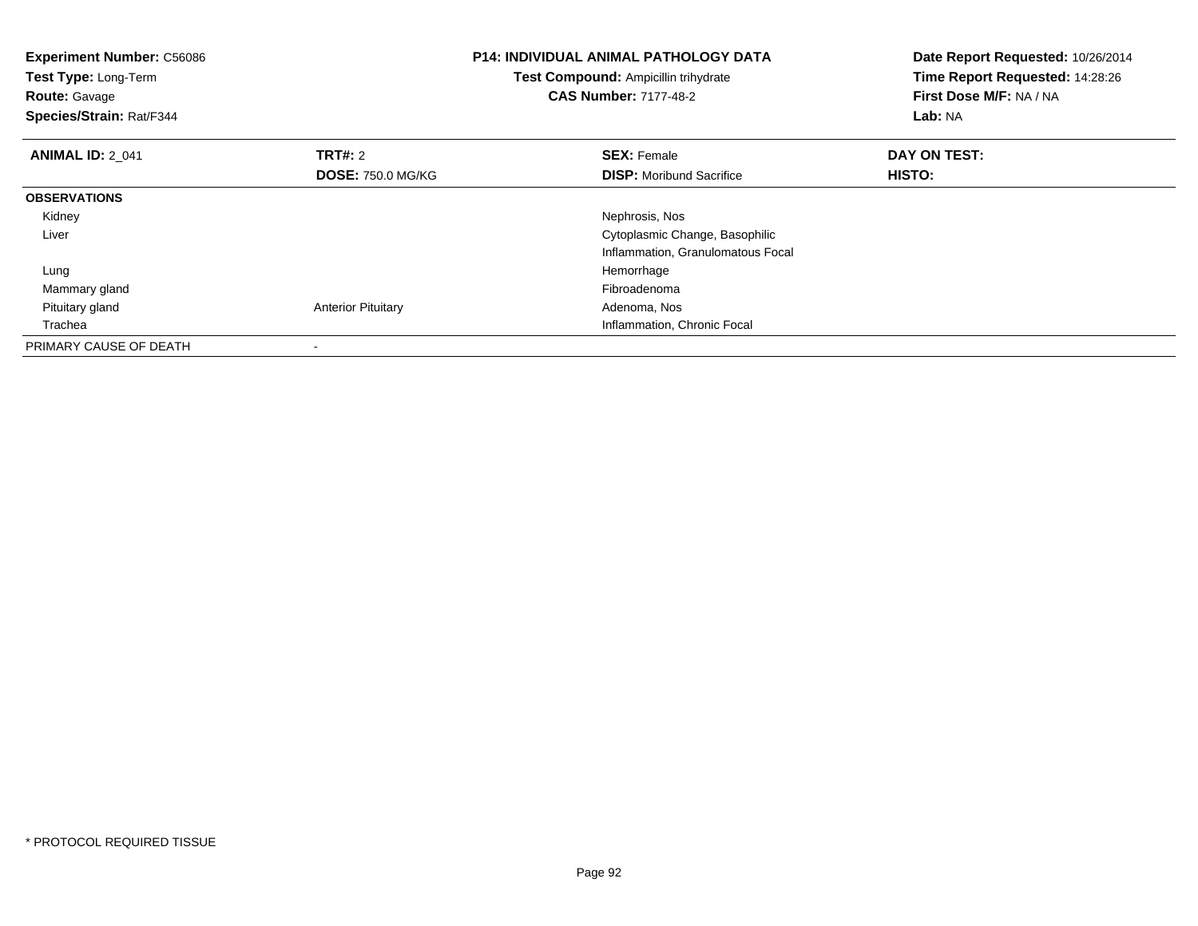**Experiment Number:** C56086
**Test Type:** Long-Term
**Route:** Gavage
**Species/Strain:** Rat/F344

**P14: INDIVIDUAL ANIMAL PATHOLOGY DATA**
**Test Compound:** Ampicillin trihydrate
**CAS Number:** 7177-48-2

**Date Report Requested:** 10/26/2014
**Time Report Requested:** 14:28:26
**First Dose M/F:** NA / NA
**Lab:** NA

| **ANIMAL ID:** 2_041 | **TRT#:** 2 | **SEX:** Female | **DAY ON TEST:** |
|---|---|---|---|
| | **DOSE:** 750.0 MG/KG | **DISP:** Moribund Sacrifice | **HISTO:** |
| **OBSERVATIONS** | | | |
| Kidney | | Nephrosis, Nos | |
| Liver | | Cytoplasmic Change, Basophilic | |
| | | Inflammation, Granulomatous Focal | |
| Lung | | Hemorrhage | |
| Mammary gland | | Fibroadenoma | |
| Pituitary gland | Anterior Pituitary | Adenoma, Nos | |
| Trachea | | Inflammation, Chronic Focal | |
| PRIMARY CAUSE OF DEATH | - | | |

* PROTOCOL REQUIRED TISSUE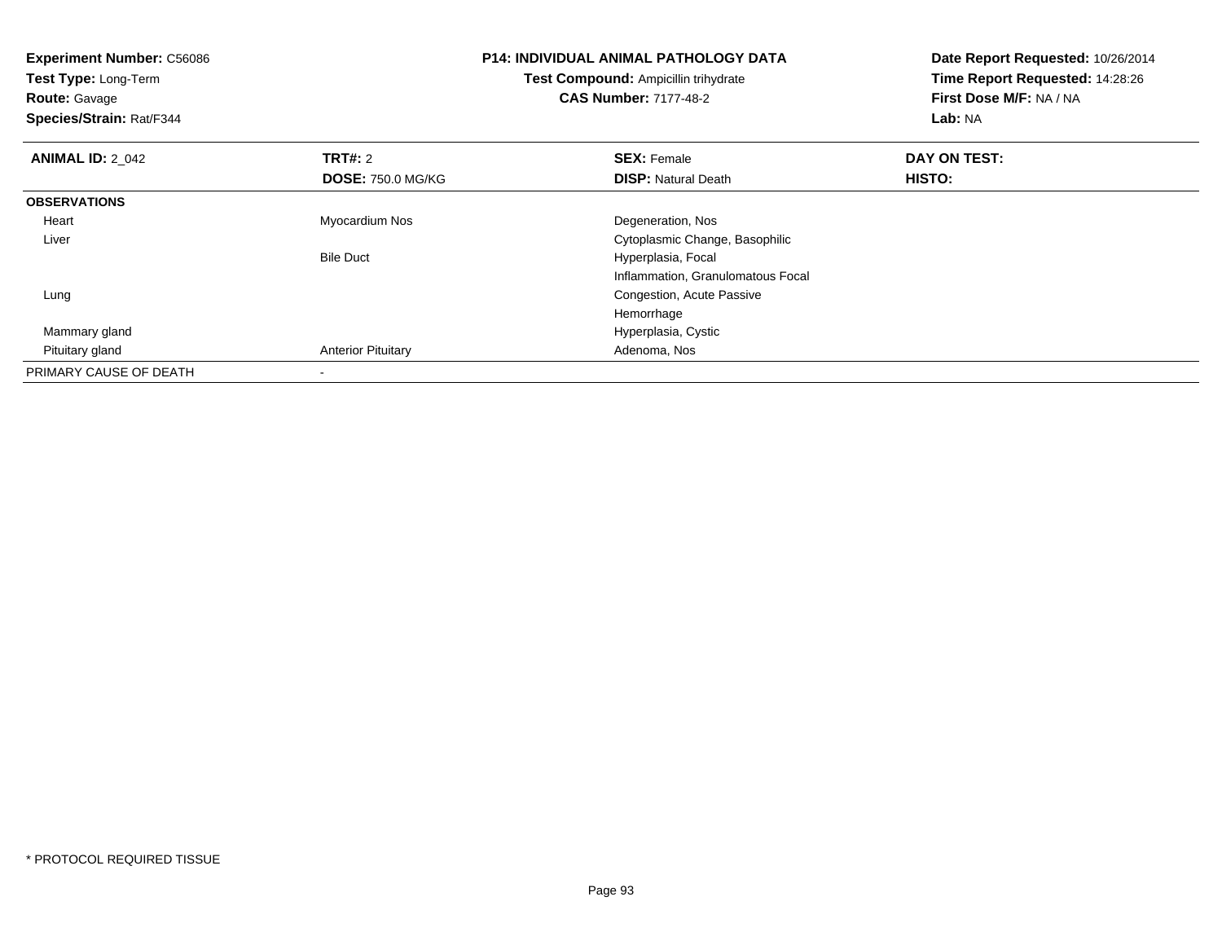**Experiment Number:** C56086
**Test Type:** Long-Term
**Route:** Gavage
**Species/Strain:** Rat/F344

**P14: INDIVIDUAL ANIMAL PATHOLOGY DATA**
**Test Compound:** Ampicillin trihydrate
**CAS Number:** 7177-48-2

**Date Report Requested:** 10/26/2014
**Time Report Requested:** 14:28:26
**First Dose M/F:** NA / NA
**Lab:** NA

| **ANIMAL ID:** 2_042 | **TRT#:** 2 | **SEX:** Female | **DAY ON TEST:** |
|---|---|---|---|
| | **DOSE:** 750.0 MG/KG | **DISP:** Natural Death | **HISTO:** |
| **OBSERVATIONS** | | | |
| Heart | Myocardium Nos | Degeneration, Nos | |
| Liver | | Cytoplasmic Change, Basophilic | |
| | Bile Duct | Hyperplasia, Focal | |
| | | Inflammation, Granulomatous Focal | |
| Lung | | Congestion, Acute Passive | |
| | | Hemorrhage | |
| Mammary gland | | Hyperplasia, Cystic | |
| Pituitary gland | Anterior Pituitary | Adenoma, Nos | |
| PRIMARY CAUSE OF DEATH | - | | |

* PROTOCOL REQUIRED TISSUE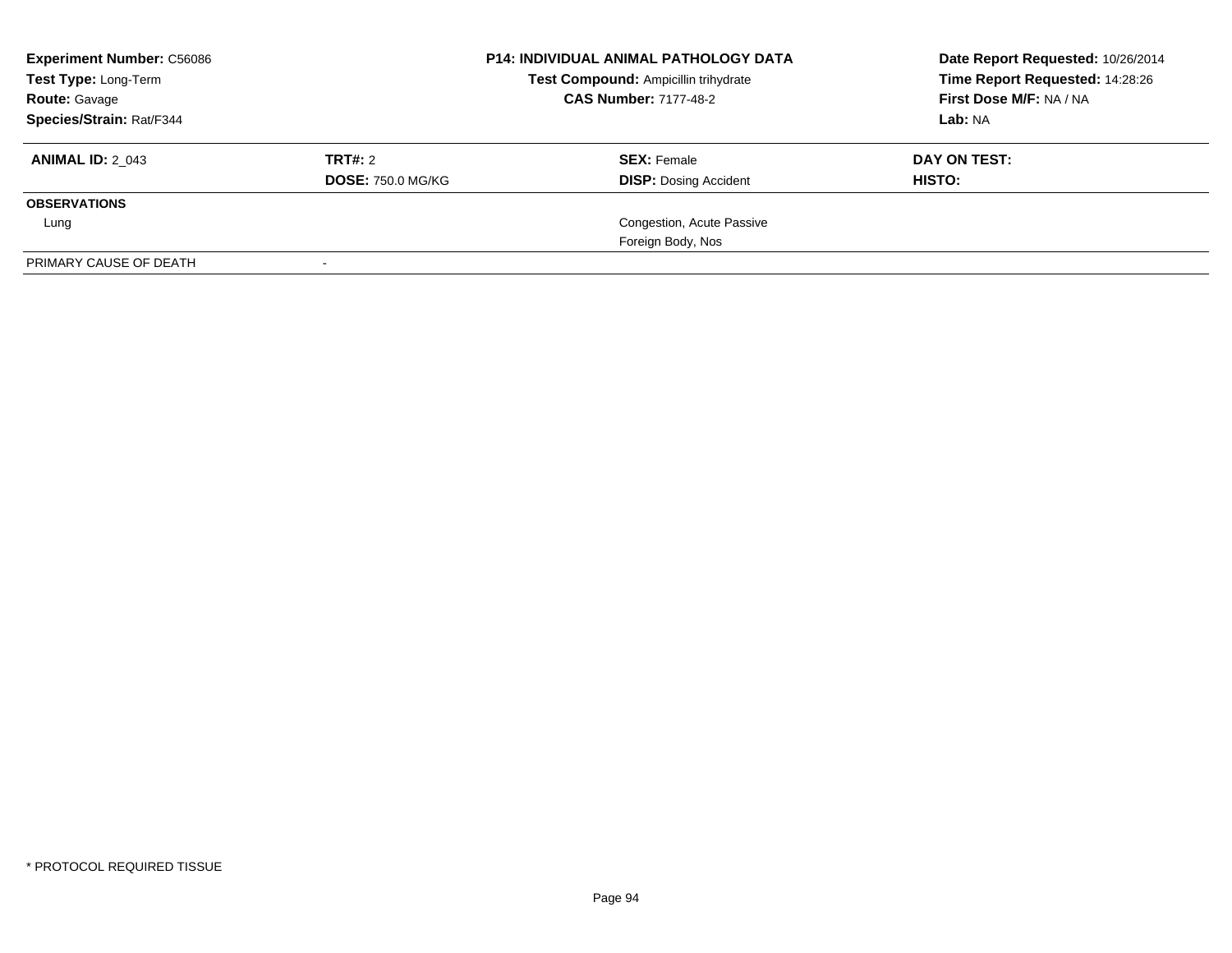| **Experiment Number:** C56086 | **P14: INDIVIDUAL ANIMAL PATHOLOGY DATA** | **Date Report Requested:** 10/26/2014 |
|---|---|---|
| **Test Type:** Long-Term | **Test Compound:** Ampicillin trihydrate | **Time Report Requested:** 14:28:26 |
| **Route:** Gavage | **CAS Number:** 7177-48-2 | **First Dose M/F:** NA / NA |
| **Species/Strain:** Rat/F344 | | **Lab:** NA |

| **ANIMAL ID:** 2_043 | **TRT#:** 2 | **SEX:** Female | **DAY ON TEST:** |
|---|---|---|---|
| | **DOSE:** 750.0 MG/KG | **DISP:** Dosing Accident | **HISTO:** |
| **OBSERVATIONS** | | | |
| Lung | | Congestion, Acute Passive | |
| | | Foreign Body, Nos | |
| PRIMARY CAUSE OF DEATH | - | | |

\* PROTOCOL REQUIRED TISSUE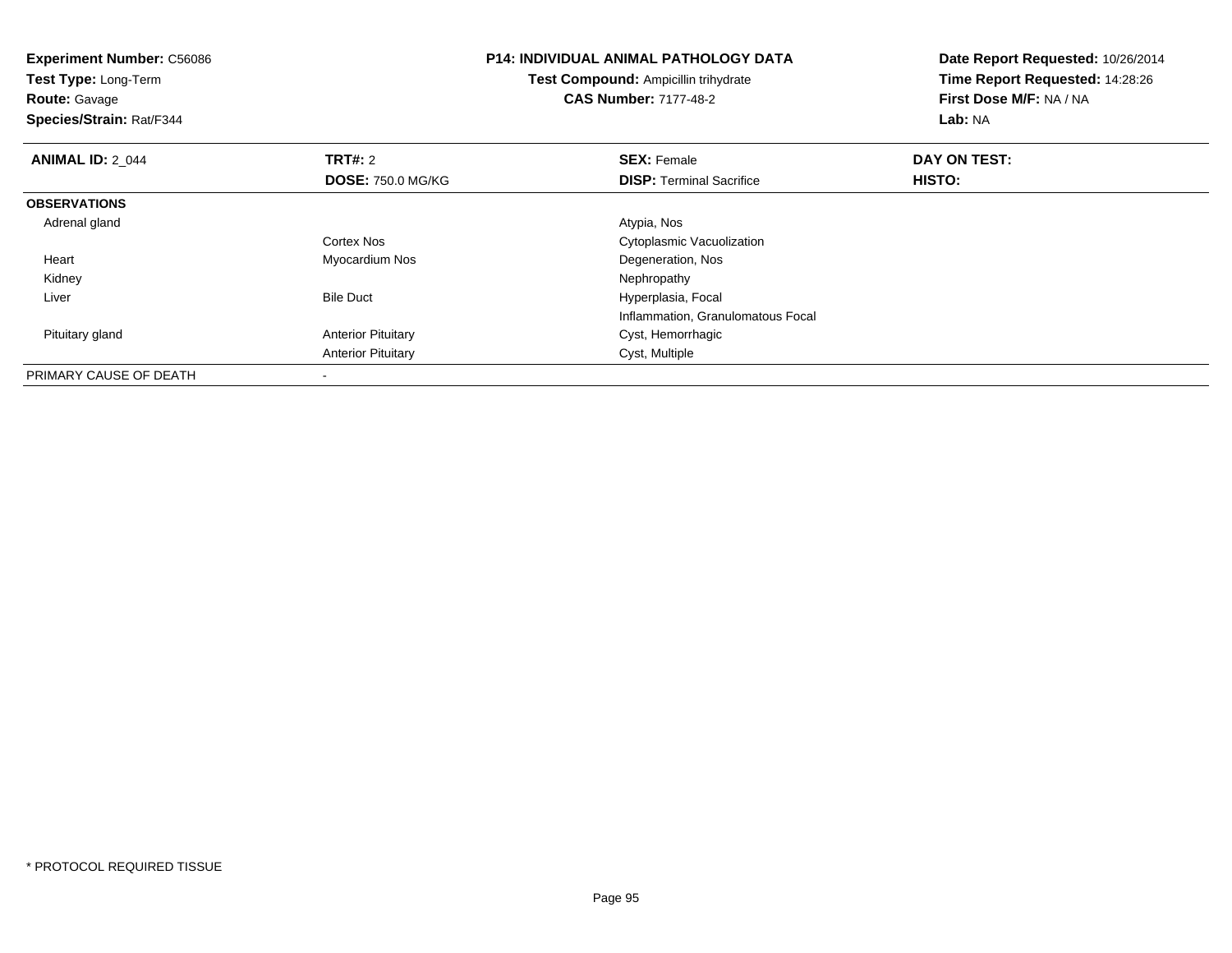**Experiment Number:** C56086
**Test Type:** Long-Term
**Route:** Gavage
**Species/Strain:** Rat/F344

**P14: INDIVIDUAL ANIMAL PATHOLOGY DATA**
**Test Compound:** Ampicillin trihydrate
**CAS Number:** 7177-48-2

**Date Report Requested:** 10/26/2014
**Time Report Requested:** 14:28:26
**First Dose M/F:** NA / NA
**Lab:** NA

| **ANIMAL ID:** 2_044 | **TRT#:** 2 | **SEX:** Female | **DAY ON TEST:** |
|---|---|---|---|
| | **DOSE:** 750.0 MG/KG | **DISP:** Terminal Sacrifice | **HISTO:** |
| **OBSERVATIONS** | | | |
| Adrenal gland | | Atypia, Nos | |
| | Cortex Nos | Cytoplasmic Vacuolization | |
| Heart | Myocardium Nos | Degeneration, Nos | |
| Kidney | | Nephropathy | |
| Liver | Bile Duct | Hyperplasia, Focal | |
| | | Inflammation, Granulomatous Focal | |
| Pituitary gland | Anterior Pituitary | Cyst, Hemorrhagic | |
| | Anterior Pituitary | Cyst, Multiple | |
| PRIMARY CAUSE OF DEATH | - | | |

* PROTOCOL REQUIRED TISSUE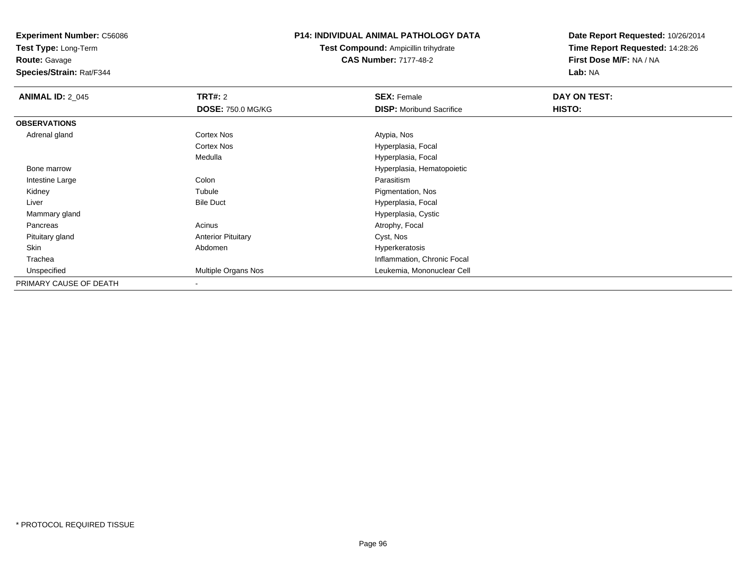**Experiment Number:** C56086
**Test Type:** Long-Term
**Route:** Gavage
**Species/Strain:** Rat/F344

**P14: INDIVIDUAL ANIMAL PATHOLOGY DATA**
**Test Compound:** Ampicillin trihydrate
**CAS Number:** 7177-48-2

**Date Report Requested:** 10/26/2014
**Time Report Requested:** 14:28:26
**First Dose M/F:** NA / NA
**Lab:** NA

| **ANIMAL ID:** 2_045 | **TRT#:** 2 | **SEX:** Female | **DAY ON TEST:** |
|---|---|---|---|
| | **DOSE:** 750.0 MG/KG | **DISP:** Moribund Sacrifice | **HISTO:** |
| **OBSERVATIONS** | | | |
| Adrenal gland | Cortex Nos | Atypia, Nos | |
| | Cortex Nos | Hyperplasia, Focal | |
| | Medulla | Hyperplasia, Focal | |
| Bone marrow | | Hyperplasia, Hematopoietic | |
| Intestine Large | Colon | Parasitism | |
| Kidney | Tubule | Pigmentation, Nos | |
| Liver | Bile Duct | Hyperplasia, Focal | |
| Mammary gland | | Hyperplasia, Cystic | |
| Pancreas | Acinus | Atrophy, Focal | |
| Pituitary gland | Anterior Pituitary | Cyst, Nos | |
| Skin | Abdomen | Hyperkeratosis | |
| Trachea | | Inflammation, Chronic Focal | |
| Unspecified | Multiple Organs Nos | Leukemia, Mononuclear Cell | |
| PRIMARY CAUSE OF DEATH | - | | |

* PROTOCOL REQUIRED TISSUE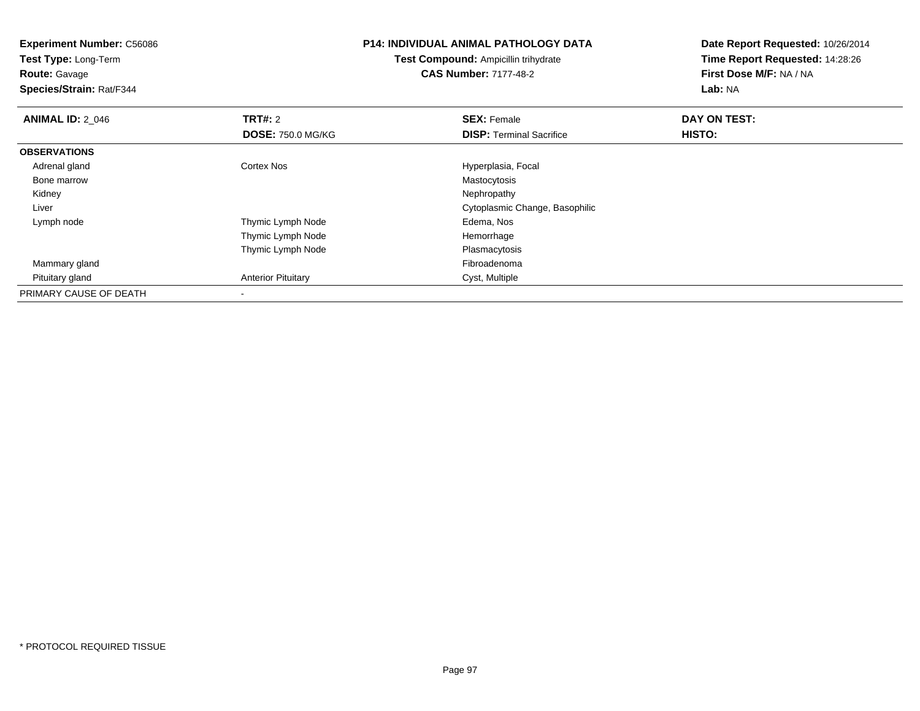**Experiment Number:** C56086
**Test Type:** Long-Term
**Route:** Gavage
**Species/Strain:** Rat/F344

**P14: INDIVIDUAL ANIMAL PATHOLOGY DATA**
**Test Compound:** Ampicillin trihydrate
**CAS Number:** 7177-48-2

**Date Report Requested:** 10/26/2014
**Time Report Requested:** 14:28:26
**First Dose M/F:** NA / NA
**Lab:** NA

| **ANIMAL ID:** 2_046 | **TRT#:** 2 | **SEX:** Female | **DAY ON TEST:** |
|---|---|---|---|
| | **DOSE:** 750.0 MG/KG | **DISP:** Terminal Sacrifice | **HISTO:** |
| **OBSERVATIONS** | | | |
| Adrenal gland | Cortex Nos | Hyperplasia, Focal | |
| Bone marrow | | Mastocytosis | |
| Kidney | | Nephropathy | |
| Liver | | Cytoplasmic Change, Basophilic | |
| Lymph node | Thymic Lymph Node | Edema, Nos | |
| | Thymic Lymph Node | Hemorrhage | |
| | Thymic Lymph Node | Plasmacytosis | |
| Mammary gland | | Fibroadenoma | |
| Pituitary gland | Anterior Pituitary | Cyst, Multiple | |
| PRIMARY CAUSE OF DEATH | - | | |

* PROTOCOL REQUIRED TISSUE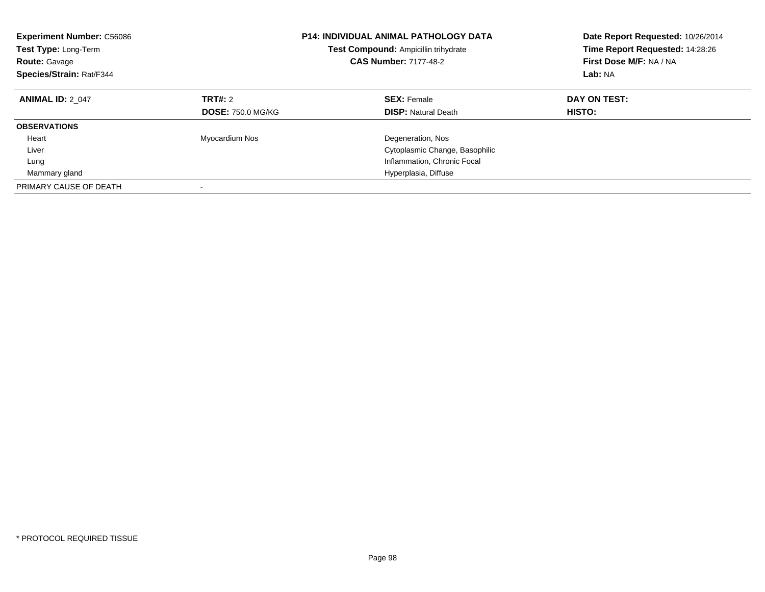**Experiment Number:** C56086
**Test Type:** Long-Term
**Route:** Gavage
**Species/Strain:** Rat/F344

**P14: INDIVIDUAL ANIMAL PATHOLOGY DATA**
**Test Compound:** Ampicillin trihydrate
**CAS Number:** 7177-48-2

**Date Report Requested:** 10/26/2014
**Time Report Requested:** 14:28:26
**First Dose M/F:** NA / NA
**Lab:** NA

| **ANIMAL ID:** 2_047 | **TRT#:** 2 | **SEX:** Female | **DAY ON TEST:** |
|---|---|---|---|
| | **DOSE:** 750.0 MG/KG | **DISP:** Natural Death | **HISTO:** |
| **OBSERVATIONS** | | | |
| Heart | Myocardium Nos | Degeneration, Nos | |
| Liver | | Cytoplasmic Change, Basophilic | |
| Lung | | Inflammation, Chronic Focal | |
| Mammary gland | | Hyperplasia, Diffuse | |
| PRIMARY CAUSE OF DEATH | - | | |

* PROTOCOL REQUIRED TISSUE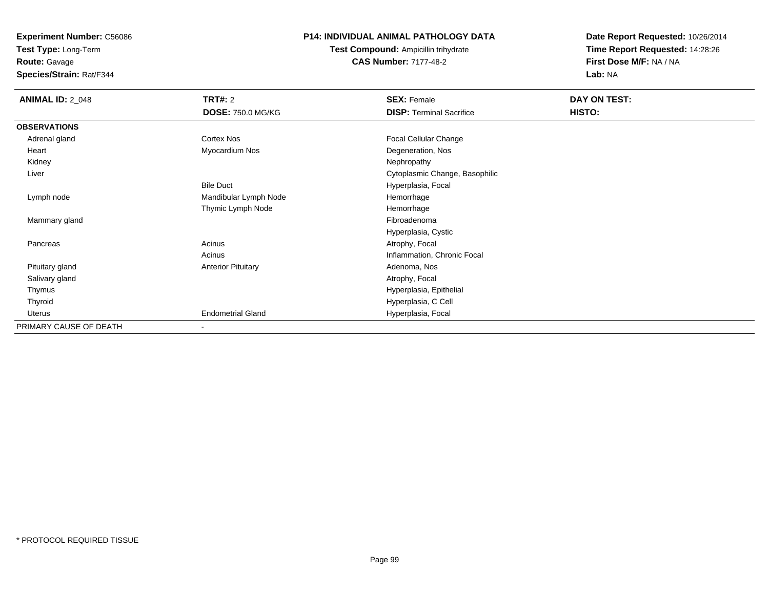**Experiment Number:** C56086
**Test Type:** Long-Term
**Route:** Gavage
**Species/Strain:** Rat/F344

**P14: INDIVIDUAL ANIMAL PATHOLOGY DATA**
**Test Compound:** Ampicillin trihydrate
**CAS Number:** 7177-48-2

**Date Report Requested:** 10/26/2014
**Time Report Requested:** 14:28:26
**First Dose M/F:** NA / NA
**Lab:** NA

| **ANIMAL ID:** 2_048 | **TRT#:** 2 | **SEX:** Female | **DAY ON TEST:** |
|---|---|---|---|
| | **DOSE:** 750.0 MG/KG | **DISP:** Terminal Sacrifice | **HISTO:** |
| **OBSERVATIONS** | | | |
| Adrenal gland | Cortex Nos | Focal Cellular Change | |
| Heart | Myocardium Nos | Degeneration, Nos | |
| Kidney | | Nephropathy | |
| Liver | | Cytoplasmic Change, Basophilic | |
| | Bile Duct | Hyperplasia, Focal | |
| Lymph node | Mandibular Lymph Node | Hemorrhage | |
| | Thymic Lymph Node | Hemorrhage | |
| Mammary gland | | Fibroadenoma | |
| | | Hyperplasia, Cystic | |
| Pancreas | Acinus | Atrophy, Focal | |
| | Acinus | Inflammation, Chronic Focal | |
| Pituitary gland | Anterior Pituitary | Adenoma, Nos | |
| Salivary gland | | Atrophy, Focal | |
| Thymus | | Hyperplasia, Epithelial | |
| Thyroid | | Hyperplasia, C Cell | |
| Uterus | Endometrial Gland | Hyperplasia, Focal | |
| PRIMARY CAUSE OF DEATH | - | | |

* PROTOCOL REQUIRED TISSUE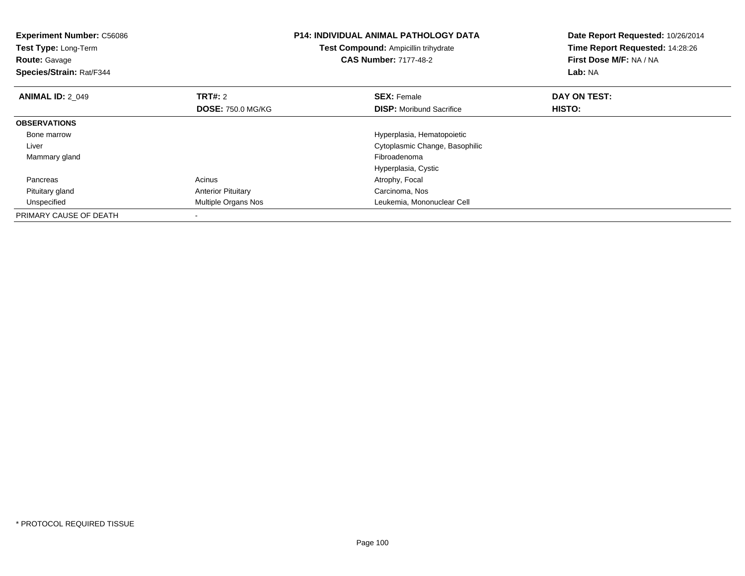**Experiment Number:** C56086
**Test Type:** Long-Term
**Route:** Gavage
**Species/Strain:** Rat/F344

# P14: INDIVIDUAL ANIMAL PATHOLOGY DATA

**Test Compound:** Ampicillin trihydrate
**CAS Number:** 7177-48-2

**Date Report Requested:** 10/26/2014
**Time Report Requested:** 14:28:26
**First Dose M/F:** NA / NA
**Lab:** NA

| **ANIMAL ID:** 2_049 | **TRT#:** 2 | **SEX:** Female | **DAY ON TEST:** |
|---|---|---|---|
| | **DOSE:** 750.0 MG/KG | **DISP:** Moribund Sacrifice | **HISTO:** |
| **OBSERVATIONS** | | | |
| Bone marrow | | Hyperplasia, Hematopoietic | |
| Liver | | Cytoplasmic Change, Basophilic | |
| Mammary gland | | Fibroadenoma | |
| | | Hyperplasia, Cystic | |
| Pancreas | Acinus | Atrophy, Focal | |
| Pituitary gland | Anterior Pituitary | Carcinoma, Nos | |
| Unspecified | Multiple Organs Nos | Leukemia, Mononuclear Cell | |
| PRIMARY CAUSE OF DEATH | - | | |

* PROTOCOL REQUIRED TISSUE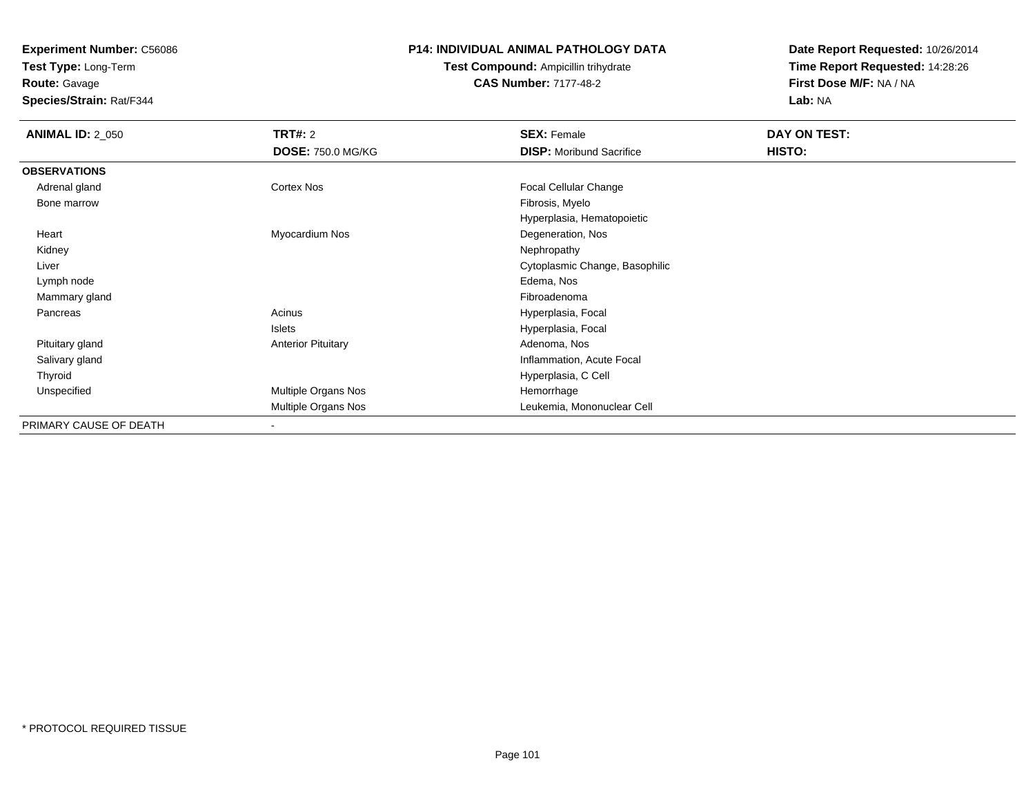**Experiment Number:** C56086
**Test Type:** Long-Term
**Route:** Gavage
**Species/Strain:** Rat/F344

**P14: INDIVIDUAL ANIMAL PATHOLOGY DATA**
**Test Compound:** Ampicillin trihydrate
**CAS Number:** 7177-48-2

**Date Report Requested:** 10/26/2014
**Time Report Requested:** 14:28:26
**First Dose M/F:** NA / NA
**Lab:** NA

| **ANIMAL ID:** 2_050 | **TRT#:** 2 | **SEX:** Female | **DAY ON TEST:** |
|---|---|---|---|
| | **DOSE:** 750.0 MG/KG | **DISP:** Moribund Sacrifice | **HISTO:** |
| **OBSERVATIONS** | | | |
| Adrenal gland | Cortex Nos | Focal Cellular Change | |
| Bone marrow | | Fibrosis, Myelo | |
| | | Hyperplasia, Hematopoietic | |
| Heart | Myocardium Nos | Degeneration, Nos | |
| Kidney | | Nephropathy | |
| Liver | | Cytoplasmic Change, Basophilic | |
| Lymph node | | Edema, Nos | |
| Mammary gland | | Fibroadenoma | |
| Pancreas | Acinus | Hyperplasia, Focal | |
| | Islets | Hyperplasia, Focal | |
| Pituitary gland | Anterior Pituitary | Adenoma, Nos | |
| Salivary gland | | Inflammation, Acute Focal | |
| Thyroid | | Hyperplasia, C Cell | |
| Unspecified | Multiple Organs Nos | Hemorrhage | |
| | Multiple Organs Nos | Leukemia, Mononuclear Cell | |
| PRIMARY CAUSE OF DEATH | - | | |

* PROTOCOL REQUIRED TISSUE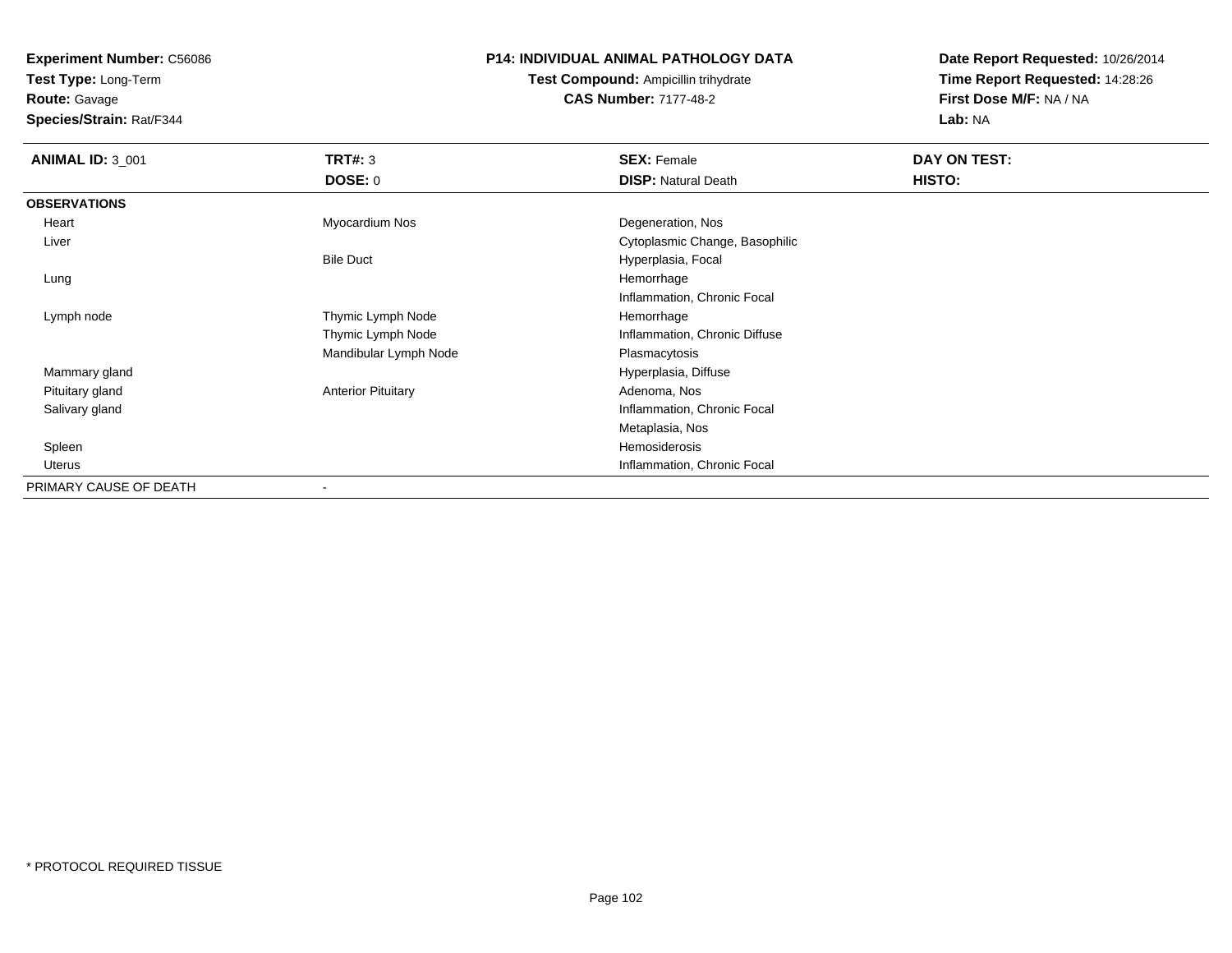**Experiment Number:** C56086
**Test Type:** Long-Term
**Route:** Gavage
**Species/Strain:** Rat/F344

**P14: INDIVIDUAL ANIMAL PATHOLOGY DATA**
**Test Compound:** Ampicillin trihydrate
**CAS Number:** 7177-48-2

**Date Report Requested:** 10/26/2014
**Time Report Requested:** 14:28:26
**First Dose M/F:** NA / NA
**Lab:** NA

| ANIMAL ID: 3_001 | TRT#: 3 | SEX: Female | DAY ON TEST: |
|---|---|---|---|
| | DOSE: 0 | DISP: Natural Death | HISTO: |
| **OBSERVATIONS** | | | |
| Heart | Myocardium Nos | Degeneration, Nos | |
| Liver | | Cytoplasmic Change, Basophilic | |
| | Bile Duct | Hyperplasia, Focal | |
| Lung | | Hemorrhage | |
| | | Inflammation, Chronic Focal | |
| Lymph node | Thymic Lymph Node | Hemorrhage | |
| | Thymic Lymph Node | Inflammation, Chronic Diffuse | |
| | Mandibular Lymph Node | Plasmacytosis | |
| Mammary gland | | Hyperplasia, Diffuse | |
| Pituitary gland | Anterior Pituitary | Adenoma, Nos | |
| Salivary gland | | Inflammation, Chronic Focal | |
| | | Metaplasia, Nos | |
| Spleen | | Hemosiderosis | |
| Uterus | | Inflammation, Chronic Focal | |
| PRIMARY CAUSE OF DEATH | - | | |

* PROTOCOL REQUIRED TISSUE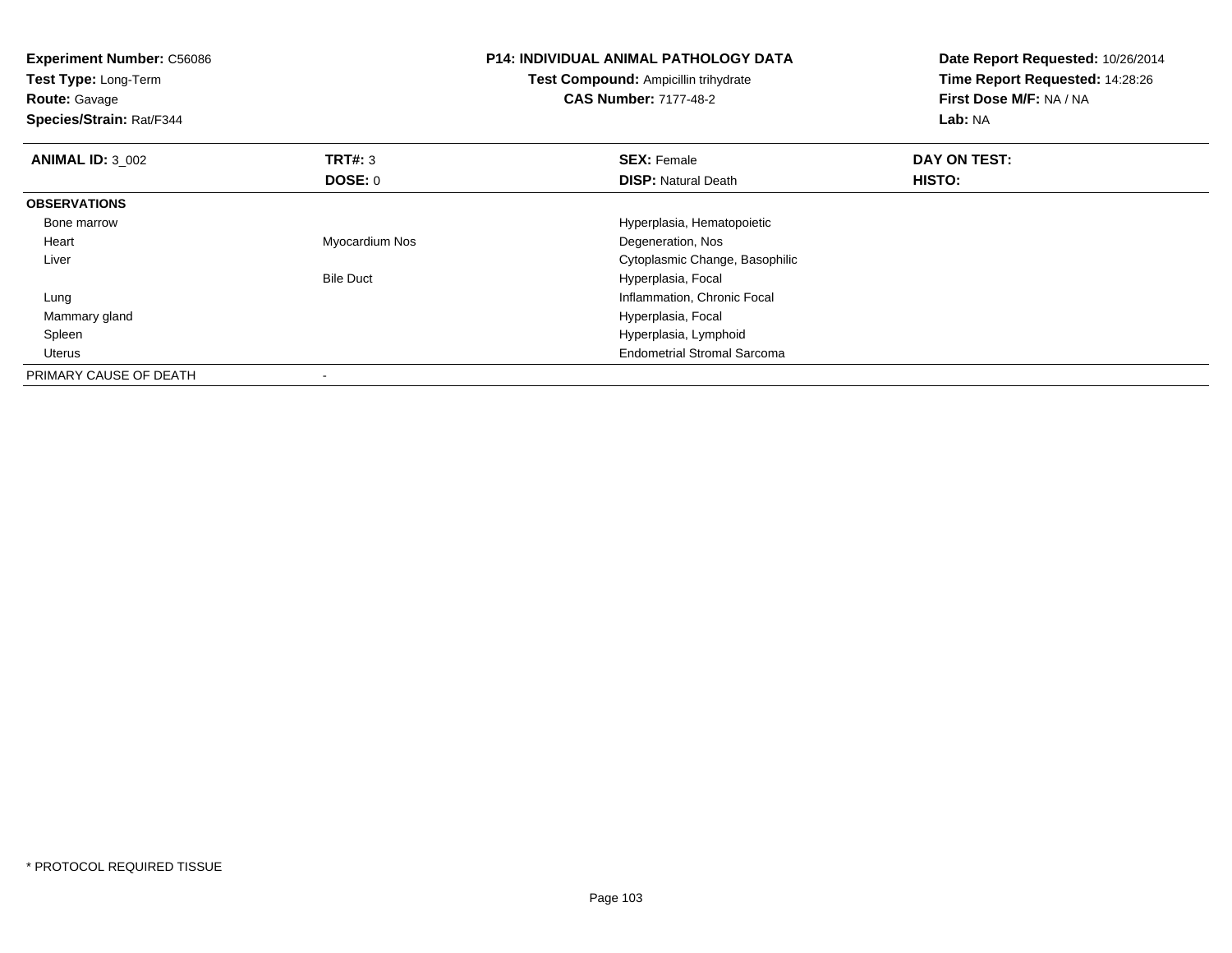**Experiment Number:** C56086
**Test Type:** Long-Term
**Route:** Gavage
**Species/Strain:** Rat/F344

**P14: INDIVIDUAL ANIMAL PATHOLOGY DATA**
**Test Compound:** Ampicillin trihydrate
**CAS Number:** 7177-48-2

**Date Report Requested:** 10/26/2014
**Time Report Requested:** 14:28:26
**First Dose M/F:** NA / NA
**Lab:** NA

| **ANIMAL ID:** 3_002 | **TRT#:** 3 | **SEX:** Female | **DAY ON TEST:** |
|---|---|---|---|
| | **DOSE:** 0 | **DISP:** Natural Death | **HISTO:** |
| **OBSERVATIONS** | | | |
| Bone marrow | | Hyperplasia, Hematopoietic | |
| Heart | Myocardium Nos | Degeneration, Nos | |
| Liver | | Cytoplasmic Change, Basophilic | |
| | Bile Duct | Hyperplasia, Focal | |
| Lung | | Inflammation, Chronic Focal | |
| Mammary gland | | Hyperplasia, Focal | |
| Spleen | | Hyperplasia, Lymphoid | |
| Uterus | | Endometrial Stromal Sarcoma | |
| PRIMARY CAUSE OF DEATH | - | | |

\* PROTOCOL REQUIRED TISSUE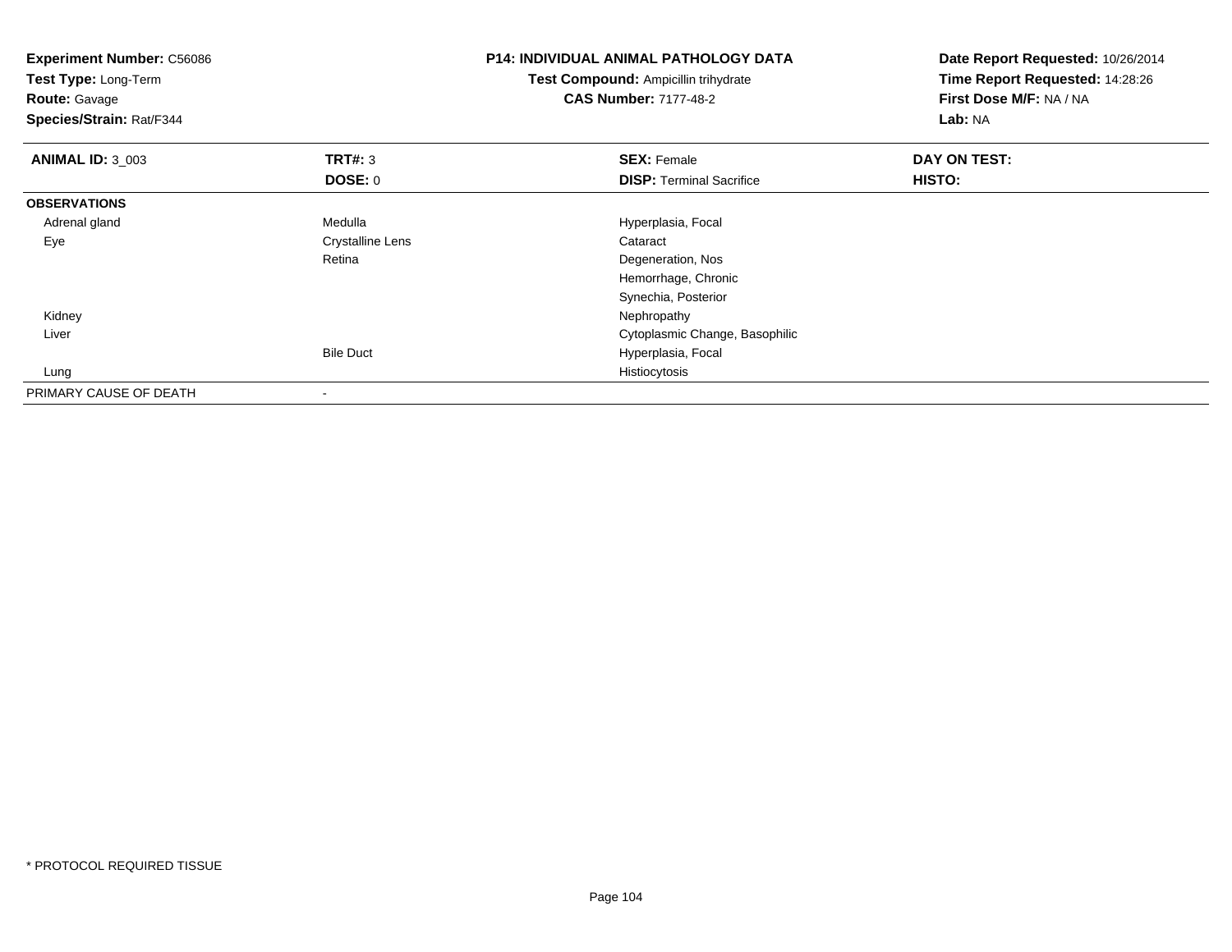**Experiment Number:** C56086
**Test Type:** Long-Term
**Route:** Gavage
**Species/Strain:** Rat/F344

**P14: INDIVIDUAL ANIMAL PATHOLOGY DATA**
**Test Compound:** Ampicillin trihydrate
**CAS Number:** 7177-48-2

**Date Report Requested:** 10/26/2014
**Time Report Requested:** 14:28:26
**First Dose M/F:** NA / NA
**Lab:** NA

| **ANIMAL ID:** 3_003 | **TRT#:** 3 | **SEX:** Female | **DAY ON TEST:** |
|---|---|---|---|
| | **DOSE:** 0 | **DISP:** Terminal Sacrifice | **HISTO:** |
| **OBSERVATIONS** | | | |
| Adrenal gland | Medulla | Hyperplasia, Focal | |
| Eye | Crystalline Lens | Cataract | |
| | Retina | Degeneration, Nos | |
| | | Hemorrhage, Chronic | |
| | | Synechia, Posterior | |
| Kidney | | Nephropathy | |
| Liver | | Cytoplasmic Change, Basophilic | |
| | Bile Duct | Hyperplasia, Focal | |
| Lung | | Histiocytosis | |
| PRIMARY CAUSE OF DEATH | - | | |

* PROTOCOL REQUIRED TISSUE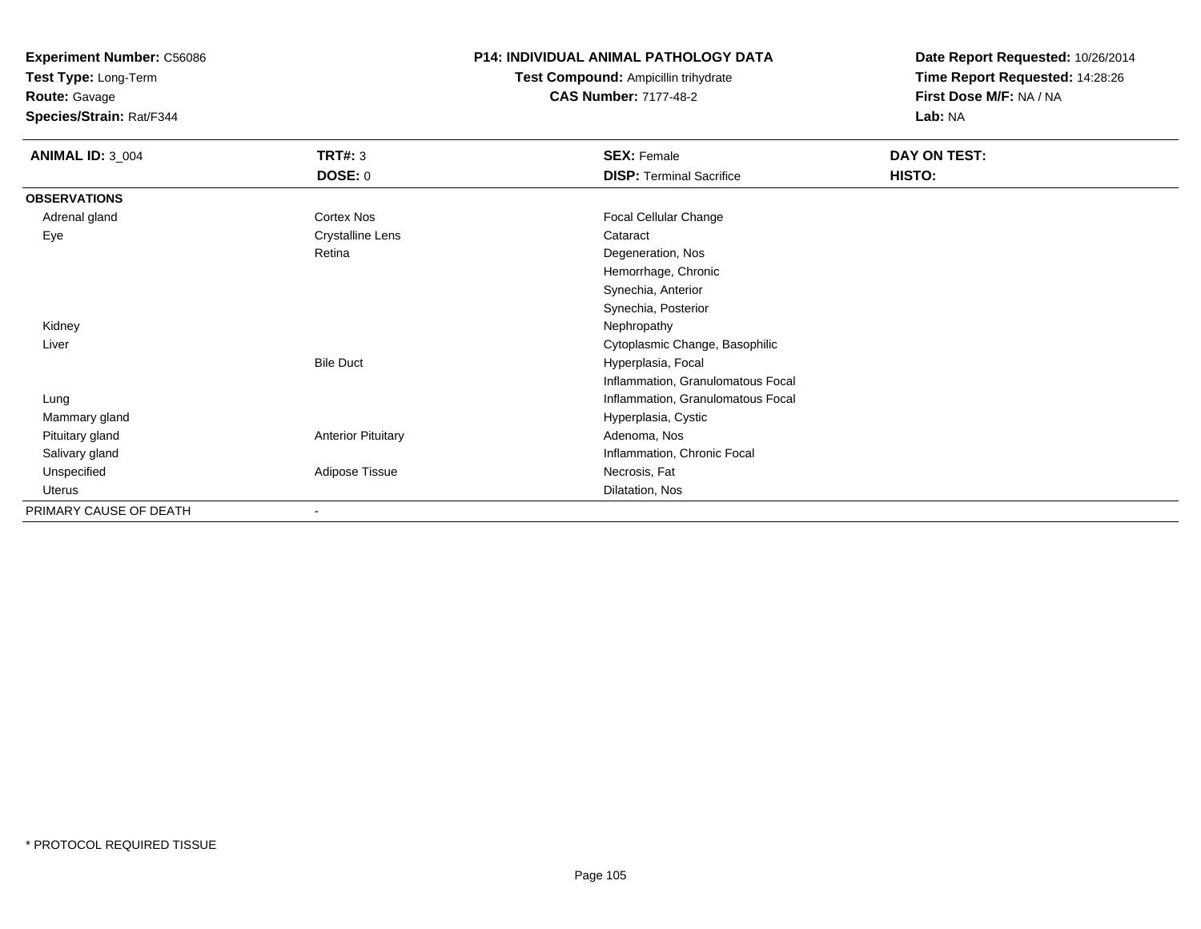**Experiment Number:** C56086
**Test Type:** Long-Term
**Route:** Gavage
**Species/Strain:** Rat/F344

**P14: INDIVIDUAL ANIMAL PATHOLOGY DATA**
**Test Compound:** Ampicillin trihydrate
**CAS Number:** 7177-48-2

**Date Report Requested:** 10/26/2014
**Time Report Requested:** 14:28:26
**First Dose M/F:** NA / NA
**Lab:** NA

| **ANIMAL ID:** 3_004 | **TRT#:** 3 | **SEX:** Female | **DAY ON TEST:** |
|---|---|---|---|
| | **DOSE:** 0 | **DISP:** Terminal Sacrifice | **HISTO:** |
| **OBSERVATIONS** | | | |
| Adrenal gland | Cortex Nos | Focal Cellular Change | |
| Eye | Crystalline Lens | Cataract | |
| | Retina | Degeneration, Nos | |
| | | Hemorrhage, Chronic | |
| | | Synechia, Anterior | |
| | | Synechia, Posterior | |
| Kidney | | Nephropathy | |
| Liver | | Cytoplasmic Change, Basophilic | |
| | Bile Duct | Hyperplasia, Focal | |
| | | Inflammation, Granulomatous Focal | |
| Lung | | Inflammation, Granulomatous Focal | |
| Mammary gland | | Hyperplasia, Cystic | |
| Pituitary gland | Anterior Pituitary | Adenoma, Nos | |
| Salivary gland | | Inflammation, Chronic Focal | |
| Unspecified | Adipose Tissue | Necrosis, Fat | |
| Uterus | | Dilatation, Nos | |
| PRIMARY CAUSE OF DEATH | - | | |

* PROTOCOL REQUIRED TISSUE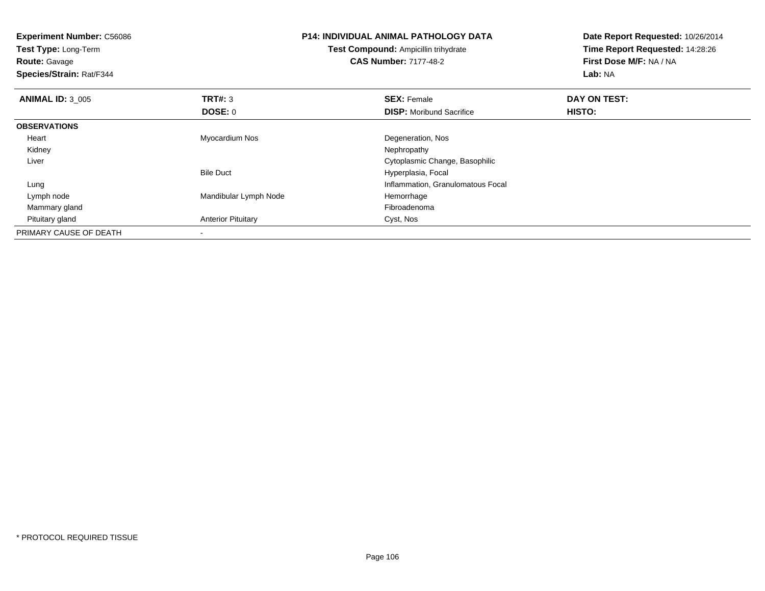**Experiment Number:** C56086
**Test Type:** Long-Term
**Route:** Gavage
**Species/Strain:** Rat/F344

**P14: INDIVIDUAL ANIMAL PATHOLOGY DATA**
**Test Compound:** Ampicillin trihydrate
**CAS Number:** 7177-48-2

**Date Report Requested:** 10/26/2014
**Time Report Requested:** 14:28:26
**First Dose M/F:** NA / NA
**Lab:** NA

| **ANIMAL ID:** 3_005 | **TRT#:** 3 | **SEX:** Female | **DAY ON TEST:** |
|---|---|---|---|
| | **DOSE:** 0 | **DISP:** Moribund Sacrifice | **HISTO:** |
| **OBSERVATIONS** | | | |
| Heart | Myocardium Nos | Degeneration, Nos | |
| Kidney | | Nephropathy | |
| Liver | | Cytoplasmic Change, Basophilic | |
| | Bile Duct | Hyperplasia, Focal | |
| Lung | | Inflammation, Granulomatous Focal | |
| Lymph node | Mandibular Lymph Node | Hemorrhage | |
| Mammary gland | | Fibroadenoma | |
| Pituitary gland | Anterior Pituitary | Cyst, Nos | |
| PRIMARY CAUSE OF DEATH | - | | |

* PROTOCOL REQUIRED TISSUE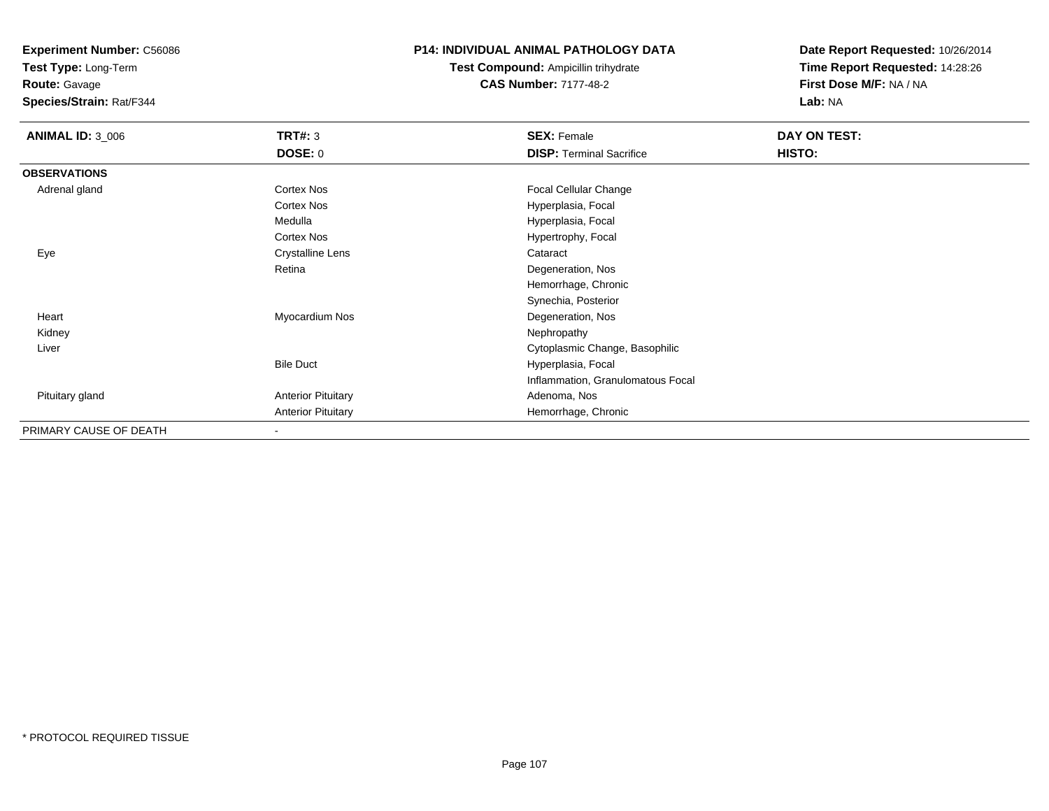**Experiment Number:** C56086
**Test Type:** Long-Term
**Route:** Gavage
**Species/Strain:** Rat/F344

**P14: INDIVIDUAL ANIMAL PATHOLOGY DATA**
**Test Compound:** Ampicillin trihydrate
**CAS Number:** 7177-48-2

**Date Report Requested:** 10/26/2014
**Time Report Requested:** 14:28:26
**First Dose M/F:** NA / NA
**Lab:** NA

| **ANIMAL ID:** 3_006 | **TRT#:** 3 | **SEX:** Female | **DAY ON TEST:** |
|---|---|---|---|
| | **DOSE:** 0 | **DISP:** Terminal Sacrifice | **HISTO:** |
| **OBSERVATIONS** | | | |
| Adrenal gland | Cortex Nos | Focal Cellular Change | |
| | Cortex Nos | Hyperplasia, Focal | |
| | Medulla | Hyperplasia, Focal | |
| | Cortex Nos | Hypertrophy, Focal | |
| Eye | Crystalline Lens | Cataract | |
| | Retina | Degeneration, Nos | |
| | | Hemorrhage, Chronic | |
| | | Synechia, Posterior | |
| Heart | Myocardium Nos | Degeneration, Nos | |
| Kidney | | Nephropathy | |
| Liver | | Cytoplasmic Change, Basophilic | |
| | Bile Duct | Hyperplasia, Focal | |
| | | Inflammation, Granulomatous Focal | |
| Pituitary gland | Anterior Pituitary | Adenoma, Nos | |
| | Anterior Pituitary | Hemorrhage, Chronic | |
| PRIMARY CAUSE OF DEATH | - | | |

* PROTOCOL REQUIRED TISSUE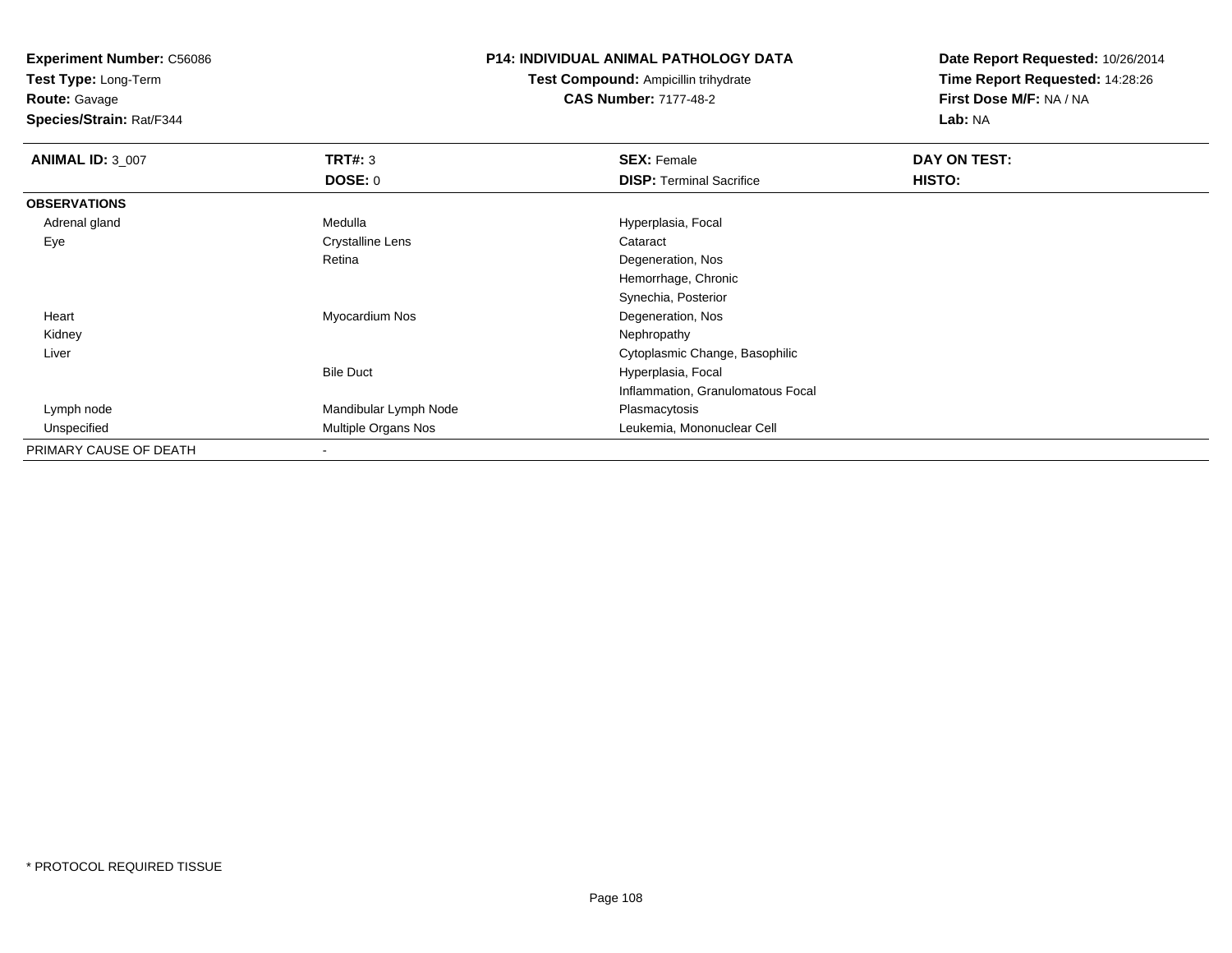**Experiment Number:** C56086
**Test Type:** Long-Term
**Route:** Gavage
**Species/Strain:** Rat/F344

**P14: INDIVIDUAL ANIMAL PATHOLOGY DATA**
**Test Compound:** Ampicillin trihydrate
**CAS Number:** 7177-48-2

**Date Report Requested:** 10/26/2014
**Time Report Requested:** 14:28:26
**First Dose M/F:** NA / NA
**Lab:** NA

| **ANIMAL ID:** 3_007 | **TRT#:** 3 | **SEX:** Female | **DAY ON TEST:** |
|---|---|---|---|
| | **DOSE:** 0 | **DISP:** Terminal Sacrifice | **HISTO:** |
| **OBSERVATIONS** | | | |
| Adrenal gland | Medulla | Hyperplasia, Focal | |
| Eye | Crystalline Lens | Cataract | |
| | Retina | Degeneration, Nos | |
| | | Hemorrhage, Chronic | |
| | | Synechia, Posterior | |
| Heart | Myocardium Nos | Degeneration, Nos | |
| Kidney | | Nephropathy | |
| Liver | | Cytoplasmic Change, Basophilic | |
| | Bile Duct | Hyperplasia, Focal | |
| | | Inflammation, Granulomatous Focal | |
| Lymph node | Mandibular Lymph Node | Plasmacytosis | |
| Unspecified | Multiple Organs Nos | Leukemia, Mononuclear Cell | |
| PRIMARY CAUSE OF DEATH | - | | |

\* PROTOCOL REQUIRED TISSUE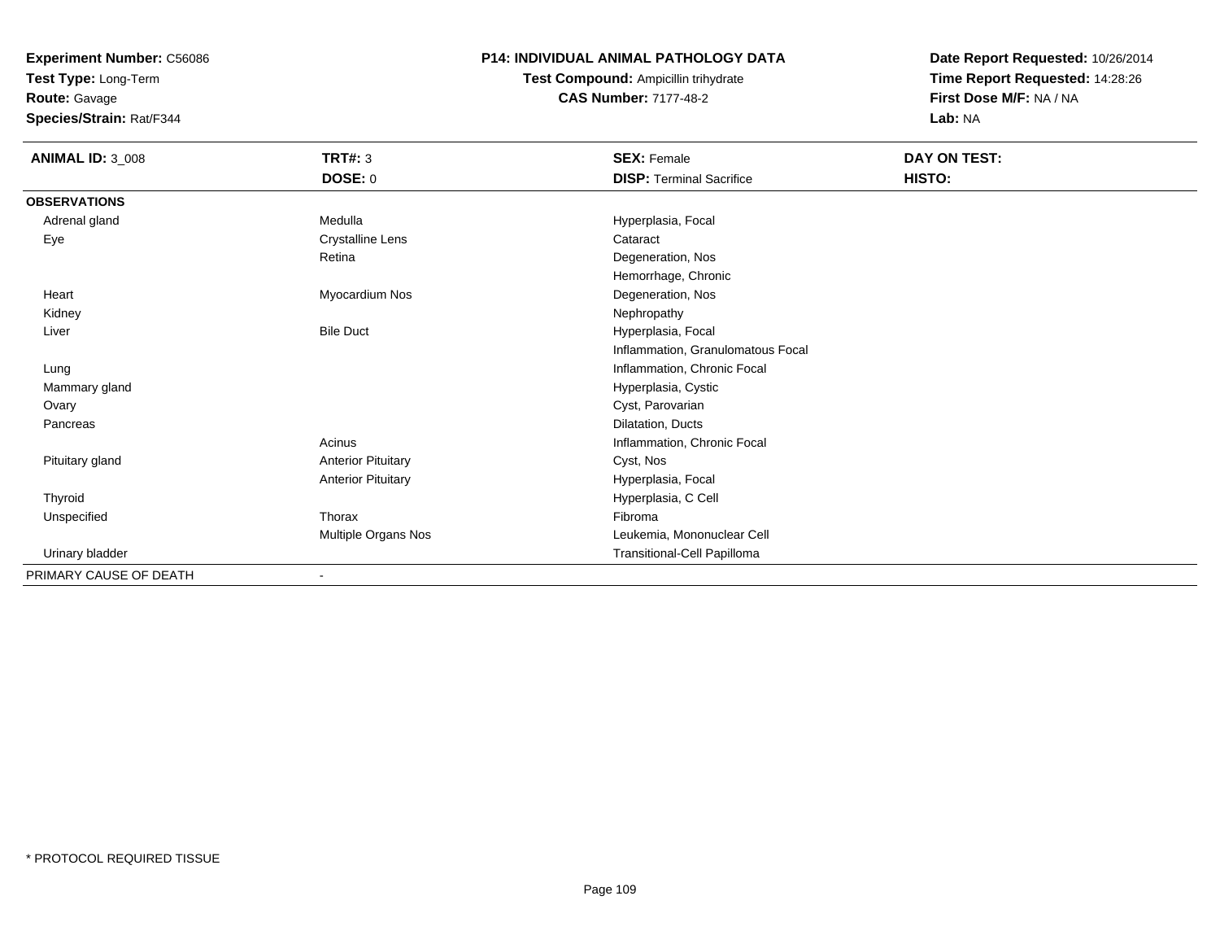**Experiment Number:** C56086
**Test Type:** Long-Term
**Route:** Gavage
**Species/Strain:** Rat/F344

**P14: INDIVIDUAL ANIMAL PATHOLOGY DATA**
**Test Compound:** Ampicillin trihydrate
**CAS Number:** 7177-48-2

**Date Report Requested:** 10/26/2014
**Time Report Requested:** 14:28:26
**First Dose M/F:** NA / NA
**Lab:** NA

| **ANIMAL ID:** 3_008 | **TRT#:** 3 | **SEX:** Female | **DAY ON TEST:** |
|---|---|---|---|
| | **DOSE:** 0 | **DISP:** Terminal Sacrifice | **HISTO:** |
| **OBSERVATIONS** | | | |
| Adrenal gland | Medulla | Hyperplasia, Focal | |
| Eye | Crystalline Lens | Cataract | |
| | Retina | Degeneration, Nos | |
| | | Hemorrhage, Chronic | |
| Heart | Myocardium Nos | Degeneration, Nos | |
| Kidney | | Nephropathy | |
| Liver | Bile Duct | Hyperplasia, Focal | |
| | | Inflammation, Granulomatous Focal | |
| Lung | | Inflammation, Chronic Focal | |
| Mammary gland | | Hyperplasia, Cystic | |
| Ovary | | Cyst, Parovarian | |
| Pancreas | | Dilatation, Ducts | |
| | Acinus | Inflammation, Chronic Focal | |
| Pituitary gland | Anterior Pituitary | Cyst, Nos | |
| | Anterior Pituitary | Hyperplasia, Focal | |
| Thyroid | | Hyperplasia, C Cell | |
| Unspecified | Thorax | Fibroma | |
| | Multiple Organs Nos | Leukemia, Mononuclear Cell | |
| Urinary bladder | | Transitional-Cell Papilloma | |
| PRIMARY CAUSE OF DEATH | - | | |

* PROTOCOL REQUIRED TISSUE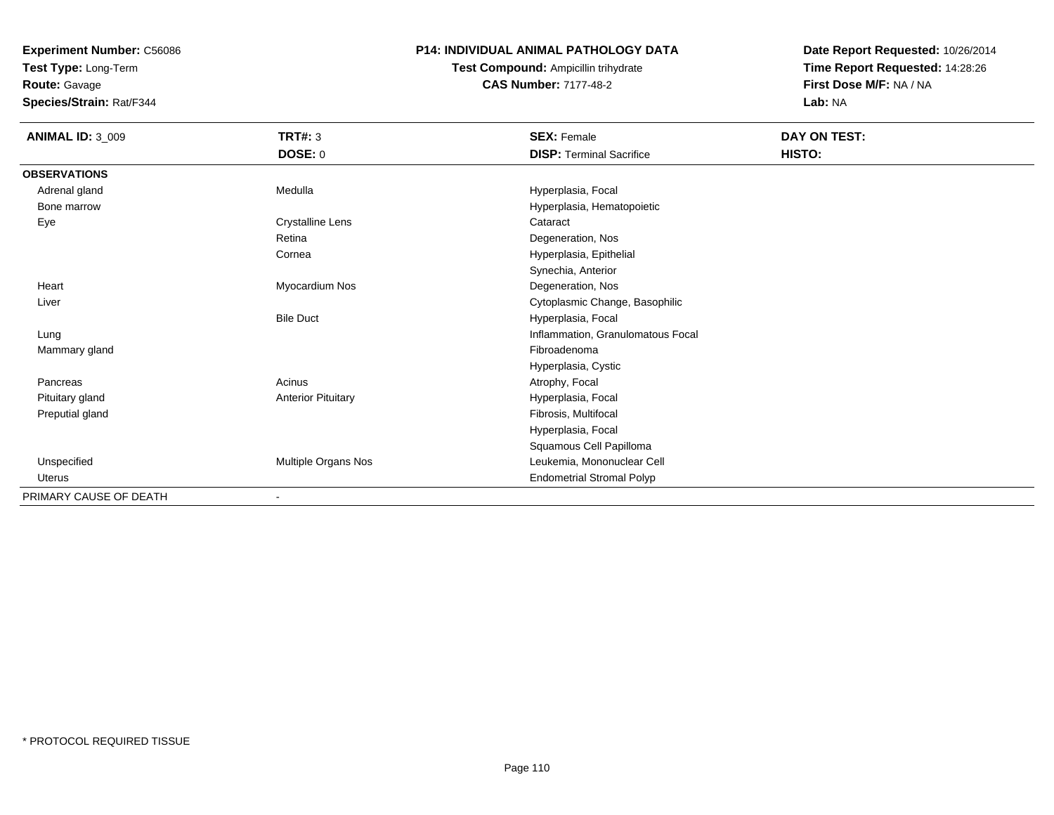**Experiment Number:** C56086
**Test Type:** Long-Term
**Route:** Gavage
**Species/Strain:** Rat/F344

**P14: INDIVIDUAL ANIMAL PATHOLOGY DATA**
**Test Compound:** Ampicillin trihydrate
**CAS Number:** 7177-48-2

**Date Report Requested:** 10/26/2014
**Time Report Requested:** 14:28:26
**First Dose M/F:** NA / NA
**Lab:** NA

| **ANIMAL ID:** 3_009 | **TRT#:** 3 | **SEX:** Female | **DAY ON TEST:** |
|---|---|---|---|
| | **DOSE:** 0 | **DISP:** Terminal Sacrifice | **HISTO:** |
| **OBSERVATIONS** | | | |
| Adrenal gland | Medulla | Hyperplasia, Focal | |
| Bone marrow | | Hyperplasia, Hematopoietic | |
| Eye | Crystalline Lens | Cataract | |
| | Retina | Degeneration, Nos | |
| | Cornea | Hyperplasia, Epithelial | |
| | | Synechia, Anterior | |
| Heart | Myocardium Nos | Degeneration, Nos | |
| Liver | | Cytoplasmic Change, Basophilic | |
| | Bile Duct | Hyperplasia, Focal | |
| Lung | | Inflammation, Granulomatous Focal | |
| Mammary gland | | Fibroadenoma | |
| | | Hyperplasia, Cystic | |
| Pancreas | Acinus | Atrophy, Focal | |
| Pituitary gland | Anterior Pituitary | Hyperplasia, Focal | |
| Preputial gland | | Fibrosis, Multifocal | |
| | | Hyperplasia, Focal | |
| | | Squamous Cell Papilloma | |
| Unspecified | Multiple Organs Nos | Leukemia, Mononuclear Cell | |
| Uterus | | Endometrial Stromal Polyp | |
| PRIMARY CAUSE OF DEATH | - | | |

* PROTOCOL REQUIRED TISSUE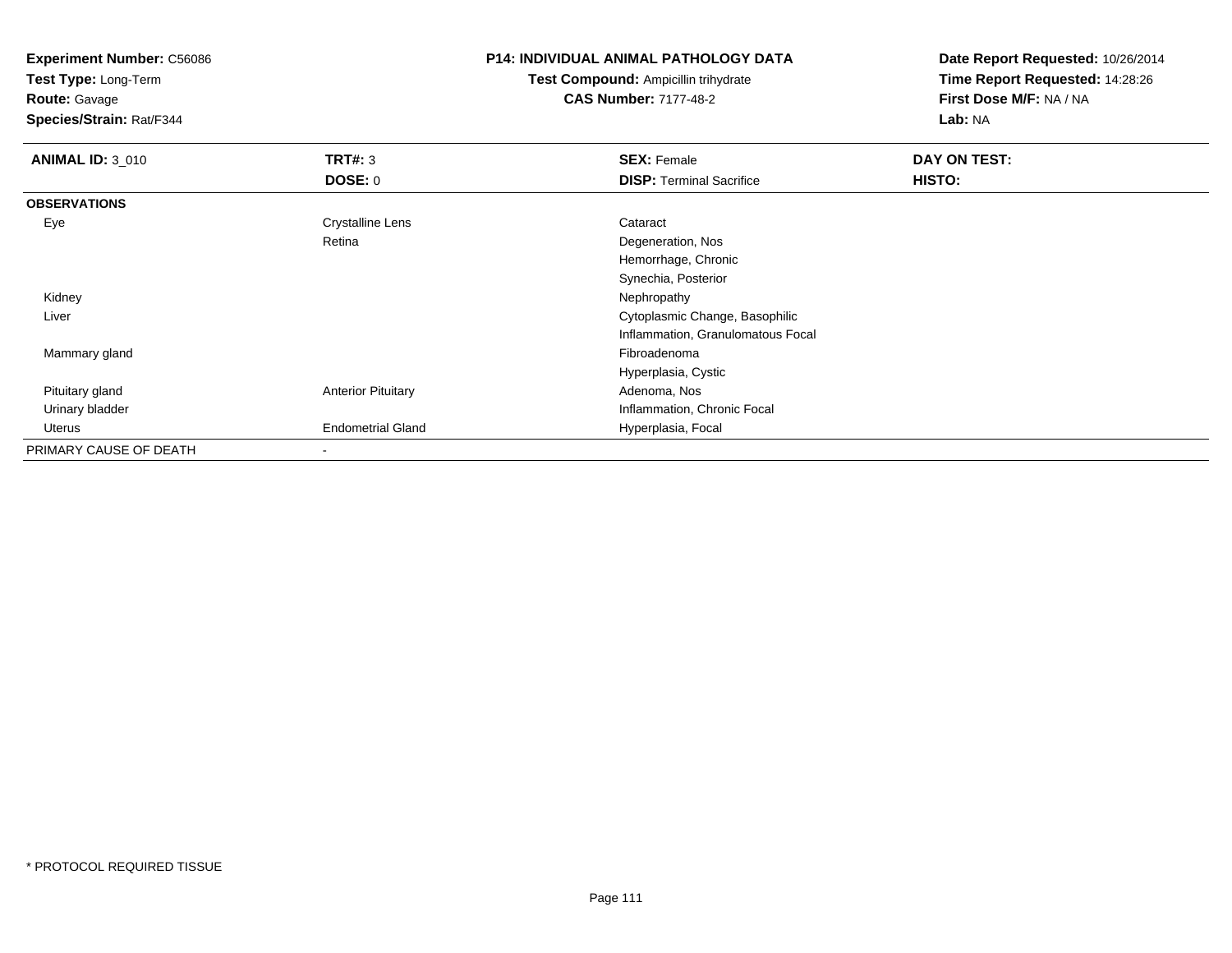**Experiment Number:** C56086
**Test Type:** Long-Term
**Route:** Gavage
**Species/Strain:** Rat/F344

**P14: INDIVIDUAL ANIMAL PATHOLOGY DATA**
**Test Compound:** Ampicillin trihydrate
**CAS Number:** 7177-48-2

**Date Report Requested:** 10/26/2014
**Time Report Requested:** 14:28:26
**First Dose M/F:** NA / NA
**Lab:** NA

| **ANIMAL ID:** 3_010 | **TRT#:** 3 | **SEX:** Female | **DAY ON TEST:** |
|---|---|---|---|
| | **DOSE:** 0 | **DISP:** Terminal Sacrifice | **HISTO:** |
| **OBSERVATIONS** | | | |
| Eye | Crystalline Lens | Cataract | |
| | Retina | Degeneration, Nos | |
| | | Hemorrhage, Chronic | |
| | | Synechia, Posterior | |
| Kidney | | Nephropathy | |
| Liver | | Cytoplasmic Change, Basophilic | |
| | | Inflammation, Granulomatous Focal | |
| Mammary gland | | Fibroadenoma | |
| | | Hyperplasia, Cystic | |
| Pituitary gland | Anterior Pituitary | Adenoma, Nos | |
| Urinary bladder | | Inflammation, Chronic Focal | |
| Uterus | Endometrial Gland | Hyperplasia, Focal | |
| PRIMARY CAUSE OF DEATH | - | | |

* PROTOCOL REQUIRED TISSUE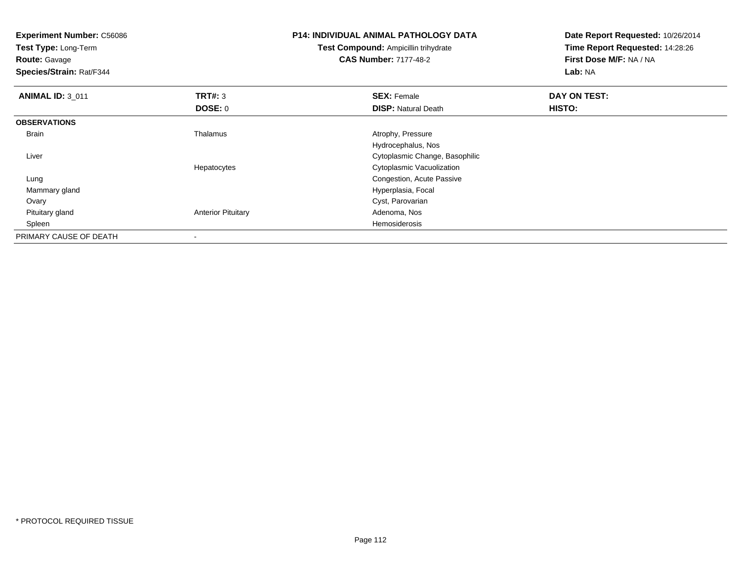**Experiment Number:** C56086
**Test Type:** Long-Term
**Route:** Gavage
**Species/Strain:** Rat/F344

**P14: INDIVIDUAL ANIMAL PATHOLOGY DATA**
**Test Compound:** Ampicillin trihydrate
**CAS Number:** 7177-48-2

**Date Report Requested:** 10/26/2014
**Time Report Requested:** 14:28:26
**First Dose M/F:** NA / NA
**Lab:** NA

| **ANIMAL ID:** 3_011 | **TRT#:** 3 | **SEX:** Female | **DAY ON TEST:** |
|---|---|---|---|
| | **DOSE:** 0 | **DISP:** Natural Death | **HISTO:** |
| **OBSERVATIONS** | | | |
| Brain | Thalamus | Atrophy, Pressure | |
| | | Hydrocephalus, Nos | |
| Liver | | Cytoplasmic Change, Basophilic | |
| | Hepatocytes | Cytoplasmic Vacuolization | |
| Lung | | Congestion, Acute Passive | |
| Mammary gland | | Hyperplasia, Focal | |
| Ovary | | Cyst, Parovarian | |
| Pituitary gland | Anterior Pituitary | Adenoma, Nos | |
| Spleen | | Hemosiderosis | |
| PRIMARY CAUSE OF DEATH | - | | |

* PROTOCOL REQUIRED TISSUE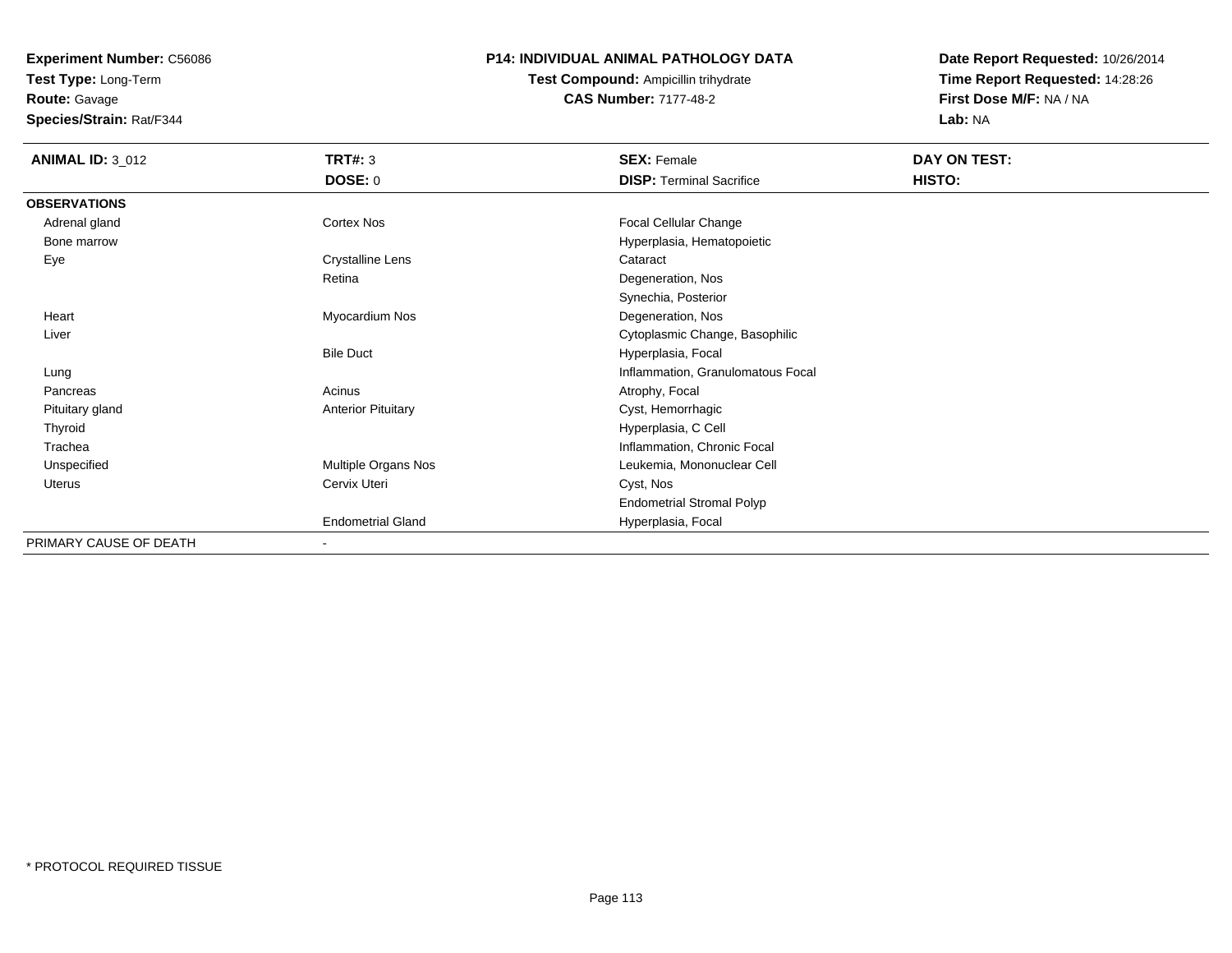**Experiment Number:** C56086
**Test Type:** Long-Term
**Route:** Gavage
**Species/Strain:** Rat/F344

## P14: INDIVIDUAL ANIMAL PATHOLOGY DATA

**Test Compound:** Ampicillin trihydrate
**CAS Number:** 7177-48-2

**Date Report Requested:** 10/26/2014
**Time Report Requested:** 14:28:26
**First Dose M/F:** NA / NA
**Lab:** NA

| **ANIMAL ID:** 3_012 | **TRT#:** 3 | **SEX:** Female | **DAY ON TEST:** |
|---|---|---|---|
| | **DOSE:** 0 | **DISP:** Terminal Sacrifice | **HISTO:** |
| **OBSERVATIONS** | | | |
| Adrenal gland | Cortex Nos | Focal Cellular Change | |
| Bone marrow | | Hyperplasia, Hematopoietic | |
| Eye | Crystalline Lens | Cataract | |
| | Retina | Degeneration, Nos | |
| | | Synechia, Posterior | |
| Heart | Myocardium Nos | Degeneration, Nos | |
| Liver | | Cytoplasmic Change, Basophilic | |
| | Bile Duct | Hyperplasia, Focal | |
| Lung | | Inflammation, Granulomatous Focal | |
| Pancreas | Acinus | Atrophy, Focal | |
| Pituitary gland | Anterior Pituitary | Cyst, Hemorrhagic | |
| Thyroid | | Hyperplasia, C Cell | |
| Trachea | | Inflammation, Chronic Focal | |
| Unspecified | Multiple Organs Nos | Leukemia, Mononuclear Cell | |
| Uterus | Cervix Uteri | Cyst, Nos | |
| | | Endometrial Stromal Polyp | |
| | Endometrial Gland | Hyperplasia, Focal | |
| PRIMARY CAUSE OF DEATH | - | | |

* PROTOCOL REQUIRED TISSUE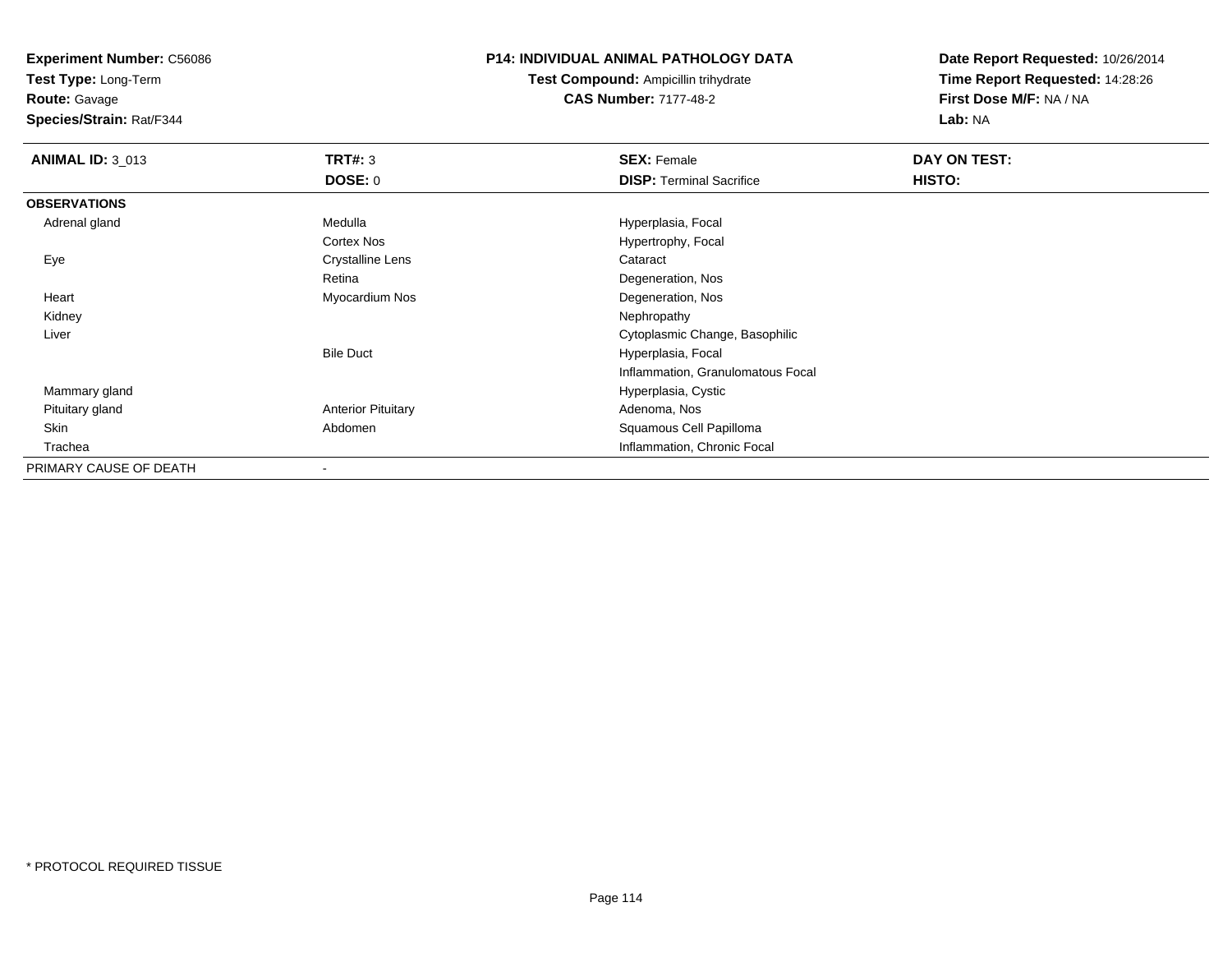**Experiment Number:** C56086
**Test Type:** Long-Term
**Route:** Gavage
**Species/Strain:** Rat/F344

**P14: INDIVIDUAL ANIMAL PATHOLOGY DATA**
**Test Compound:** Ampicillin trihydrate
**CAS Number:** 7177-48-2

**Date Report Requested:** 10/26/2014
**Time Report Requested:** 14:28:26
**First Dose M/F:** NA / NA
**Lab:** NA

| **ANIMAL ID:** 3_013 | **TRT#:** 3 | **SEX:** Female | **DAY ON TEST:** |
|---|---|---|---|
| | **DOSE:** 0 | **DISP:** Terminal Sacrifice | **HISTO:** |
| **OBSERVATIONS** | | | |
| Adrenal gland | Medulla | Hyperplasia, Focal | |
| | Cortex Nos | Hypertrophy, Focal | |
| Eye | Crystalline Lens | Cataract | |
| | Retina | Degeneration, Nos | |
| Heart | Myocardium Nos | Degeneration, Nos | |
| Kidney | | Nephropathy | |
| Liver | | Cytoplasmic Change, Basophilic | |
| | Bile Duct | Hyperplasia, Focal | |
| | | Inflammation, Granulomatous Focal | |
| Mammary gland | | Hyperplasia, Cystic | |
| Pituitary gland | Anterior Pituitary | Adenoma, Nos | |
| Skin | Abdomen | Squamous Cell Papilloma | |
| Trachea | | Inflammation, Chronic Focal | |
| PRIMARY CAUSE OF DEATH | - | | |

* PROTOCOL REQUIRED TISSUE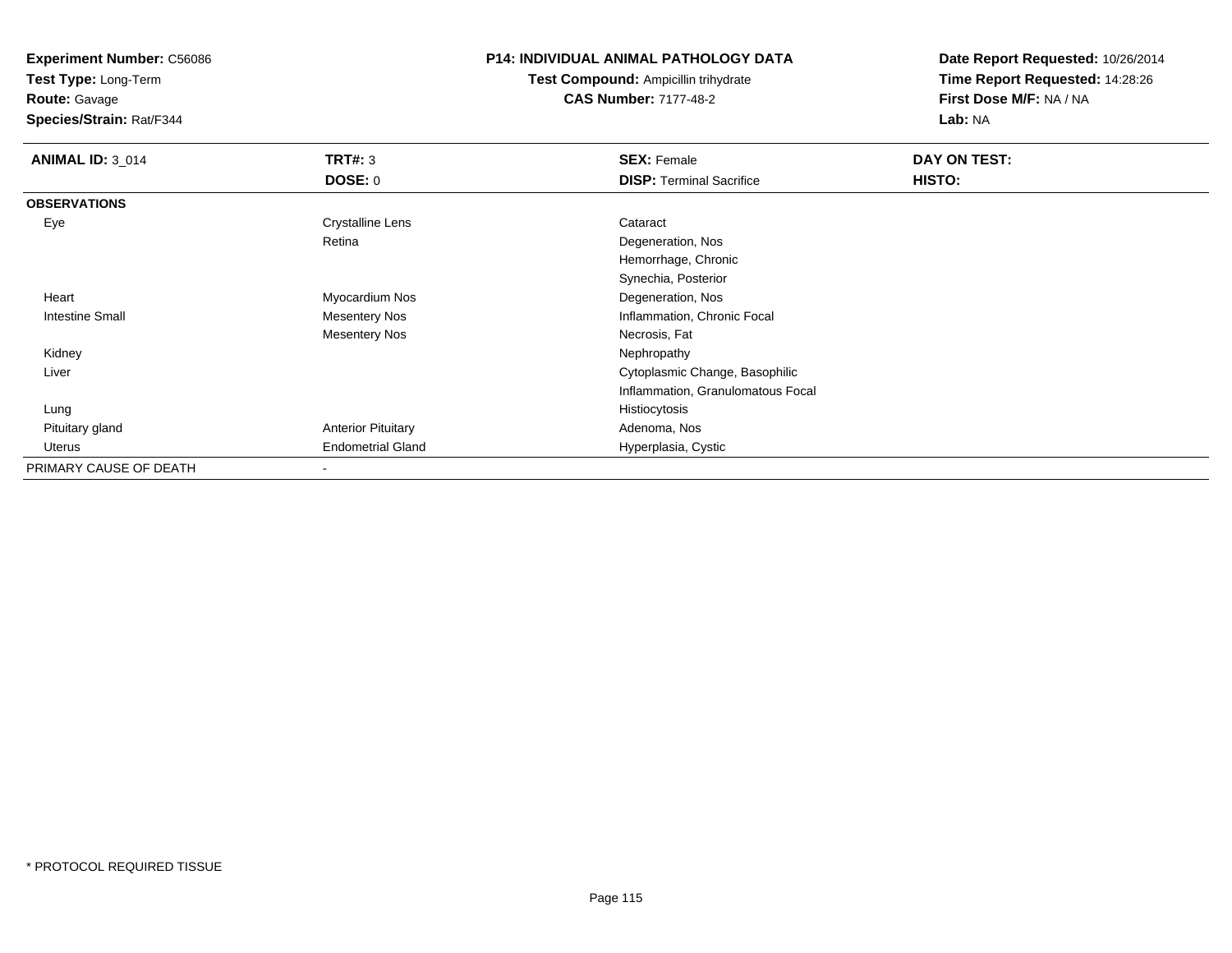**Experiment Number:** C56086
**Test Type:** Long-Term
**Route:** Gavage
**Species/Strain:** Rat/F344

**P14: INDIVIDUAL ANIMAL PATHOLOGY DATA**
**Test Compound:** Ampicillin trihydrate
**CAS Number:** 7177-48-2

**Date Report Requested:** 10/26/2014
**Time Report Requested:** 14:28:26
**First Dose M/F:** NA / NA
**Lab:** NA

| **ANIMAL ID:** 3_014 | **TRT#:** 3 | **SEX:** Female | **DAY ON TEST:** |
|---|---|---|---|
| | **DOSE:** 0 | **DISP:** Terminal Sacrifice | **HISTO:** |
| **OBSERVATIONS** | | | |
| Eye | Crystalline Lens | Cataract | |
| | Retina | Degeneration, Nos | |
| | | Hemorrhage, Chronic | |
| | | Synechia, Posterior | |
| Heart | Myocardium Nos | Degeneration, Nos | |
| Intestine Small | Mesentery Nos | Inflammation, Chronic Focal | |
| | Mesentery Nos | Necrosis, Fat | |
| Kidney | | Nephropathy | |
| Liver | | Cytoplasmic Change, Basophilic | |
| | | Inflammation, Granulomatous Focal | |
| Lung | | Histiocytosis | |
| Pituitary gland | Anterior Pituitary | Adenoma, Nos | |
| Uterus | Endometrial Gland | Hyperplasia, Cystic | |
| PRIMARY CAUSE OF DEATH | - | | |

* PROTOCOL REQUIRED TISSUE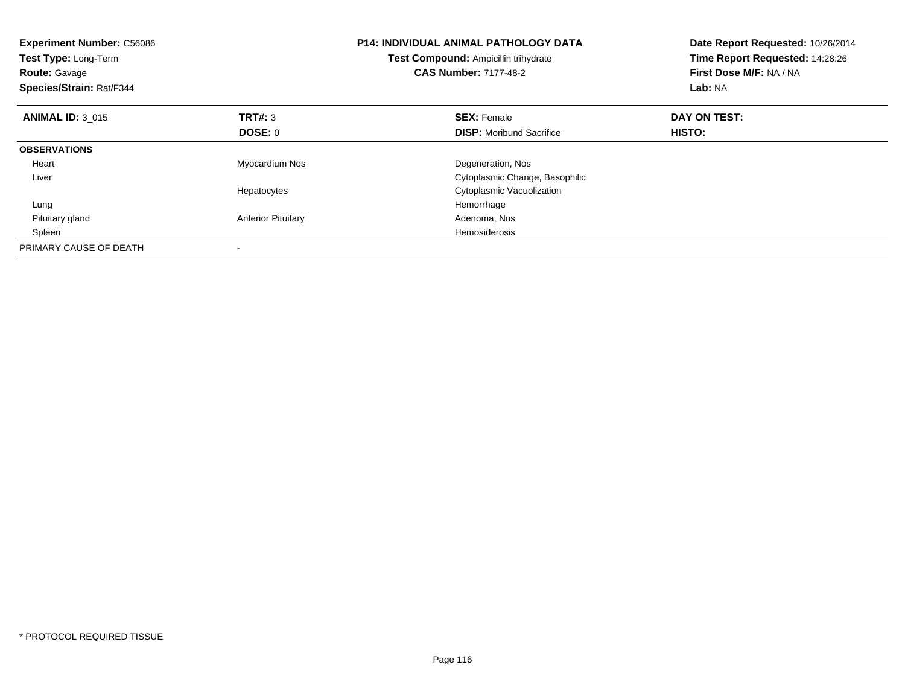**Experiment Number:** C56086
**Test Type:** Long-Term
**Route:** Gavage
**Species/Strain:** Rat/F344

**P14: INDIVIDUAL ANIMAL PATHOLOGY DATA**
**Test Compound:** Ampicillin trihydrate
**CAS Number:** 7177-48-2

**Date Report Requested:** 10/26/2014
**Time Report Requested:** 14:28:26
**First Dose M/F:** NA / NA
**Lab:** NA

| **ANIMAL ID:** 3_015 | **TRT#:** 3 | **SEX:** Female | **DAY ON TEST:** |
|---|---|---|---|
| | **DOSE:** 0 | **DISP:** Moribund Sacrifice | **HISTO:** |
| **OBSERVATIONS** | | | |
| Heart | Myocardium Nos | Degeneration, Nos | |
| Liver | | Cytoplasmic Change, Basophilic | |
| | Hepatocytes | Cytoplasmic Vacuolization | |
| Lung | | Hemorrhage | |
| Pituitary gland | Anterior Pituitary | Adenoma, Nos | |
| Spleen | | Hemosiderosis | |
| PRIMARY CAUSE OF DEATH | - | | |

* PROTOCOL REQUIRED TISSUE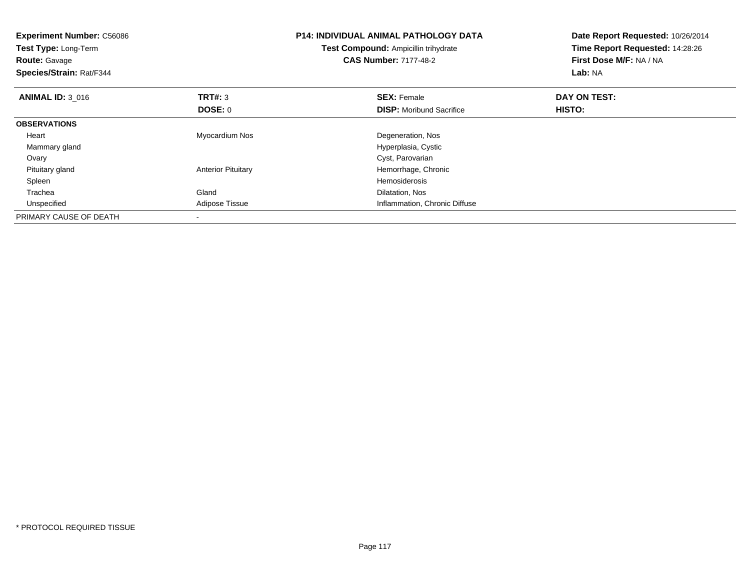**Experiment Number:** C56086
**Test Type:** Long-Term
**Route:** Gavage
**Species/Strain:** Rat/F344

**P14: INDIVIDUAL ANIMAL PATHOLOGY DATA**
**Test Compound:** Ampicillin trihydrate
**CAS Number:** 7177-48-2

**Date Report Requested:** 10/26/2014
**Time Report Requested:** 14:28:26
**First Dose M/F:** NA / NA
**Lab:** NA

| **ANIMAL ID:** 3_016 | **TRT#:** 3 | **SEX:** Female | **DAY ON TEST:** |
|---|---|---|---|
| | **DOSE:** 0 | **DISP:** Moribund Sacrifice | **HISTO:** |
| **OBSERVATIONS** | | | |
| Heart | Myocardium Nos | Degeneration, Nos | |
| Mammary gland | | Hyperplasia, Cystic | |
| Ovary | | Cyst, Parovarian | |
| Pituitary gland | Anterior Pituitary | Hemorrhage, Chronic | |
| Spleen | | Hemosiderosis | |
| Trachea | Gland | Dilatation, Nos | |
| Unspecified | Adipose Tissue | Inflammation, Chronic Diffuse | |
| PRIMARY CAUSE OF DEATH | - | | |

* PROTOCOL REQUIRED TISSUE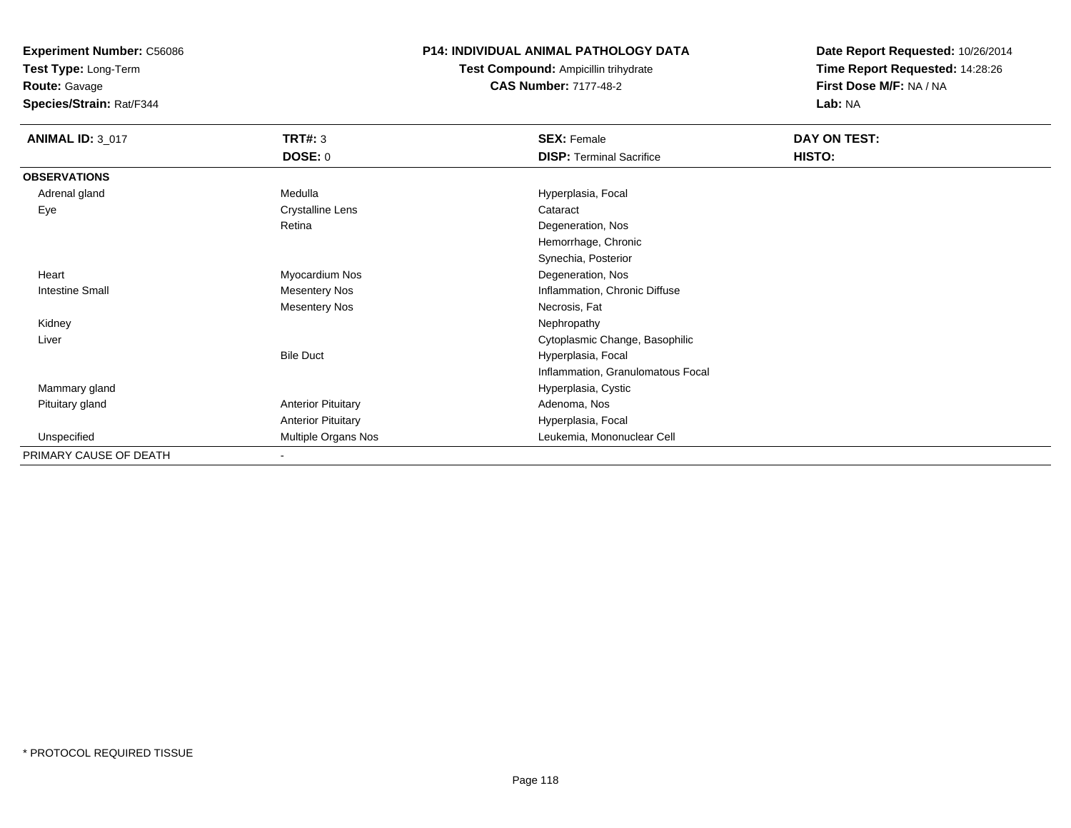**Experiment Number:** C56086
**Test Type:** Long-Term
**Route:** Gavage
**Species/Strain:** Rat/F344

**P14: INDIVIDUAL ANIMAL PATHOLOGY DATA**
**Test Compound:** Ampicillin trihydrate
**CAS Number:** 7177-48-2

**Date Report Requested:** 10/26/2014
**Time Report Requested:** 14:28:26
**First Dose M/F:** NA / NA
**Lab:** NA

| **ANIMAL ID:** 3_017 | **TRT#:** 3 | **SEX:** Female | **DAY ON TEST:** |
|---|---|---|---|
| | **DOSE:** 0 | **DISP:** Terminal Sacrifice | **HISTO:** |
| **OBSERVATIONS** | | | |
| Adrenal gland | Medulla | Hyperplasia, Focal | |
| Eye | Crystalline Lens | Cataract | |
| | Retina | Degeneration, Nos | |
| | | Hemorrhage, Chronic | |
| | | Synechia, Posterior | |
| Heart | Myocardium Nos | Degeneration, Nos | |
| Intestine Small | Mesentery Nos | Inflammation, Chronic Diffuse | |
| | Mesentery Nos | Necrosis, Fat | |
| Kidney | | Nephropathy | |
| Liver | | Cytoplasmic Change, Basophilic | |
| | Bile Duct | Hyperplasia, Focal | |
| | | Inflammation, Granulomatous Focal | |
| Mammary gland | | Hyperplasia, Cystic | |
| Pituitary gland | Anterior Pituitary | Adenoma, Nos | |
| | Anterior Pituitary | Hyperplasia, Focal | |
| Unspecified | Multiple Organs Nos | Leukemia, Mononuclear Cell | |
| PRIMARY CAUSE OF DEATH | - | | |

* PROTOCOL REQUIRED TISSUE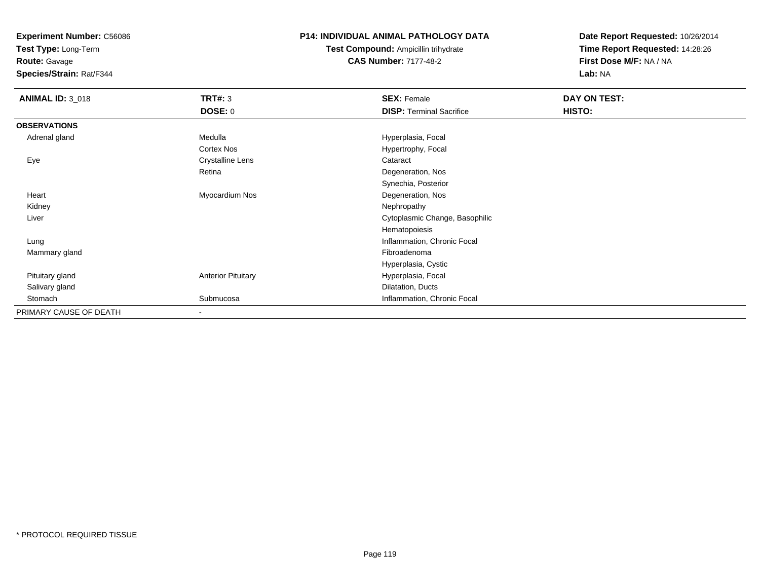**Experiment Number:** C56086
**Test Type:** Long-Term
**Route:** Gavage
**Species/Strain:** Rat/F344

**P14: INDIVIDUAL ANIMAL PATHOLOGY DATA**
**Test Compound:** Ampicillin trihydrate
**CAS Number:** 7177-48-2

**Date Report Requested:** 10/26/2014
**Time Report Requested:** 14:28:26
**First Dose M/F:** NA / NA
**Lab:** NA

| **ANIMAL ID:** 3_018 | **TRT#:** 3 | **SEX:** Female | **DAY ON TEST:** |
|---|---|---|---|
| | **DOSE:** 0 | **DISP:** Terminal Sacrifice | **HISTO:** |
| **OBSERVATIONS** | | | |
| Adrenal gland | Medulla | Hyperplasia, Focal | |
| | Cortex Nos | Hypertrophy, Focal | |
| Eye | Crystalline Lens | Cataract | |
| | Retina | Degeneration, Nos | |
| | | Synechia, Posterior | |
| Heart | Myocardium Nos | Degeneration, Nos | |
| Kidney | | Nephropathy | |
| Liver | | Cytoplasmic Change, Basophilic | |
| | | Hematopoiesis | |
| Lung | | Inflammation, Chronic Focal | |
| Mammary gland | | Fibroadenoma | |
| | | Hyperplasia, Cystic | |
| Pituitary gland | Anterior Pituitary | Hyperplasia, Focal | |
| Salivary gland | | Dilatation, Ducts | |
| Stomach | Submucosa | Inflammation, Chronic Focal | |
| PRIMARY CAUSE OF DEATH | - | | |

* PROTOCOL REQUIRED TISSUE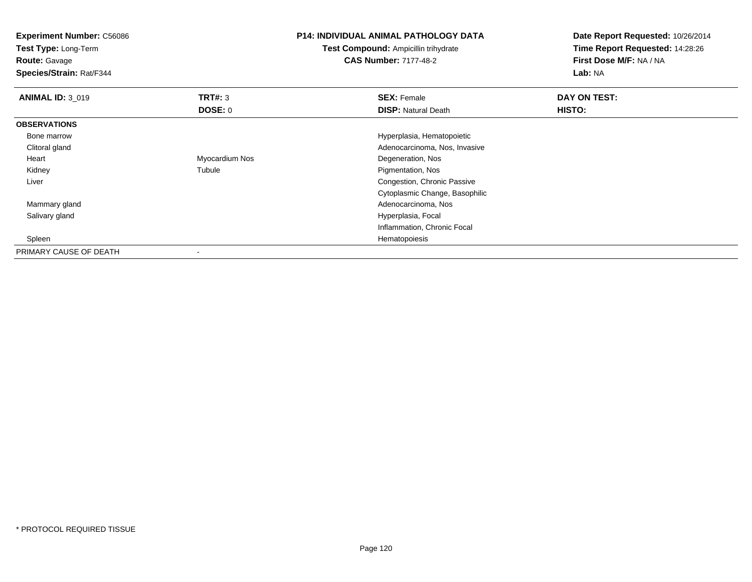**Experiment Number:** C56086
**Test Type:** Long-Term
**Route:** Gavage
**Species/Strain:** Rat/F344

# P14: INDIVIDUAL ANIMAL PATHOLOGY DATA

**Test Compound:** Ampicillin trihydrate
**CAS Number:** 7177-48-2

**Date Report Requested:** 10/26/2014
**Time Report Requested:** 14:28:26
**First Dose M/F:** NA / NA
**Lab:** NA

| **ANIMAL ID:** 3_019 | **TRT#:** 3 | **SEX:** Female | **DAY ON TEST:** |
|---|---|---|---|
| | **DOSE:** 0 | **DISP:** Natural Death | **HISTO:** |
| **OBSERVATIONS** | | | |
| Bone marrow | | Hyperplasia, Hematopoietic | |
| Clitoral gland | | Adenocarcinoma, Nos, Invasive | |
| Heart | Myocardium Nos | Degeneration, Nos | |
| Kidney | Tubule | Pigmentation, Nos | |
| Liver | | Congestion, Chronic Passive | |
| | | Cytoplasmic Change, Basophilic | |
| Mammary gland | | Adenocarcinoma, Nos | |
| Salivary gland | | Hyperplasia, Focal | |
| | | Inflammation, Chronic Focal | |
| Spleen | | Hematopoiesis | |
| PRIMARY CAUSE OF DEATH | - | | |

\* PROTOCOL REQUIRED TISSUE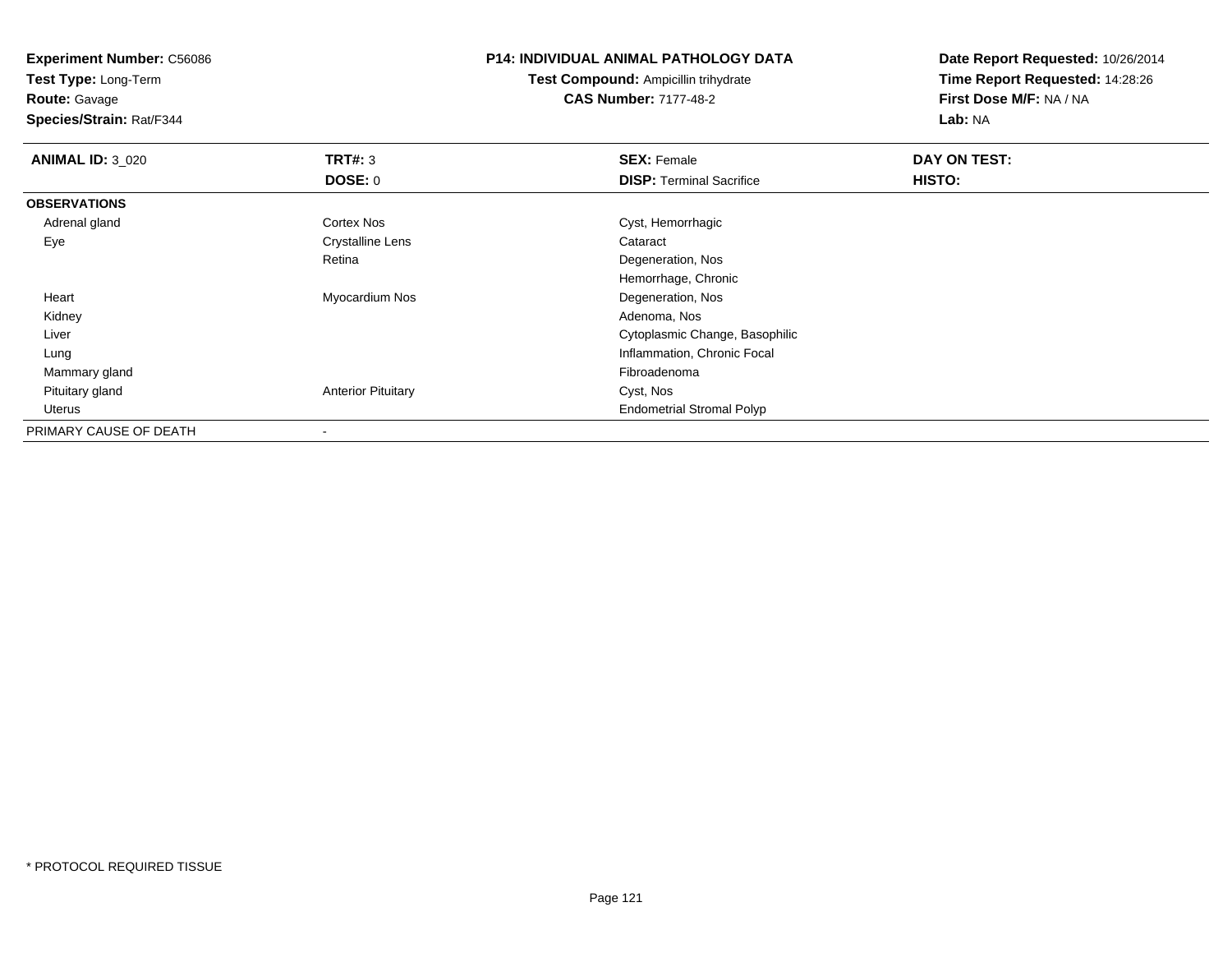**Experiment Number:** C56086
**Test Type:** Long-Term
**Route:** Gavage
**Species/Strain:** Rat/F344

**P14: INDIVIDUAL ANIMAL PATHOLOGY DATA**
**Test Compound:** Ampicillin trihydrate
**CAS Number:** 7177-48-2

**Date Report Requested:** 10/26/2014
**Time Report Requested:** 14:28:26
**First Dose M/F:** NA / NA
**Lab:** NA

| **ANIMAL ID:** 3_020 | **TRT#:** 3 | **SEX:** Female | **DAY ON TEST:** |
|---|---|---|---|
| | **DOSE:** 0 | **DISP:** Terminal Sacrifice | **HISTO:** |
| **OBSERVATIONS** | | | |
| Adrenal gland | Cortex Nos | Cyst, Hemorrhagic | |
| Eye | Crystalline Lens | Cataract | |
| | Retina | Degeneration, Nos | |
| | | Hemorrhage, Chronic | |
| Heart | Myocardium Nos | Degeneration, Nos | |
| Kidney | | Adenoma, Nos | |
| Liver | | Cytoplasmic Change, Basophilic | |
| Lung | | Inflammation, Chronic Focal | |
| Mammary gland | | Fibroadenoma | |
| Pituitary gland | Anterior Pituitary | Cyst, Nos | |
| Uterus | | Endometrial Stromal Polyp | |
| PRIMARY CAUSE OF DEATH | - | | |

* PROTOCOL REQUIRED TISSUE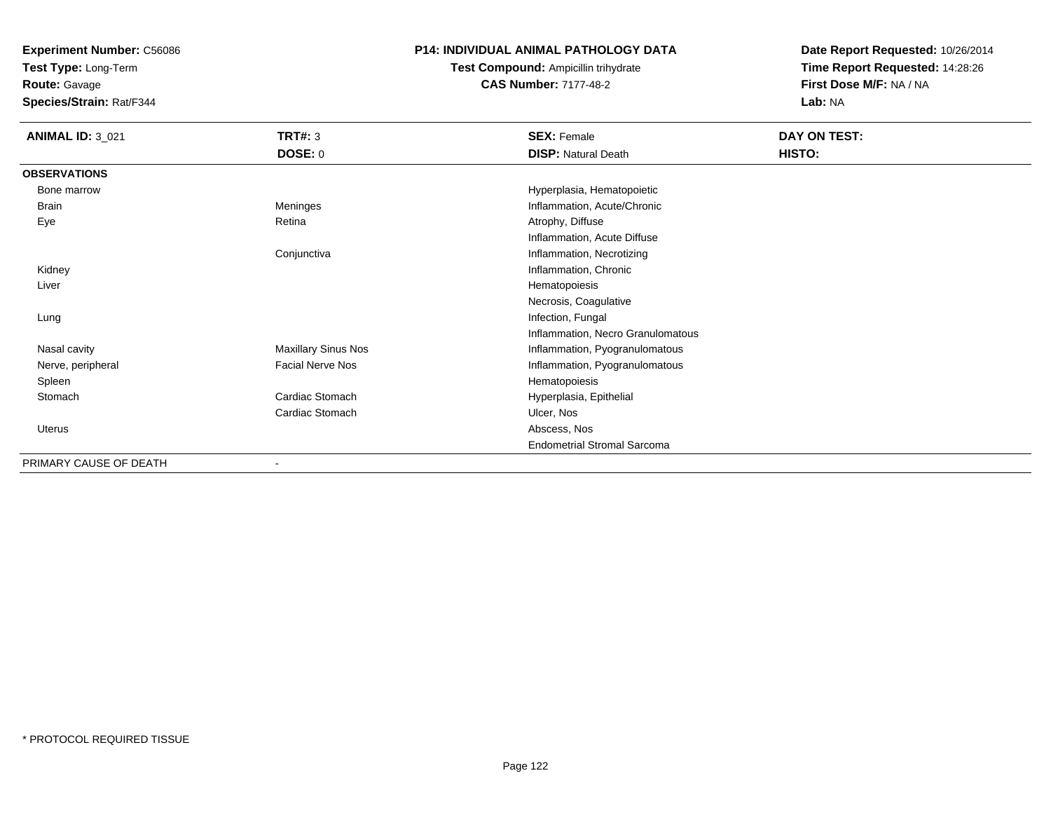**Experiment Number:** C56086
**Test Type:** Long-Term
**Route:** Gavage
**Species/Strain:** Rat/F344

**P14: INDIVIDUAL ANIMAL PATHOLOGY DATA**
**Test Compound:** Ampicillin trihydrate
**CAS Number:** 7177-48-2

**Date Report Requested:** 10/26/2014
**Time Report Requested:** 14:28:26
**First Dose M/F:** NA / NA
**Lab:** NA

| **ANIMAL ID:** 3_021 | **TRT#:** 3 | **SEX:** Female | **DAY ON TEST:** |
|---|---|---|---|
| | **DOSE:** 0 | **DISP:** Natural Death | **HISTO:** |
| **OBSERVATIONS** | | | |
| Bone marrow | | Hyperplasia, Hematopoietic | |
| Brain | Meninges | Inflammation, Acute/Chronic | |
| Eye | Retina | Atrophy, Diffuse | |
| | | Inflammation, Acute Diffuse | |
| | Conjunctiva | Inflammation, Necrotizing | |
| Kidney | | Inflammation, Chronic | |
| Liver | | Hematopoiesis | |
| | | Necrosis, Coagulative | |
| Lung | | Infection, Fungal | |
| | | Inflammation, Necro Granulomatous | |
| Nasal cavity | Maxillary Sinus Nos | Inflammation, Pyogranulomatous | |
| Nerve, peripheral | Facial Nerve Nos | Inflammation, Pyogranulomatous | |
| Spleen | | Hematopoiesis | |
| Stomach | Cardiac Stomach | Hyperplasia, Epithelial | |
| | Cardiac Stomach | Ulcer, Nos | |
| Uterus | | Abscess, Nos | |
| | | Endometrial Stromal Sarcoma | |
| PRIMARY CAUSE OF DEATH | - | | |

* PROTOCOL REQUIRED TISSUE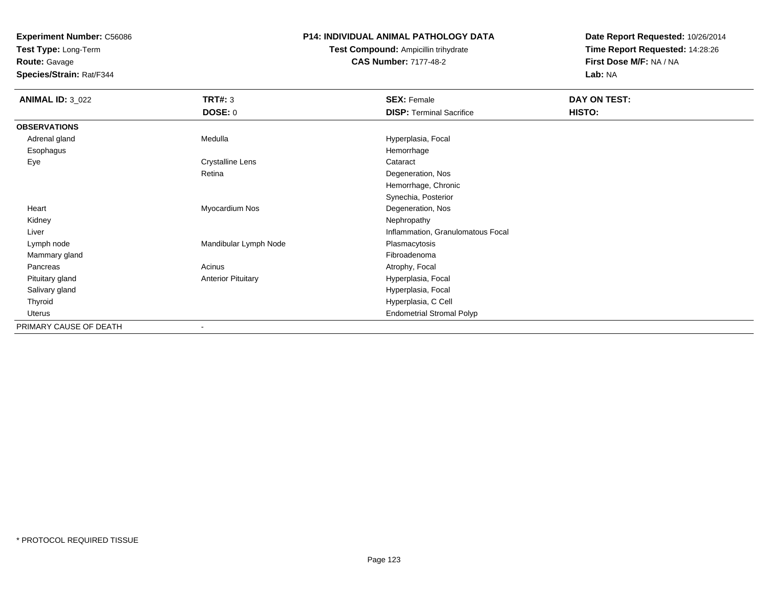**Experiment Number:** C56086
**Test Type:** Long-Term
**Route:** Gavage
**Species/Strain:** Rat/F344

**P14: INDIVIDUAL ANIMAL PATHOLOGY DATA**
**Test Compound:** Ampicillin trihydrate
**CAS Number:** 7177-48-2

**Date Report Requested:** 10/26/2014
**Time Report Requested:** 14:28:26
**First Dose M/F:** NA / NA
**Lab:** NA

| **ANIMAL ID:** 3_022 | **TRT#:** 3 | **SEX:** Female | **DAY ON TEST:** |
|---|---|---|---|
| | **DOSE:** 0 | **DISP:** Terminal Sacrifice | **HISTO:** |
| **OBSERVATIONS** | | | |
| Adrenal gland | Medulla | Hyperplasia, Focal | |
| Esophagus | | Hemorrhage | |
| Eye | Crystalline Lens | Cataract | |
| | Retina | Degeneration, Nos | |
| | | Hemorrhage, Chronic | |
| | | Synechia, Posterior | |
| Heart | Myocardium Nos | Degeneration, Nos | |
| Kidney | | Nephropathy | |
| Liver | | Inflammation, Granulomatous Focal | |
| Lymph node | Mandibular Lymph Node | Plasmacytosis | |
| Mammary gland | | Fibroadenoma | |
| Pancreas | Acinus | Atrophy, Focal | |
| Pituitary gland | Anterior Pituitary | Hyperplasia, Focal | |
| Salivary gland | | Hyperplasia, Focal | |
| Thyroid | | Hyperplasia, C Cell | |
| Uterus | | Endometrial Stromal Polyp | |
| PRIMARY CAUSE OF DEATH | - | | |

* PROTOCOL REQUIRED TISSUE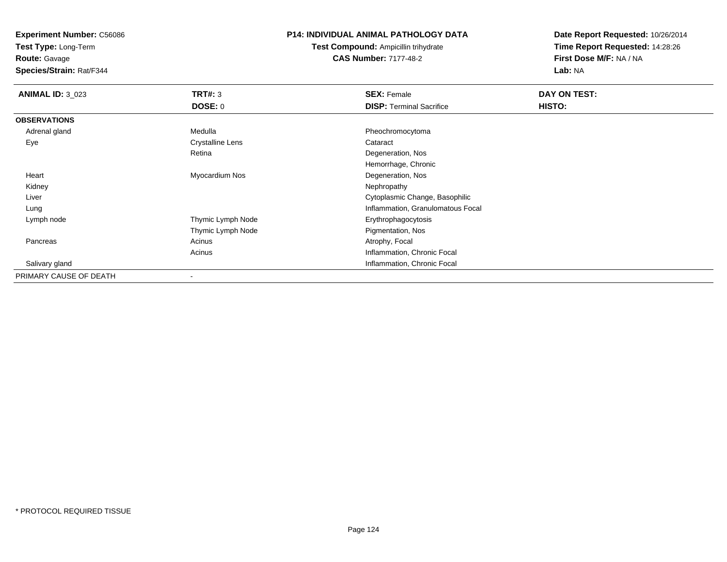**Experiment Number:** C56086
**Test Type:** Long-Term
**Route:** Gavage
**Species/Strain:** Rat/F344

**P14: INDIVIDUAL ANIMAL PATHOLOGY DATA**
**Test Compound:** Ampicillin trihydrate
**CAS Number:** 7177-48-2

**Date Report Requested:** 10/26/2014
**Time Report Requested:** 14:28:26
**First Dose M/F:** NA / NA
**Lab:** NA

| **ANIMAL ID:** 3_023 | **TRT#:** 3 | **SEX:** Female | **DAY ON TEST:** |
|---|---|---|---|
| | **DOSE:** 0 | **DISP:** Terminal Sacrifice | **HISTO:** |
| **OBSERVATIONS** | | | |
| Adrenal gland | Medulla | Pheochromocytoma | |
| Eye | Crystalline Lens | Cataract | |
| | Retina | Degeneration, Nos | |
| | | Hemorrhage, Chronic | |
| Heart | Myocardium Nos | Degeneration, Nos | |
| Kidney | | Nephropathy | |
| Liver | | Cytoplasmic Change, Basophilic | |
| Lung | | Inflammation, Granulomatous Focal | |
| Lymph node | Thymic Lymph Node | Erythrophagocytosis | |
| | Thymic Lymph Node | Pigmentation, Nos | |
| Pancreas | Acinus | Atrophy, Focal | |
| | Acinus | Inflammation, Chronic Focal | |
| Salivary gland | | Inflammation, Chronic Focal | |
| PRIMARY CAUSE OF DEATH | - | | |

\* PROTOCOL REQUIRED TISSUE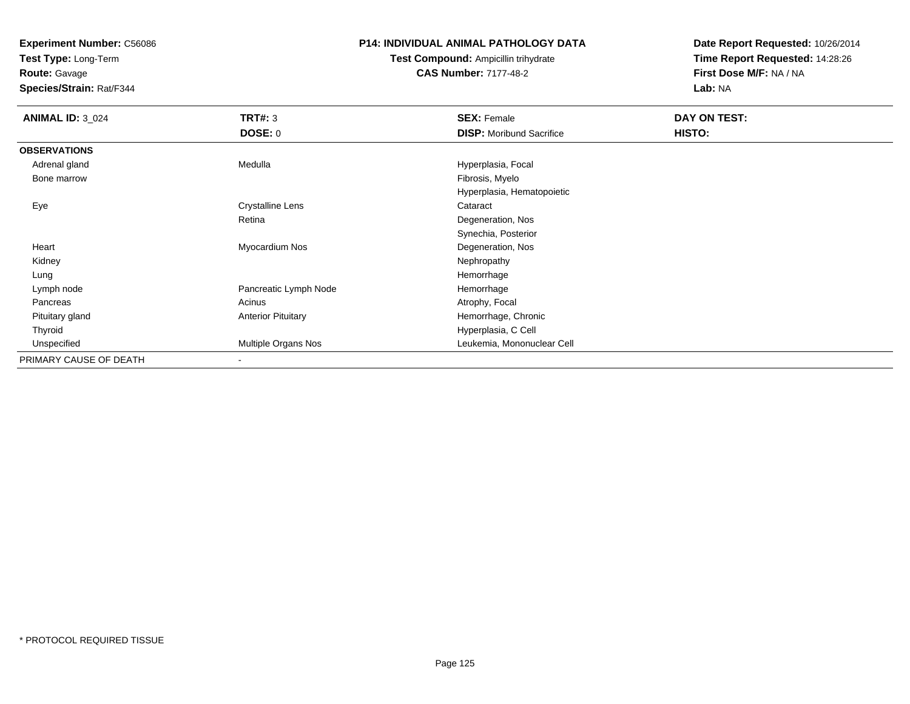**Experiment Number:** C56086
**Test Type:** Long-Term
**Route:** Gavage
**Species/Strain:** Rat/F344

# P14: INDIVIDUAL ANIMAL PATHOLOGY DATA

**Test Compound:** Ampicillin trihydrate
**CAS Number:** 7177-48-2

**Date Report Requested:** 10/26/2014
**Time Report Requested:** 14:28:26
**First Dose M/F:** NA / NA
**Lab:** NA

| **ANIMAL ID:** 3_024 | **TRT#:** 3 | **SEX:** Female | **DAY ON TEST:** |
|---|---|---|---|
| | **DOSE:** 0 | **DISP:** Moribund Sacrifice | **HISTO:** |
| **OBSERVATIONS** | | | |
| Adrenal gland | Medulla | Hyperplasia, Focal | |
| Bone marrow | | Fibrosis, Myelo | |
| | | Hyperplasia, Hematopoietic | |
| Eye | Crystalline Lens | Cataract | |
| | Retina | Degeneration, Nos | |
| | | Synechia, Posterior | |
| Heart | Myocardium Nos | Degeneration, Nos | |
| Kidney | | Nephropathy | |
| Lung | | Hemorrhage | |
| Lymph node | Pancreatic Lymph Node | Hemorrhage | |
| Pancreas | Acinus | Atrophy, Focal | |
| Pituitary gland | Anterior Pituitary | Hemorrhage, Chronic | |
| Thyroid | | Hyperplasia, C Cell | |
| Unspecified | Multiple Organs Nos | Leukemia, Mononuclear Cell | |
| PRIMARY CAUSE OF DEATH | - | | |

* PROTOCOL REQUIRED TISSUE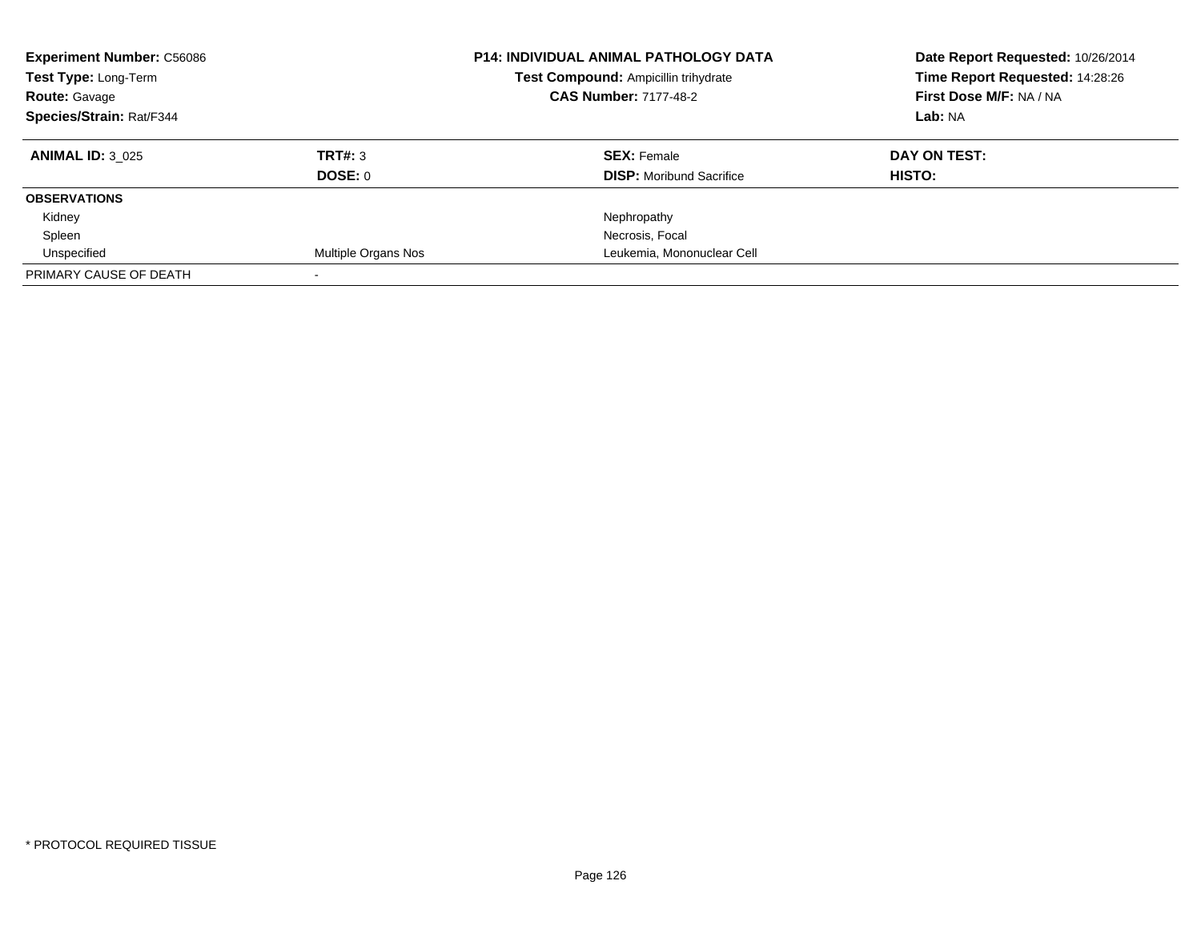**Experiment Number:** C56086
**Test Type:** Long-Term
**Route:** Gavage
**Species/Strain:** Rat/F344

**P14: INDIVIDUAL ANIMAL PATHOLOGY DATA**
**Test Compound:** Ampicillin trihydrate
**CAS Number:** 7177-48-2

**Date Report Requested:** 10/26/2014
**Time Report Requested:** 14:28:26
**First Dose M/F:** NA / NA
**Lab:** NA

| **ANIMAL ID:** 3_025 | **TRT#:** 3 | **SEX:** Female | **DAY ON TEST:** |
|---|---|---|---|
| | **DOSE:** 0 | **DISP:** Moribund Sacrifice | **HISTO:** |
| **OBSERVATIONS** | | | |
| Kidney | | Nephropathy | |
| Spleen | | Necrosis, Focal | |
| Unspecified | Multiple Organs Nos | Leukemia, Mononuclear Cell | |
| PRIMARY CAUSE OF DEATH | - | | |

\* PROTOCOL REQUIRED TISSUE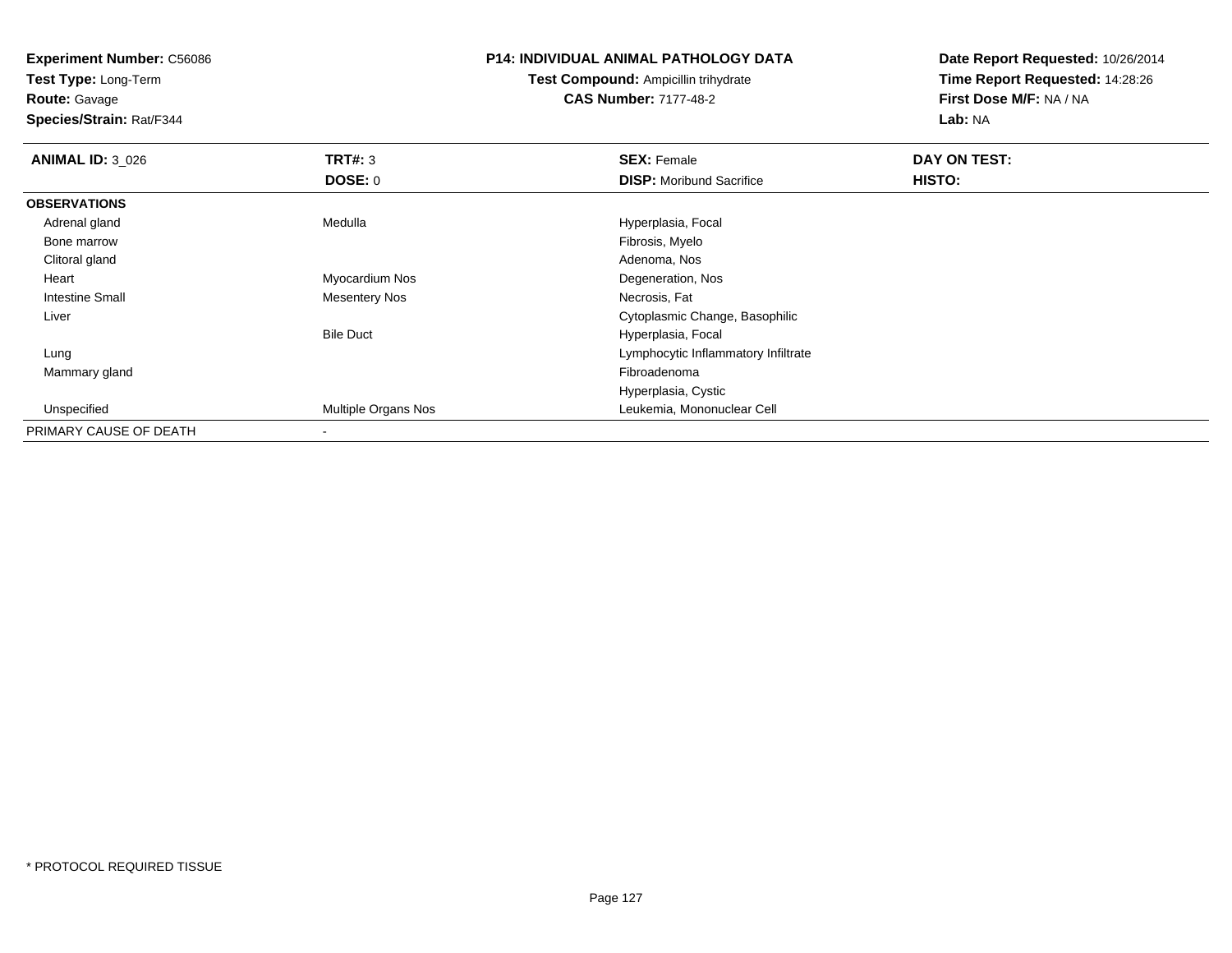**Experiment Number:** C56086
**Test Type:** Long-Term
**Route:** Gavage
**Species/Strain:** Rat/F344

**P14: INDIVIDUAL ANIMAL PATHOLOGY DATA**
**Test Compound:** Ampicillin trihydrate
**CAS Number:** 7177-48-2

**Date Report Requested:** 10/26/2014
**Time Report Requested:** 14:28:26
**First Dose M/F:** NA / NA
**Lab:** NA

| **ANIMAL ID:** 3_026 | **TRT#:** 3 | **SEX:** Female | **DAY ON TEST:** |
|---|---|---|---|
| | **DOSE:** 0 | **DISP:** Moribund Sacrifice | **HISTO:** |
| **OBSERVATIONS** | | | |
| Adrenal gland | Medulla | Hyperplasia, Focal | |
| Bone marrow | | Fibrosis, Myelo | |
| Clitoral gland | | Adenoma, Nos | |
| Heart | Myocardium Nos | Degeneration, Nos | |
| Intestine Small | Mesentery Nos | Necrosis, Fat | |
| Liver | | Cytoplasmic Change, Basophilic | |
| | Bile Duct | Hyperplasia, Focal | |
| Lung | | Lymphocytic Inflammatory Infiltrate | |
| Mammary gland | | Fibroadenoma | |
| | | Hyperplasia, Cystic | |
| Unspecified | Multiple Organs Nos | Leukemia, Mononuclear Cell | |
| PRIMARY CAUSE OF DEATH | - | | |

* PROTOCOL REQUIRED TISSUE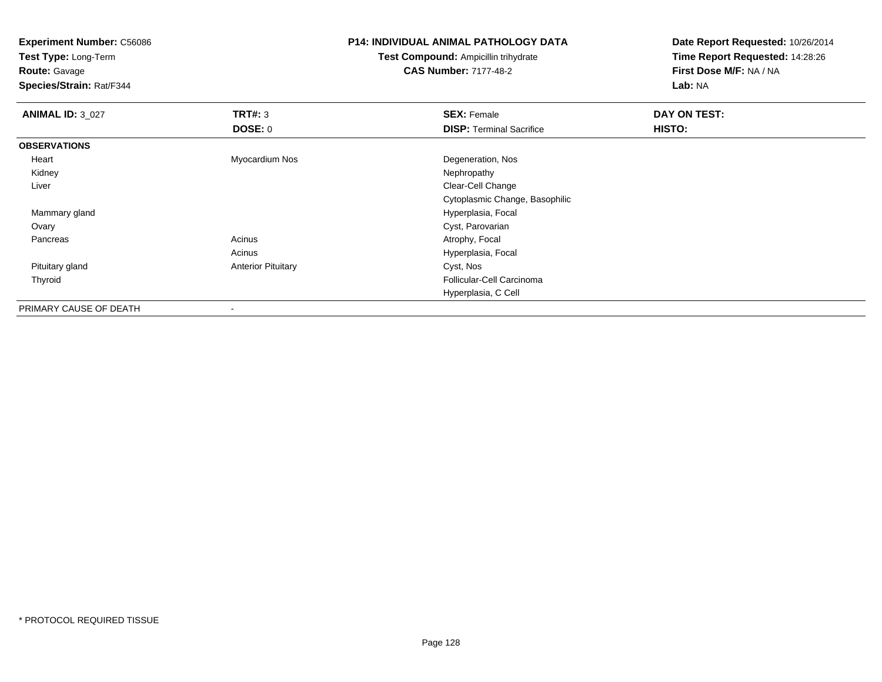**Experiment Number:** C56086
**Test Type:** Long-Term
**Route:** Gavage
**Species/Strain:** Rat/F344

**P14: INDIVIDUAL ANIMAL PATHOLOGY DATA**
**Test Compound:** Ampicillin trihydrate
**CAS Number:** 7177-48-2

**Date Report Requested:** 10/26/2014
**Time Report Requested:** 14:28:26
**First Dose M/F:** NA / NA
**Lab:** NA

| **ANIMAL ID:** 3_027 | **TRT#:** 3 | **SEX:** Female | **DAY ON TEST:** |
|---|---|---|---|
| | **DOSE:** 0 | **DISP:** Terminal Sacrifice | **HISTO:** |
| **OBSERVATIONS** | | | |
| Heart | Myocardium Nos | Degeneration, Nos | |
| Kidney | | Nephropathy | |
| Liver | | Clear-Cell Change | |
| | | Cytoplasmic Change, Basophilic | |
| Mammary gland | | Hyperplasia, Focal | |
| Ovary | | Cyst, Parovarian | |
| Pancreas | Acinus | Atrophy, Focal | |
| | Acinus | Hyperplasia, Focal | |
| Pituitary gland | Anterior Pituitary | Cyst, Nos | |
| Thyroid | | Follicular-Cell Carcinoma | |
| | | Hyperplasia, C Cell | |
| PRIMARY CAUSE OF DEATH | - | | |

* PROTOCOL REQUIRED TISSUE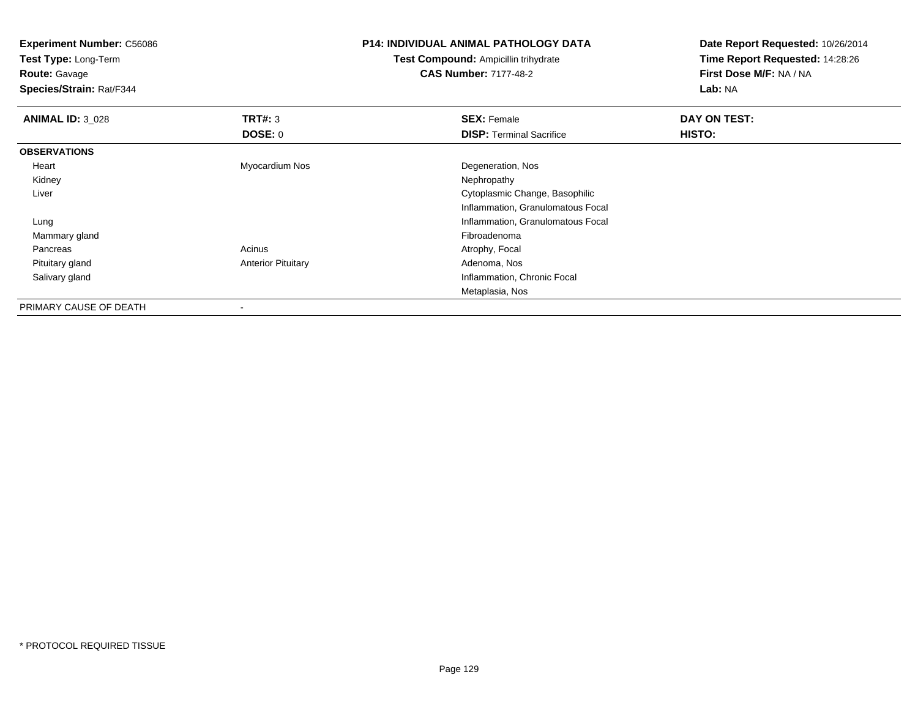**Experiment Number:** C56086
**Test Type:** Long-Term
**Route:** Gavage
**Species/Strain:** Rat/F344

**P14: INDIVIDUAL ANIMAL PATHOLOGY DATA**
**Test Compound:** Ampicillin trihydrate
**CAS Number:** 7177-48-2

**Date Report Requested:** 10/26/2014
**Time Report Requested:** 14:28:26
**First Dose M/F:** NA / NA
**Lab:** NA

| **ANIMAL ID:** 3_028 | **TRT#:** 3 | **SEX:** Female | **DAY ON TEST:** |
|---|---|---|---|
| | **DOSE:** 0 | **DISP:** Terminal Sacrifice | **HISTO:** |
| **OBSERVATIONS** | | | |
| Heart | Myocardium Nos | Degeneration, Nos | |
| Kidney | | Nephropathy | |
| Liver | | Cytoplasmic Change, Basophilic | |
| | | Inflammation, Granulomatous Focal | |
| Lung | | Inflammation, Granulomatous Focal | |
| Mammary gland | | Fibroadenoma | |
| Pancreas | Acinus | Atrophy, Focal | |
| Pituitary gland | Anterior Pituitary | Adenoma, Nos | |
| Salivary gland | | Inflammation, Chronic Focal | |
| | | Metaplasia, Nos | |
| PRIMARY CAUSE OF DEATH | - | | |

* PROTOCOL REQUIRED TISSUE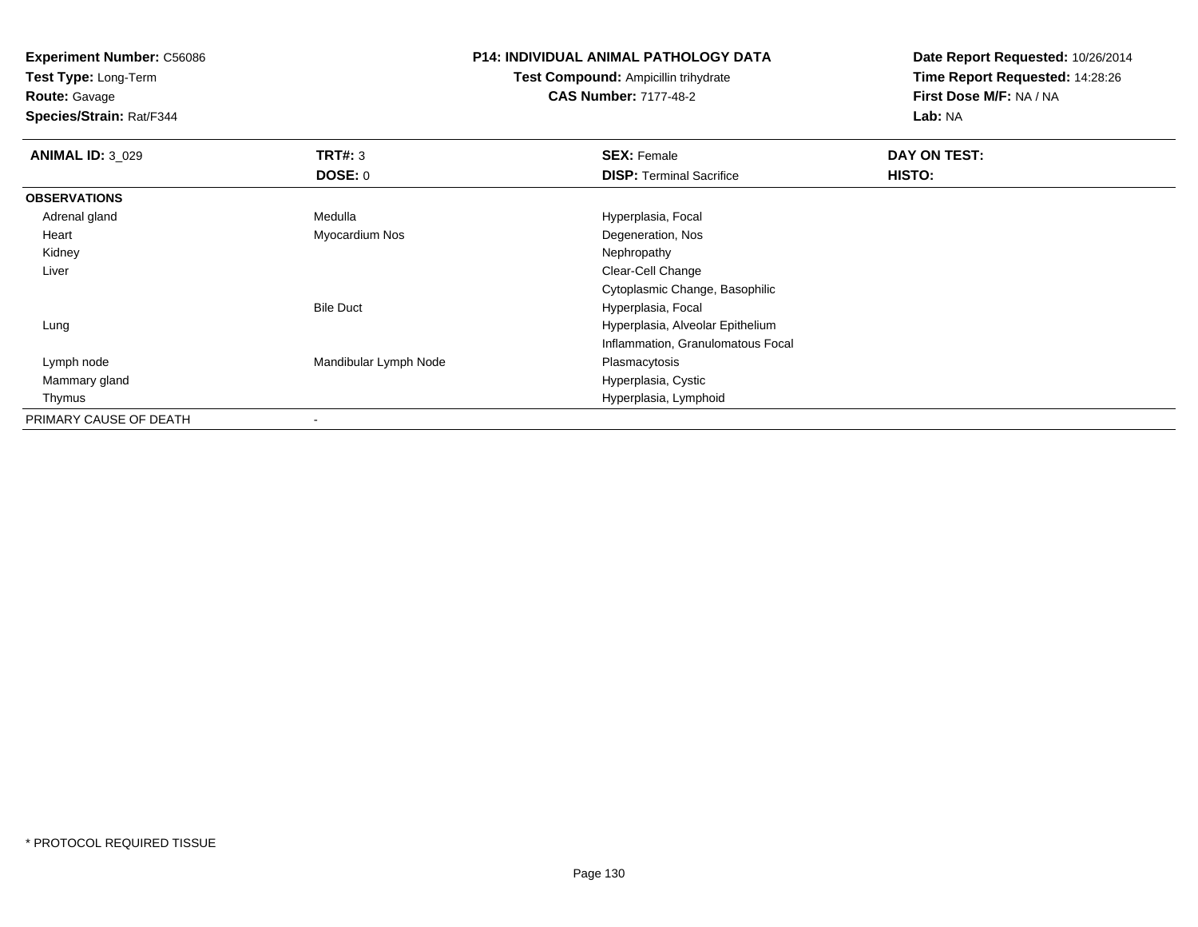**Experiment Number:** C56086
**Test Type:** Long-Term
**Route:** Gavage
**Species/Strain:** Rat/F344

**P14: INDIVIDUAL ANIMAL PATHOLOGY DATA**
**Test Compound:** Ampicillin trihydrate
**CAS Number:** 7177-48-2

**Date Report Requested:** 10/26/2014
**Time Report Requested:** 14:28:26
**First Dose M/F:** NA / NA
**Lab:** NA

| **ANIMAL ID:** 3_029 | **TRT#:** 3 | **SEX:** Female | **DAY ON TEST:** |
|---|---|---|---|
| | **DOSE:** 0 | **DISP:** Terminal Sacrifice | **HISTO:** |
| **OBSERVATIONS** | | | |
| Adrenal gland | Medulla | Hyperplasia, Focal | |
| Heart | Myocardium Nos | Degeneration, Nos | |
| Kidney | | Nephropathy | |
| Liver | | Clear-Cell Change | |
| | | Cytoplasmic Change, Basophilic | |
| | Bile Duct | Hyperplasia, Focal | |
| Lung | | Hyperplasia, Alveolar Epithelium | |
| | | Inflammation, Granulomatous Focal | |
| Lymph node | Mandibular Lymph Node | Plasmacytosis | |
| Mammary gland | | Hyperplasia, Cystic | |
| Thymus | | Hyperplasia, Lymphoid | |
| PRIMARY CAUSE OF DEATH | - | | |

* PROTOCOL REQUIRED TISSUE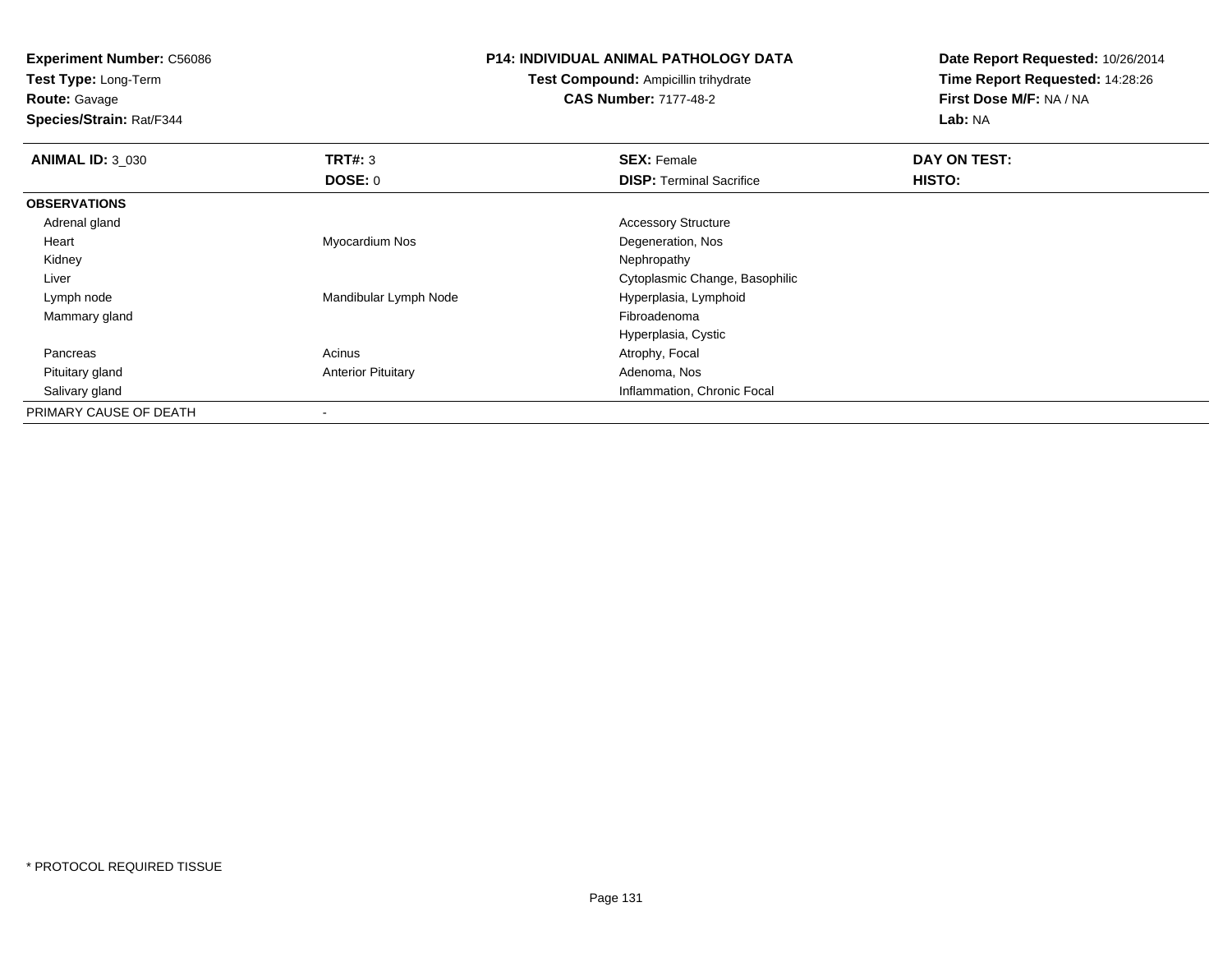**Experiment Number:** C56086
**Test Type:** Long-Term
**Route:** Gavage
**Species/Strain:** Rat/F344

**P14: INDIVIDUAL ANIMAL PATHOLOGY DATA**
**Test Compound:** Ampicillin trihydrate
**CAS Number:** 7177-48-2

**Date Report Requested:** 10/26/2014
**Time Report Requested:** 14:28:26
**First Dose M/F:** NA / NA
**Lab:** NA

| **ANIMAL ID:** 3_030 | **TRT#:** 3 | **SEX:** Female | **DAY ON TEST:** |
|---|---|---|---|
| | **DOSE:** 0 | **DISP:** Terminal Sacrifice | **HISTO:** |
| **OBSERVATIONS** | | | |
| Adrenal gland | | Accessory Structure | |
| Heart | Myocardium Nos | Degeneration, Nos | |
| Kidney | | Nephropathy | |
| Liver | | Cytoplasmic Change, Basophilic | |
| Lymph node | Mandibular Lymph Node | Hyperplasia, Lymphoid | |
| Mammary gland | | Fibroadenoma | |
| | | Hyperplasia, Cystic | |
| Pancreas | Acinus | Atrophy, Focal | |
| Pituitary gland | Anterior Pituitary | Adenoma, Nos | |
| Salivary gland | | Inflammation, Chronic Focal | |
| PRIMARY CAUSE OF DEATH | - | | |

* PROTOCOL REQUIRED TISSUE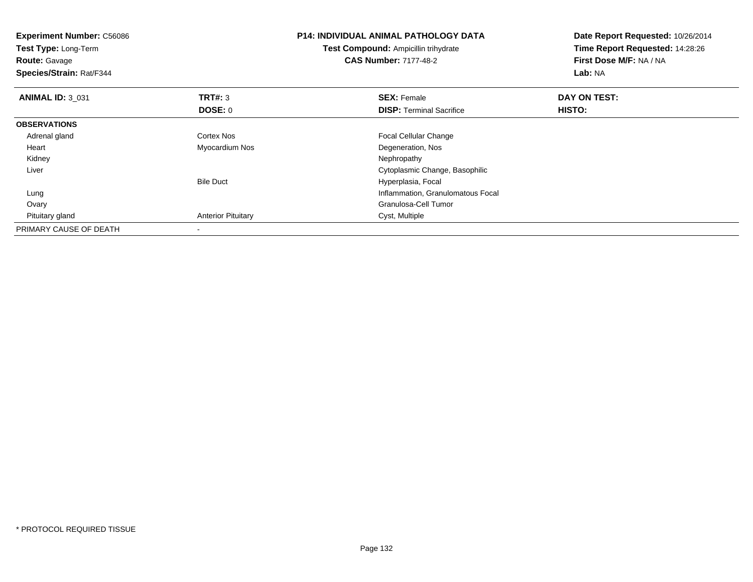**Experiment Number:** C56086
**Test Type:** Long-Term
**Route:** Gavage
**Species/Strain:** Rat/F344

**P14: INDIVIDUAL ANIMAL PATHOLOGY DATA**
**Test Compound:** Ampicillin trihydrate
**CAS Number:** 7177-48-2

**Date Report Requested:** 10/26/2014
**Time Report Requested:** 14:28:26
**First Dose M/F:** NA / NA
**Lab:** NA

| **ANIMAL ID:** 3_031 | **TRT#:** 3 | **SEX:** Female | **DAY ON TEST:** |
|---|---|---|---|
| | **DOSE:** 0 | **DISP:** Terminal Sacrifice | **HISTO:** |
| **OBSERVATIONS** | | | |
| Adrenal gland | Cortex Nos | Focal Cellular Change | |
| Heart | Myocardium Nos | Degeneration, Nos | |
| Kidney | | Nephropathy | |
| Liver | | Cytoplasmic Change, Basophilic | |
| | Bile Duct | Hyperplasia, Focal | |
| Lung | | Inflammation, Granulomatous Focal | |
| Ovary | | Granulosa-Cell Tumor | |
| Pituitary gland | Anterior Pituitary | Cyst, Multiple | |
| PRIMARY CAUSE OF DEATH | - | | |

* PROTOCOL REQUIRED TISSUE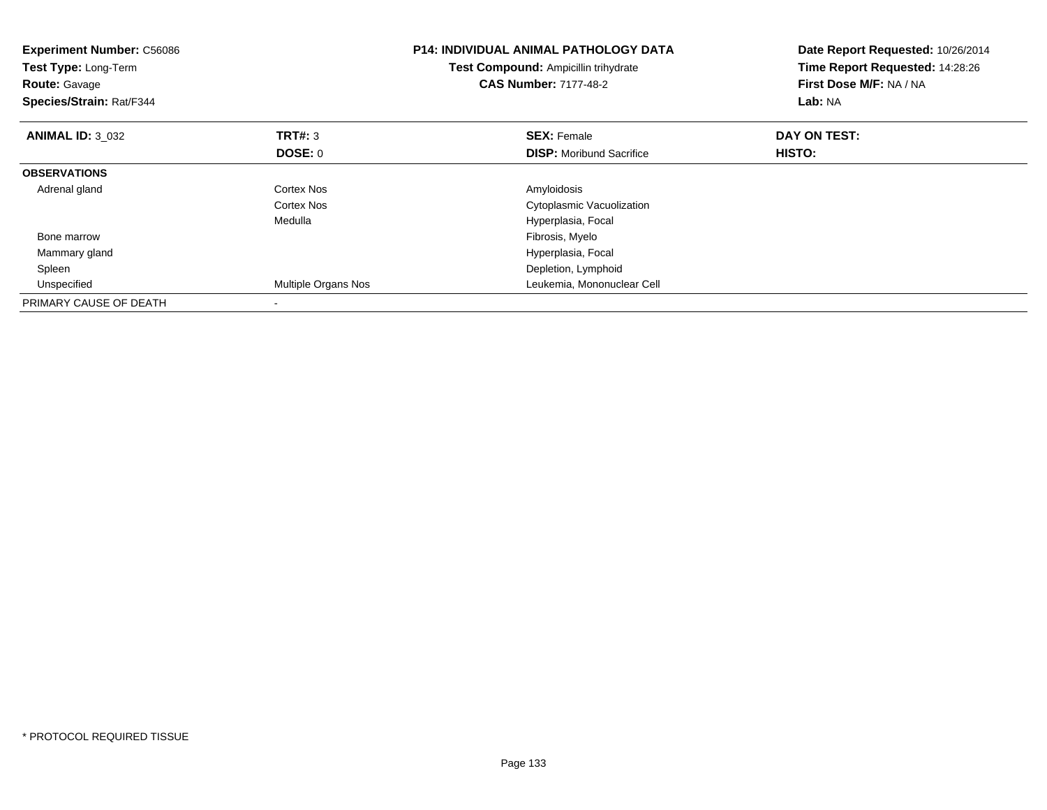**Experiment Number:** C56086
**Test Type:** Long-Term
**Route:** Gavage
**Species/Strain:** Rat/F344

**P14: INDIVIDUAL ANIMAL PATHOLOGY DATA**
**Test Compound:** Ampicillin trihydrate
**CAS Number:** 7177-48-2

**Date Report Requested:** 10/26/2014
**Time Report Requested:** 14:28:26
**First Dose M/F:** NA / NA
**Lab:** NA

| **ANIMAL ID:** 3_032 | **TRT#:** 3 | **SEX:** Female | **DAY ON TEST:** |
|---|---|---|---|
| | **DOSE:** 0 | **DISP:** Moribund Sacrifice | **HISTO:** |
| **OBSERVATIONS** | | | |
| Adrenal gland | Cortex Nos | Amyloidosis | |
| | Cortex Nos | Cytoplasmic Vacuolization | |
| | Medulla | Hyperplasia, Focal | |
| Bone marrow | | Fibrosis, Myelo | |
| Mammary gland | | Hyperplasia, Focal | |
| Spleen | | Depletion, Lymphoid | |
| Unspecified | Multiple Organs Nos | Leukemia, Mononuclear Cell | |
| PRIMARY CAUSE OF DEATH | - | | |

\* PROTOCOL REQUIRED TISSUE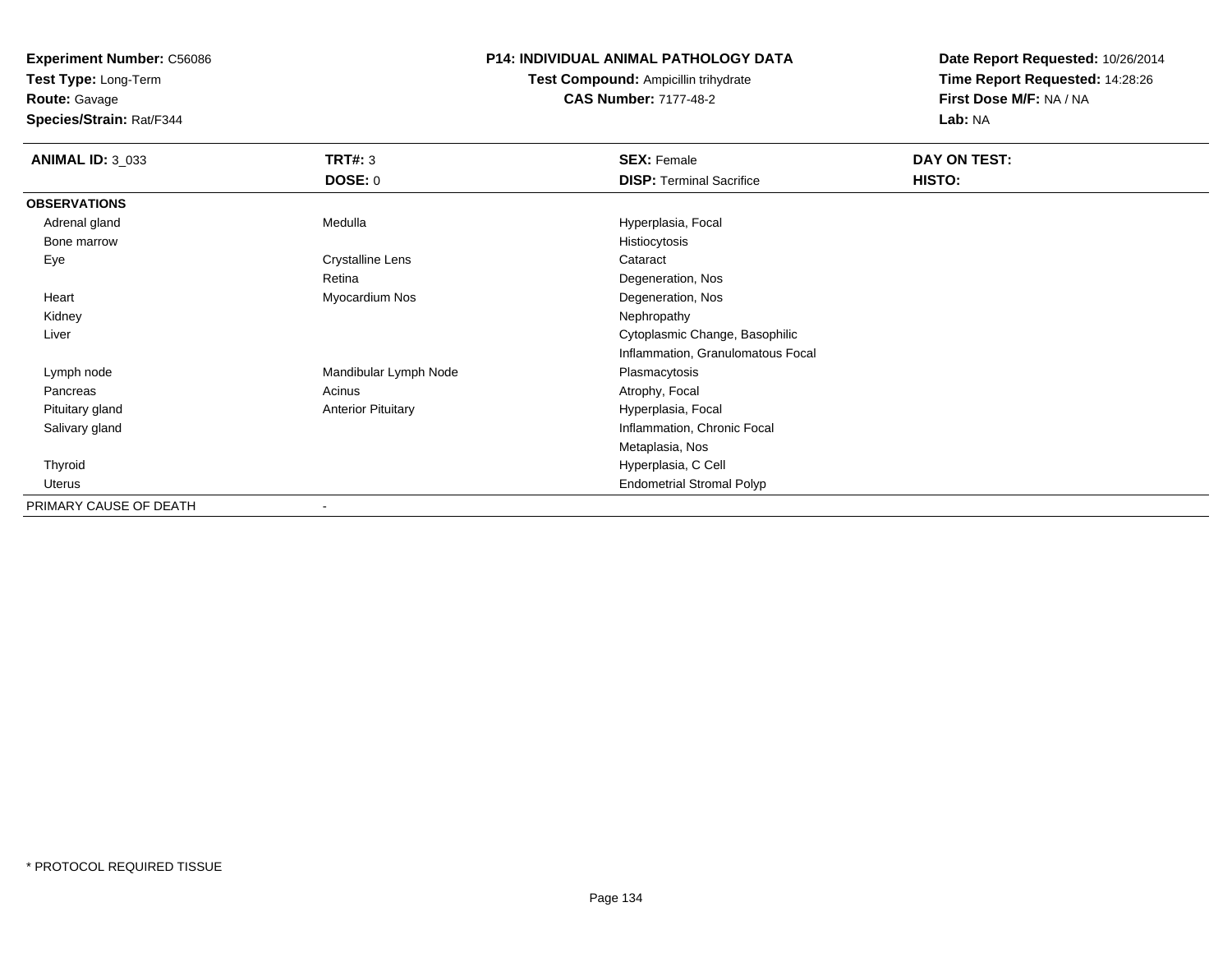**Experiment Number:** C56086
**Test Type:** Long-Term
**Route:** Gavage
**Species/Strain:** Rat/F344

# P14: INDIVIDUAL ANIMAL PATHOLOGY DATA

**Test Compound:** Ampicillin trihydrate
**CAS Number:** 7177-48-2

**Date Report Requested:** 10/26/2014
**Time Report Requested:** 14:28:26
**First Dose M/F:** NA / NA
**Lab:** NA

| **ANIMAL ID:** 3_033 | **TRT#:** 3 | **SEX:** Female | **DAY ON TEST:** |
|---|---|---|---|
| | **DOSE:** 0 | **DISP:** Terminal Sacrifice | **HISTO:** |
| **OBSERVATIONS** | | | |
| Adrenal gland | Medulla | Hyperplasia, Focal | |
| Bone marrow | | Histiocytosis | |
| Eye | Crystalline Lens | Cataract | |
| | Retina | Degeneration, Nos | |
| Heart | Myocardium Nos | Degeneration, Nos | |
| Kidney | | Nephropathy | |
| Liver | | Cytoplasmic Change, Basophilic | |
| | | Inflammation, Granulomatous Focal | |
| Lymph node | Mandibular Lymph Node | Plasmacytosis | |
| Pancreas | Acinus | Atrophy, Focal | |
| Pituitary gland | Anterior Pituitary | Hyperplasia, Focal | |
| Salivary gland | | Inflammation, Chronic Focal | |
| | | Metaplasia, Nos | |
| Thyroid | | Hyperplasia, C Cell | |
| Uterus | | Endometrial Stromal Polyp | |
| PRIMARY CAUSE OF DEATH | - | | |

* PROTOCOL REQUIRED TISSUE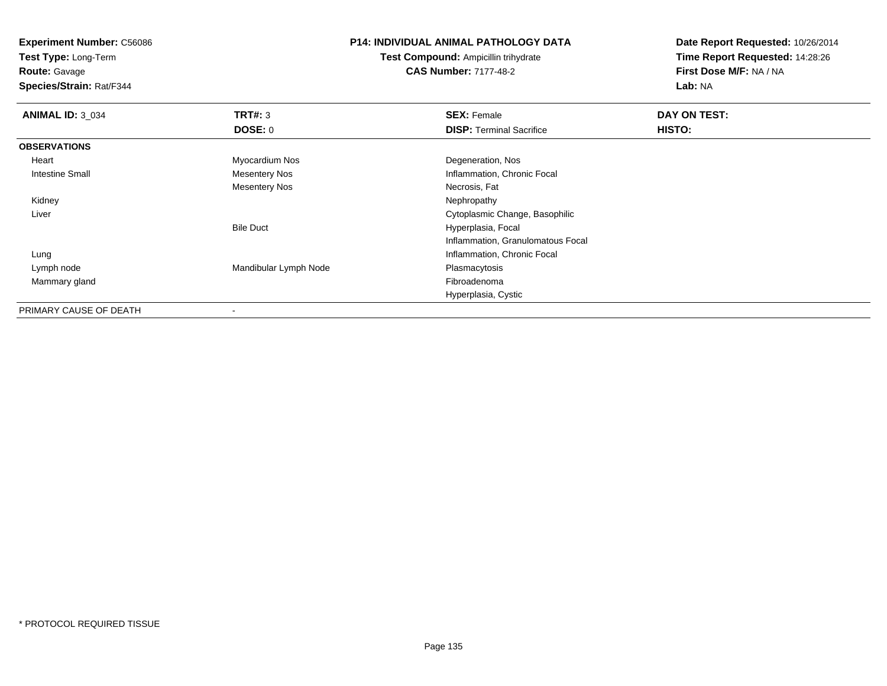**Experiment Number:** C56086
**Test Type:** Long-Term
**Route:** Gavage
**Species/Strain:** Rat/F344

**P14: INDIVIDUAL ANIMAL PATHOLOGY DATA**
**Test Compound:** Ampicillin trihydrate
**CAS Number:** 7177-48-2

**Date Report Requested:** 10/26/2014
**Time Report Requested:** 14:28:26
**First Dose M/F:** NA / NA
**Lab:** NA

| **ANIMAL ID:** 3_034 | **TRT#:** 3 | **SEX:** Female | **DAY ON TEST:** |
|---|---|---|---|
| | **DOSE:** 0 | **DISP:** Terminal Sacrifice | **HISTO:** |
| **OBSERVATIONS** | | | |
| Heart | Myocardium Nos | Degeneration, Nos | |
| Intestine Small | Mesentery Nos | Inflammation, Chronic Focal | |
| | Mesentery Nos | Necrosis, Fat | |
| Kidney | | Nephropathy | |
| Liver | | Cytoplasmic Change, Basophilic | |
| | Bile Duct | Hyperplasia, Focal | |
| | | Inflammation, Granulomatous Focal | |
| Lung | | Inflammation, Chronic Focal | |
| Lymph node | Mandibular Lymph Node | Plasmacytosis | |
| Mammary gland | | Fibroadenoma | |
| | | Hyperplasia, Cystic | |
| PRIMARY CAUSE OF DEATH | - | | |

\* PROTOCOL REQUIRED TISSUE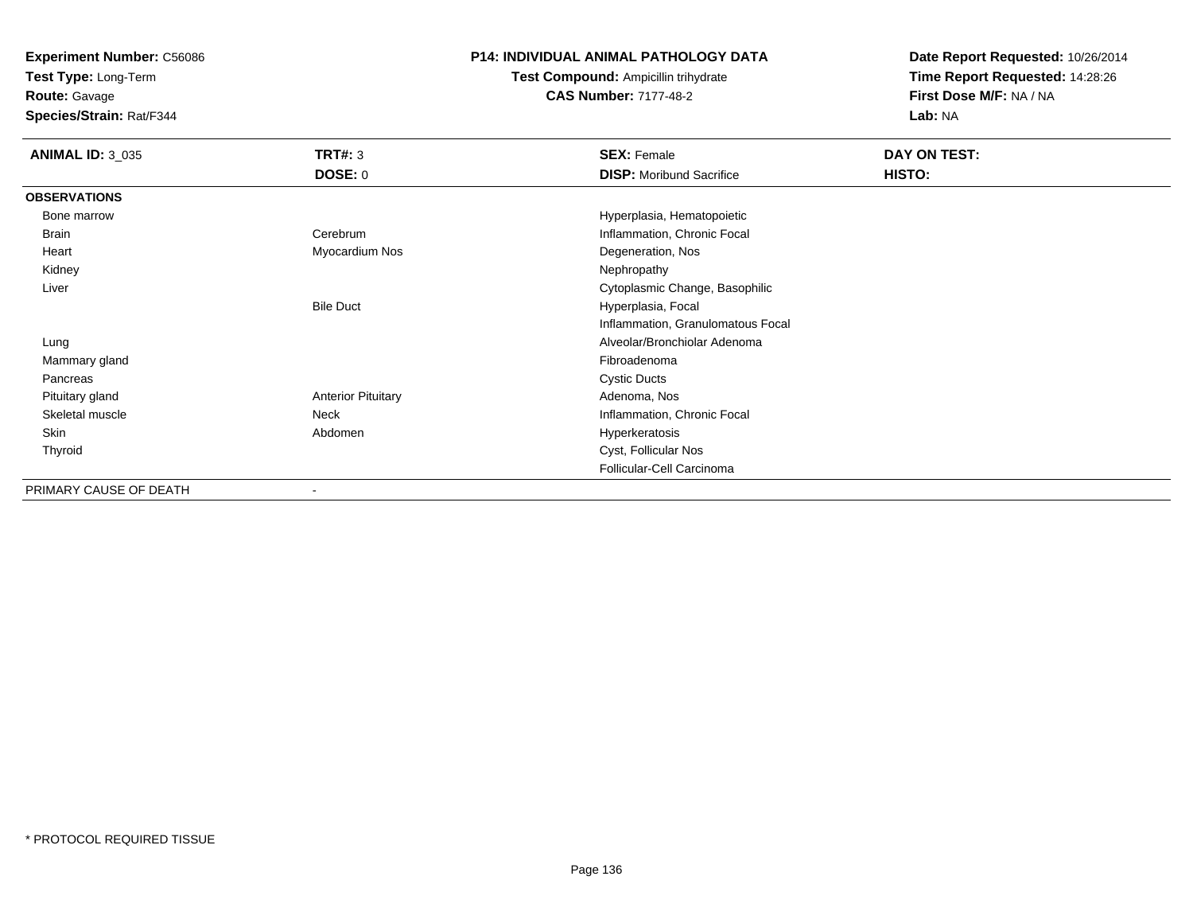**Experiment Number:** C56086
**Test Type:** Long-Term
**Route:** Gavage
**Species/Strain:** Rat/F344

**P14: INDIVIDUAL ANIMAL PATHOLOGY DATA**
**Test Compound:** Ampicillin trihydrate
**CAS Number:** 7177-48-2

**Date Report Requested:** 10/26/2014
**Time Report Requested:** 14:28:26
**First Dose M/F:** NA / NA
**Lab:** NA

| **ANIMAL ID:** 3_035 | **TRT#:** 3 | **SEX:** Female | **DAY ON TEST:** |
|---|---|---|---|
| | **DOSE:** 0 | **DISP:** Moribund Sacrifice | **HISTO:** |
| **OBSERVATIONS** | | | |
| Bone marrow | | Hyperplasia, Hematopoietic | |
| Brain | Cerebrum | Inflammation, Chronic Focal | |
| Heart | Myocardium Nos | Degeneration, Nos | |
| Kidney | | Nephropathy | |
| Liver | | Cytoplasmic Change, Basophilic | |
| | Bile Duct | Hyperplasia, Focal | |
| | | Inflammation, Granulomatous Focal | |
| Lung | | Alveolar/Bronchiolar Adenoma | |
| Mammary gland | | Fibroadenoma | |
| Pancreas | | Cystic Ducts | |
| Pituitary gland | Anterior Pituitary | Adenoma, Nos | |
| Skeletal muscle | Neck | Inflammation, Chronic Focal | |
| Skin | Abdomen | Hyperkeratosis | |
| Thyroid | | Cyst, Follicular Nos | |
| | | Follicular-Cell Carcinoma | |
| PRIMARY CAUSE OF DEATH | - | | |

* PROTOCOL REQUIRED TISSUE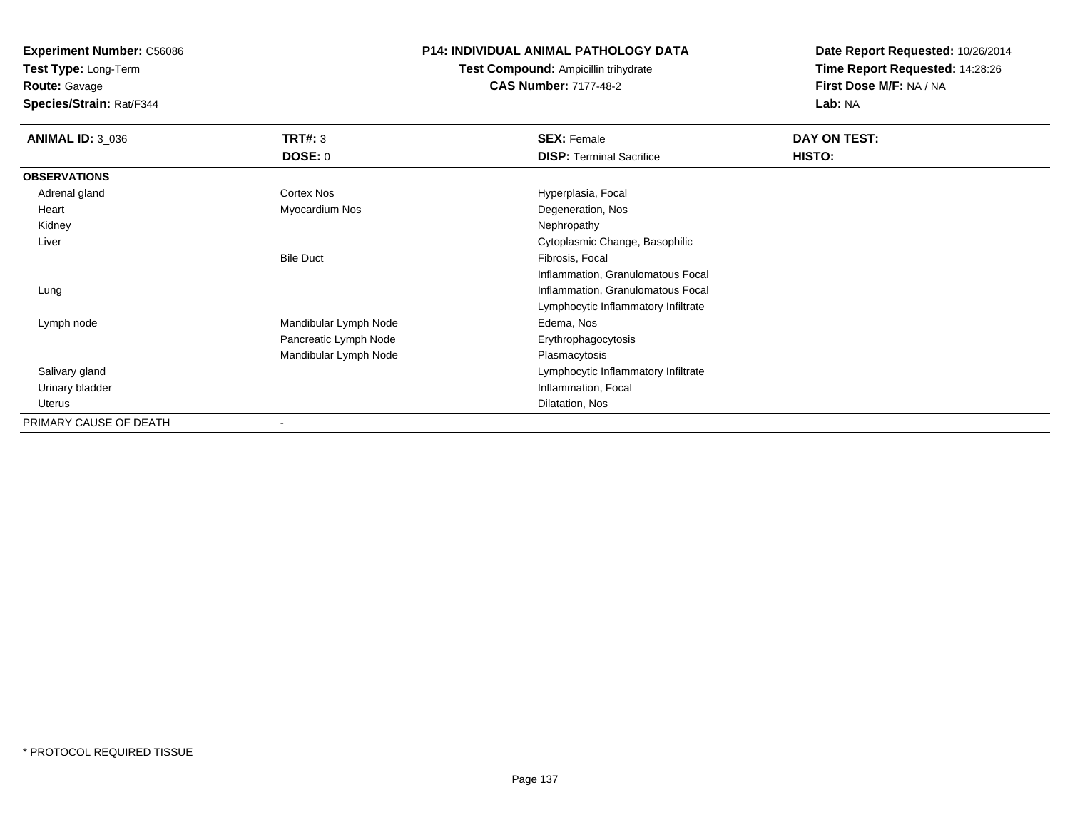**Experiment Number:** C56086
**Test Type:** Long-Term
**Route:** Gavage
**Species/Strain:** Rat/F344

**P14: INDIVIDUAL ANIMAL PATHOLOGY DATA**
**Test Compound:** Ampicillin trihydrate
**CAS Number:** 7177-48-2

**Date Report Requested:** 10/26/2014
**Time Report Requested:** 14:28:26
**First Dose M/F:** NA / NA
**Lab:** NA

| **ANIMAL ID:** 3_036 | **TRT#:** 3 | **SEX:** Female | **DAY ON TEST:** |
|---|---|---|---|
| | **DOSE:** 0 | **DISP:** Terminal Sacrifice | **HISTO:** |
| **OBSERVATIONS** | | | |
| Adrenal gland | Cortex Nos | Hyperplasia, Focal | |
| Heart | Myocardium Nos | Degeneration, Nos | |
| Kidney | | Nephropathy | |
| Liver | | Cytoplasmic Change, Basophilic | |
| | Bile Duct | Fibrosis, Focal | |
| | | Inflammation, Granulomatous Focal | |
| Lung | | Inflammation, Granulomatous Focal | |
| | | Lymphocytic Inflammatory Infiltrate | |
| Lymph node | Mandibular Lymph Node | Edema, Nos | |
| | Pancreatic Lymph Node | Erythrophagocytosis | |
| | Mandibular Lymph Node | Plasmacytosis | |
| Salivary gland | | Lymphocytic Inflammatory Infiltrate | |
| Urinary bladder | | Inflammation, Focal | |
| Uterus | | Dilatation, Nos | |
| PRIMARY CAUSE OF DEATH | - | | |

* PROTOCOL REQUIRED TISSUE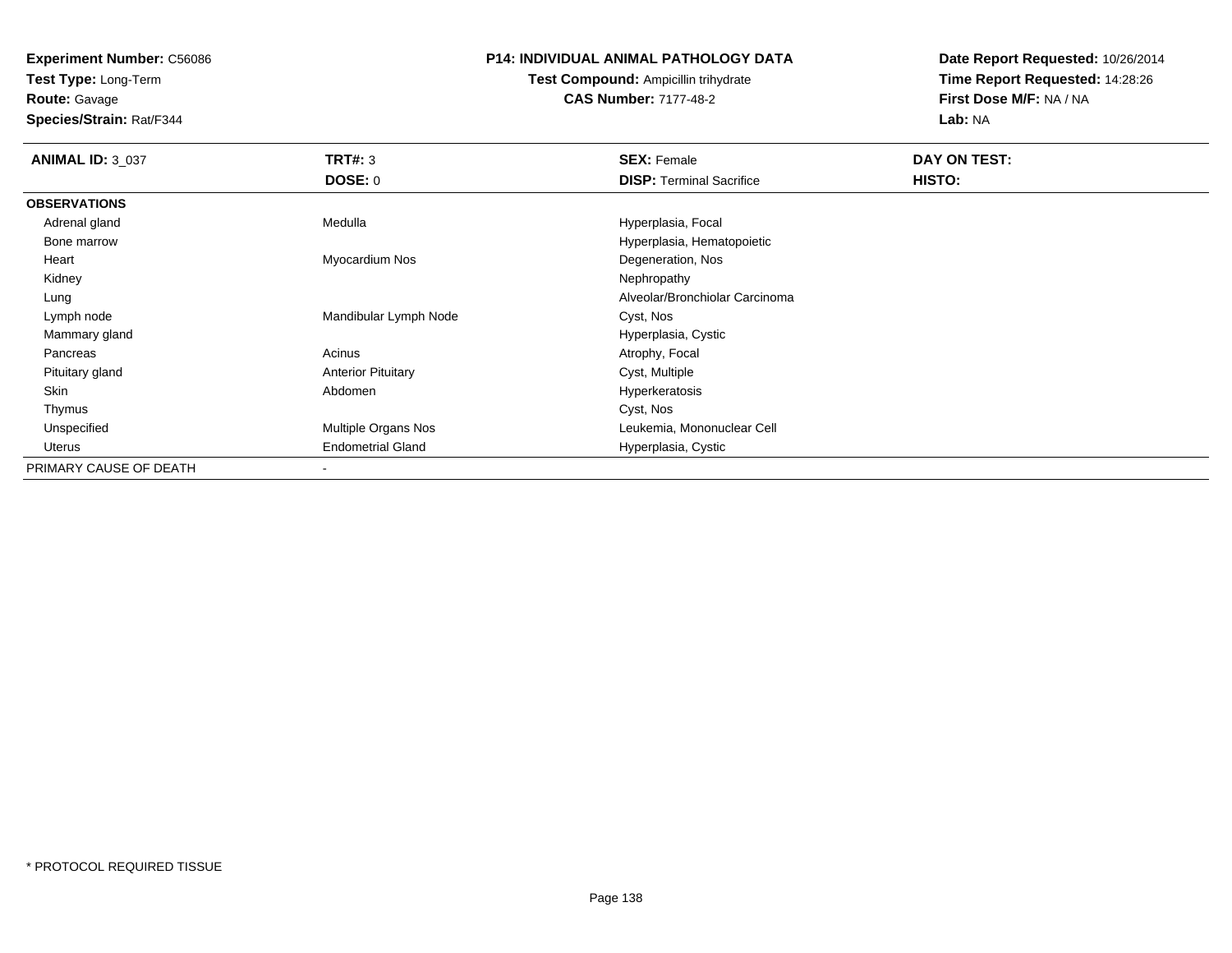**Experiment Number:** C56086
**Test Type:** Long-Term
**Route:** Gavage
**Species/Strain:** Rat/F344

**P14: INDIVIDUAL ANIMAL PATHOLOGY DATA**
**Test Compound:** Ampicillin trihydrate
**CAS Number:** 7177-48-2

**Date Report Requested:** 10/26/2014
**Time Report Requested:** 14:28:26
**First Dose M/F:** NA / NA
**Lab:** NA

| **ANIMAL ID:** 3_037 | **TRT#:** 3 | **SEX:** Female | **DAY ON TEST:** |
|---|---|---|---|
| | **DOSE:** 0 | **DISP:** Terminal Sacrifice | **HISTO:** |
| **OBSERVATIONS** | | | |
| Adrenal gland | Medulla | Hyperplasia, Focal | |
| Bone marrow | | Hyperplasia, Hematopoietic | |
| Heart | Myocardium Nos | Degeneration, Nos | |
| Kidney | | Nephropathy | |
| Lung | | Alveolar/Bronchiolar Carcinoma | |
| Lymph node | Mandibular Lymph Node | Cyst, Nos | |
| Mammary gland | | Hyperplasia, Cystic | |
| Pancreas | Acinus | Atrophy, Focal | |
| Pituitary gland | Anterior Pituitary | Cyst, Multiple | |
| Skin | Abdomen | Hyperkeratosis | |
| Thymus | | Cyst, Nos | |
| Unspecified | Multiple Organs Nos | Leukemia, Mononuclear Cell | |
| Uterus | Endometrial Gland | Hyperplasia, Cystic | |
| PRIMARY CAUSE OF DEATH | - | | |

* PROTOCOL REQUIRED TISSUE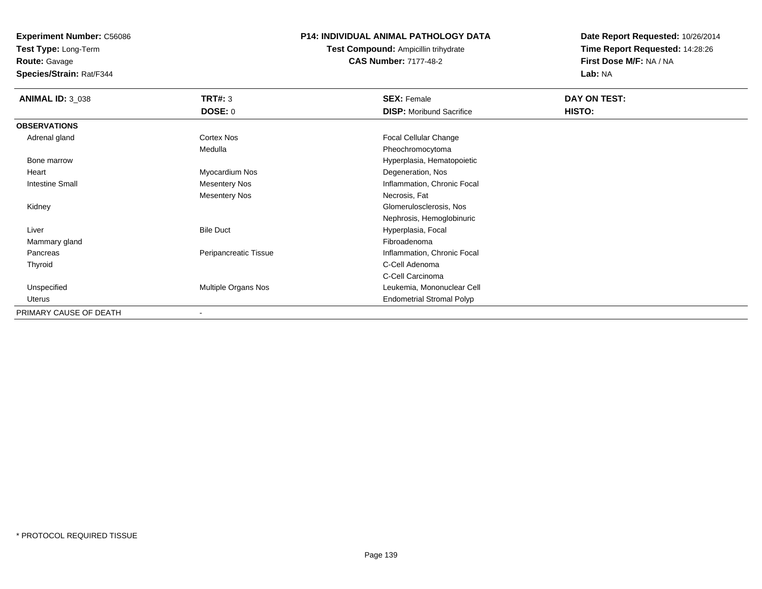**Experiment Number:** C56086
**Test Type:** Long-Term
**Route:** Gavage
**Species/Strain:** Rat/F344

**P14: INDIVIDUAL ANIMAL PATHOLOGY DATA**
**Test Compound:** Ampicillin trihydrate
**CAS Number:** 7177-48-2

**Date Report Requested:** 10/26/2014
**Time Report Requested:** 14:28:26
**First Dose M/F:** NA / NA
**Lab:** NA

| **ANIMAL ID:** 3_038 | **TRT#:** 3 | **SEX:** Female | **DAY ON TEST:** |
|---|---|---|---|
| | **DOSE:** 0 | **DISP:** Moribund Sacrifice | **HISTO:** |
| **OBSERVATIONS** | | | |
| Adrenal gland | Cortex Nos | Focal Cellular Change | |
| | Medulla | Pheochromocytoma | |
| Bone marrow | | Hyperplasia, Hematopoietic | |
| Heart | Myocardium Nos | Degeneration, Nos | |
| Intestine Small | Mesentery Nos | Inflammation, Chronic Focal | |
| | Mesentery Nos | Necrosis, Fat | |
| Kidney | | Glomerulosclerosis, Nos | |
| | | Nephrosis, Hemoglobinuric | |
| Liver | Bile Duct | Hyperplasia, Focal | |
| Mammary gland | | Fibroadenoma | |
| Pancreas | Peripancreatic Tissue | Inflammation, Chronic Focal | |
| Thyroid | | C-Cell Adenoma | |
| | | C-Cell Carcinoma | |
| Unspecified | Multiple Organs Nos | Leukemia, Mononuclear Cell | |
| Uterus | | Endometrial Stromal Polyp | |
| PRIMARY CAUSE OF DEATH | - | | |

* PROTOCOL REQUIRED TISSUE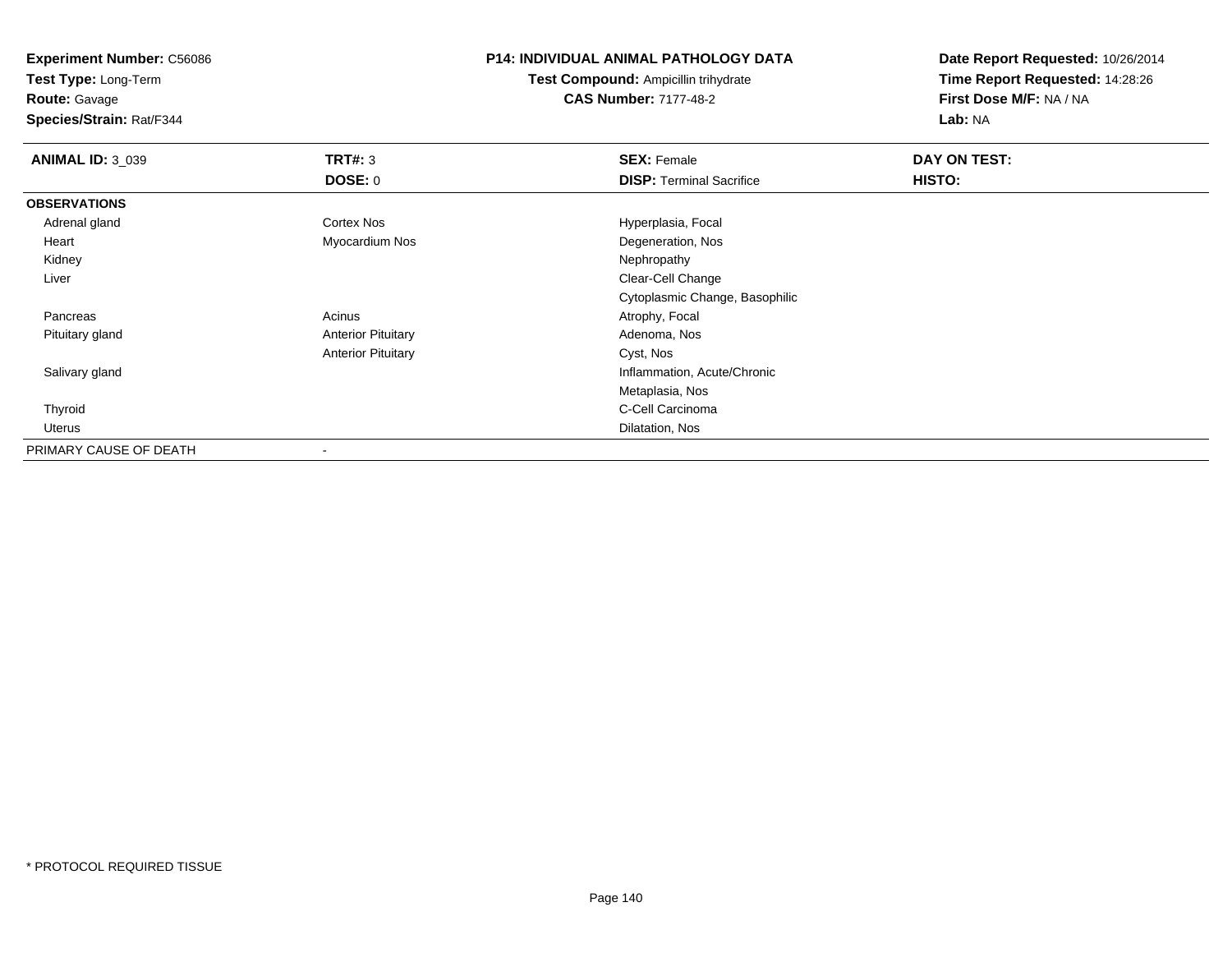**Experiment Number:** C56086
**Test Type:** Long-Term
**Route:** Gavage
**Species/Strain:** Rat/F344

**P14: INDIVIDUAL ANIMAL PATHOLOGY DATA**
**Test Compound:** Ampicillin trihydrate
**CAS Number:** 7177-48-2

**Date Report Requested:** 10/26/2014
**Time Report Requested:** 14:28:26
**First Dose M/F:** NA / NA
**Lab:** NA

| **ANIMAL ID:** 3_039 | **TRT#:** 3 | **SEX:** Female | **DAY ON TEST:** |
|---|---|---|---|
| | **DOSE:** 0 | **DISP:** Terminal Sacrifice | **HISTO:** |
| **OBSERVATIONS** | | | |
| Adrenal gland | Cortex Nos | Hyperplasia, Focal | |
| Heart | Myocardium Nos | Degeneration, Nos | |
| Kidney | | Nephropathy | |
| Liver | | Clear-Cell Change | |
| | | Cytoplasmic Change, Basophilic | |
| Pancreas | Acinus | Atrophy, Focal | |
| Pituitary gland | Anterior Pituitary | Adenoma, Nos | |
| | Anterior Pituitary | Cyst, Nos | |
| Salivary gland | | Inflammation, Acute/Chronic | |
| | | Metaplasia, Nos | |
| Thyroid | | C-Cell Carcinoma | |
| Uterus | | Dilatation, Nos | |
| PRIMARY CAUSE OF DEATH | - | | |

* PROTOCOL REQUIRED TISSUE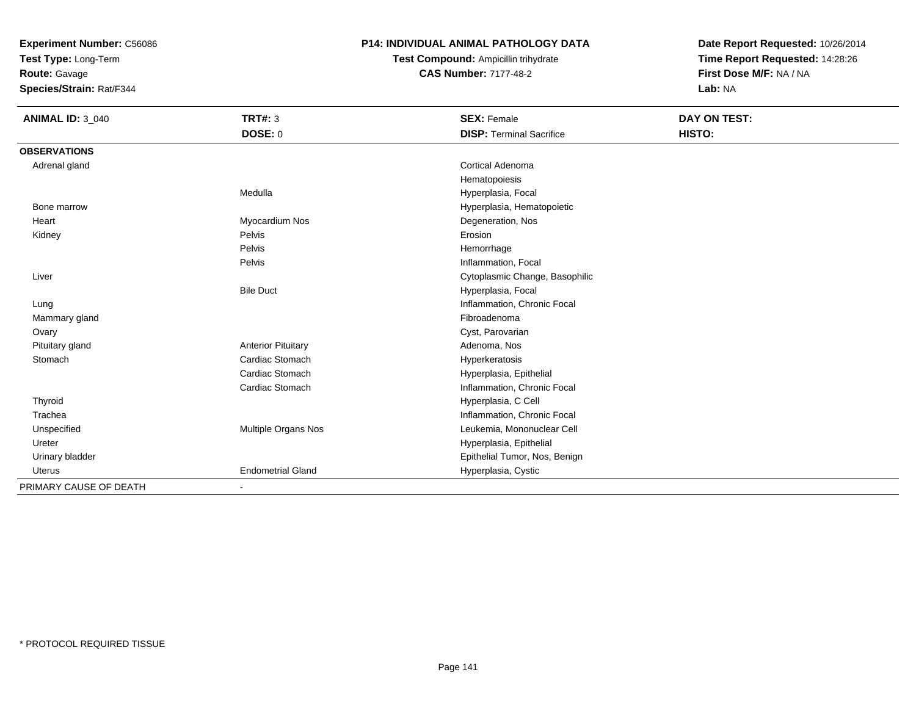**Experiment Number:** C56086
**Test Type:** Long-Term
**Route:** Gavage
**Species/Strain:** Rat/F344

**P14: INDIVIDUAL ANIMAL PATHOLOGY DATA**
**Test Compound:** Ampicillin trihydrate
**CAS Number:** 7177-48-2

**Date Report Requested:** 10/26/2014
**Time Report Requested:** 14:28:26
**First Dose M/F:** NA / NA
**Lab:** NA

| **ANIMAL ID:** 3_040 | **TRT#:** 3 | **SEX:** Female | **DAY ON TEST:** |
|---|---|---|---|
| | **DOSE:** 0 | **DISP:** Terminal Sacrifice | **HISTO:** |
| **OBSERVATIONS** | | | |
| Adrenal gland | | Cortical Adenoma | |
| | | Hematopoiesis | |
| | Medulla | Hyperplasia, Focal | |
| Bone marrow | | Hyperplasia, Hematopoietic | |
| Heart | Myocardium Nos | Degeneration, Nos | |
| Kidney | Pelvis | Erosion | |
| | Pelvis | Hemorrhage | |
| | Pelvis | Inflammation, Focal | |
| Liver | | Cytoplasmic Change, Basophilic | |
| | Bile Duct | Hyperplasia, Focal | |
| Lung | | Inflammation, Chronic Focal | |
| Mammary gland | | Fibroadenoma | |
| Ovary | | Cyst, Parovarian | |
| Pituitary gland | Anterior Pituitary | Adenoma, Nos | |
| Stomach | Cardiac Stomach | Hyperkeratosis | |
| | Cardiac Stomach | Hyperplasia, Epithelial | |
| | Cardiac Stomach | Inflammation, Chronic Focal | |
| Thyroid | | Hyperplasia, C Cell | |
| Trachea | | Inflammation, Chronic Focal | |
| Unspecified | Multiple Organs Nos | Leukemia, Mononuclear Cell | |
| Ureter | | Hyperplasia, Epithelial | |
| Urinary bladder | | Epithelial Tumor, Nos, Benign | |
| Uterus | Endometrial Gland | Hyperplasia, Cystic | |
| PRIMARY CAUSE OF DEATH | - | | |

\* PROTOCOL REQUIRED TISSUE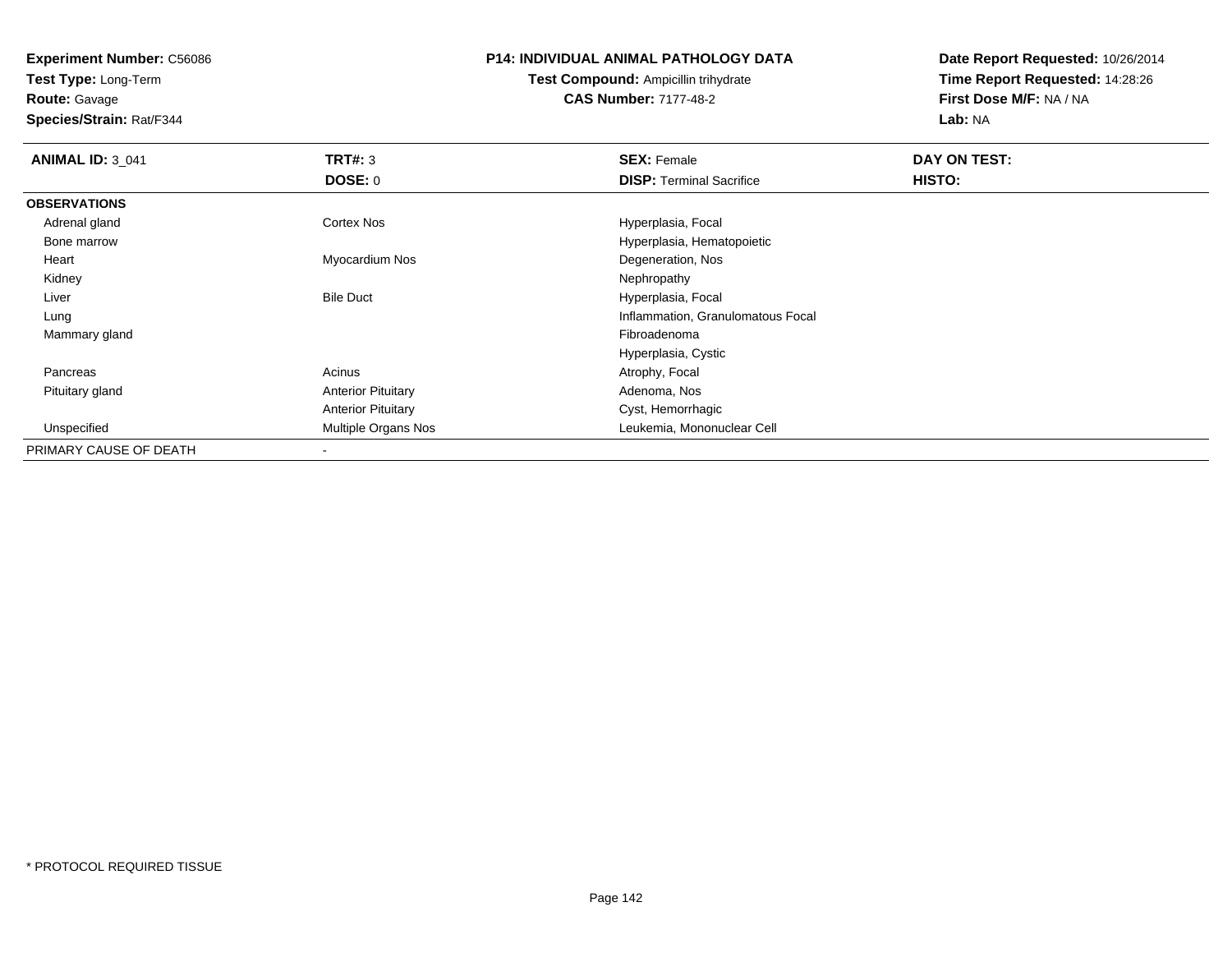**Experiment Number:** C56086
**Test Type:** Long-Term
**Route:** Gavage
**Species/Strain:** Rat/F344

**P14: INDIVIDUAL ANIMAL PATHOLOGY DATA**
**Test Compound:** Ampicillin trihydrate
**CAS Number:** 7177-48-2

**Date Report Requested:** 10/26/2014
**Time Report Requested:** 14:28:26
**First Dose M/F:** NA / NA
**Lab:** NA

| **ANIMAL ID:** 3_041 | **TRT#:** 3 | **SEX:** Female | **DAY ON TEST:** |
|---|---|---|---|
| | **DOSE:** 0 | **DISP:** Terminal Sacrifice | **HISTO:** |
| **OBSERVATIONS** | | | |
| Adrenal gland | Cortex Nos | Hyperplasia, Focal | |
| Bone marrow | | Hyperplasia, Hematopoietic | |
| Heart | Myocardium Nos | Degeneration, Nos | |
| Kidney | | Nephropathy | |
| Liver | Bile Duct | Hyperplasia, Focal | |
| Lung | | Inflammation, Granulomatous Focal | |
| Mammary gland | | Fibroadenoma | |
| | | Hyperplasia, Cystic | |
| Pancreas | Acinus | Atrophy, Focal | |
| Pituitary gland | Anterior Pituitary | Adenoma, Nos | |
| | Anterior Pituitary | Cyst, Hemorrhagic | |
| Unspecified | Multiple Organs Nos | Leukemia, Mononuclear Cell | |
| PRIMARY CAUSE OF DEATH | - | | |

\* PROTOCOL REQUIRED TISSUE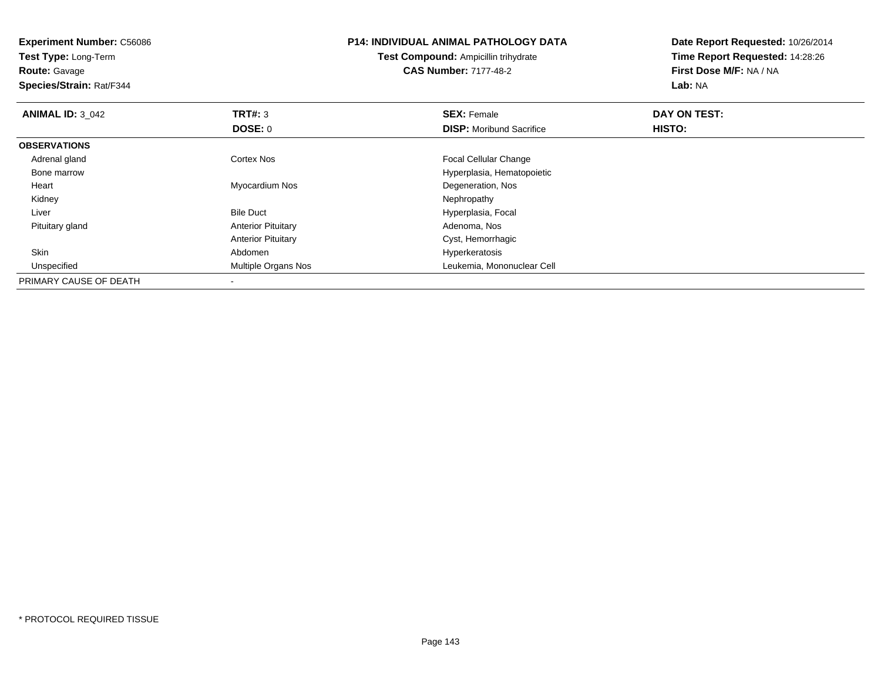**Experiment Number:** C56086
**Test Type:** Long-Term
**Route:** Gavage
**Species/Strain:** Rat/F344

**P14: INDIVIDUAL ANIMAL PATHOLOGY DATA**
**Test Compound:** Ampicillin trihydrate
**CAS Number:** 7177-48-2

**Date Report Requested:** 10/26/2014
**Time Report Requested:** 14:28:26
**First Dose M/F:** NA / NA
**Lab:** NA

| **ANIMAL ID:** 3_042 | **TRT#:** 3 | **SEX:** Female | **DAY ON TEST:** |
|---|---|---|---|
| | **DOSE:** 0 | **DISP:** Moribund Sacrifice | **HISTO:** |
| **OBSERVATIONS** | | | |
| Adrenal gland | Cortex Nos | Focal Cellular Change | |
| Bone marrow | | Hyperplasia, Hematopoietic | |
| Heart | Myocardium Nos | Degeneration, Nos | |
| Kidney | | Nephropathy | |
| Liver | Bile Duct | Hyperplasia, Focal | |
| Pituitary gland | Anterior Pituitary | Adenoma, Nos | |
| | Anterior Pituitary | Cyst, Hemorrhagic | |
| Skin | Abdomen | Hyperkeratosis | |
| Unspecified | Multiple Organs Nos | Leukemia, Mononuclear Cell | |
| PRIMARY CAUSE OF DEATH | - | | |

* PROTOCOL REQUIRED TISSUE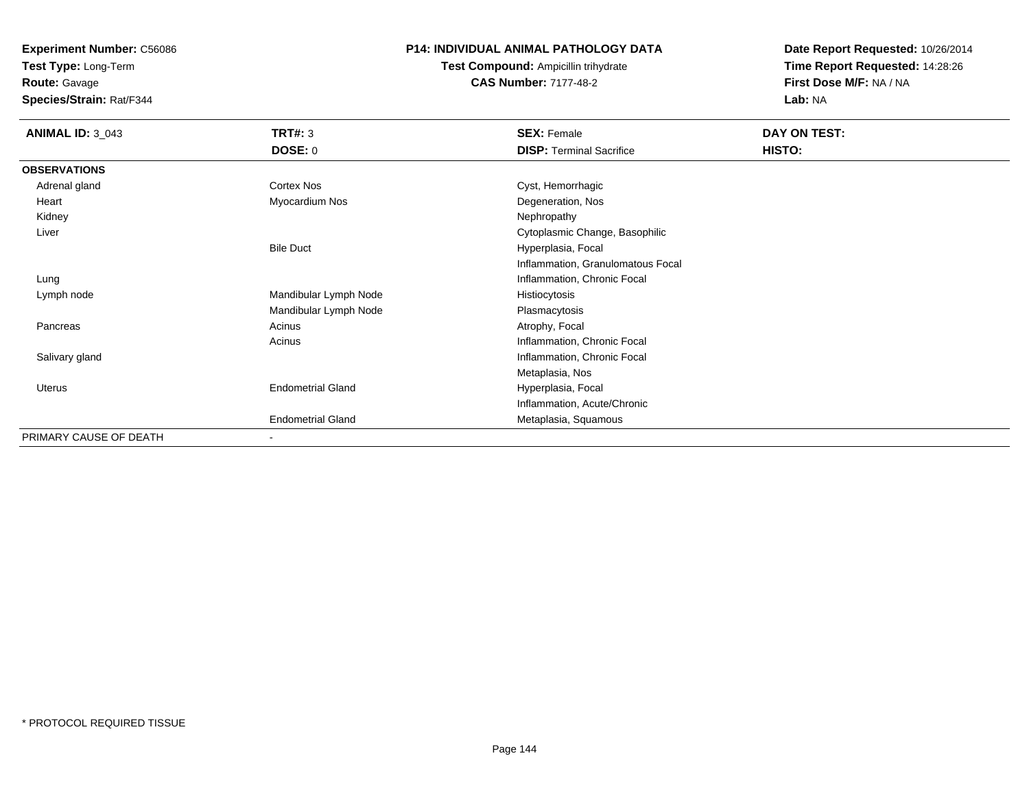**Experiment Number:** C56086
**Test Type:** Long-Term
**Route:** Gavage
**Species/Strain:** Rat/F344

**P14: INDIVIDUAL ANIMAL PATHOLOGY DATA**
**Test Compound:** Ampicillin trihydrate
**CAS Number:** 7177-48-2

**Date Report Requested:** 10/26/2014
**Time Report Requested:** 14:28:26
**First Dose M/F:** NA / NA
**Lab:** NA

| **ANIMAL ID:** 3_043 | **TRT#:** 3 | **SEX:** Female | **DAY ON TEST:** |
|---|---|---|---|
| | **DOSE:** 0 | **DISP:** Terminal Sacrifice | **HISTO:** |
| **OBSERVATIONS** | | | |
| Adrenal gland | Cortex Nos | Cyst, Hemorrhagic | |
| Heart | Myocardium Nos | Degeneration, Nos | |
| Kidney | | Nephropathy | |
| Liver | | Cytoplasmic Change, Basophilic | |
| | Bile Duct | Hyperplasia, Focal | |
| | | Inflammation, Granulomatous Focal | |
| Lung | | Inflammation, Chronic Focal | |
| Lymph node | Mandibular Lymph Node | Histiocytosis | |
| | Mandibular Lymph Node | Plasmacytosis | |
| Pancreas | Acinus | Atrophy, Focal | |
| | Acinus | Inflammation, Chronic Focal | |
| Salivary gland | | Inflammation, Chronic Focal | |
| | | Metaplasia, Nos | |
| Uterus | Endometrial Gland | Hyperplasia, Focal | |
| | | Inflammation, Acute/Chronic | |
| | Endometrial Gland | Metaplasia, Squamous | |
| PRIMARY CAUSE OF DEATH | - | | |

* PROTOCOL REQUIRED TISSUE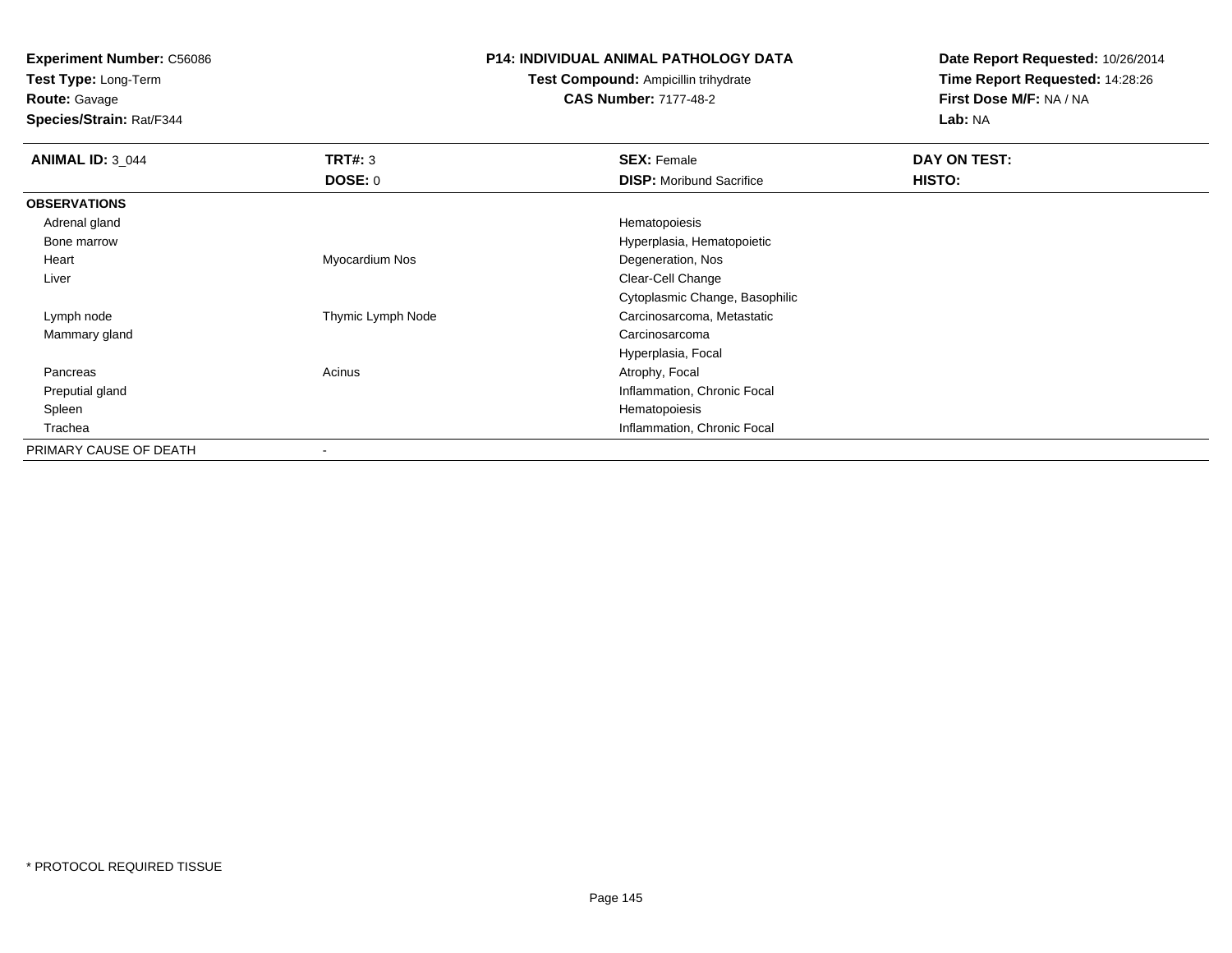**Experiment Number:** C56086
**Test Type:** Long-Term
**Route:** Gavage
**Species/Strain:** Rat/F344

**P14: INDIVIDUAL ANIMAL PATHOLOGY DATA**
**Test Compound:** Ampicillin trihydrate
**CAS Number:** 7177-48-2

**Date Report Requested:** 10/26/2014
**Time Report Requested:** 14:28:26
**First Dose M/F:** NA / NA
**Lab:** NA

| **ANIMAL ID:** 3_044 | **TRT#:** 3 | **SEX:** Female | **DAY ON TEST:** |
|---|---|---|---|
| | **DOSE:** 0 | **DISP:** Moribund Sacrifice | **HISTO:** |
| **OBSERVATIONS** | | | |
| Adrenal gland | | Hematopoiesis | |
| Bone marrow | | Hyperplasia, Hematopoietic | |
| Heart | Myocardium Nos | Degeneration, Nos | |
| Liver | | Clear-Cell Change | |
| | | Cytoplasmic Change, Basophilic | |
| Lymph node | Thymic Lymph Node | Carcinosarcoma, Metastatic | |
| Mammary gland | | Carcinosarcoma | |
| | | Hyperplasia, Focal | |
| Pancreas | Acinus | Atrophy, Focal | |
| Preputial gland | | Inflammation, Chronic Focal | |
| Spleen | | Hematopoiesis | |
| Trachea | | Inflammation, Chronic Focal | |
| PRIMARY CAUSE OF DEATH | - | | |

\* PROTOCOL REQUIRED TISSUE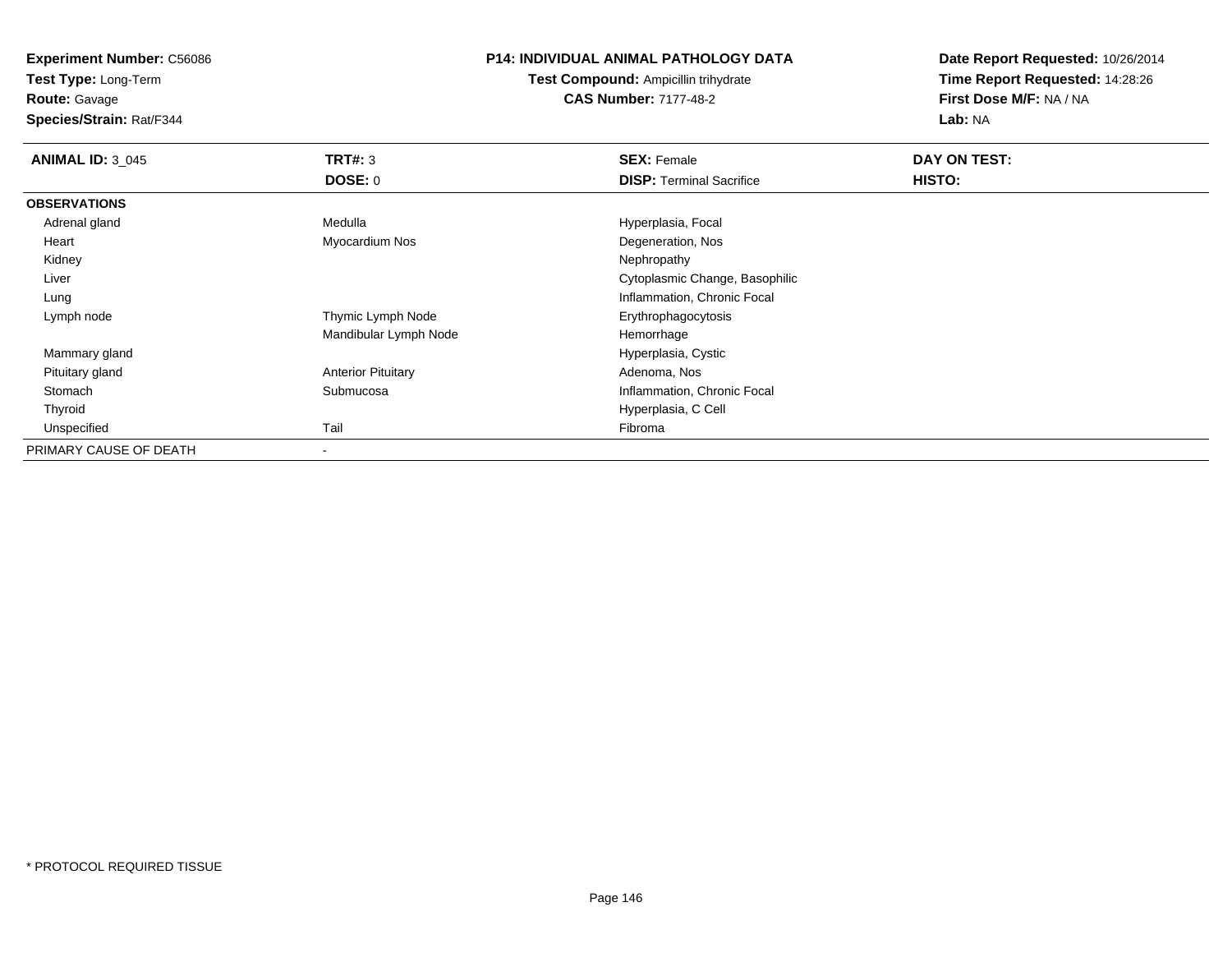**Experiment Number:** C56086
**Test Type:** Long-Term
**Route:** Gavage
**Species/Strain:** Rat/F344

**P14: INDIVIDUAL ANIMAL PATHOLOGY DATA**
**Test Compound:** Ampicillin trihydrate
**CAS Number:** 7177-48-2

**Date Report Requested:** 10/26/2014
**Time Report Requested:** 14:28:26
**First Dose M/F:** NA / NA
**Lab:** NA

| **ANIMAL ID:** 3_045 | **TRT#:** 3 | **SEX:** Female | **DAY ON TEST:** |
|---|---|---|---|
| | **DOSE:** 0 | **DISP:** Terminal Sacrifice | **HISTO:** |
| **OBSERVATIONS** | | | |
| Adrenal gland | Medulla | Hyperplasia, Focal | |
| Heart | Myocardium Nos | Degeneration, Nos | |
| Kidney | | Nephropathy | |
| Liver | | Cytoplasmic Change, Basophilic | |
| Lung | | Inflammation, Chronic Focal | |
| Lymph node | Thymic Lymph Node | Erythrophagocytosis | |
| | Mandibular Lymph Node | Hemorrhage | |
| Mammary gland | | Hyperplasia, Cystic | |
| Pituitary gland | Anterior Pituitary | Adenoma, Nos | |
| Stomach | Submucosa | Inflammation, Chronic Focal | |
| Thyroid | | Hyperplasia, C Cell | |
| Unspecified | Tail | Fibroma | |
| PRIMARY CAUSE OF DEATH | - | | |

* PROTOCOL REQUIRED TISSUE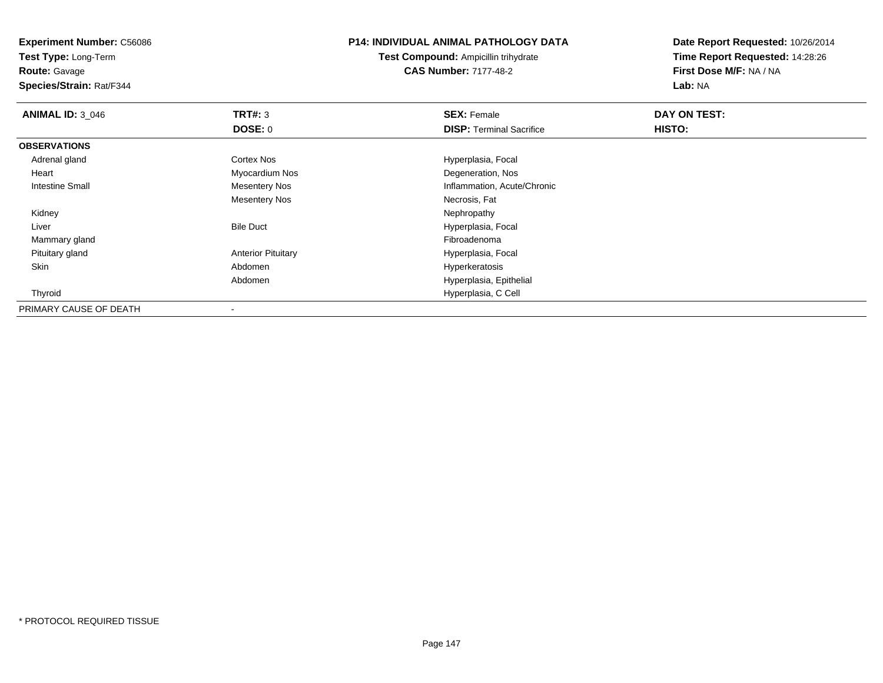**Experiment Number:** C56086
**Test Type:** Long-Term
**Route:** Gavage
**Species/Strain:** Rat/F344

**P14: INDIVIDUAL ANIMAL PATHOLOGY DATA**
**Test Compound:** Ampicillin trihydrate
**CAS Number:** 7177-48-2

**Date Report Requested:** 10/26/2014
**Time Report Requested:** 14:28:26
**First Dose M/F:** NA / NA
**Lab:** NA

| **ANIMAL ID:** 3_046 | **TRT#:** 3 | **SEX:** Female | **DAY ON TEST:** |
|---|---|---|---|
| | **DOSE:** 0 | **DISP:** Terminal Sacrifice | **HISTO:** |
| **OBSERVATIONS** | | | |
| Adrenal gland | Cortex Nos | Hyperplasia, Focal | |
| Heart | Myocardium Nos | Degeneration, Nos | |
| Intestine Small | Mesentery Nos | Inflammation, Acute/Chronic | |
| | Mesentery Nos | Necrosis, Fat | |
| Kidney | | Nephropathy | |
| Liver | Bile Duct | Hyperplasia, Focal | |
| Mammary gland | | Fibroadenoma | |
| Pituitary gland | Anterior Pituitary | Hyperplasia, Focal | |
| Skin | Abdomen | Hyperkeratosis | |
| | Abdomen | Hyperplasia, Epithelial | |
| Thyroid | | Hyperplasia, C Cell | |
| PRIMARY CAUSE OF DEATH | - | | |

* PROTOCOL REQUIRED TISSUE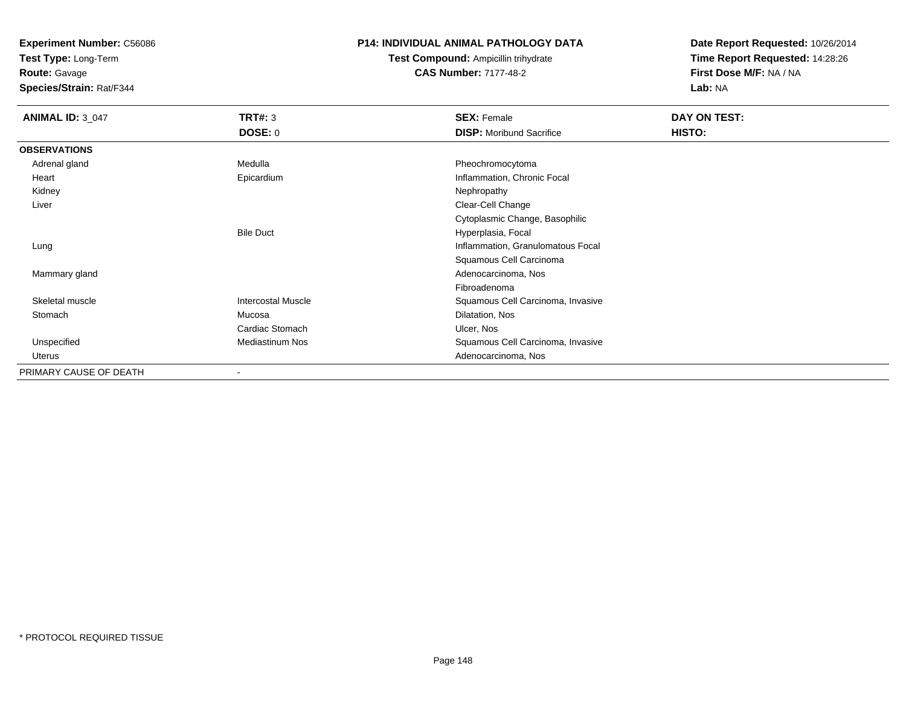**Experiment Number:** C56086
**Test Type:** Long-Term
**Route:** Gavage
**Species/Strain:** Rat/F344

**P14: INDIVIDUAL ANIMAL PATHOLOGY DATA**
**Test Compound:** Ampicillin trihydrate
**CAS Number:** 7177-48-2

**Date Report Requested:** 10/26/2014
**Time Report Requested:** 14:28:26
**First Dose M/F:** NA / NA
**Lab:** NA

| **ANIMAL ID:** 3_047 | **TRT#:** 3 | **SEX:** Female | **DAY ON TEST:** |
|---|---|---|---|
| | **DOSE:** 0 | **DISP:** Moribund Sacrifice | **HISTO:** |
| **OBSERVATIONS** | | | |
| Adrenal gland | Medulla | Pheochromocytoma | |
| Heart | Epicardium | Inflammation, Chronic Focal | |
| Kidney | | Nephropathy | |
| Liver | | Clear-Cell Change | |
| | | Cytoplasmic Change, Basophilic | |
| | Bile Duct | Hyperplasia, Focal | |
| Lung | | Inflammation, Granulomatous Focal | |
| | | Squamous Cell Carcinoma | |
| Mammary gland | | Adenocarcinoma, Nos | |
| | | Fibroadenoma | |
| Skeletal muscle | Intercostal Muscle | Squamous Cell Carcinoma, Invasive | |
| Stomach | Mucosa | Dilatation, Nos | |
| | Cardiac Stomach | Ulcer, Nos | |
| Unspecified | Mediastinum Nos | Squamous Cell Carcinoma, Invasive | |
| Uterus | | Adenocarcinoma, Nos | |
| PRIMARY CAUSE OF DEATH | - | | |

* PROTOCOL REQUIRED TISSUE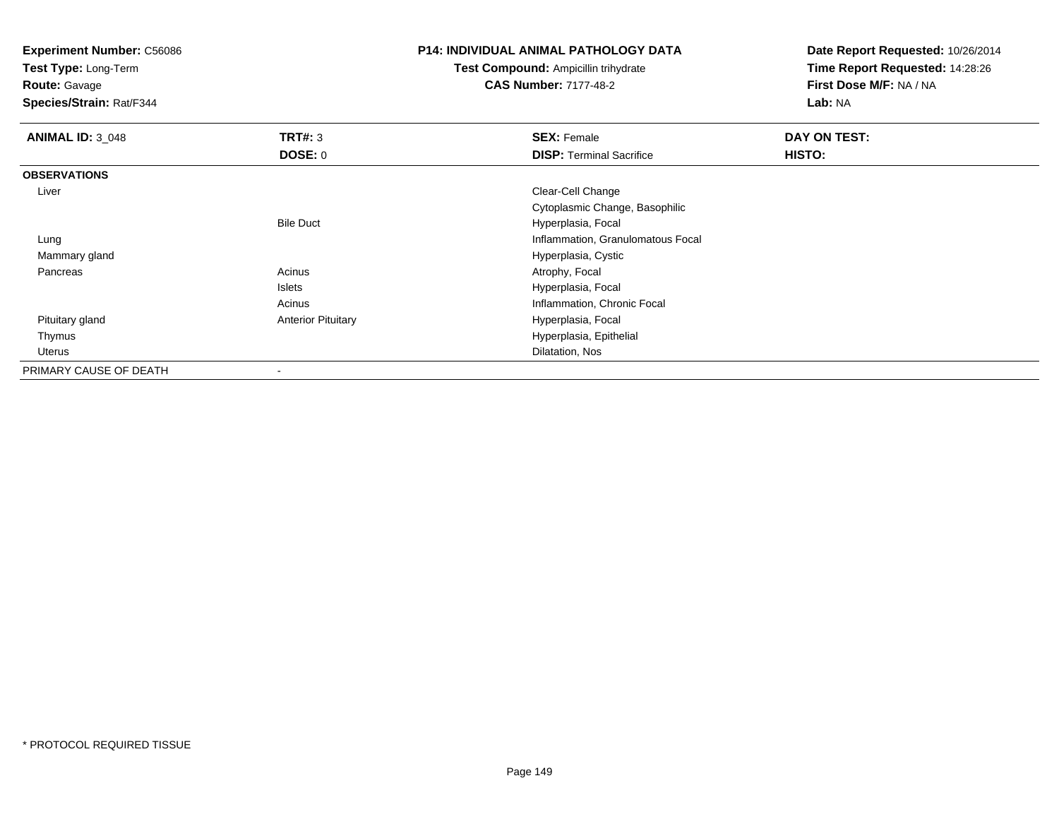**Experiment Number:** C56086
**Test Type:** Long-Term
**Route:** Gavage
**Species/Strain:** Rat/F344

**P14: INDIVIDUAL ANIMAL PATHOLOGY DATA**
**Test Compound:** Ampicillin trihydrate
**CAS Number:** 7177-48-2

**Date Report Requested:** 10/26/2014
**Time Report Requested:** 14:28:26
**First Dose M/F:** NA / NA
**Lab:** NA

| **ANIMAL ID:** 3_048 | **TRT#:** 3 | **SEX:** Female | **DAY ON TEST:** |
|---|---|---|---|
| | **DOSE:** 0 | **DISP:** Terminal Sacrifice | **HISTO:** |
| **OBSERVATIONS** | | | |
| Liver | | Clear-Cell Change | |
| | | Cytoplasmic Change, Basophilic | |
| | Bile Duct | Hyperplasia, Focal | |
| Lung | | Inflammation, Granulomatous Focal | |
| Mammary gland | | Hyperplasia, Cystic | |
| Pancreas | Acinus | Atrophy, Focal | |
| | Islets | Hyperplasia, Focal | |
| | Acinus | Inflammation, Chronic Focal | |
| Pituitary gland | Anterior Pituitary | Hyperplasia, Focal | |
| Thymus | | Hyperplasia, Epithelial | |
| Uterus | | Dilatation, Nos | |
| PRIMARY CAUSE OF DEATH | - | | |

* PROTOCOL REQUIRED TISSUE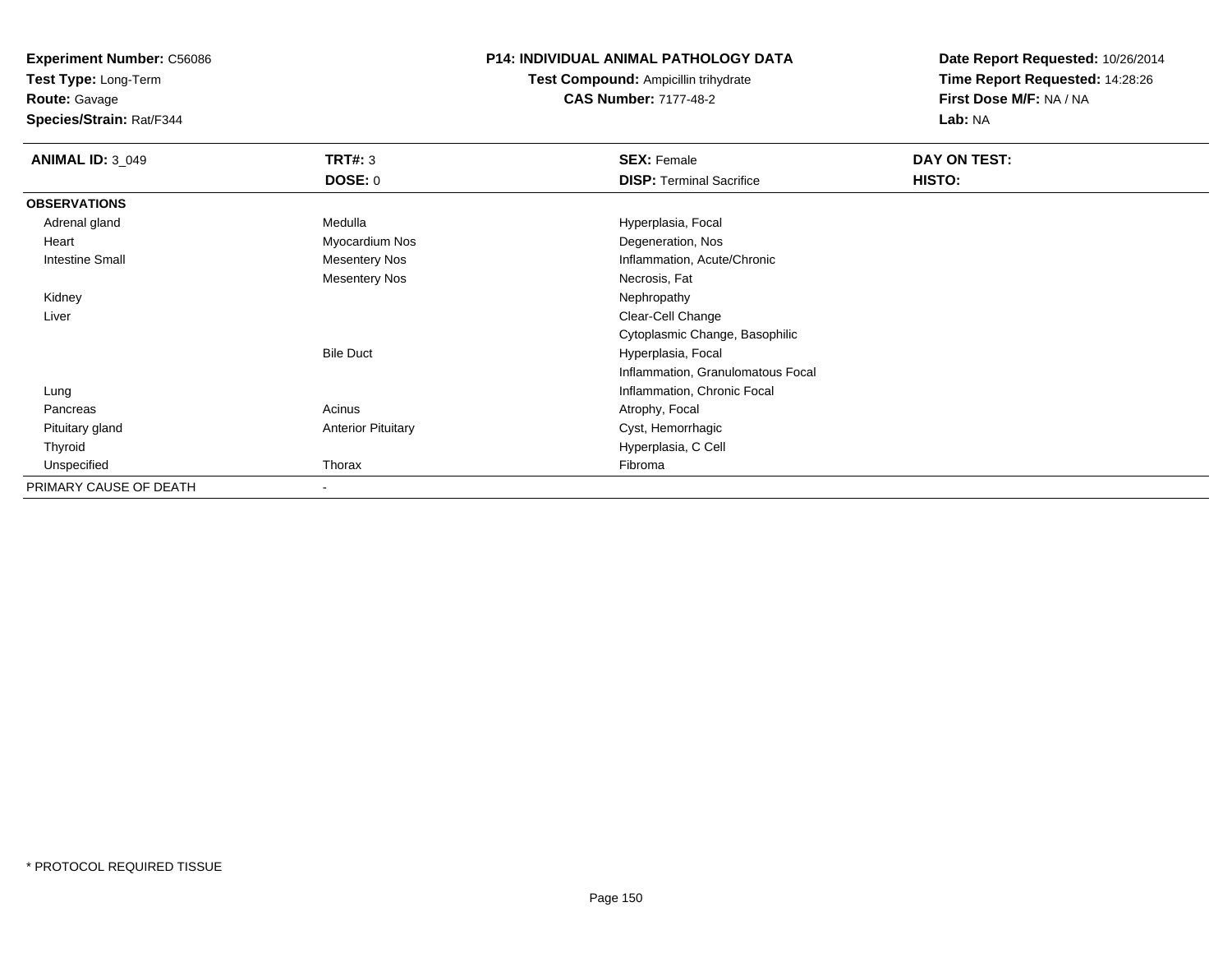**Experiment Number:** C56086
**Test Type:** Long-Term
**Route:** Gavage
**Species/Strain:** Rat/F344

# P14: INDIVIDUAL ANIMAL PATHOLOGY DATA

**Test Compound:** Ampicillin trihydrate
**CAS Number:** 7177-48-2

**Date Report Requested:** 10/26/2014
**Time Report Requested:** 14:28:26
**First Dose M/F:** NA / NA
**Lab:** NA

| **ANIMAL ID:** 3_049 | **TRT#:** 3 | **SEX:** Female | **DAY ON TEST:** |
|---|---|---|---|
| | **DOSE:** 0 | **DISP:** Terminal Sacrifice | **HISTO:** |
| **OBSERVATIONS** | | | |
| Adrenal gland | Medulla | Hyperplasia, Focal | |
| Heart | Myocardium Nos | Degeneration, Nos | |
| Intestine Small | Mesentery Nos | Inflammation, Acute/Chronic | |
| | Mesentery Nos | Necrosis, Fat | |
| Kidney | | Nephropathy | |
| Liver | | Clear-Cell Change | |
| | | Cytoplasmic Change, Basophilic | |
| | Bile Duct | Hyperplasia, Focal | |
| | | Inflammation, Granulomatous Focal | |
| Lung | | Inflammation, Chronic Focal | |
| Pancreas | Acinus | Atrophy, Focal | |
| Pituitary gland | Anterior Pituitary | Cyst, Hemorrhagic | |
| Thyroid | | Hyperplasia, C Cell | |
| Unspecified | Thorax | Fibroma | |
| PRIMARY CAUSE OF DEATH | - | | |

* PROTOCOL REQUIRED TISSUE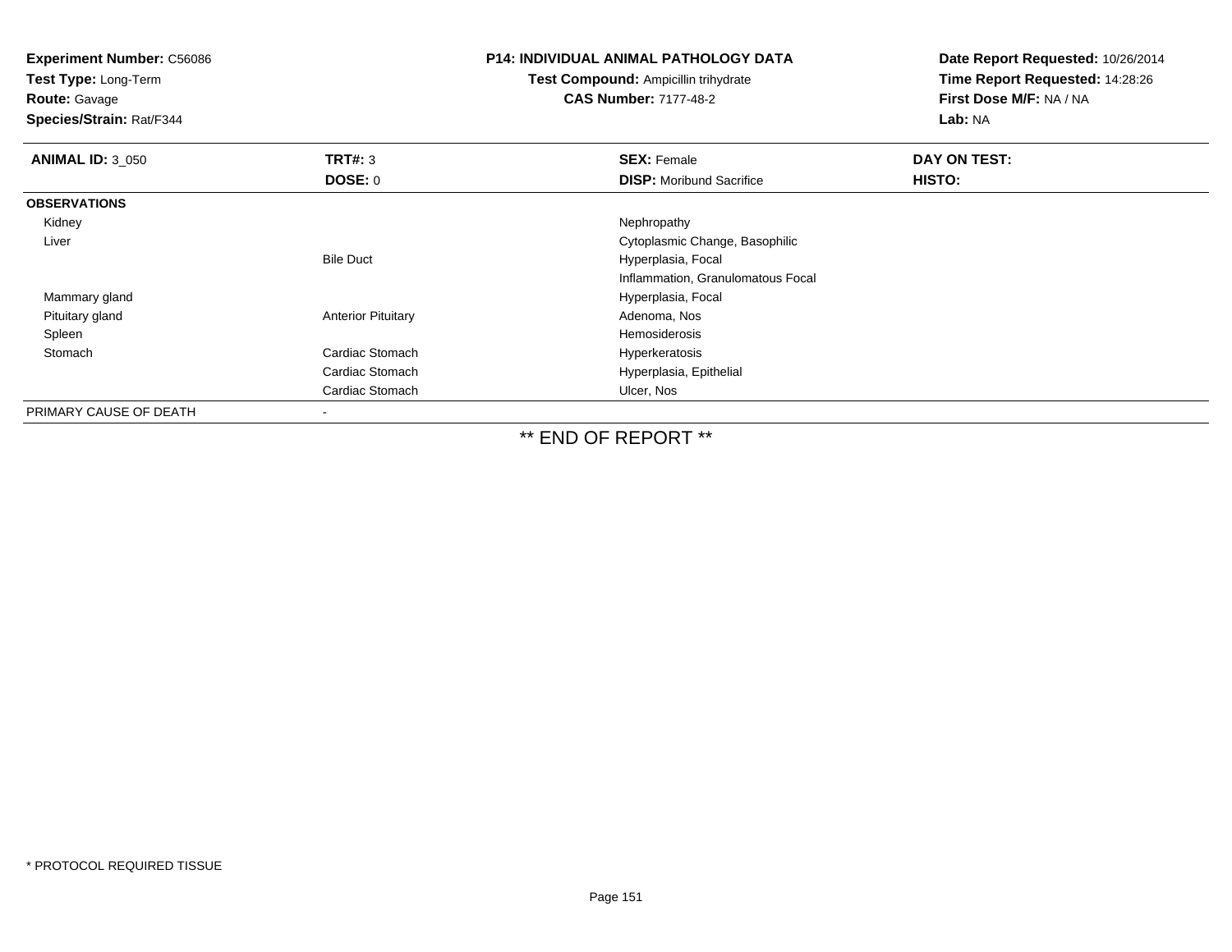**Experiment Number:** C56086
**Test Type:** Long-Term
**Route:** Gavage
**Species/Strain:** Rat/F344

**P14: INDIVIDUAL ANIMAL PATHOLOGY DATA**
**Test Compound:** Ampicillin trihydrate
**CAS Number:** 7177-48-2

**Date Report Requested:** 10/26/2014
**Time Report Requested:** 14:28:26
**First Dose M/F:** NA / NA
**Lab:** NA

| **ANIMAL ID:** 3_050 | **TRT#:** 3 | **SEX:** Female | **DAY ON TEST:** |
|---|---|---|---|
| | **DOSE:** 0 | **DISP:** Moribund Sacrifice | **HISTO:** |
| **OBSERVATIONS** | | | |
| Kidney | | Nephropathy | |
| Liver | | Cytoplasmic Change, Basophilic | |
| | Bile Duct | Hyperplasia, Focal | |
| | | Inflammation, Granulomatous Focal | |
| Mammary gland | | Hyperplasia, Focal | |
| Pituitary gland | Anterior Pituitary | Adenoma, Nos | |
| Spleen | | Hemosiderosis | |
| Stomach | Cardiac Stomach | Hyperkeratosis | |
| | Cardiac Stomach | Hyperplasia, Epithelial | |
| | Cardiac Stomach | Ulcer, Nos | |
| PRIMARY CAUSE OF DEATH | - | | |

** END OF REPORT **

* PROTOCOL REQUIRED TISSUE